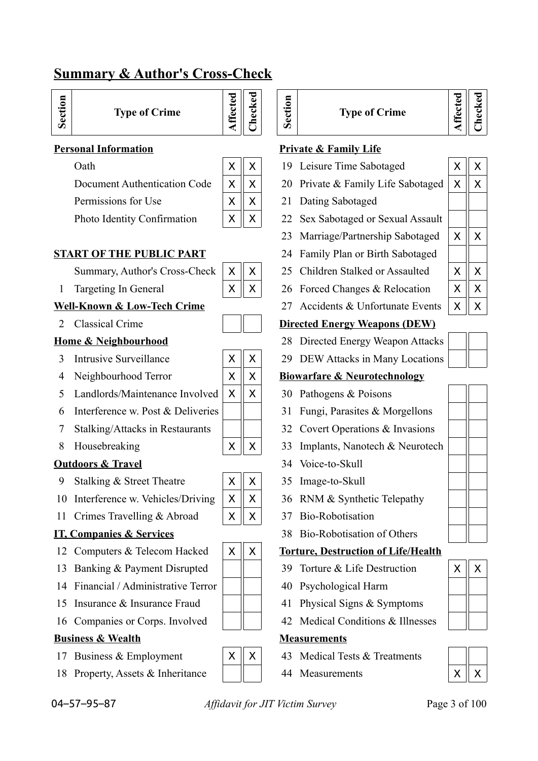## Summary & Author's Cross-Check

| Section | Type of Crime | Affected | Checked |
|---|---|---|---|
| | **Personal Information** | | |
| | Oath | X | X |
| | Document Authentication Code | X | X |
| | Permissions for Use | X | X |
| | Photo Identity Confirmation | X | X |
| | **START OF THE PUBLIC PART** | | |
| | Summary, Author's Cross-Check | X | X |
| 1 | Targeting In General | X | X |
| | **Well-Known & Low-Tech Crime** | | |
| 2 | Classical Crime | | |
| | **Home & Neighbourhood** | | |
| 3 | Intrusive Surveillance | X | X |
| 4 | Neighbourhood Terror | X | X |
| 5 | Landlords/Maintenance Involved | X | X |
| 6 | Interference w. Post & Deliveries | | |
| 7 | Stalking/Attacks in Restaurants | | |
| 8 | Housebreaking | X | X |
| | **Outdoors & Travel** | | |
| 9 | Stalking & Street Theatre | X | X |
| 10 | Interference w. Vehicles/Driving | X | X |
| 11 | Crimes Travelling & Abroad | X | X |
| | **IT, Companies & Services** | | |
| 12 | Computers & Telecom Hacked | X | X |
| 13 | Banking & Payment Disrupted | | |
| 14 | Financial / Administrative Terror | | |
| 15 | Insurance & Insurance Fraud | | |
| 16 | Companies or Corps. Involved | | |
| | **Business & Wealth** | | |
| 17 | Business & Employment | X | X |
| 18 | Property, Assets & Inheritance | | |

| Section | Type of Crime | Affected | Checked |
|---|---|---|---|
| | **Private & Family Life** | | |
| 19 | Leisure Time Sabotaged | X | X |
| 20 | Private & Family Life Sabotaged | X | X |
| 21 | Dating Sabotaged | | |
| 22 | Sex Sabotaged or Sexual Assault | | |
| 23 | Marriage/Partnership Sabotaged | X | X |
| 24 | Family Plan or Birth Sabotaged | | |
| 25 | Children Stalked or Assaulted | X | X |
| 26 | Forced Changes & Relocation | X | X |
| 27 | Accidents & Unfortunate Events | X | X |
| | **Directed Energy Weapons (DEW)** | | |
| 28 | Directed Energy Weapon Attacks | | |
| 29 | DEW Attacks in Many Locations | | |
| | **Biowarfare & Neurotechnology** | | |
| 30 | Pathogens & Poisons | | |
| 31 | Fungi, Parasites & Morgellons | | |
| 32 | Covert Operations & Invasions | | |
| 33 | Implants, Nanotech & Neurotech | | |
| 34 | Voice-to-Skull | | |
| 35 | Image-to-Skull | | |
| 36 | RNM & Synthetic Telepathy | | |
| 37 | Bio-Robotisation | | |
| 38 | Bio-Robotisation of Others | | |
| | **Torture, Destruction of Life/Health** | | |
| 39 | Torture & Life Destruction | X | X |
| 40 | Psychological Harm | | |
| 41 | Physical Signs & Symptoms | | |
| 42 | Medical Conditions & Illnesses | | |
| | **Measurements** | | |
| 43 | Medical Tests & Treatments | | |
| 44 | Measurements | X | X |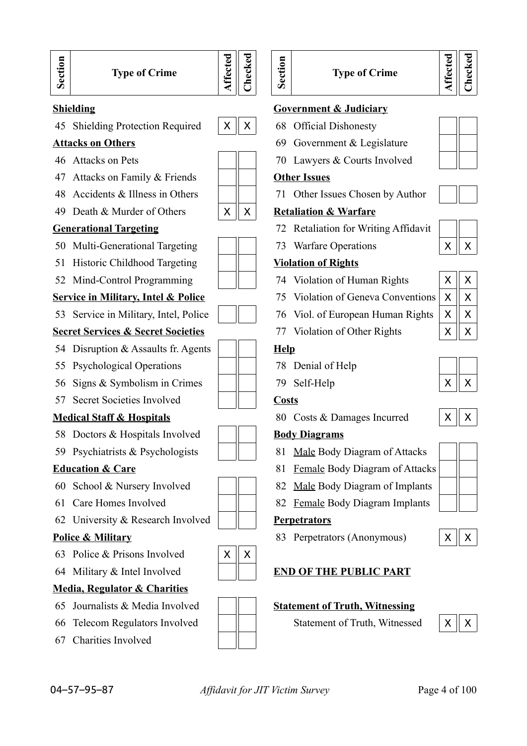| Section | Type of Crime | Affected | Checked |
|---|---|---|---|
| **Shielding** | | | |
| 45 | Shielding Protection Required | X | X |
| **Attacks on Others** | | | |
| 46 | Attacks on Pets | | |
| 47 | Attacks on Family & Friends | | |
| 48 | Accidents & Illness in Others | | |
| 49 | Death & Murder of Others | X | X |
| **Generational Targeting** | | | |
| 50 | Multi-Generational Targeting | | |
| 51 | Historic Childhood Targeting | | |
| 52 | Mind-Control Programming | | |
| **Service in Military, Intel & Police** | | | |
| 53 | Service in Military, Intel, Police | | |
| **Secret Services & Secret Societies** | | | |
| 54 | Disruption & Assaults fr. Agents | | |
| 55 | Psychological Operations | | |
| 56 | Signs & Symbolism in Crimes | | |
| 57 | Secret Societies Involved | | |
| **Medical Staff & Hospitals** | | | |
| 58 | Doctors & Hospitals Involved | | |
| 59 | Psychiatrists & Psychologists | | |
| **Education & Care** | | | |
| 60 | School & Nursery Involved | | |
| 61 | Care Homes Involved | | |
| 62 | University & Research Involved | | |
| **Police & Military** | | | |
| 63 | Police & Prisons Involved | X | X |
| 64 | Military & Intel Involved | | |
| **Media, Regulator & Charities** | | | |
| 65 | Journalists & Media Involved | | |
| 66 | Telecom Regulators Involved | | |
| 67 | Charities Involved | | |

| Section | Type of Crime | Affected | Checked |
|---|---|---|---|
| **Government & Judiciary** | | | |
| 68 | Official Dishonesty | | |
| 69 | Government & Legislature | | |
| 70 | Lawyers & Courts Involved | | |
| **Other Issues** | | | |
| 71 | Other Issues Chosen by Author | | |
| **Retaliation & Warfare** | | | |
| 72 | Retaliation for Writing Affidavit | | |
| 73 | Warfare Operations | X | X |
| **Violation of Rights** | | | |
| 74 | Violation of Human Rights | X | X |
| 75 | Violation of Geneva Conventions | X | X |
| 76 | Viol. of European Human Rights | X | X |
| 77 | Violation of Other Rights | X | X |
| **Help** | | | |
| 78 | Denial of Help | | |
| 79 | Self-Help | X | X |
| **Costs** | | | |
| 80 | Costs & Damages Incurred | X | X |
| **Body Diagrams** | | | |
| 81 | Male Body Diagram of Attacks | | |
| 81 | Female Body Diagram of Attacks | | |
| 82 | Male Body Diagram of Implants | | |
| 82 | Female Body Diagram Implants | | |
| **Perpetrators** | | | |
| 83 | Perpetrators (Anonymous) | X | X |

**END OF THE PUBLIC PART**

**Statement of Truth, Witnessing**

| | | Affected | Checked |
|---|---|---|---|
| | Statement of Truth, Witnessed | X | X |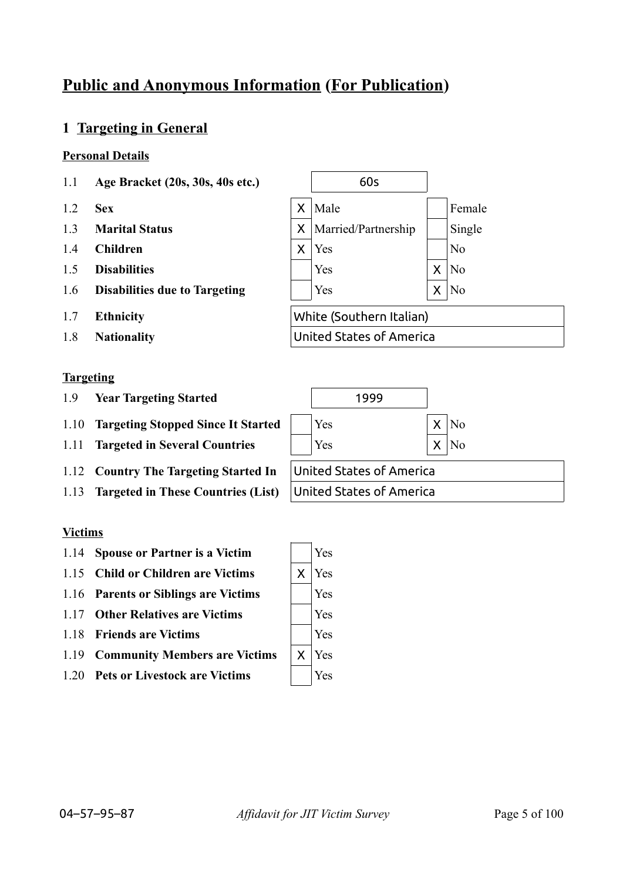# Public and Anonymous Information (For Publication)

## 1 Targeting in General

### Personal Details

| | | | | | |
|---|---|---|---|---|---|
| 1.1 | **Age Bracket (20s, 30s, 40s etc.)** | 60s | | | |
| 1.2 | **Sex** | X | Male | | Female |
| 1.3 | **Marital Status** | X | Married/Partnership | | Single |
| 1.4 | **Children** | X | Yes | | No |
| 1.5 | **Disabilities** | | Yes | X | No |
| 1.6 | **Disabilities due to Targeting** | | Yes | X | No |
| 1.7 | **Ethnicity** | White (Southern Italian) | | | |
| 1.8 | **Nationality** | United States of America | | | |

### Targeting

| | | | | | |
|---|---|---|---|---|---|
| 1.9 | **Year Targeting Started** | 1999 | | | |
| 1.10 | **Targeting Stopped Since It Started** | | Yes | X | No |
| 1.11 | **Targeted in Several Countries** | | Yes | X | No |
| 1.12 | **Country The Targeting Started In** | United States of America | | | |
| 1.13 | **Targeted in These Countries (List)** | United States of America | | | |

### Victims

| | | | |
|---|---|---|---|
| 1.14 | **Spouse or Partner is a Victim** | | Yes |
| 1.15 | **Child or Children are Victims** | X | Yes |
| 1.16 | **Parents or Siblings are Victims** | | Yes |
| 1.17 | **Other Relatives are Victims** | | Yes |
| 1.18 | **Friends are Victims** | | Yes |
| 1.19 | **Community Members are Victims** | X | Yes |
| 1.20 | **Pets or Livestock are Victims** | | Yes |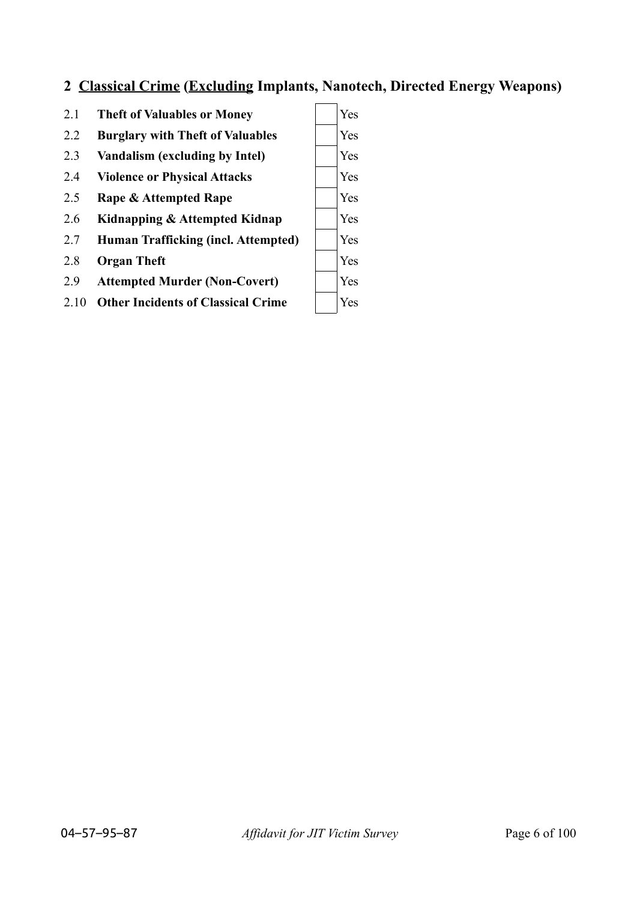## 2 <u>Classical Crime</u> (<u>Excluding</u> Implants, Nanotech, Directed Energy Weapons)

| | | | |
|---|---|---|---|
| 2.1 | **Theft of Valuables or Money** | ☐ | Yes |
| 2.2 | **Burglary with Theft of Valuables** | ☐ | Yes |
| 2.3 | **Vandalism (excluding by Intel)** | ☐ | Yes |
| 2.4 | **Violence or Physical Attacks** | ☐ | Yes |
| 2.5 | **Rape & Attempted Rape** | ☐ | Yes |
| 2.6 | **Kidnapping & Attempted Kidnap** | ☐ | Yes |
| 2.7 | **Human Trafficking (incl. Attempted)** | ☐ | Yes |
| 2.8 | **Organ Theft** | ☐ | Yes |
| 2.9 | **Attempted Murder (Non-Covert)** | ☐ | Yes |
| 2.10 | **Other Incidents of Classical Crime** | ☐ | Yes |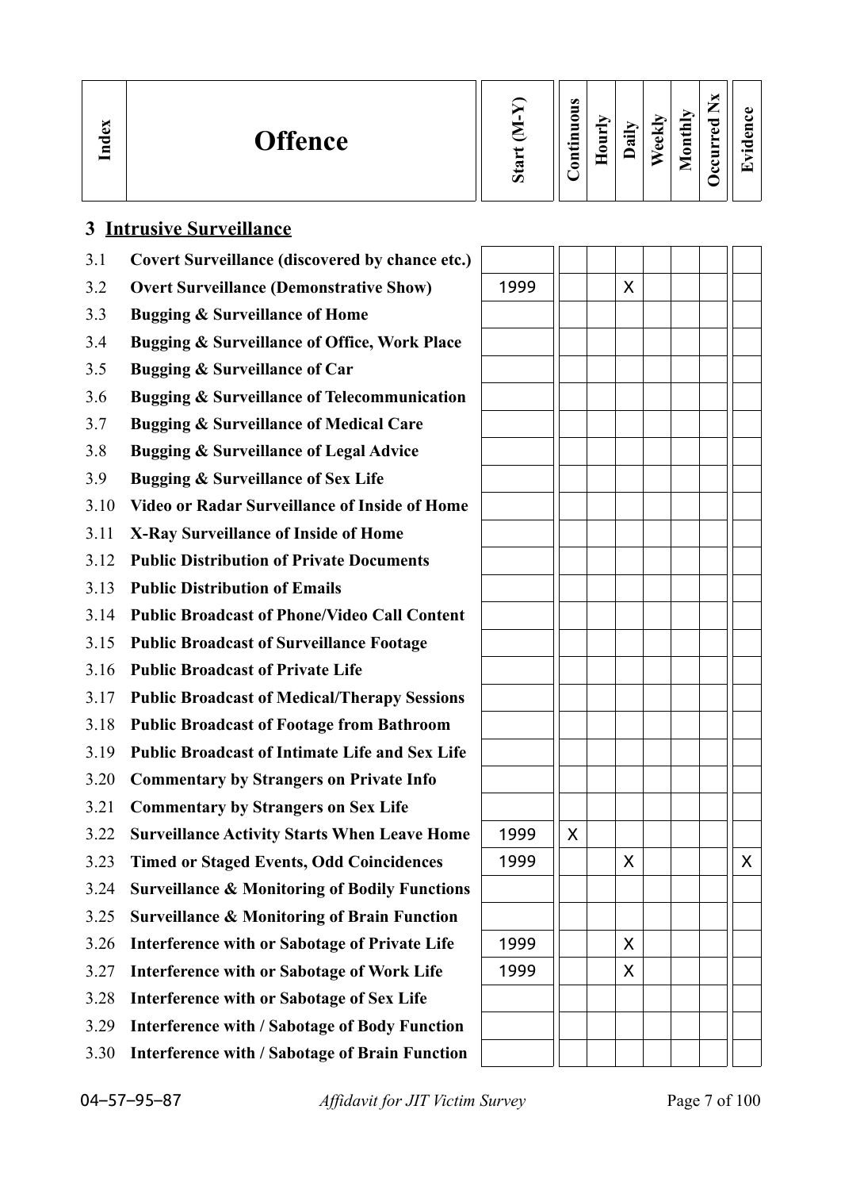| Index | Offence | Start (M-Y) | Continuous | Hourly | Daily | Weekly | Monthly | Occurred Nx | Evidence |
|---|---|---|---|---|---|---|---|---|---|

## 3 Intrusive Surveillance

| Index | Offence | Start (M-Y) | Continuous | Hourly | Daily | Weekly | Monthly | Occurred Nx | Evidence |
|---|---|---|---|---|---|---|---|---|---|
| 3.1 | **Covert Surveillance (discovered by chance etc.)** | | | | | | | | |
| 3.2 | **Overt Surveillance (Demonstrative Show)** | 1999 | | | X | | | | |
| 3.3 | **Bugging & Surveillance of Home** | | | | | | | | |
| 3.4 | **Bugging & Surveillance of Office, Work Place** | | | | | | | | |
| 3.5 | **Bugging & Surveillance of Car** | | | | | | | | |
| 3.6 | **Bugging & Surveillance of Telecommunication** | | | | | | | | |
| 3.7 | **Bugging & Surveillance of Medical Care** | | | | | | | | |
| 3.8 | **Bugging & Surveillance of Legal Advice** | | | | | | | | |
| 3.9 | **Bugging & Surveillance of Sex Life** | | | | | | | | |
| 3.10 | **Video or Radar Surveillance of Inside of Home** | | | | | | | | |
| 3.11 | **X-Ray Surveillance of Inside of Home** | | | | | | | | |
| 3.12 | **Public Distribution of Private Documents** | | | | | | | | |
| 3.13 | **Public Distribution of Emails** | | | | | | | | |
| 3.14 | **Public Broadcast of Phone/Video Call Content** | | | | | | | | |
| 3.15 | **Public Broadcast of Surveillance Footage** | | | | | | | | |
| 3.16 | **Public Broadcast of Private Life** | | | | | | | | |
| 3.17 | **Public Broadcast of Medical/Therapy Sessions** | | | | | | | | |
| 3.18 | **Public Broadcast of Footage from Bathroom** | | | | | | | | |
| 3.19 | **Public Broadcast of Intimate Life and Sex Life** | | | | | | | | |
| 3.20 | **Commentary by Strangers on Private Info** | | | | | | | | |
| 3.21 | **Commentary by Strangers on Sex Life** | | | | | | | | |
| 3.22 | **Surveillance Activity Starts When Leave Home** | 1999 | X | | | | | | |
| 3.23 | **Timed or Staged Events, Odd Coincidences** | 1999 | | | X | | | | X |
| 3.24 | **Surveillance & Monitoring of Bodily Functions** | | | | | | | | |
| 3.25 | **Surveillance & Monitoring of Brain Function** | | | | | | | | |
| 3.26 | **Interference with or Sabotage of Private Life** | 1999 | | | X | | | | |
| 3.27 | **Interference with or Sabotage of Work Life** | 1999 | | | X | | | | |
| 3.28 | **Interference with or Sabotage of Sex Life** | | | | | | | | |
| 3.29 | **Interference with / Sabotage of Body Function** | | | | | | | | |
| 3.30 | **Interference with / Sabotage of Brain Function** | | | | | | | | |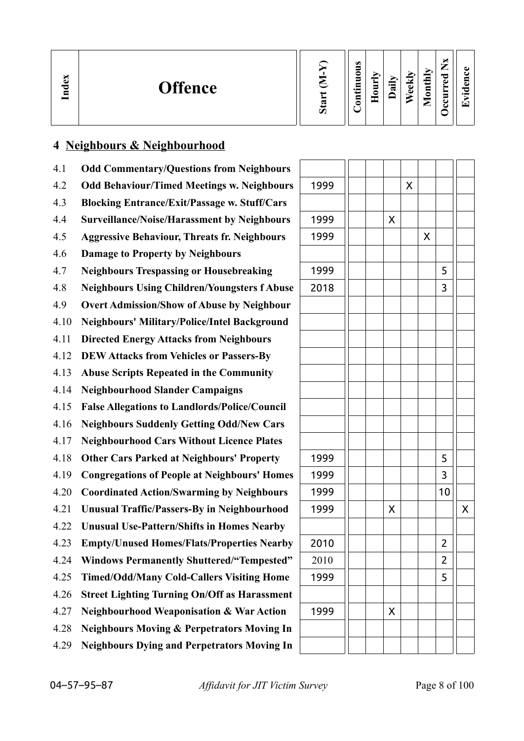| Index | Offence | Start (M-Y) | Continuous | Hourly | Daily | Weekly | Monthly | Occurred Nx | Evidence |
|---|---|---|---|---|---|---|---|---|---|

## 4 Neighbours & Neighbourhood

| Index | Offence | Start (M-Y) | Continuous | Hourly | Daily | Weekly | Monthly | Occurred Nx | Evidence |
|---|---|---|---|---|---|---|---|---|---|
| 4.1 | **Odd Commentary/Questions from Neighbours** | | | | | | | | |
| 4.2 | **Odd Behaviour/Timed Meetings w. Neighbours** | 1999 | | | | X | | | |
| 4.3 | **Blocking Entrance/Exit/Passage w. Stuff/Cars** | | | | | | | | |
| 4.4 | **Surveillance/Noise/Harassment by Neighbours** | 1999 | | | X | | | | |
| 4.5 | **Aggressive Behaviour, Threats fr. Neighbours** | 1999 | | | | | X | | |
| 4.6 | **Damage to Property by Neighbours** | | | | | | | | |
| 4.7 | **Neighbours Trespassing or Housebreaking** | 1999 | | | | | | 5 | |
| 4.8 | **Neighbours Using Children/Youngsters f Abuse** | 2018 | | | | | | 3 | |
| 4.9 | **Overt Admission/Show of Abuse by Neighbour** | | | | | | | | |
| 4.10 | **Neighbours' Military/Police/Intel Background** | | | | | | | | |
| 4.11 | **Directed Energy Attacks from Neighbours** | | | | | | | | |
| 4.12 | **DEW Attacks from Vehicles or Passers-By** | | | | | | | | |
| 4.13 | **Abuse Scripts Repeated in the Community** | | | | | | | | |
| 4.14 | **Neighbourhood Slander Campaigns** | | | | | | | | |
| 4.15 | **False Allegations to Landlords/Police/Council** | | | | | | | | |
| 4.16 | **Neighbours Suddenly Getting Odd/New Cars** | | | | | | | | |
| 4.17 | **Neighbourhood Cars Without Licence Plates** | | | | | | | | |
| 4.18 | **Other Cars Parked at Neighbours' Property** | 1999 | | | | | | 5 | |
| 4.19 | **Congregations of People at Neighbours' Homes** | 1999 | | | | | | 3 | |
| 4.20 | **Coordinated Action/Swarming by Neighbours** | 1999 | | | | | | 10 | |
| 4.21 | **Unusual Traffic/Passers-By in Neighbourhood** | 1999 | | | X | | | | X |
| 4.22 | **Unusual Use-Pattern/Shifts in Homes Nearby** | | | | | | | | |
| 4.23 | **Empty/Unused Homes/Flats/Properties Nearby** | 2010 | | | | | | 2 | |
| 4.24 | **Windows Permanently Shuttered/"Tempested"** | 2010 | | | | | | 2 | |
| 4.25 | **Timed/Odd/Many Cold-Callers Visiting Home** | 1999 | | | | | | 5 | |
| 4.26 | **Street Lighting Turning On/Off as Harassment** | | | | | | | | |
| 4.27 | **Neighbourhood Weaponisation & War Action** | 1999 | | | X | | | | |
| 4.28 | **Neighbours Moving & Perpetrators Moving In** | | | | | | | | |
| 4.29 | **Neighbours Dying and Perpetrators Moving In** | | | | | | | | |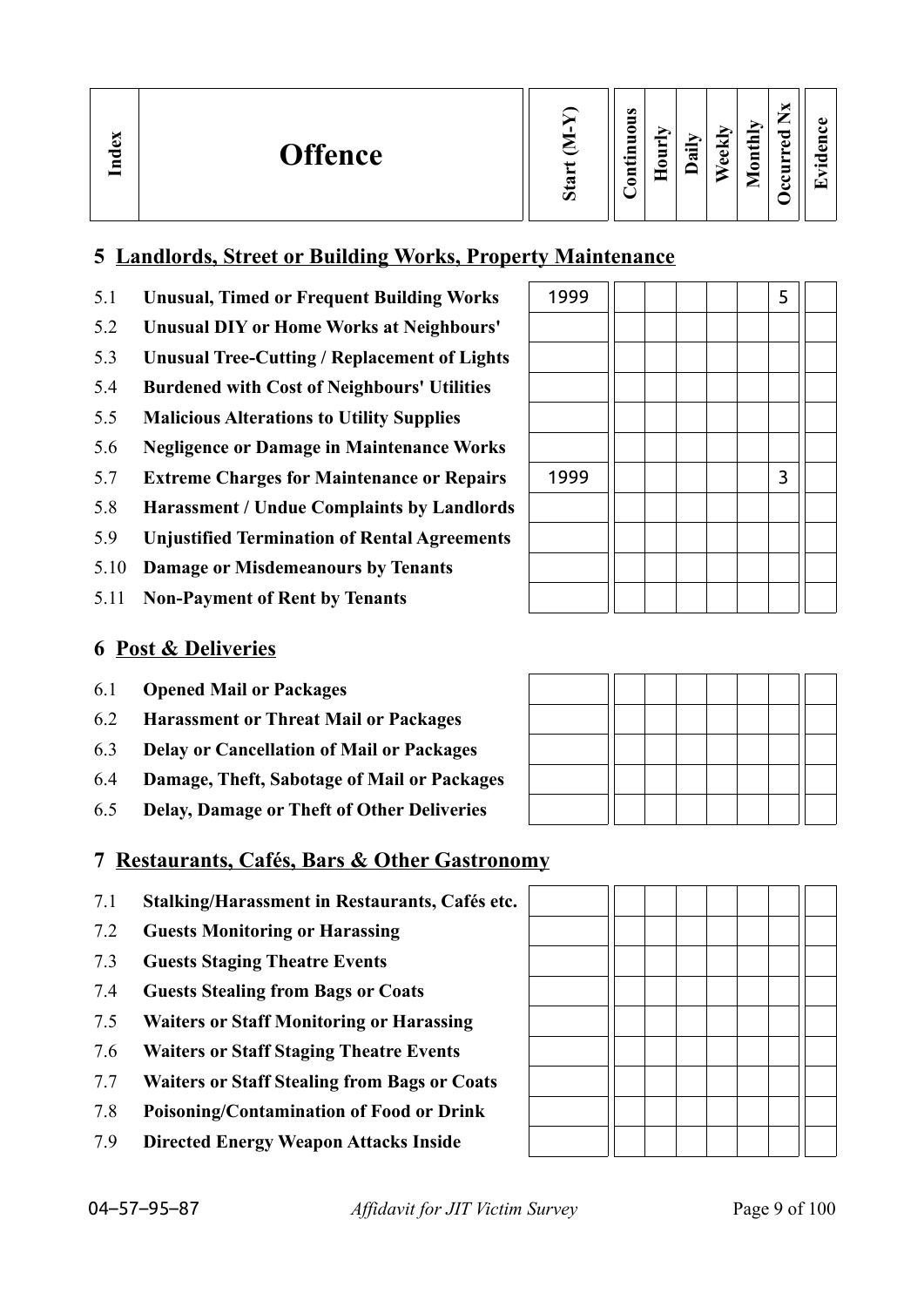| Index | Offence | Start (M-Y) | Continuous | Hourly | Daily | Weekly | Monthly | Occurred Nx | Evidence |
|---|---|---|---|---|---|---|---|---|---|

## 5 Landlords, Street or Building Works, Property Maintenance

| | | | | | | | | | |
|---|---|---|---|---|---|---|---|---|---|
| 5.1 | **Unusual, Timed or Frequent Building Works** | 1999 | | | | | | 5 | |
| 5.2 | **Unusual DIY or Home Works at Neighbours'** | | | | | | | | |
| 5.3 | **Unusual Tree-Cutting / Replacement of Lights** | | | | | | | | |
| 5.4 | **Burdened with Cost of Neighbours' Utilities** | | | | | | | | |
| 5.5 | **Malicious Alterations to Utility Supplies** | | | | | | | | |
| 5.6 | **Negligence or Damage in Maintenance Works** | | | | | | | | |
| 5.7 | **Extreme Charges for Maintenance or Repairs** | 1999 | | | | | | 3 | |
| 5.8 | **Harassment / Undue Complaints by Landlords** | | | | | | | | |
| 5.9 | **Unjustified Termination of Rental Agreements** | | | | | | | | |
| 5.10 | **Damage or Misdemeanours by Tenants** | | | | | | | | |
| 5.11 | **Non-Payment of Rent by Tenants** | | | | | | | | |

## 6 Post & Deliveries

| | | | | | | | | | |
|---|---|---|---|---|---|---|---|---|---|
| 6.1 | **Opened Mail or Packages** | | | | | | | | |
| 6.2 | **Harassment or Threat Mail or Packages** | | | | | | | | |
| 6.3 | **Delay or Cancellation of Mail or Packages** | | | | | | | | |
| 6.4 | **Damage, Theft, Sabotage of Mail or Packages** | | | | | | | | |
| 6.5 | **Delay, Damage or Theft of Other Deliveries** | | | | | | | | |

## 7 Restaurants, Cafés, Bars & Other Gastronomy

| | | | | | | | | | |
|---|---|---|---|---|---|---|---|---|---|
| 7.1 | **Stalking/Harassment in Restaurants, Cafés etc.** | | | | | | | | |
| 7.2 | **Guests Monitoring or Harassing** | | | | | | | | |
| 7.3 | **Guests Staging Theatre Events** | | | | | | | | |
| 7.4 | **Guests Stealing from Bags or Coats** | | | | | | | | |
| 7.5 | **Waiters or Staff Monitoring or Harassing** | | | | | | | | |
| 7.6 | **Waiters or Staff Staging Theatre Events** | | | | | | | | |
| 7.7 | **Waiters or Staff Stealing from Bags or Coats** | | | | | | | | |
| 7.8 | **Poisoning/Contamination of Food or Drink** | | | | | | | | |
| 7.9 | **Directed Energy Weapon Attacks Inside** | | | | | | | | |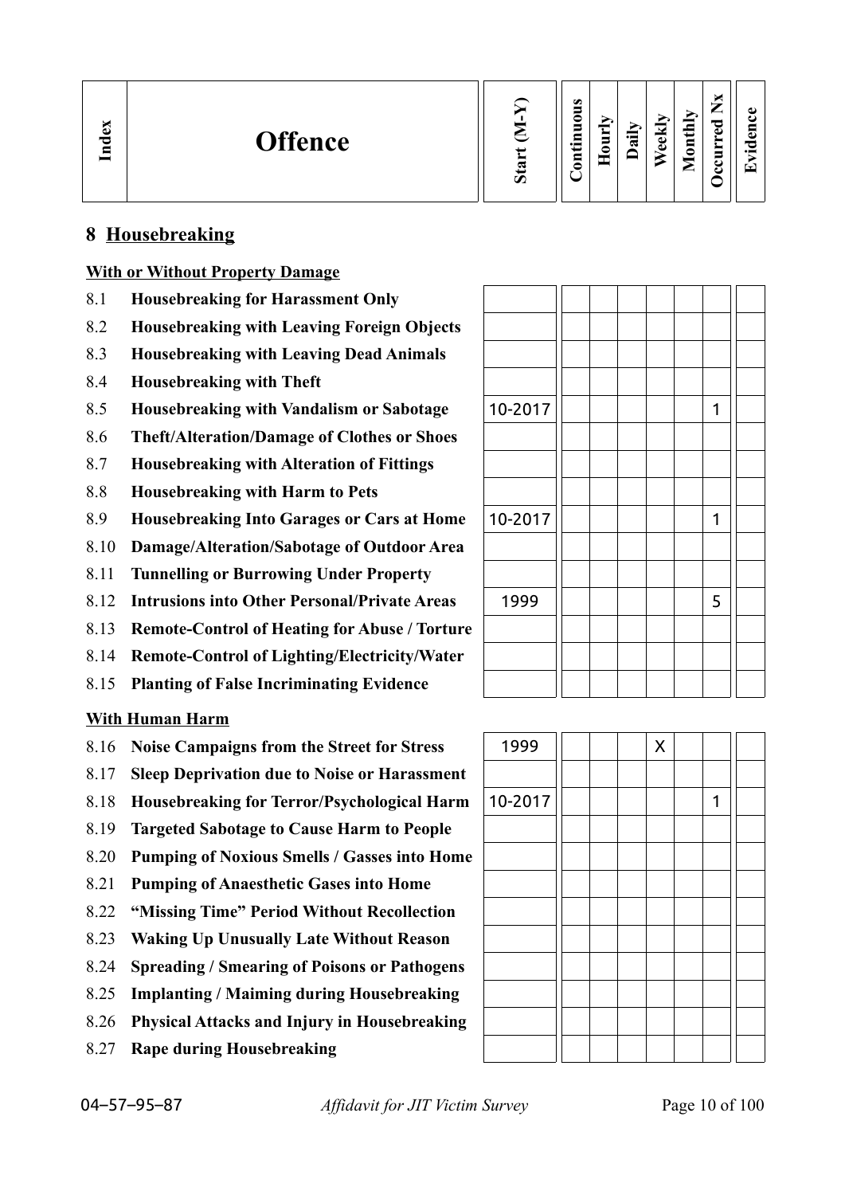| Index | Offence | Start (M-Y) | Continuous | Hourly | Daily | Weekly | Monthly | Occurred Nx | Evidence |
|---|---|---|---|---|---|---|---|---|---|
| **8** | **Housebreaking** | | | | | | | | |
| | **With or Without Property Damage** | | | | | | | | |
| 8.1 | **Housebreaking for Harassment Only** | | | | | | | | |
| 8.2 | **Housebreaking with Leaving Foreign Objects** | | | | | | | | |
| 8.3 | **Housebreaking with Leaving Dead Animals** | | | | | | | | |
| 8.4 | **Housebreaking with Theft** | | | | | | | | |
| 8.5 | **Housebreaking with Vandalism or Sabotage** | 10-2017 | | | | | | 1 | |
| 8.6 | **Theft/Alteration/Damage of Clothes or Shoes** | | | | | | | | |
| 8.7 | **Housebreaking with Alteration of Fittings** | | | | | | | | |
| 8.8 | **Housebreaking with Harm to Pets** | | | | | | | | |
| 8.9 | **Housebreaking Into Garages or Cars at Home** | 10-2017 | | | | | | 1 | |
| 8.10 | **Damage/Alteration/Sabotage of Outdoor Area** | | | | | | | | |
| 8.11 | **Tunnelling or Burrowing Under Property** | | | | | | | | |
| 8.12 | **Intrusions into Other Personal/Private Areas** | 1999 | | | | | | 5 | |
| 8.13 | **Remote-Control of Heating for Abuse / Torture** | | | | | | | | |
| 8.14 | **Remote-Control of Lighting/Electricity/Water** | | | | | | | | |
| 8.15 | **Planting of False Incriminating Evidence** | | | | | | | | |
| | **With Human Harm** | | | | | | | | |
| 8.16 | **Noise Campaigns from the Street for Stress** | 1999 | | | | X | | | |
| 8.17 | **Sleep Deprivation due to Noise or Harassment** | | | | | | | | |
| 8.18 | **Housebreaking for Terror/Psychological Harm** | 10-2017 | | | | | | 1 | |
| 8.19 | **Targeted Sabotage to Cause Harm to People** | | | | | | | | |
| 8.20 | **Pumping of Noxious Smells / Gasses into Home** | | | | | | | | |
| 8.21 | **Pumping of Anaesthetic Gases into Home** | | | | | | | | |
| 8.22 | **"Missing Time" Period Without Recollection** | | | | | | | | |
| 8.23 | **Waking Up Unusually Late Without Reason** | | | | | | | | |
| 8.24 | **Spreading / Smearing of Poisons or Pathogens** | | | | | | | | |
| 8.25 | **Implanting / Maiming during Housebreaking** | | | | | | | | |
| 8.26 | **Physical Attacks and Injury in Housebreaking** | | | | | | | | |
| 8.27 | **Rape during Housebreaking** | | | | | | | | |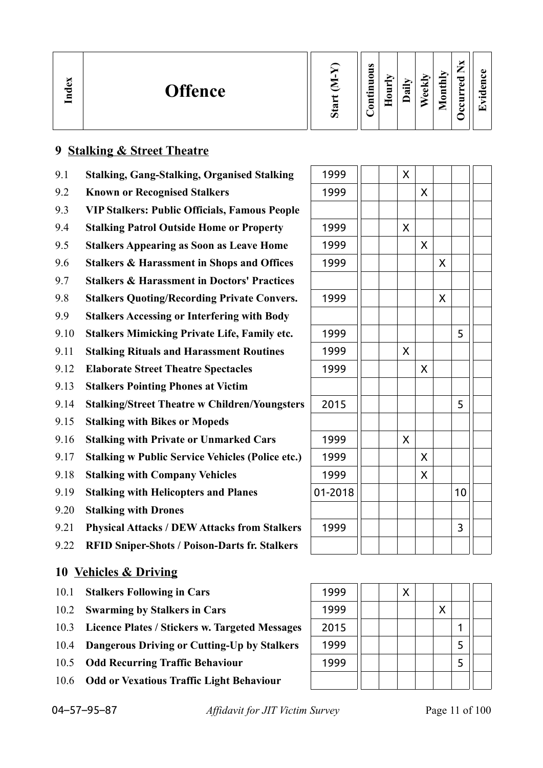| Index | Offence | Start (M-Y) | Continuous | Hourly | Daily | Weekly | Monthly | Occurred Nx | Evidence |
|---|---|---|---|---|---|---|---|---|---|
| **9** | **Stalking & Street Theatre** | | | | | | | | |
| 9.1 | **Stalking, Gang-Stalking, Organised Stalking** | 1999 | | | X | | | | |
| 9.2 | **Known or Recognised Stalkers** | 1999 | | | | X | | | |
| 9.3 | **VIP Stalkers: Public Officials, Famous People** | | | | | | | | |
| 9.4 | **Stalking Patrol Outside Home or Property** | 1999 | | | X | | | | |
| 9.5 | **Stalkers Appearing as Soon as Leave Home** | 1999 | | | | X | | | |
| 9.6 | **Stalkers & Harassment in Shops and Offices** | 1999 | | | | | X | | |
| 9.7 | **Stalkers & Harassment in Doctors' Practices** | | | | | | | | |
| 9.8 | **Stalkers Quoting/Recording Private Convers.** | 1999 | | | | | X | | |
| 9.9 | **Stalkers Accessing or Interfering with Body** | | | | | | | | |
| 9.10 | **Stalkers Mimicking Private Life, Family etc.** | 1999 | | | | | | 5 | |
| 9.11 | **Stalking Rituals and Harassment Routines** | 1999 | | | X | | | | |
| 9.12 | **Elaborate Street Theatre Spectacles** | 1999 | | | | X | | | |
| 9.13 | **Stalkers Pointing Phones at Victim** | | | | | | | | |
| 9.14 | **Stalking/Street Theatre w Children/Youngsters** | 2015 | | | | | | 5 | |
| 9.15 | **Stalking with Bikes or Mopeds** | | | | | | | | |
| 9.16 | **Stalking with Private or Unmarked Cars** | 1999 | | | X | | | | |
| 9.17 | **Stalking w Public Service Vehicles (Police etc.)** | 1999 | | | | X | | | |
| 9.18 | **Stalking with Company Vehicles** | 1999 | | | | X | | | |
| 9.19 | **Stalking with Helicopters and Planes** | 01-2018 | | | | | | 10 | |
| 9.20 | **Stalking with Drones** | | | | | | | | |
| 9.21 | **Physical Attacks / DEW Attacks from Stalkers** | 1999 | | | | | | 3 | |
| 9.22 | **RFID Sniper-Shots / Poison-Darts fr. Stalkers** | | | | | | | | |
| **10** | **Vehicles & Driving** | | | | | | | | |
| 10.1 | **Stalkers Following in Cars** | 1999 | | | X | | | | |
| 10.2 | **Swarming by Stalkers in Cars** | 1999 | | | | | X | | |
| 10.3 | **Licence Plates / Stickers w. Targeted Messages** | 2015 | | | | | | 1 | |
| 10.4 | **Dangerous Driving or Cutting-Up by Stalkers** | 1999 | | | | | | 5 | |
| 10.5 | **Odd Recurring Traffic Behaviour** | 1999 | | | | | | 5 | |
| 10.6 | **Odd or Vexatious Traffic Light Behaviour** | | | | | | | | |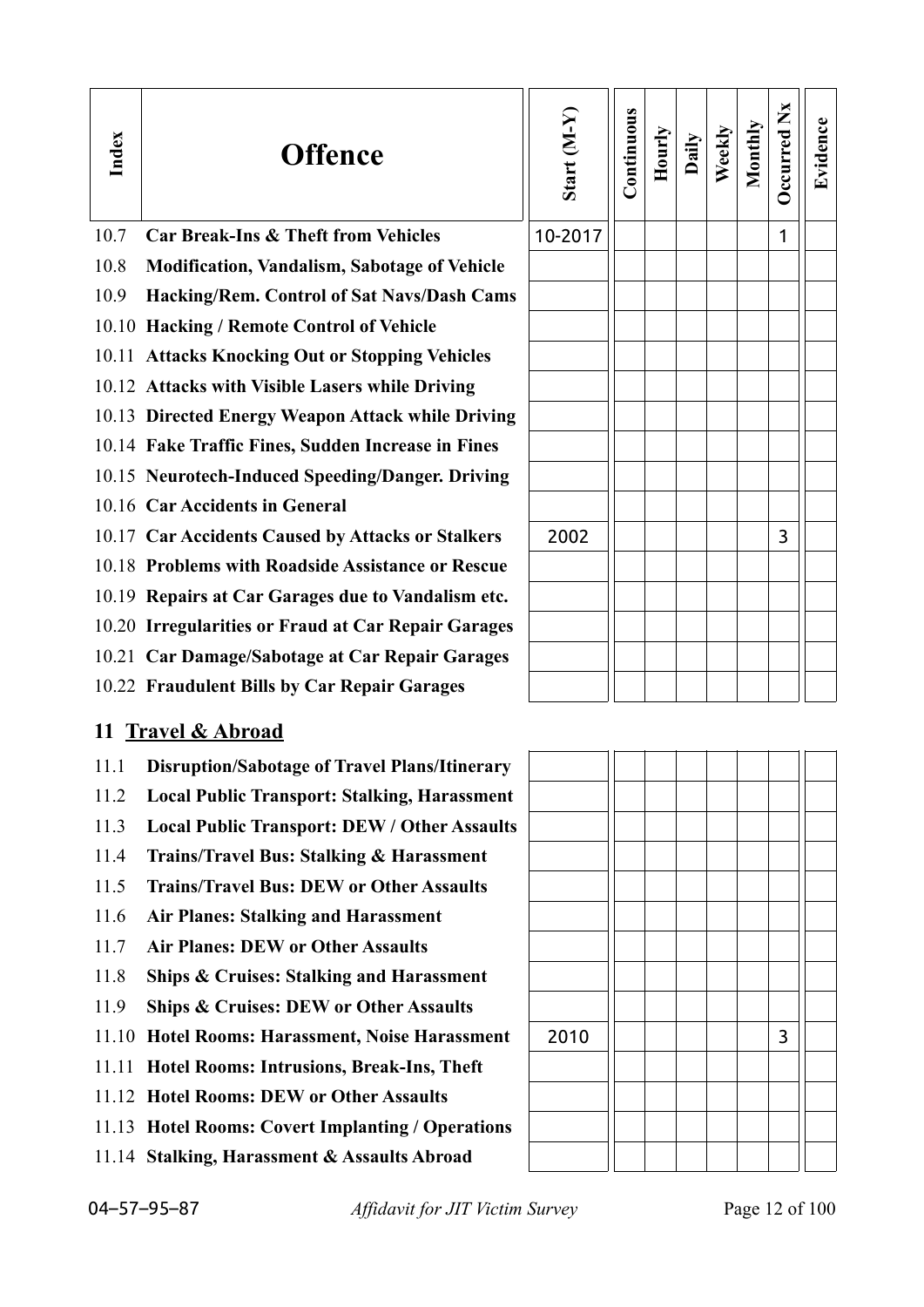| Index | Offence | Start (M-Y) | Continuous | Hourly | Daily | Weekly | Monthly | Occurred Nx | Evidence |
|---|---|---|---|---|---|---|---|---|---|
| 10.7 | **Car Break-Ins & Theft from Vehicles** | 10-2017 | | | | | | 1 | |
| 10.8 | **Modification, Vandalism, Sabotage of Vehicle** | | | | | | | | |
| 10.9 | **Hacking/Rem. Control of Sat Navs/Dash Cams** | | | | | | | | |
| 10.10 | **Hacking / Remote Control of Vehicle** | | | | | | | | |
| 10.11 | **Attacks Knocking Out or Stopping Vehicles** | | | | | | | | |
| 10.12 | **Attacks with Visible Lasers while Driving** | | | | | | | | |
| 10.13 | **Directed Energy Weapon Attack while Driving** | | | | | | | | |
| 10.14 | **Fake Traffic Fines, Sudden Increase in Fines** | | | | | | | | |
| 10.15 | **Neurotech-Induced Speeding/Danger. Driving** | | | | | | | | |
| 10.16 | **Car Accidents in General** | | | | | | | | |
| 10.17 | **Car Accidents Caused by Attacks or Stalkers** | 2002 | | | | | | 3 | |
| 10.18 | **Problems with Roadside Assistance or Rescue** | | | | | | | | |
| 10.19 | **Repairs at Car Garages due to Vandalism etc.** | | | | | | | | |
| 10.20 | **Irregularities or Fraud at Car Repair Garages** | | | | | | | | |
| 10.21 | **Car Damage/Sabotage at Car Repair Garages** | | | | | | | | |
| 10.22 | **Fraudulent Bills by Car Repair Garages** | | | | | | | | |

## 11 Travel & Abroad

| Index | Offence | Start (M-Y) | Continuous | Hourly | Daily | Weekly | Monthly | Occurred Nx | Evidence |
|---|---|---|---|---|---|---|---|---|---|
| 11.1 | **Disruption/Sabotage of Travel Plans/Itinerary** | | | | | | | | |
| 11.2 | **Local Public Transport: Stalking, Harassment** | | | | | | | | |
| 11.3 | **Local Public Transport: DEW / Other Assaults** | | | | | | | | |
| 11.4 | **Trains/Travel Bus: Stalking & Harassment** | | | | | | | | |
| 11.5 | **Trains/Travel Bus: DEW or Other Assaults** | | | | | | | | |
| 11.6 | **Air Planes: Stalking and Harassment** | | | | | | | | |
| 11.7 | **Air Planes: DEW or Other Assaults** | | | | | | | | |
| 11.8 | **Ships & Cruises: Stalking and Harassment** | | | | | | | | |
| 11.9 | **Ships & Cruises: DEW or Other Assaults** | | | | | | | | |
| 11.10 | **Hotel Rooms: Harassment, Noise Harassment** | 2010 | | | | | | 3 | |
| 11.11 | **Hotel Rooms: Intrusions, Break-Ins, Theft** | | | | | | | | |
| 11.12 | **Hotel Rooms: DEW or Other Assaults** | | | | | | | | |
| 11.13 | **Hotel Rooms: Covert Implanting / Operations** | | | | | | | | |
| 11.14 | **Stalking, Harassment & Assaults Abroad** | | | | | | | | |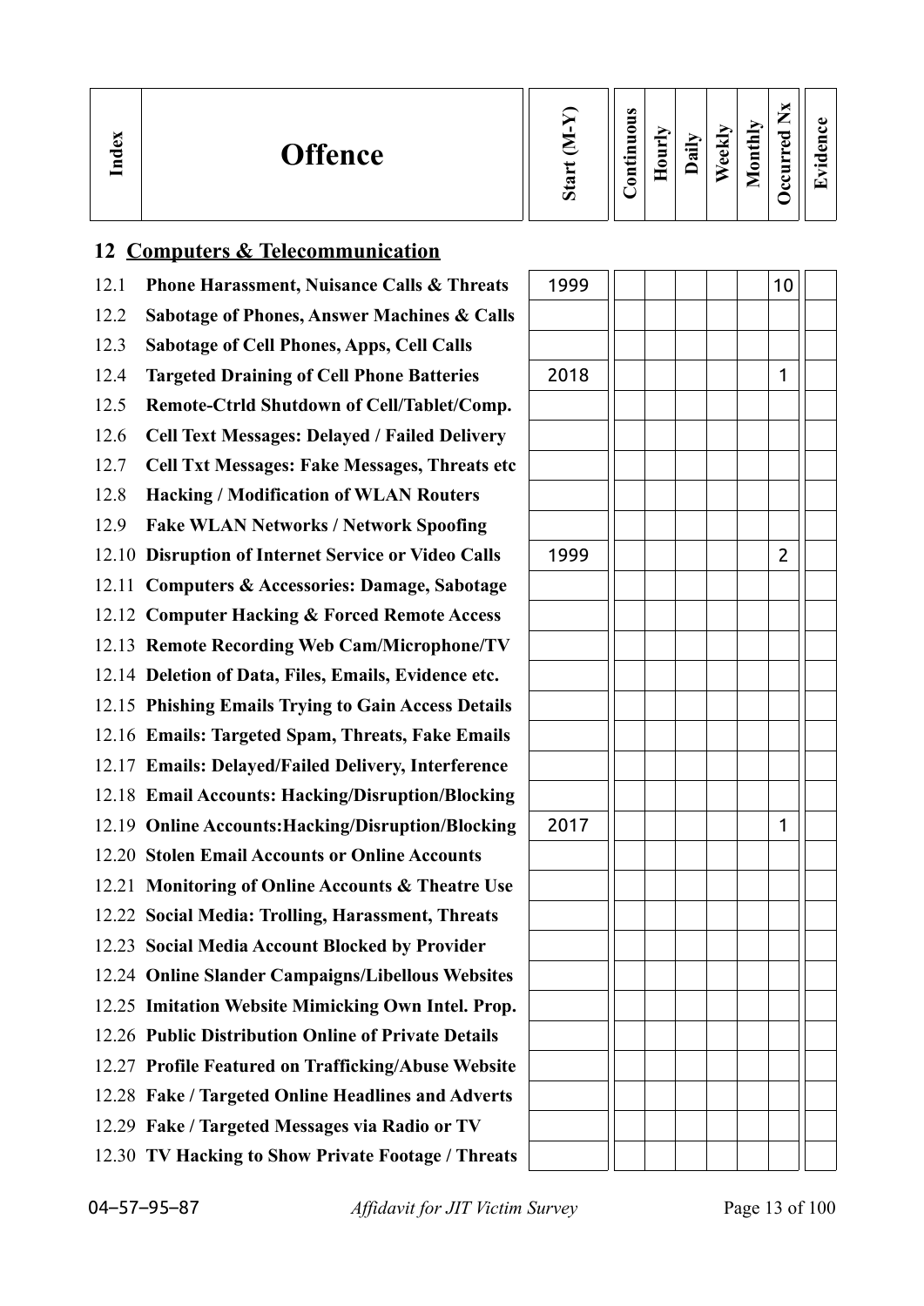| Index | Offence | Start (M-Y) | Continuous | Hourly | Daily | Weekly | Monthly | Occurred Nx | Evidence |
|---|---|---|---|---|---|---|---|---|---|

## 12 Computers & Telecommunication

| Index | Offence | Start (M-Y) | Continuous | Hourly | Daily | Weekly | Monthly | Occurred Nx | Evidence |
|---|---|---|---|---|---|---|---|---|---|
| 12.1 | **Phone Harassment, Nuisance Calls & Threats** | 1999 | | | | | | 10 | |
| 12.2 | **Sabotage of Phones, Answer Machines & Calls** | | | | | | | | |
| 12.3 | **Sabotage of Cell Phones, Apps, Cell Calls** | | | | | | | | |
| 12.4 | **Targeted Draining of Cell Phone Batteries** | 2018 | | | | | | 1 | |
| 12.5 | **Remote-Ctrld Shutdown of Cell/Tablet/Comp.** | | | | | | | | |
| 12.6 | **Cell Text Messages: Delayed / Failed Delivery** | | | | | | | | |
| 12.7 | **Cell Txt Messages: Fake Messages, Threats etc** | | | | | | | | |
| 12.8 | **Hacking / Modification of WLAN Routers** | | | | | | | | |
| 12.9 | **Fake WLAN Networks / Network Spoofing** | | | | | | | | |
| 12.10 | **Disruption of Internet Service or Video Calls** | 1999 | | | | | | 2 | |
| 12.11 | **Computers & Accessories: Damage, Sabotage** | | | | | | | | |
| 12.12 | **Computer Hacking & Forced Remote Access** | | | | | | | | |
| 12.13 | **Remote Recording Web Cam/Microphone/TV** | | | | | | | | |
| 12.14 | **Deletion of Data, Files, Emails, Evidence etc.** | | | | | | | | |
| 12.15 | **Phishing Emails Trying to Gain Access Details** | | | | | | | | |
| 12.16 | **Emails: Targeted Spam, Threats, Fake Emails** | | | | | | | | |
| 12.17 | **Emails: Delayed/Failed Delivery, Interference** | | | | | | | | |
| 12.18 | **Email Accounts: Hacking/Disruption/Blocking** | | | | | | | | |
| 12.19 | **Online Accounts:Hacking/Disruption/Blocking** | 2017 | | | | | | 1 | |
| 12.20 | **Stolen Email Accounts or Online Accounts** | | | | | | | | |
| 12.21 | **Monitoring of Online Accounts & Theatre Use** | | | | | | | | |
| 12.22 | **Social Media: Trolling, Harassment, Threats** | | | | | | | | |
| 12.23 | **Social Media Account Blocked by Provider** | | | | | | | | |
| 12.24 | **Online Slander Campaigns/Libellous Websites** | | | | | | | | |
| 12.25 | **Imitation Website Mimicking Own Intel. Prop.** | | | | | | | | |
| 12.26 | **Public Distribution Online of Private Details** | | | | | | | | |
| 12.27 | **Profile Featured on Trafficking/Abuse Website** | | | | | | | | |
| 12.28 | **Fake / Targeted Online Headlines and Adverts** | | | | | | | | |
| 12.29 | **Fake / Targeted Messages via Radio or TV** | | | | | | | | |
| 12.30 | **TV Hacking to Show Private Footage / Threats** | | | | | | | | |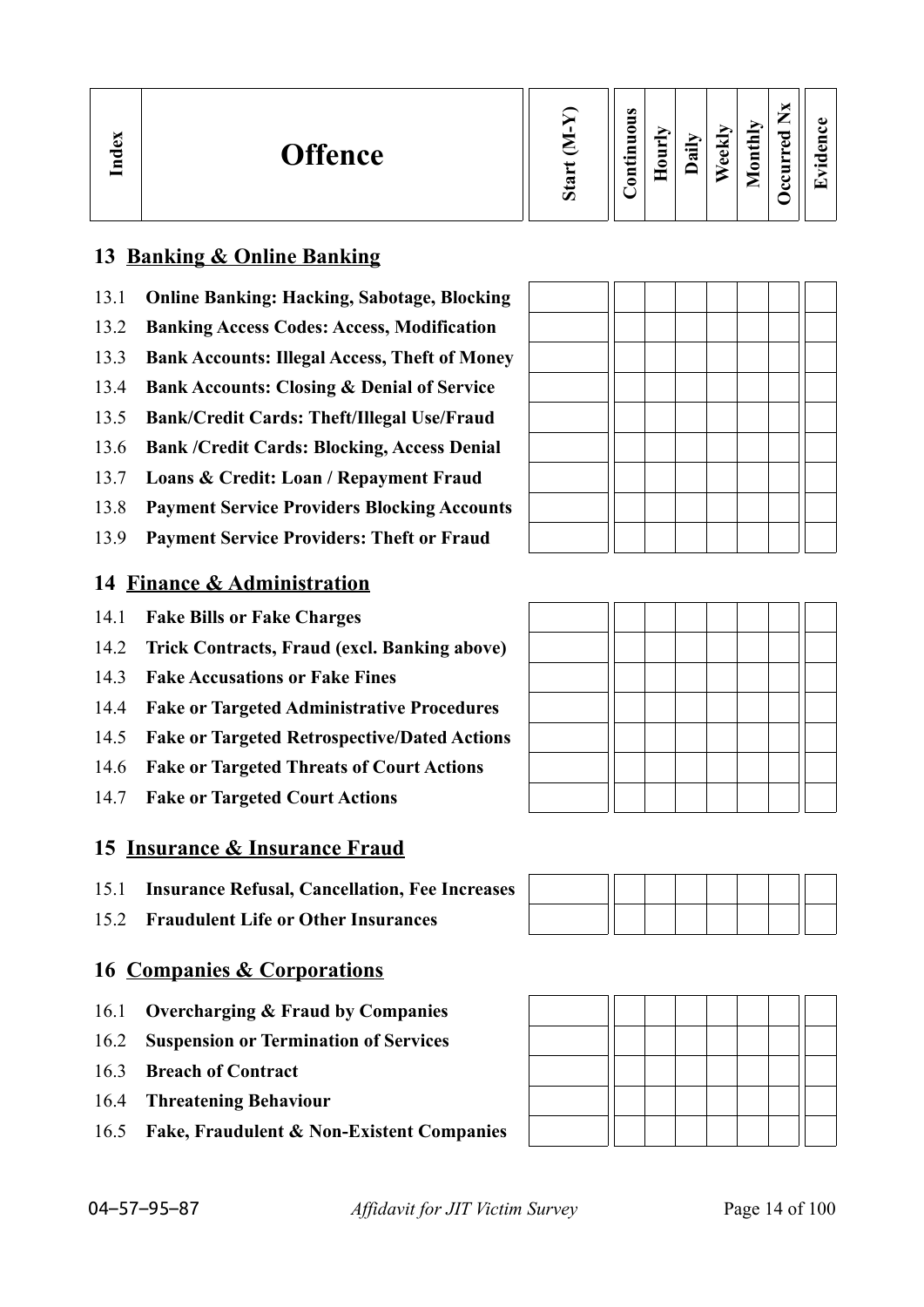| Index | Offence | Start (M-Y) | Continuous | Hourly | Daily | Weekly | Monthly | Occurred Nx | Evidence |
|---|---|---|---|---|---|---|---|---|---|
| **13** | **Banking & Online Banking** | | | | | | | | |
| 13.1 | **Online Banking: Hacking, Sabotage, Blocking** | | | | | | | | |
| 13.2 | **Banking Access Codes: Access, Modification** | | | | | | | | |
| 13.3 | **Bank Accounts: Illegal Access, Theft of Money** | | | | | | | | |
| 13.4 | **Bank Accounts: Closing & Denial of Service** | | | | | | | | |
| 13.5 | **Bank/Credit Cards: Theft/Illegal Use/Fraud** | | | | | | | | |
| 13.6 | **Bank /Credit Cards: Blocking, Access Denial** | | | | | | | | |
| 13.7 | **Loans & Credit: Loan / Repayment Fraud** | | | | | | | | |
| 13.8 | **Payment Service Providers Blocking Accounts** | | | | | | | | |
| 13.9 | **Payment Service Providers: Theft or Fraud** | | | | | | | | |
| **14** | **Finance & Administration** | | | | | | | | |
| 14.1 | **Fake Bills or Fake Charges** | | | | | | | | |
| 14.2 | **Trick Contracts, Fraud (excl. Banking above)** | | | | | | | | |
| 14.3 | **Fake Accusations or Fake Fines** | | | | | | | | |
| 14.4 | **Fake or Targeted Administrative Procedures** | | | | | | | | |
| 14.5 | **Fake or Targeted Retrospective/Dated Actions** | | | | | | | | |
| 14.6 | **Fake or Targeted Threats of Court Actions** | | | | | | | | |
| 14.7 | **Fake or Targeted Court Actions** | | | | | | | | |
| **15** | **Insurance & Insurance Fraud** | | | | | | | | |
| 15.1 | **Insurance Refusal, Cancellation, Fee Increases** | | | | | | | | |
| 15.2 | **Fraudulent Life or Other Insurances** | | | | | | | | |
| **16** | **Companies & Corporations** | | | | | | | | |
| 16.1 | **Overcharging & Fraud by Companies** | | | | | | | | |
| 16.2 | **Suspension or Termination of Services** | | | | | | | | |
| 16.3 | **Breach of Contract** | | | | | | | | |
| 16.4 | **Threatening Behaviour** | | | | | | | | |
| 16.5 | **Fake, Fraudulent & Non-Existent Companies** | | | | | | | | |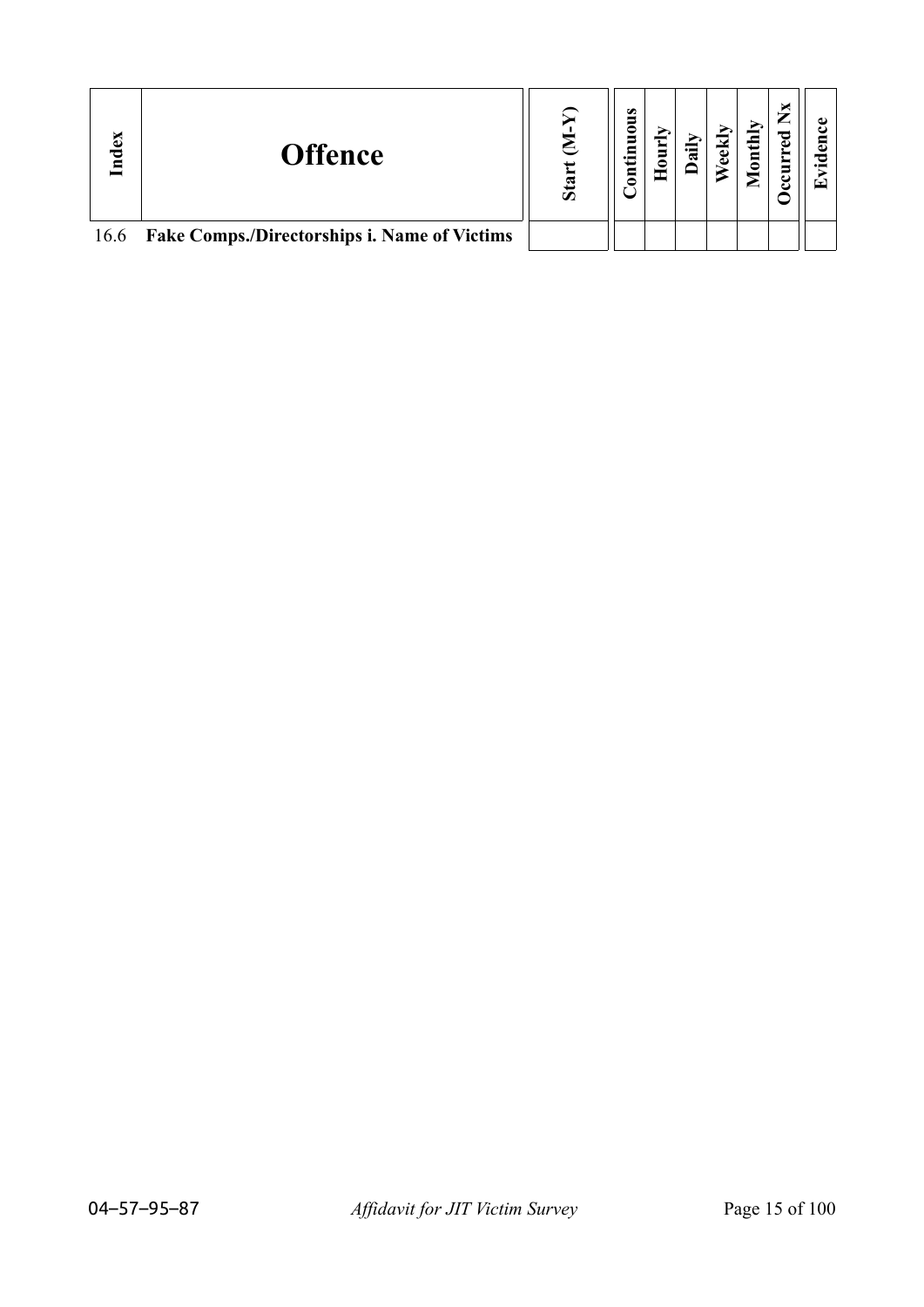| Index | Offence | Start (M-Y) | Continuous | Hourly | Daily | Weekly | Monthly | Occurred Nx | Evidence |
|---|---|---|---|---|---|---|---|---|---|
| 16.6 | **Fake Comps./Directorships i. Name of Victims** | | | | | | | | |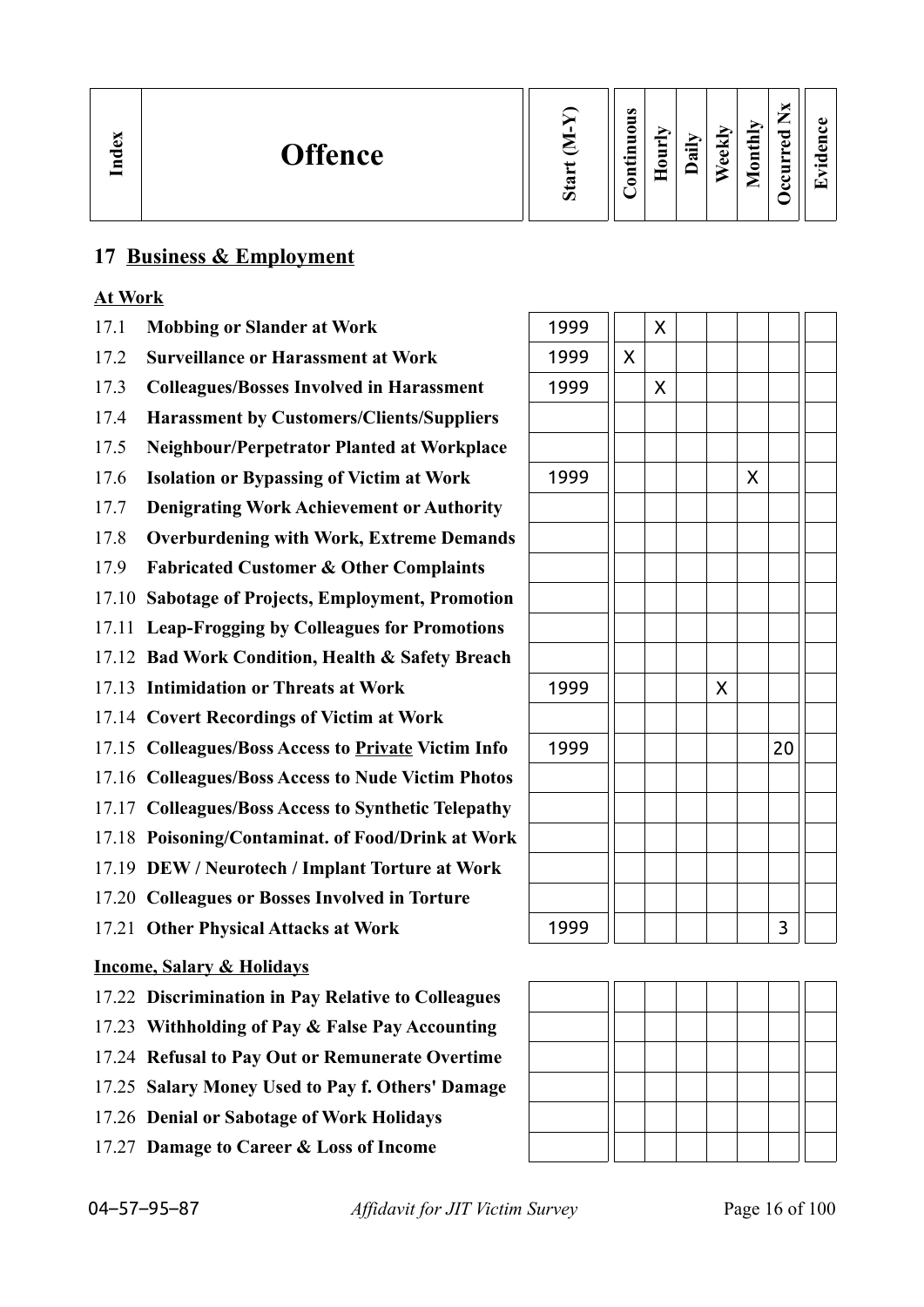## 17 Business & Employment

| Index | Offence | Start (M-Y) | Continuous | Hourly | Daily | Weekly | Monthly | Occurred Nx | Evidence |
|---|---|---|---|---|---|---|---|---|---|
| | **At Work** | | | | | | | | |
| 17.1 | **Mobbing or Slander at Work** | 1999 | | X | | | | | |
| 17.2 | **Surveillance or Harassment at Work** | 1999 | X | | | | | | |
| 17.3 | **Colleagues/Bosses Involved in Harassment** | 1999 | | X | | | | | |
| 17.4 | **Harassment by Customers/Clients/Suppliers** | | | | | | | | |
| 17.5 | **Neighbour/Perpetrator Planted at Workplace** | | | | | | | | |
| 17.6 | **Isolation or Bypassing of Victim at Work** | 1999 | | | | | X | | |
| 17.7 | **Denigrating Work Achievement or Authority** | | | | | | | | |
| 17.8 | **Overburdening with Work, Extreme Demands** | | | | | | | | |
| 17.9 | **Fabricated Customer & Other Complaints** | | | | | | | | |
| 17.10 | **Sabotage of Projects, Employment, Promotion** | | | | | | | | |
| 17.11 | **Leap-Frogging by Colleagues for Promotions** | | | | | | | | |
| 17.12 | **Bad Work Condition, Health & Safety Breach** | | | | | | | | |
| 17.13 | **Intimidation or Threats at Work** | 1999 | | | | X | | | |
| 17.14 | **Covert Recordings of Victim at Work** | | | | | | | | |
| 17.15 | **Colleagues/Boss Access to Private Victim Info** | 1999 | | | | | | 20 | |
| 17.16 | **Colleagues/Boss Access to Nude Victim Photos** | | | | | | | | |
| 17.17 | **Colleagues/Boss Access to Synthetic Telepathy** | | | | | | | | |
| 17.18 | **Poisoning/Contaminat. of Food/Drink at Work** | | | | | | | | |
| 17.19 | **DEW / Neurotech / Implant Torture at Work** | | | | | | | | |
| 17.20 | **Colleagues or Bosses Involved in Torture** | | | | | | | | |
| 17.21 | **Other Physical Attacks at Work** | 1999 | | | | | | 3 | |
| | **Income, Salary & Holidays** | | | | | | | | |
| 17.22 | **Discrimination in Pay Relative to Colleagues** | | | | | | | | |
| 17.23 | **Withholding of Pay & False Pay Accounting** | | | | | | | | |
| 17.24 | **Refusal to Pay Out or Remunerate Overtime** | | | | | | | | |
| 17.25 | **Salary Money Used to Pay f. Others' Damage** | | | | | | | | |
| 17.26 | **Denial or Sabotage of Work Holidays** | | | | | | | | |
| 17.27 | **Damage to Career & Loss of Income** | | | | | | | | |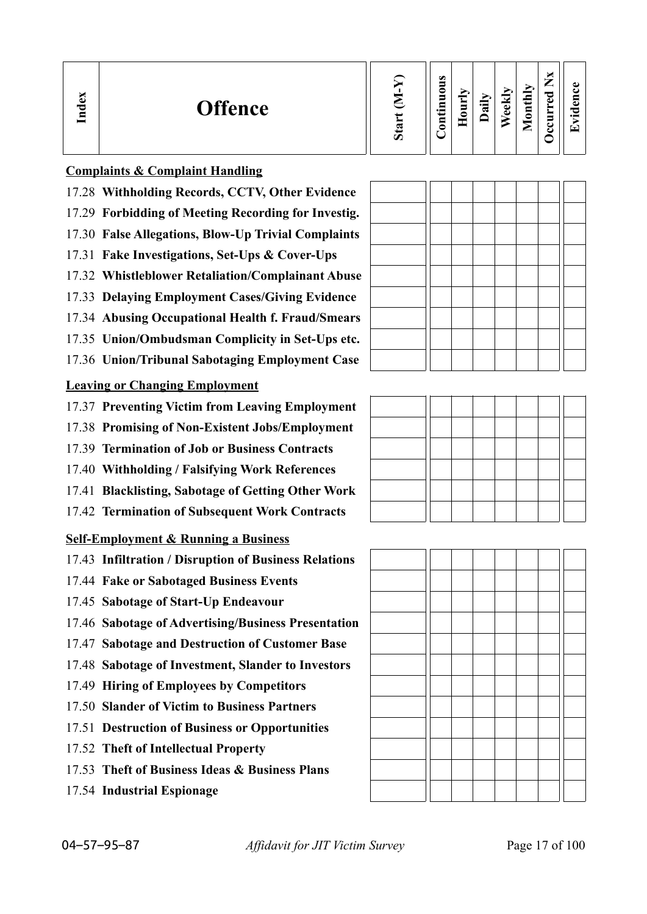| Index | Offence | Start (M-Y) | Continuous | Hourly | Daily | Weekly | Monthly | Occurred Nx | Evidence |
|---|---|---|---|---|---|---|---|---|---|
| | **Complaints & Complaint Handling** | | | | | | | | |
| 17.28 | **Withholding Records, CCTV, Other Evidence** | | | | | | | | |
| 17.29 | **Forbidding of Meeting Recording for Investig.** | | | | | | | | |
| 17.30 | **False Allegations, Blow-Up Trivial Complaints** | | | | | | | | |
| 17.31 | **Fake Investigations, Set-Ups & Cover-Ups** | | | | | | | | |
| 17.32 | **Whistleblower Retaliation/Complainant Abuse** | | | | | | | | |
| 17.33 | **Delaying Employment Cases/Giving Evidence** | | | | | | | | |
| 17.34 | **Abusing Occupational Health f. Fraud/Smears** | | | | | | | | |
| 17.35 | **Union/Ombudsman Complicity in Set-Ups etc.** | | | | | | | | |
| 17.36 | **Union/Tribunal Sabotaging Employment Case** | | | | | | | | |
| | **Leaving or Changing Employment** | | | | | | | | |
| 17.37 | **Preventing Victim from Leaving Employment** | | | | | | | | |
| 17.38 | **Promising of Non-Existent Jobs/Employment** | | | | | | | | |
| 17.39 | **Termination of Job or Business Contracts** | | | | | | | | |
| 17.40 | **Withholding / Falsifying Work References** | | | | | | | | |
| 17.41 | **Blacklisting, Sabotage of Getting Other Work** | | | | | | | | |
| 17.42 | **Termination of Subsequent Work Contracts** | | | | | | | | |
| | **Self-Employment & Running a Business** | | | | | | | | |
| 17.43 | **Infiltration / Disruption of Business Relations** | | | | | | | | |
| 17.44 | **Fake or Sabotaged Business Events** | | | | | | | | |
| 17.45 | **Sabotage of Start-Up Endeavour** | | | | | | | | |
| 17.46 | **Sabotage of Advertising/Business Presentation** | | | | | | | | |
| 17.47 | **Sabotage and Destruction of Customer Base** | | | | | | | | |
| 17.48 | **Sabotage of Investment, Slander to Investors** | | | | | | | | |
| 17.49 | **Hiring of Employees by Competitors** | | | | | | | | |
| 17.50 | **Slander of Victim to Business Partners** | | | | | | | | |
| 17.51 | **Destruction of Business or Opportunities** | | | | | | | | |
| 17.52 | **Theft of Intellectual Property** | | | | | | | | |
| 17.53 | **Theft of Business Ideas & Business Plans** | | | | | | | | |
| 17.54 | **Industrial Espionage** | | | | | | | | |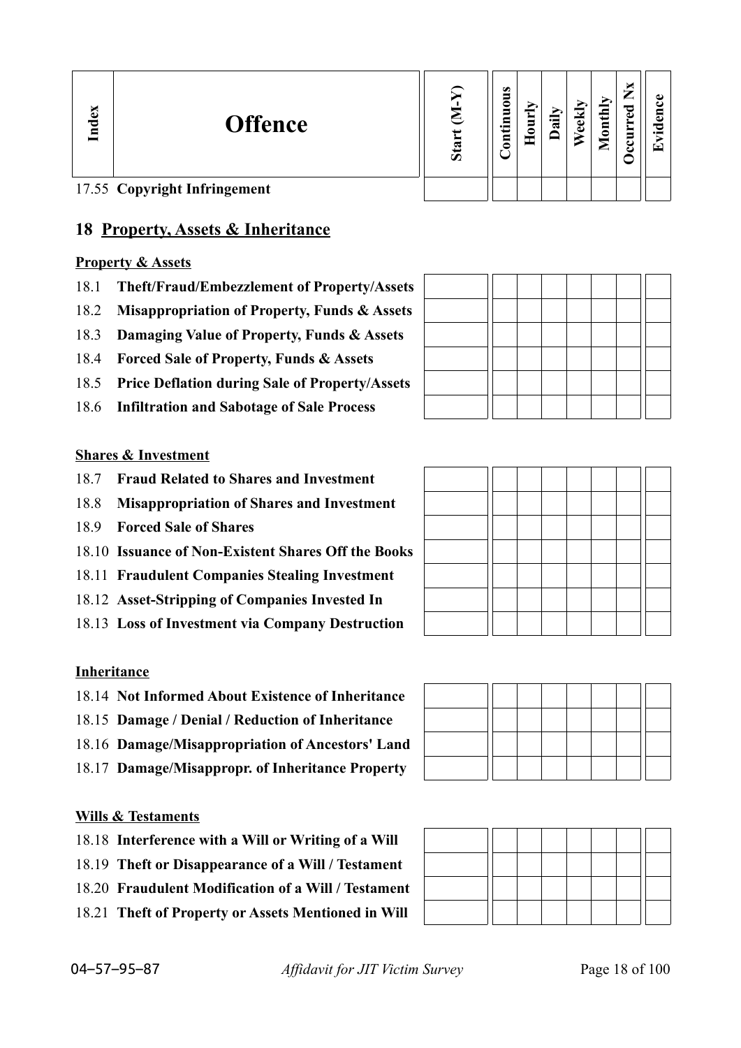| Index | Offence | Start (M-Y) | Continuous | Hourly | Daily | Weekly | Monthly | Occurred Nx | Evidence |
|---|---|---|---|---|---|---|---|---|---|
| 17.55 | **Copyright Infringement** | | | | | | | | |

## 18 Property, Assets & Inheritance

**Property & Assets**

| Index | Offence | Start (M-Y) | Continuous | Hourly | Daily | Weekly | Monthly | Occurred Nx | Evidence |
|---|---|---|---|---|---|---|---|---|---|
| 18.1 | **Theft/Fraud/Embezzlement of Property/Assets** | | | | | | | | |
| 18.2 | **Misappropriation of Property, Funds & Assets** | | | | | | | | |
| 18.3 | **Damaging Value of Property, Funds & Assets** | | | | | | | | |
| 18.4 | **Forced Sale of Property, Funds & Assets** | | | | | | | | |
| 18.5 | **Price Deflation during Sale of Property/Assets** | | | | | | | | |
| 18.6 | **Infiltration and Sabotage of Sale Process** | | | | | | | | |

**Shares & Investment**

| Index | Offence | Start (M-Y) | Continuous | Hourly | Daily | Weekly | Monthly | Occurred Nx | Evidence |
|---|---|---|---|---|---|---|---|---|---|
| 18.7 | **Fraud Related to Shares and Investment** | | | | | | | | |
| 18.8 | **Misappropriation of Shares and Investment** | | | | | | | | |
| 18.9 | **Forced Sale of Shares** | | | | | | | | |
| 18.10 | **Issuance of Non-Existent Shares Off the Books** | | | | | | | | |
| 18.11 | **Fraudulent Companies Stealing Investment** | | | | | | | | |
| 18.12 | **Asset-Stripping of Companies Invested In** | | | | | | | | |
| 18.13 | **Loss of Investment via Company Destruction** | | | | | | | | |

**Inheritance**

| Index | Offence | Start (M-Y) | Continuous | Hourly | Daily | Weekly | Monthly | Occurred Nx | Evidence |
|---|---|---|---|---|---|---|---|---|---|
| 18.14 | **Not Informed About Existence of Inheritance** | | | | | | | | |
| 18.15 | **Damage / Denial / Reduction of Inheritance** | | | | | | | | |
| 18.16 | **Damage/Misappropriation of Ancestors' Land** | | | | | | | | |
| 18.17 | **Damage/Misappropr. of Inheritance Property** | | | | | | | | |

**Wills & Testaments**

| Index | Offence | Start (M-Y) | Continuous | Hourly | Daily | Weekly | Monthly | Occurred Nx | Evidence |
|---|---|---|---|---|---|---|---|---|---|
| 18.18 | **Interference with a Will or Writing of a Will** | | | | | | | | |
| 18.19 | **Theft or Disappearance of a Will / Testament** | | | | | | | | |
| 18.20 | **Fraudulent Modification of a Will / Testament** | | | | | | | | |
| 18.21 | **Theft of Property or Assets Mentioned in Will** | | | | | | | | |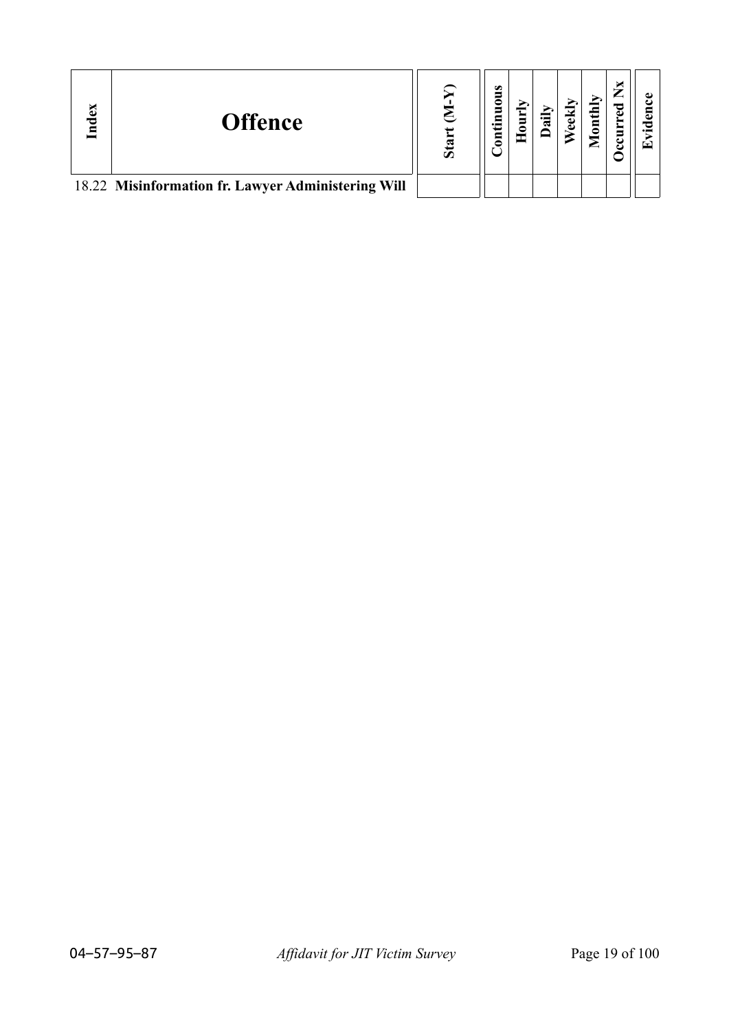| Index | Offence | Start (M-Y) | Continuous | Hourly | Daily | Weekly | Monthly | Occurred Nx | Evidence |
|---|---|---|---|---|---|---|---|---|---|
| 18.22 | **Misinformation fr. Lawyer Administering Will** | | | | | | | | |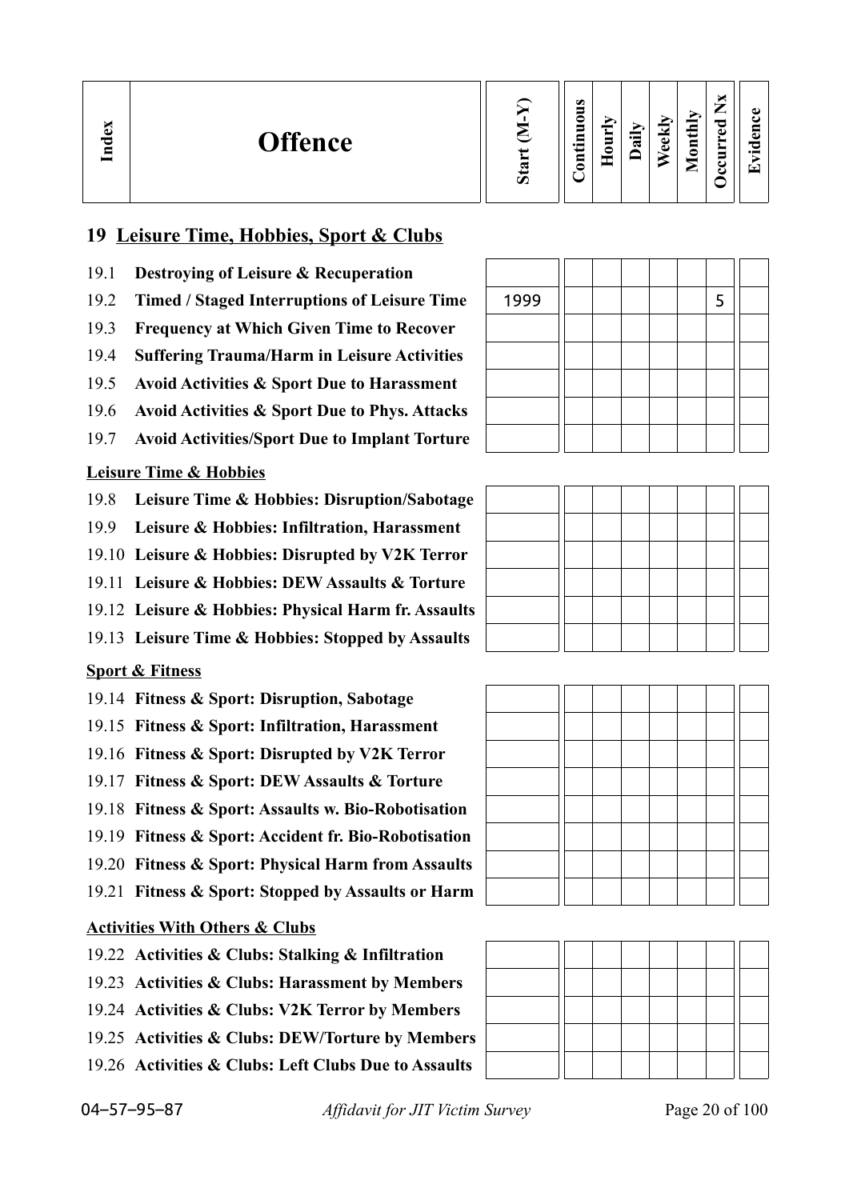| Index | Offence | Start (M-Y) | Continuous | Hourly | Daily | Weekly | Monthly | Occurred Nx | Evidence |
|---|---|---|---|---|---|---|---|---|---|
| **19** | **Leisure Time, Hobbies, Sport & Clubs** | | | | | | | | |
| 19.1 | **Destroying of Leisure & Recuperation** | | | | | | | | |
| 19.2 | **Timed / Staged Interruptions of Leisure Time** | 1999 | | | | | | 5 | |
| 19.3 | **Frequency at Which Given Time to Recover** | | | | | | | | |
| 19.4 | **Suffering Trauma/Harm in Leisure Activities** | | | | | | | | |
| 19.5 | **Avoid Activities & Sport Due to Harassment** | | | | | | | | |
| 19.6 | **Avoid Activities & Sport Due to Phys. Attacks** | | | | | | | | |
| 19.7 | **Avoid Activities/Sport Due to Implant Torture** | | | | | | | | |
| | **Leisure Time & Hobbies** | | | | | | | | |
| 19.8 | **Leisure Time & Hobbies: Disruption/Sabotage** | | | | | | | | |
| 19.9 | **Leisure & Hobbies: Infiltration, Harassment** | | | | | | | | |
| 19.10 | **Leisure & Hobbies: Disrupted by V2K Terror** | | | | | | | | |
| 19.11 | **Leisure & Hobbies: DEW Assaults & Torture** | | | | | | | | |
| 19.12 | **Leisure & Hobbies: Physical Harm fr. Assaults** | | | | | | | | |
| 19.13 | **Leisure Time & Hobbies: Stopped by Assaults** | | | | | | | | |
| | **Sport & Fitness** | | | | | | | | |
| 19.14 | **Fitness & Sport: Disruption, Sabotage** | | | | | | | | |
| 19.15 | **Fitness & Sport: Infiltration, Harassment** | | | | | | | | |
| 19.16 | **Fitness & Sport: Disrupted by V2K Terror** | | | | | | | | |
| 19.17 | **Fitness & Sport: DEW Assaults & Torture** | | | | | | | | |
| 19.18 | **Fitness & Sport: Assaults w. Bio-Robotisation** | | | | | | | | |
| 19.19 | **Fitness & Sport: Accident fr. Bio-Robotisation** | | | | | | | | |
| 19.20 | **Fitness & Sport: Physical Harm from Assaults** | | | | | | | | |
| 19.21 | **Fitness & Sport: Stopped by Assaults or Harm** | | | | | | | | |
| | **Activities With Others & Clubs** | | | | | | | | |
| 19.22 | **Activities & Clubs: Stalking & Infiltration** | | | | | | | | |
| 19.23 | **Activities & Clubs: Harassment by Members** | | | | | | | | |
| 19.24 | **Activities & Clubs: V2K Terror by Members** | | | | | | | | |
| 19.25 | **Activities & Clubs: DEW/Torture by Members** | | | | | | | | |
| 19.26 | **Activities & Clubs: Left Clubs Due to Assaults** | | | | | | | | |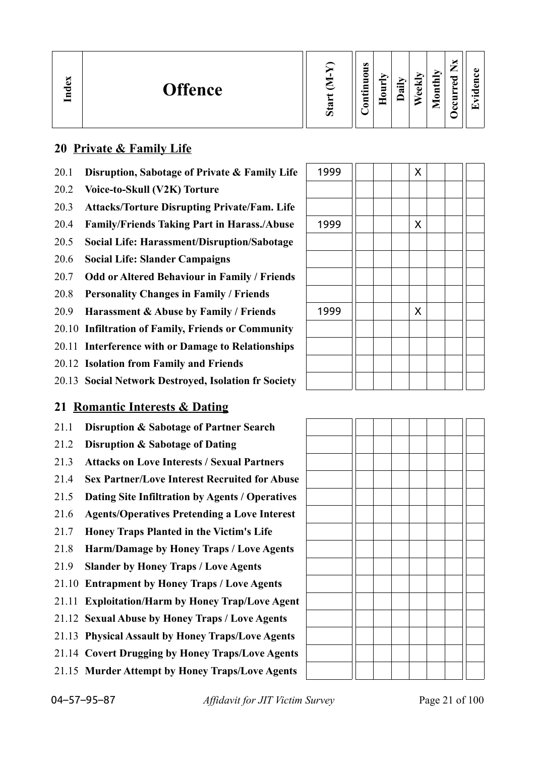| Index | Offence | Start (M-Y) | Continuous | Hourly | Daily | Weekly | Monthly | Occurred Nx | Evidence |
|---|---|---|---|---|---|---|---|---|---|
| **20** | **Private & Family Life** | | | | | | | | |
| 20.1 | **Disruption, Sabotage of Private & Family Life** | 1999 | | | | X | | | |
| 20.2 | **Voice-to-Skull (V2K) Torture** | | | | | | | | |
| 20.3 | **Attacks/Torture Disrupting Private/Fam. Life** | | | | | | | | |
| 20.4 | **Family/Friends Taking Part in Harass./Abuse** | 1999 | | | | X | | | |
| 20.5 | **Social Life: Harassment/Disruption/Sabotage** | | | | | | | | |
| 20.6 | **Social Life: Slander Campaigns** | | | | | | | | |
| 20.7 | **Odd or Altered Behaviour in Family / Friends** | | | | | | | | |
| 20.8 | **Personality Changes in Family / Friends** | | | | | | | | |
| 20.9 | **Harassment & Abuse by Family / Friends** | 1999 | | | | X | | | |
| 20.10 | **Infiltration of Family, Friends or Community** | | | | | | | | |
| 20.11 | **Interference with or Damage to Relationships** | | | | | | | | |
| 20.12 | **Isolation from Family and Friends** | | | | | | | | |
| 20.13 | **Social Network Destroyed, Isolation fr Society** | | | | | | | | |
| **21** | **Romantic Interests & Dating** | | | | | | | | |
| 21.1 | **Disruption & Sabotage of Partner Search** | | | | | | | | |
| 21.2 | **Disruption & Sabotage of Dating** | | | | | | | | |
| 21.3 | **Attacks on Love Interests / Sexual Partners** | | | | | | | | |
| 21.4 | **Sex Partner/Love Interest Recruited for Abuse** | | | | | | | | |
| 21.5 | **Dating Site Infiltration by Agents / Operatives** | | | | | | | | |
| 21.6 | **Agents/Operatives Pretending a Love Interest** | | | | | | | | |
| 21.7 | **Honey Traps Planted in the Victim's Life** | | | | | | | | |
| 21.8 | **Harm/Damage by Honey Traps / Love Agents** | | | | | | | | |
| 21.9 | **Slander by Honey Traps / Love Agents** | | | | | | | | |
| 21.10 | **Entrapment by Honey Traps / Love Agents** | | | | | | | | |
| 21.11 | **Exploitation/Harm by Honey Trap/Love Agent** | | | | | | | | |
| 21.12 | **Sexual Abuse by Honey Traps / Love Agents** | | | | | | | | |
| 21.13 | **Physical Assault by Honey Traps/Love Agents** | | | | | | | | |
| 21.14 | **Covert Drugging by Honey Traps/Love Agents** | | | | | | | | |
| 21.15 | **Murder Attempt by Honey Traps/Love Agents** | | | | | | | | |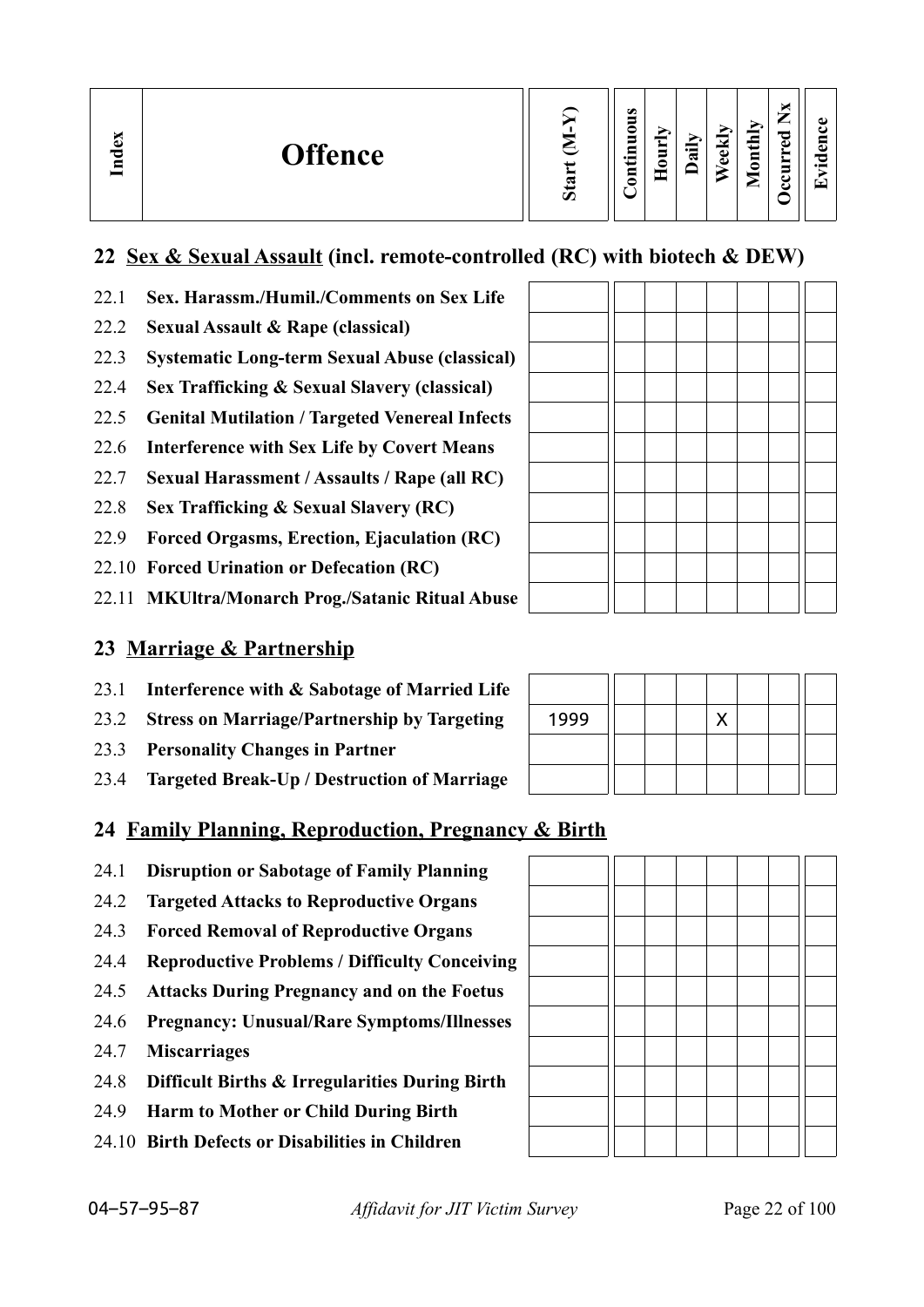| Index | Offence | Start (M-Y) | Continuous | Hourly | Daily | Weekly | Monthly | Occurred Nx | Evidence |
|---|---|---|---|---|---|---|---|---|---|

## 22 Sex & Sexual Assault (incl. remote-controlled (RC) with biotech & DEW)

| Index | Offence | Start (M-Y) | Continuous | Hourly | Daily | Weekly | Monthly | Occurred Nx | Evidence |
|---|---|---|---|---|---|---|---|---|---|
| 22.1 | **Sex. Harassm./Humil./Comments on Sex Life** | | | | | | | | |
| 22.2 | **Sexual Assault & Rape (classical)** | | | | | | | | |
| 22.3 | **Systematic Long-term Sexual Abuse (classical)** | | | | | | | | |
| 22.4 | **Sex Trafficking & Sexual Slavery (classical)** | | | | | | | | |
| 22.5 | **Genital Mutilation / Targeted Venereal Infects** | | | | | | | | |
| 22.6 | **Interference with Sex Life by Covert Means** | | | | | | | | |
| 22.7 | **Sexual Harassment / Assaults / Rape (all RC)** | | | | | | | | |
| 22.8 | **Sex Trafficking & Sexual Slavery (RC)** | | | | | | | | |
| 22.9 | **Forced Orgasms, Erection, Ejaculation (RC)** | | | | | | | | |
| 22.10 | **Forced Urination or Defecation (RC)** | | | | | | | | |
| 22.11 | **MKUltra/Monarch Prog./Satanic Ritual Abuse** | | | | | | | | |

## 23 Marriage & Partnership

| Index | Offence | Start (M-Y) | Continuous | Hourly | Daily | Weekly | Monthly | Occurred Nx | Evidence |
|---|---|---|---|---|---|---|---|---|---|
| 23.1 | **Interference with & Sabotage of Married Life** | | | | | | | | |
| 23.2 | **Stress on Marriage/Partnership by Targeting** | 1999 | | | | X | | | |
| 23.3 | **Personality Changes in Partner** | | | | | | | | |
| 23.4 | **Targeted Break-Up / Destruction of Marriage** | | | | | | | | |

## 24 Family Planning, Reproduction, Pregnancy & Birth

| Index | Offence | Start (M-Y) | Continuous | Hourly | Daily | Weekly | Monthly | Occurred Nx | Evidence |
|---|---|---|---|---|---|---|---|---|---|
| 24.1 | **Disruption or Sabotage of Family Planning** | | | | | | | | |
| 24.2 | **Targeted Attacks to Reproductive Organs** | | | | | | | | |
| 24.3 | **Forced Removal of Reproductive Organs** | | | | | | | | |
| 24.4 | **Reproductive Problems / Difficulty Conceiving** | | | | | | | | |
| 24.5 | **Attacks During Pregnancy and on the Foetus** | | | | | | | | |
| 24.6 | **Pregnancy: Unusual/Rare Symptoms/Illnesses** | | | | | | | | |
| 24.7 | **Miscarriages** | | | | | | | | |
| 24.8 | **Difficult Births & Irregularities During Birth** | | | | | | | | |
| 24.9 | **Harm to Mother or Child During Birth** | | | | | | | | |
| 24.10 | **Birth Defects or Disabilities in Children** | | | | | | | | |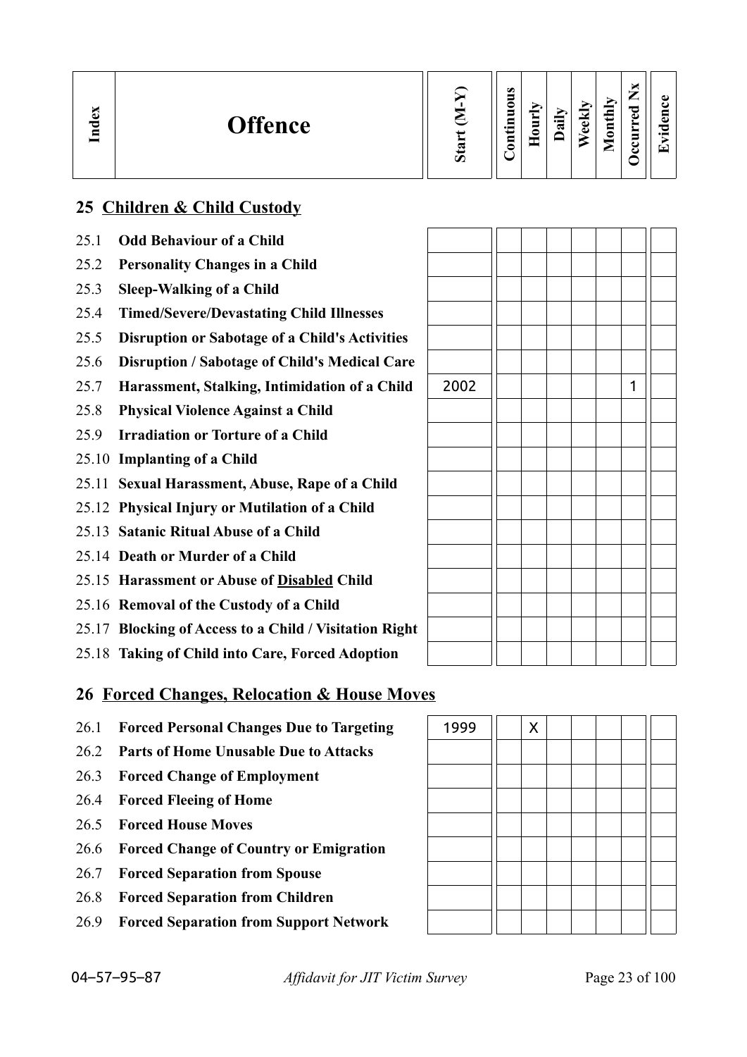| Index | Offence | Start (M-Y) | Continuous | Hourly | Daily | Weekly | Monthly | Occurred Nx | Evidence |
|---|---|---|---|---|---|---|---|---|---|
| **25** | **Children & Child Custody** | | | | | | | | |
| 25.1 | **Odd Behaviour of a Child** | | | | | | | | |
| 25.2 | **Personality Changes in a Child** | | | | | | | | |
| 25.3 | **Sleep-Walking of a Child** | | | | | | | | |
| 25.4 | **Timed/Severe/Devastating Child Illnesses** | | | | | | | | |
| 25.5 | **Disruption or Sabotage of a Child's Activities** | | | | | | | | |
| 25.6 | **Disruption / Sabotage of Child's Medical Care** | | | | | | | | |
| 25.7 | **Harassment, Stalking, Intimidation of a Child** | 2002 | | | | | | 1 | |
| 25.8 | **Physical Violence Against a Child** | | | | | | | | |
| 25.9 | **Irradiation or Torture of a Child** | | | | | | | | |
| 25.10 | **Implanting of a Child** | | | | | | | | |
| 25.11 | **Sexual Harassment, Abuse, Rape of a Child** | | | | | | | | |
| 25.12 | **Physical Injury or Mutilation of a Child** | | | | | | | | |
| 25.13 | **Satanic Ritual Abuse of a Child** | | | | | | | | |
| 25.14 | **Death or Murder of a Child** | | | | | | | | |
| 25.15 | **Harassment or Abuse of Disabled Child** | | | | | | | | |
| 25.16 | **Removal of the Custody of a Child** | | | | | | | | |
| 25.17 | **Blocking of Access to a Child / Visitation Right** | | | | | | | | |
| 25.18 | **Taking of Child into Care, Forced Adoption** | | | | | | | | |
| **26** | **Forced Changes, Relocation & House Moves** | | | | | | | | |
| 26.1 | **Forced Personal Changes Due to Targeting** | 1999 | | X | | | | | |
| 26.2 | **Parts of Home Unusable Due to Attacks** | | | | | | | | |
| 26.3 | **Forced Change of Employment** | | | | | | | | |
| 26.4 | **Forced Fleeing of Home** | | | | | | | | |
| 26.5 | **Forced House Moves** | | | | | | | | |
| 26.6 | **Forced Change of Country or Emigration** | | | | | | | | |
| 26.7 | **Forced Separation from Spouse** | | | | | | | | |
| 26.8 | **Forced Separation from Children** | | | | | | | | |
| 26.9 | **Forced Separation from Support Network** | | | | | | | | |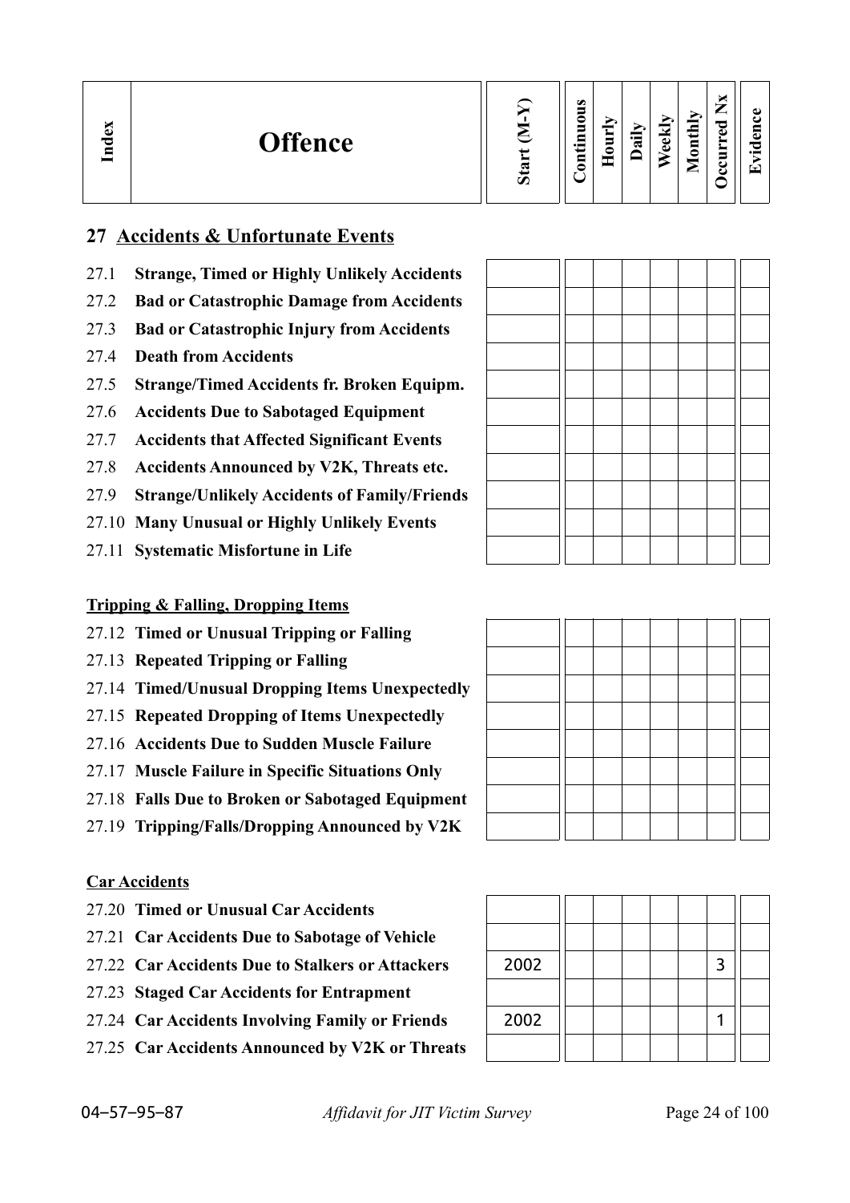| Index | Offence | Start (M-Y) | Continuous | Hourly | Daily | Weekly | Monthly | Occurred Nx | Evidence |
|---|---|---|---|---|---|---|---|---|---|

## 27 Accidents & Unfortunate Events

| Index | Offence | Start (M-Y) | Continuous | Hourly | Daily | Weekly | Monthly | Occurred Nx | Evidence |
|---|---|---|---|---|---|---|---|---|---|
| 27.1 | **Strange, Timed or Highly Unlikely Accidents** | | | | | | | | |
| 27.2 | **Bad or Catastrophic Damage from Accidents** | | | | | | | | |
| 27.3 | **Bad or Catastrophic Injury from Accidents** | | | | | | | | |
| 27.4 | **Death from Accidents** | | | | | | | | |
| 27.5 | **Strange/Timed Accidents fr. Broken Equipm.** | | | | | | | | |
| 27.6 | **Accidents Due to Sabotaged Equipment** | | | | | | | | |
| 27.7 | **Accidents that Affected Significant Events** | | | | | | | | |
| 27.8 | **Accidents Announced by V2K, Threats etc.** | | | | | | | | |
| 27.9 | **Strange/Unlikely Accidents of Family/Friends** | | | | | | | | |
| 27.10 | **Many Unusual or Highly Unlikely Events** | | | | | | | | |
| 27.11 | **Systematic Misfortune in Life** | | | | | | | | |

### Tripping & Falling, Dropping Items

| Index | Offence | Start (M-Y) | Continuous | Hourly | Daily | Weekly | Monthly | Occurred Nx | Evidence |
|---|---|---|---|---|---|---|---|---|---|
| 27.12 | **Timed or Unusual Tripping or Falling** | | | | | | | | |
| 27.13 | **Repeated Tripping or Falling** | | | | | | | | |
| 27.14 | **Timed/Unusual Dropping Items Unexpectedly** | | | | | | | | |
| 27.15 | **Repeated Dropping of Items Unexpectedly** | | | | | | | | |
| 27.16 | **Accidents Due to Sudden Muscle Failure** | | | | | | | | |
| 27.17 | **Muscle Failure in Specific Situations Only** | | | | | | | | |
| 27.18 | **Falls Due to Broken or Sabotaged Equipment** | | | | | | | | |
| 27.19 | **Tripping/Falls/Dropping Announced by V2K** | | | | | | | | |

### Car Accidents

| Index | Offence | Start (M-Y) | Continuous | Hourly | Daily | Weekly | Monthly | Occurred Nx | Evidence |
|---|---|---|---|---|---|---|---|---|---|
| 27.20 | **Timed or Unusual Car Accidents** | | | | | | | | |
| 27.21 | **Car Accidents Due to Sabotage of Vehicle** | | | | | | | | |
| 27.22 | **Car Accidents Due to Stalkers or Attackers** | 2002 | | | | | | 3 | |
| 27.23 | **Staged Car Accidents for Entrapment** | | | | | | | | |
| 27.24 | **Car Accidents Involving Family or Friends** | 2002 | | | | | | 1 | |
| 27.25 | **Car Accidents Announced by V2K or Threats** | | | | | | | | |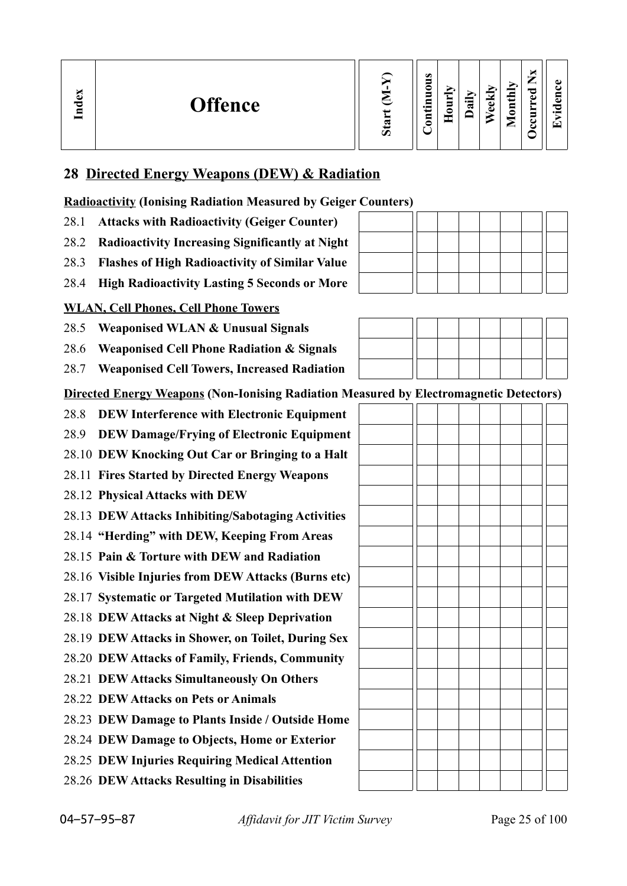| Index | Offence | Start (M-Y) | Continuous | Hourly | Daily | Weekly | Monthly | Occurred Nx | Evidence |
|---|---|---|---|---|---|---|---|---|---|

## 28 Directed Energy Weapons (DEW) & Radiation

**Radioactivity (Ionising Radiation Measured by Geiger Counters)**

| Index | Offence | Start (M-Y) | Continuous | Hourly | Daily | Weekly | Monthly | Occurred Nx | Evidence |
|---|---|---|---|---|---|---|---|---|---|
| 28.1 | **Attacks with Radioactivity (Geiger Counter)** | | | | | | | | |
| 28.2 | **Radioactivity Increasing Significantly at Night** | | | | | | | | |
| 28.3 | **Flashes of High Radioactivity of Similar Value** | | | | | | | | |
| 28.4 | **High Radioactivity Lasting 5 Seconds or More** | | | | | | | | |

**WLAN, Cell Phones, Cell Phone Towers**

| Index | Offence | Start (M-Y) | Continuous | Hourly | Daily | Weekly | Monthly | Occurred Nx | Evidence |
|---|---|---|---|---|---|---|---|---|---|
| 28.5 | **Weaponised WLAN & Unusual Signals** | | | | | | | | |
| 28.6 | **Weaponised Cell Phone Radiation & Signals** | | | | | | | | |
| 28.7 | **Weaponised Cell Towers, Increased Radiation** | | | | | | | | |

**Directed Energy Weapons (Non-Ionising Radiation Measured by Electromagnetic Detectors)**

| Index | Offence | Start (M-Y) | Continuous | Hourly | Daily | Weekly | Monthly | Occurred Nx | Evidence |
|---|---|---|---|---|---|---|---|---|---|
| 28.8 | **DEW Interference with Electronic Equipment** | | | | | | | | |
| 28.9 | **DEW Damage/Frying of Electronic Equipment** | | | | | | | | |
| 28.10 | **DEW Knocking Out Car or Bringing to a Halt** | | | | | | | | |
| 28.11 | **Fires Started by Directed Energy Weapons** | | | | | | | | |
| 28.12 | **Physical Attacks with DEW** | | | | | | | | |
| 28.13 | **DEW Attacks Inhibiting/Sabotaging Activities** | | | | | | | | |
| 28.14 | **"Herding" with DEW, Keeping From Areas** | | | | | | | | |
| 28.15 | **Pain & Torture with DEW and Radiation** | | | | | | | | |
| 28.16 | **Visible Injuries from DEW Attacks (Burns etc)** | | | | | | | | |
| 28.17 | **Systematic or Targeted Mutilation with DEW** | | | | | | | | |
| 28.18 | **DEW Attacks at Night & Sleep Deprivation** | | | | | | | | |
| 28.19 | **DEW Attacks in Shower, on Toilet, During Sex** | | | | | | | | |
| 28.20 | **DEW Attacks of Family, Friends, Community** | | | | | | | | |
| 28.21 | **DEW Attacks Simultaneously On Others** | | | | | | | | |
| 28.22 | **DEW Attacks on Pets or Animals** | | | | | | | | |
| 28.23 | **DEW Damage to Plants Inside / Outside Home** | | | | | | | | |
| 28.24 | **DEW Damage to Objects, Home or Exterior** | | | | | | | | |
| 28.25 | **DEW Injuries Requiring Medical Attention** | | | | | | | | |
| 28.26 | **DEW Attacks Resulting in Disabilities** | | | | | | | | |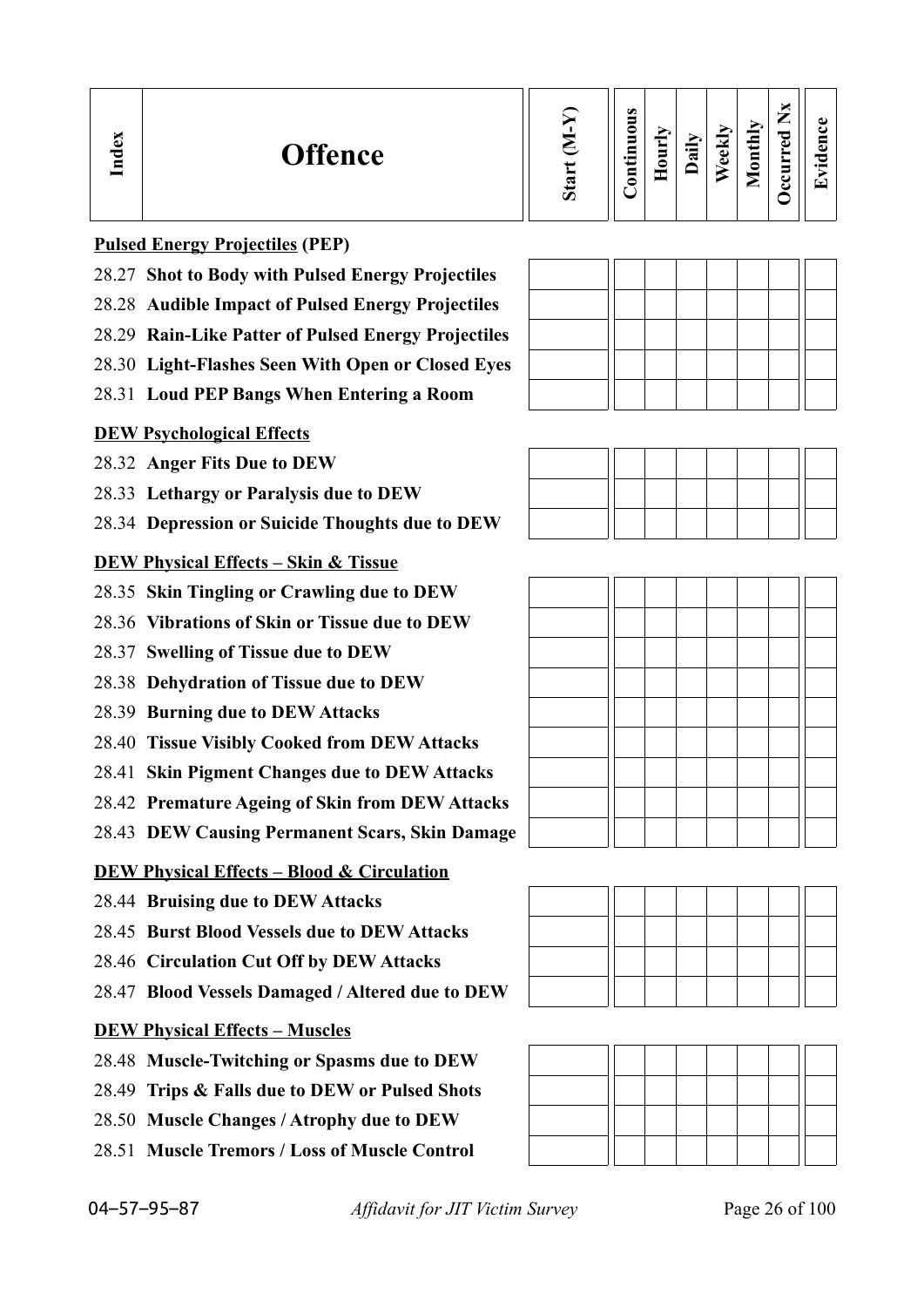| Index | Offence | Start (M-Y) | Continuous | Hourly | Daily | Weekly | Monthly | Occurred Nx | Evidence |
|---|---|---|---|---|---|---|---|---|---|
| | **Pulsed Energy Projectiles (PEP)** | | | | | | | | |
| 28.27 | **Shot to Body with Pulsed Energy Projectiles** | | | | | | | | |
| 28.28 | **Audible Impact of Pulsed Energy Projectiles** | | | | | | | | |
| 28.29 | **Rain-Like Patter of Pulsed Energy Projectiles** | | | | | | | | |
| 28.30 | **Light-Flashes Seen With Open or Closed Eyes** | | | | | | | | |
| 28.31 | **Loud PEP Bangs When Entering a Room** | | | | | | | | |
| | **DEW Psychological Effects** | | | | | | | | |
| 28.32 | **Anger Fits Due to DEW** | | | | | | | | |
| 28.33 | **Lethargy or Paralysis due to DEW** | | | | | | | | |
| 28.34 | **Depression or Suicide Thoughts due to DEW** | | | | | | | | |
| | **DEW Physical Effects – Skin & Tissue** | | | | | | | | |
| 28.35 | **Skin Tingling or Crawling due to DEW** | | | | | | | | |
| 28.36 | **Vibrations of Skin or Tissue due to DEW** | | | | | | | | |
| 28.37 | **Swelling of Tissue due to DEW** | | | | | | | | |
| 28.38 | **Dehydration of Tissue due to DEW** | | | | | | | | |
| 28.39 | **Burning due to DEW Attacks** | | | | | | | | |
| 28.40 | **Tissue Visibly Cooked from DEW Attacks** | | | | | | | | |
| 28.41 | **Skin Pigment Changes due to DEW Attacks** | | | | | | | | |
| 28.42 | **Premature Ageing of Skin from DEW Attacks** | | | | | | | | |
| 28.43 | **DEW Causing Permanent Scars, Skin Damage** | | | | | | | | |
| | **DEW Physical Effects – Blood & Circulation** | | | | | | | | |
| 28.44 | **Bruising due to DEW Attacks** | | | | | | | | |
| 28.45 | **Burst Blood Vessels due to DEW Attacks** | | | | | | | | |
| 28.46 | **Circulation Cut Off by DEW Attacks** | | | | | | | | |
| 28.47 | **Blood Vessels Damaged / Altered due to DEW** | | | | | | | | |
| | **DEW Physical Effects – Muscles** | | | | | | | | |
| 28.48 | **Muscle-Twitching or Spasms due to DEW** | | | | | | | | |
| 28.49 | **Trips & Falls due to DEW or Pulsed Shots** | | | | | | | | |
| 28.50 | **Muscle Changes / Atrophy due to DEW** | | | | | | | | |
| 28.51 | **Muscle Tremors / Loss of Muscle Control** | | | | | | | | |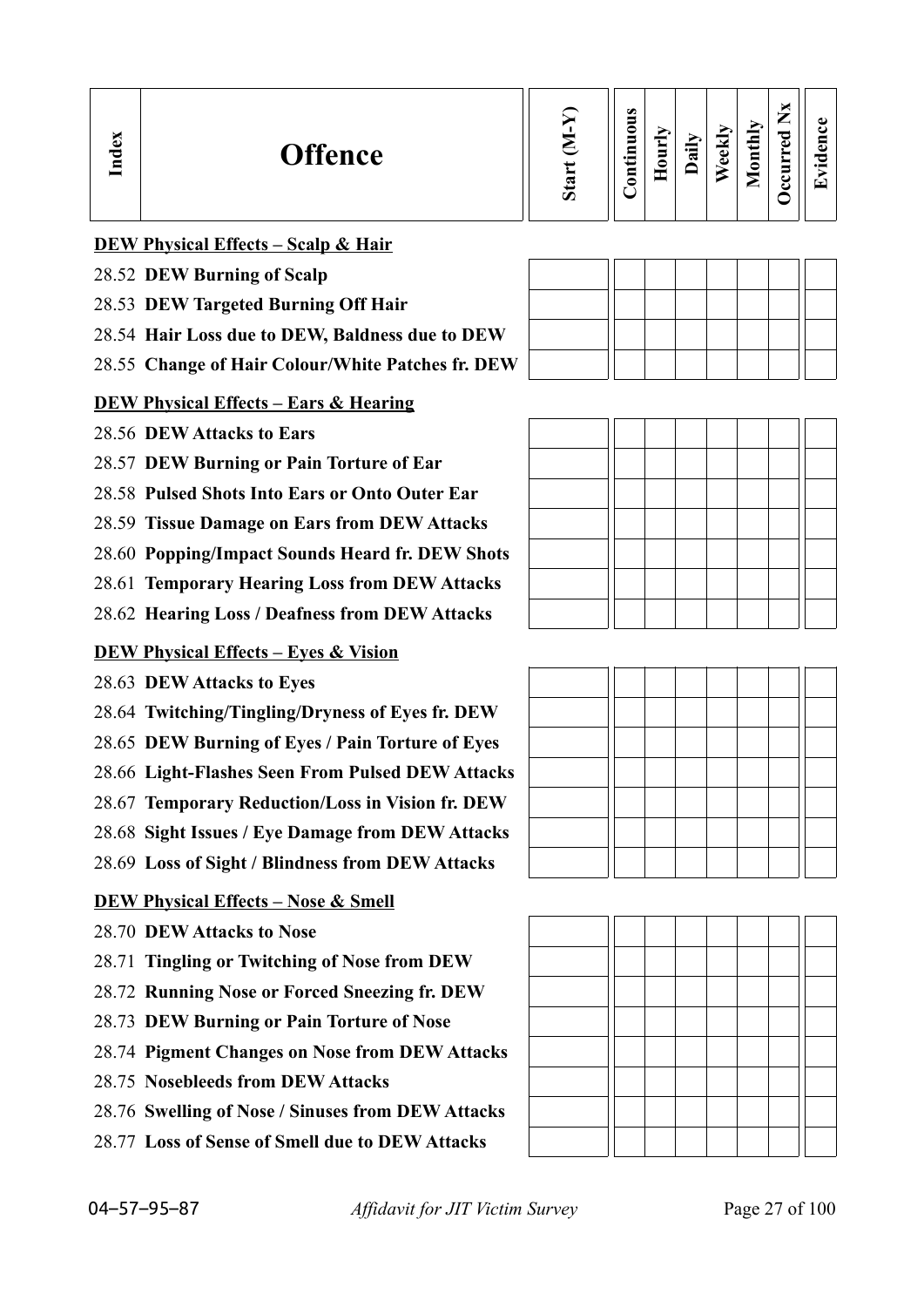| Index | Offence | Start (M-Y) | Continuous | Hourly | Daily | Weekly | Monthly | Occurred Nx | Evidence |
|---|---|---|---|---|---|---|---|---|---|
| | **DEW Physical Effects – Scalp & Hair** | | | | | | | | |
| 28.52 | **DEW Burning of Scalp** | | | | | | | | |
| 28.53 | **DEW Targeted Burning Off Hair** | | | | | | | | |
| 28.54 | **Hair Loss due to DEW, Baldness due to DEW** | | | | | | | | |
| 28.55 | **Change of Hair Colour/White Patches fr. DEW** | | | | | | | | |
| | **DEW Physical Effects – Ears & Hearing** | | | | | | | | |
| 28.56 | **DEW Attacks to Ears** | | | | | | | | |
| 28.57 | **DEW Burning or Pain Torture of Ear** | | | | | | | | |
| 28.58 | **Pulsed Shots Into Ears or Onto Outer Ear** | | | | | | | | |
| 28.59 | **Tissue Damage on Ears from DEW Attacks** | | | | | | | | |
| 28.60 | **Popping/Impact Sounds Heard fr. DEW Shots** | | | | | | | | |
| 28.61 | **Temporary Hearing Loss from DEW Attacks** | | | | | | | | |
| 28.62 | **Hearing Loss / Deafness from DEW Attacks** | | | | | | | | |
| | **DEW Physical Effects – Eyes & Vision** | | | | | | | | |
| 28.63 | **DEW Attacks to Eyes** | | | | | | | | |
| 28.64 | **Twitching/Tingling/Dryness of Eyes fr. DEW** | | | | | | | | |
| 28.65 | **DEW Burning of Eyes / Pain Torture of Eyes** | | | | | | | | |
| 28.66 | **Light-Flashes Seen From Pulsed DEW Attacks** | | | | | | | | |
| 28.67 | **Temporary Reduction/Loss in Vision fr. DEW** | | | | | | | | |
| 28.68 | **Sight Issues / Eye Damage from DEW Attacks** | | | | | | | | |
| 28.69 | **Loss of Sight / Blindness from DEW Attacks** | | | | | | | | |
| | **DEW Physical Effects – Nose & Smell** | | | | | | | | |
| 28.70 | **DEW Attacks to Nose** | | | | | | | | |
| 28.71 | **Tingling or Twitching of Nose from DEW** | | | | | | | | |
| 28.72 | **Running Nose or Forced Sneezing fr. DEW** | | | | | | | | |
| 28.73 | **DEW Burning or Pain Torture of Nose** | | | | | | | | |
| 28.74 | **Pigment Changes on Nose from DEW Attacks** | | | | | | | | |
| 28.75 | **Nosebleeds from DEW Attacks** | | | | | | | | |
| 28.76 | **Swelling of Nose / Sinuses from DEW Attacks** | | | | | | | | |
| 28.77 | **Loss of Sense of Smell due to DEW Attacks** | | | | | | | | |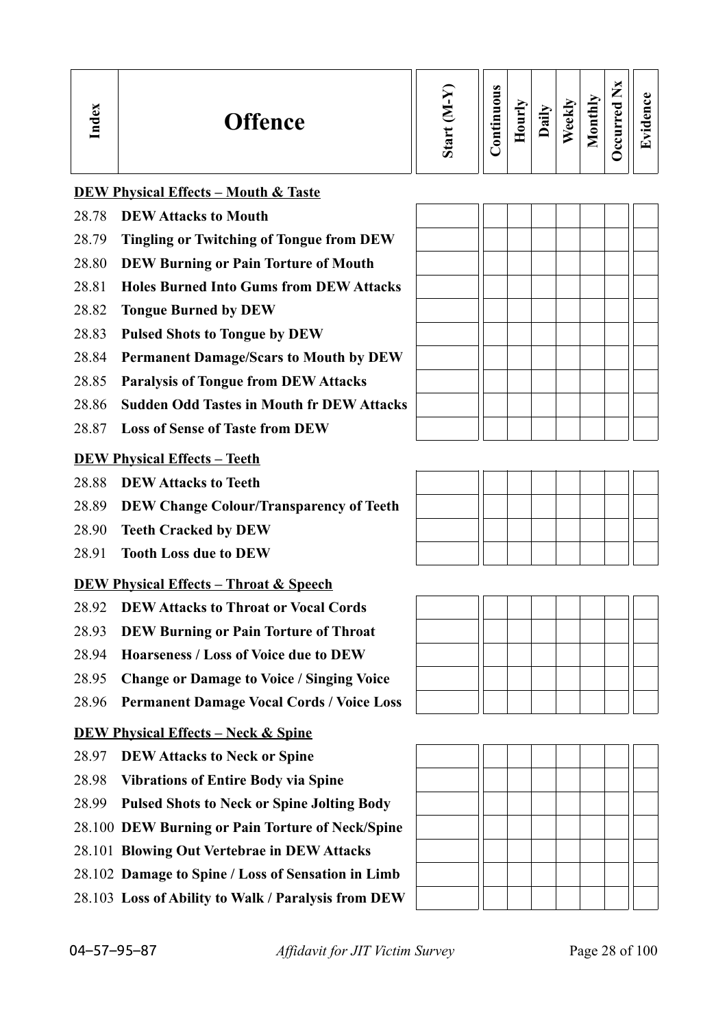| Index | Offence | Start (M-Y) | Continuous | Hourly | Daily | Weekly | Monthly | Occurred Nx | Evidence |
|---|---|---|---|---|---|---|---|---|---|
| | **DEW Physical Effects – Mouth & Taste** | | | | | | | | |
| 28.78 | **DEW Attacks to Mouth** | | | | | | | | |
| 28.79 | **Tingling or Twitching of Tongue from DEW** | | | | | | | | |
| 28.80 | **DEW Burning or Pain Torture of Mouth** | | | | | | | | |
| 28.81 | **Holes Burned Into Gums from DEW Attacks** | | | | | | | | |
| 28.82 | **Tongue Burned by DEW** | | | | | | | | |
| 28.83 | **Pulsed Shots to Tongue by DEW** | | | | | | | | |
| 28.84 | **Permanent Damage/Scars to Mouth by DEW** | | | | | | | | |
| 28.85 | **Paralysis of Tongue from DEW Attacks** | | | | | | | | |
| 28.86 | **Sudden Odd Tastes in Mouth fr DEW Attacks** | | | | | | | | |
| 28.87 | **Loss of Sense of Taste from DEW** | | | | | | | | |
| | **DEW Physical Effects – Teeth** | | | | | | | | |
| 28.88 | **DEW Attacks to Teeth** | | | | | | | | |
| 28.89 | **DEW Change Colour/Transparency of Teeth** | | | | | | | | |
| 28.90 | **Teeth Cracked by DEW** | | | | | | | | |
| 28.91 | **Tooth Loss due to DEW** | | | | | | | | |
| | **DEW Physical Effects – Throat & Speech** | | | | | | | | |
| 28.92 | **DEW Attacks to Throat or Vocal Cords** | | | | | | | | |
| 28.93 | **DEW Burning or Pain Torture of Throat** | | | | | | | | |
| 28.94 | **Hoarseness / Loss of Voice due to DEW** | | | | | | | | |
| 28.95 | **Change or Damage to Voice / Singing Voice** | | | | | | | | |
| 28.96 | **Permanent Damage Vocal Cords / Voice Loss** | | | | | | | | |
| | **DEW Physical Effects – Neck & Spine** | | | | | | | | |
| 28.97 | **DEW Attacks to Neck or Spine** | | | | | | | | |
| 28.98 | **Vibrations of Entire Body via Spine** | | | | | | | | |
| 28.99 | **Pulsed Shots to Neck or Spine Jolting Body** | | | | | | | | |
| 28.100 | **DEW Burning or Pain Torture of Neck/Spine** | | | | | | | | |
| 28.101 | **Blowing Out Vertebrae in DEW Attacks** | | | | | | | | |
| 28.102 | **Damage to Spine / Loss of Sensation in Limb** | | | | | | | | |
| 28.103 | **Loss of Ability to Walk / Paralysis from DEW** | | | | | | | | |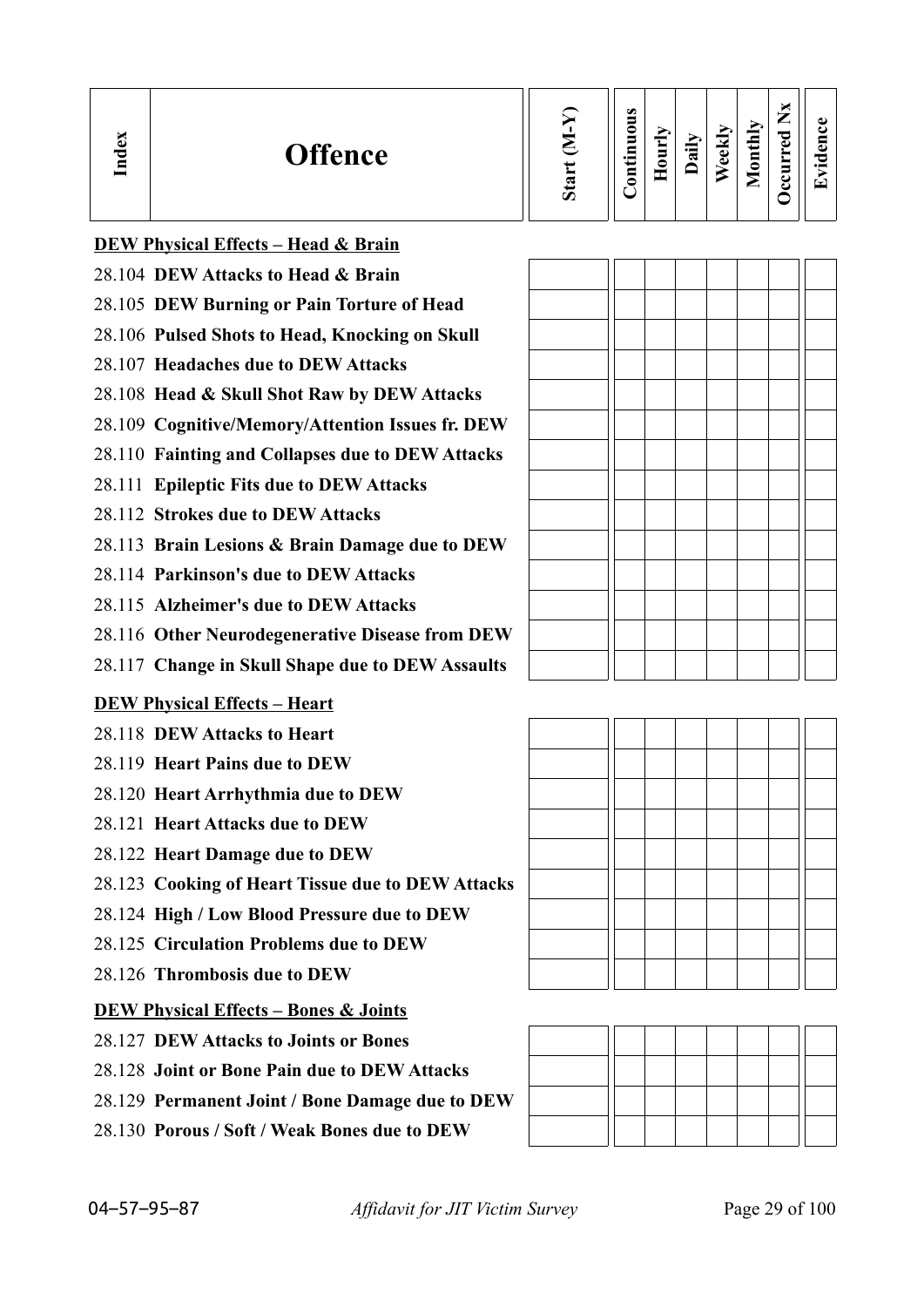| Index | Offence | Start (M-Y) | Continuous | Hourly | Daily | Weekly | Monthly | Occurred Nx | Evidence |
|---|---|---|---|---|---|---|---|---|---|
| | **DEW Physical Effects – Head & Brain** | | | | | | | | |
| 28.104 | **DEW Attacks to Head & Brain** | | | | | | | | |
| 28.105 | **DEW Burning or Pain Torture of Head** | | | | | | | | |
| 28.106 | **Pulsed Shots to Head, Knocking on Skull** | | | | | | | | |
| 28.107 | **Headaches due to DEW Attacks** | | | | | | | | |
| 28.108 | **Head & Skull Shot Raw by DEW Attacks** | | | | | | | | |
| 28.109 | **Cognitive/Memory/Attention Issues fr. DEW** | | | | | | | | |
| 28.110 | **Fainting and Collapses due to DEW Attacks** | | | | | | | | |
| 28.111 | **Epileptic Fits due to DEW Attacks** | | | | | | | | |
| 28.112 | **Strokes due to DEW Attacks** | | | | | | | | |
| 28.113 | **Brain Lesions & Brain Damage due to DEW** | | | | | | | | |
| 28.114 | **Parkinson's due to DEW Attacks** | | | | | | | | |
| 28.115 | **Alzheimer's due to DEW Attacks** | | | | | | | | |
| 28.116 | **Other Neurodegenerative Disease from DEW** | | | | | | | | |
| 28.117 | **Change in Skull Shape due to DEW Assaults** | | | | | | | | |
| | **DEW Physical Effects – Heart** | | | | | | | | |
| 28.118 | **DEW Attacks to Heart** | | | | | | | | |
| 28.119 | **Heart Pains due to DEW** | | | | | | | | |
| 28.120 | **Heart Arrhythmia due to DEW** | | | | | | | | |
| 28.121 | **Heart Attacks due to DEW** | | | | | | | | |
| 28.122 | **Heart Damage due to DEW** | | | | | | | | |
| 28.123 | **Cooking of Heart Tissue due to DEW Attacks** | | | | | | | | |
| 28.124 | **High / Low Blood Pressure due to DEW** | | | | | | | | |
| 28.125 | **Circulation Problems due to DEW** | | | | | | | | |
| 28.126 | **Thrombosis due to DEW** | | | | | | | | |
| | **DEW Physical Effects – Bones & Joints** | | | | | | | | |
| 28.127 | **DEW Attacks to Joints or Bones** | | | | | | | | |
| 28.128 | **Joint or Bone Pain due to DEW Attacks** | | | | | | | | |
| 28.129 | **Permanent Joint / Bone Damage due to DEW** | | | | | | | | |
| 28.130 | **Porous / Soft / Weak Bones due to DEW** | | | | | | | | |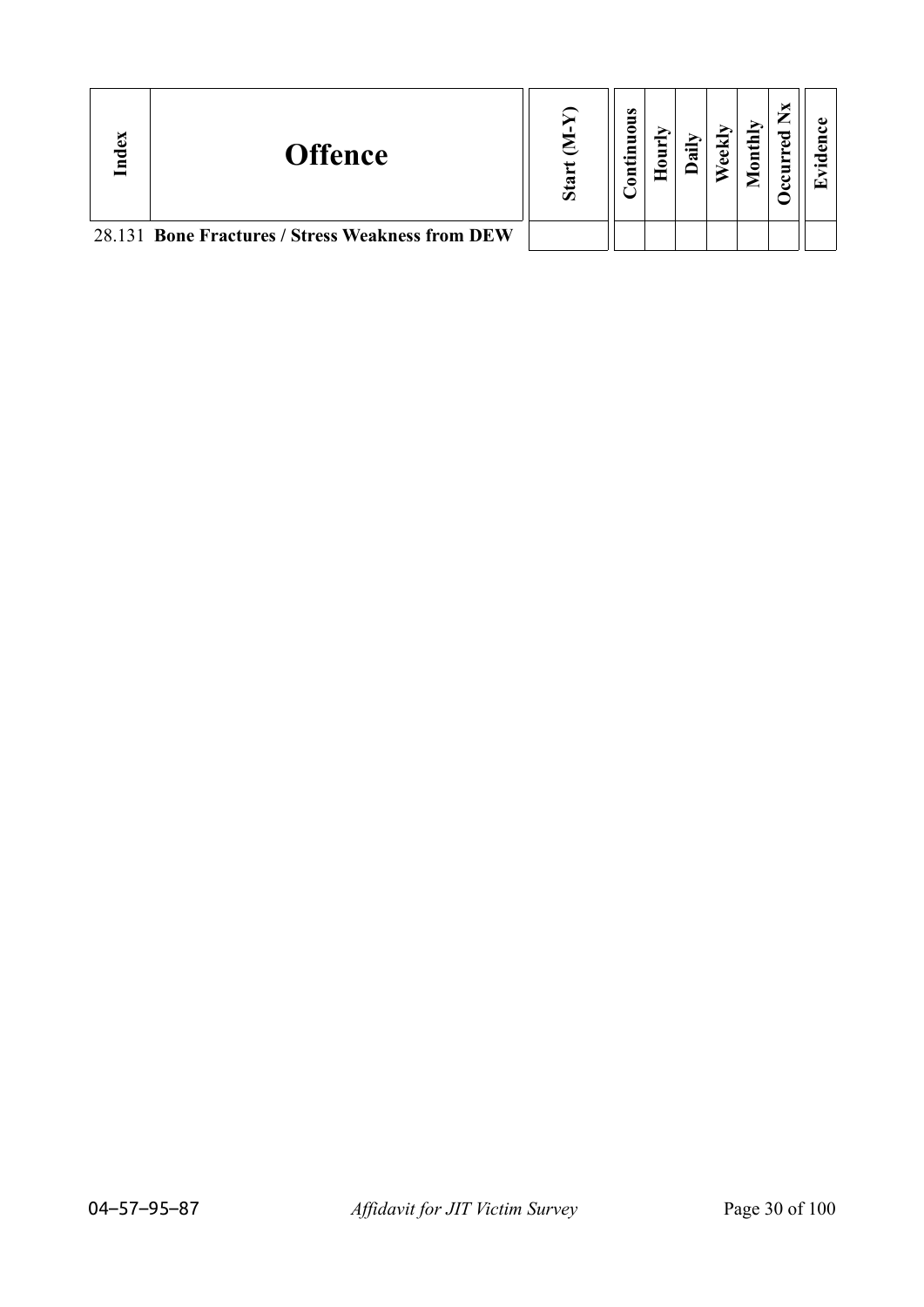| Index | Offence | Start (M-Y) | Continuous | Hourly | Daily | Weekly | Monthly | Occurred Nx | Evidence |
|---|---|---|---|---|---|---|---|---|---|
| 28.131 | **Bone Fractures / Stress Weakness from DEW** | | | | | | | | |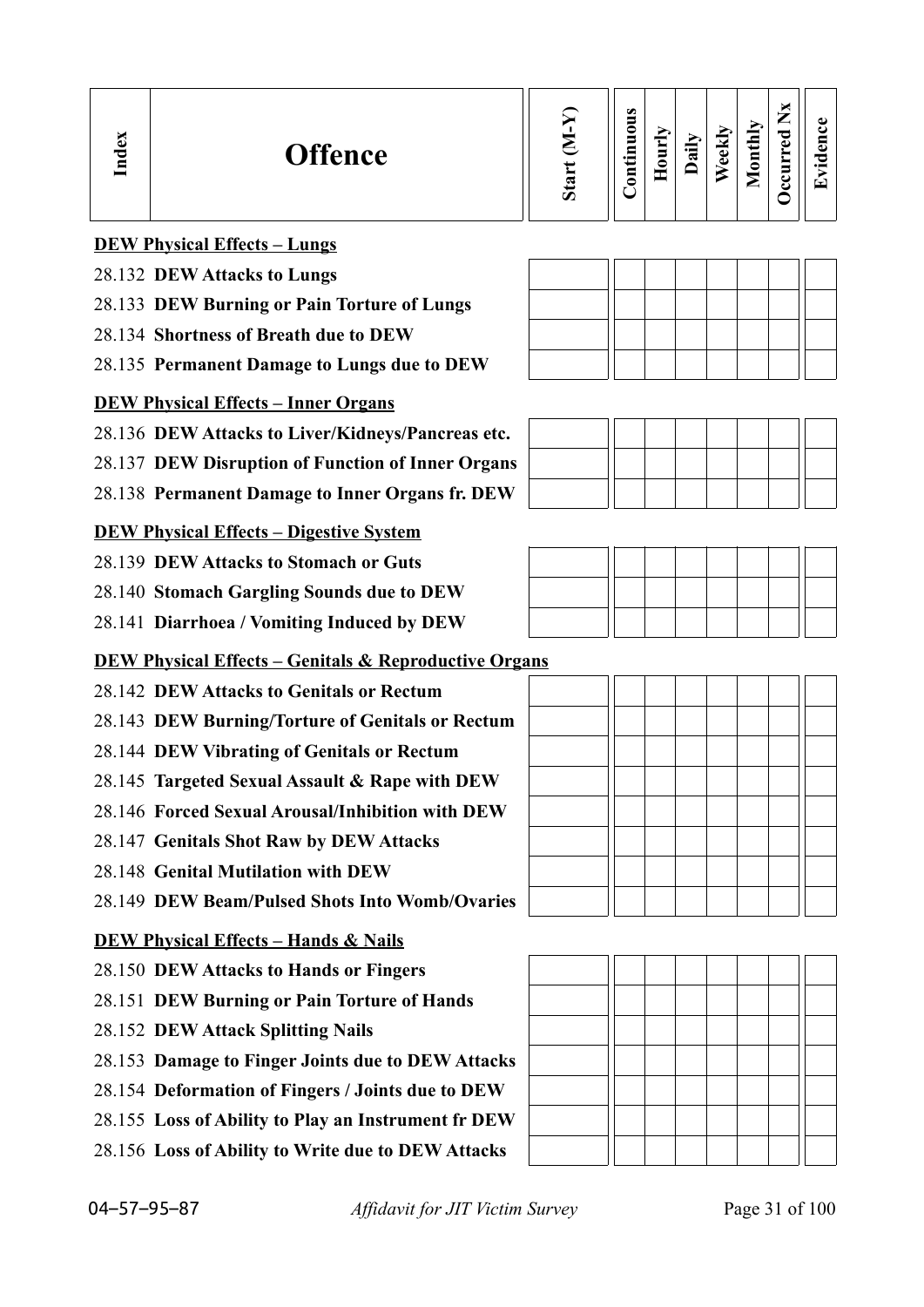| Index | Offence | Start (M-Y) | Continuous | Hourly | Daily | Weekly | Monthly | Occurred Nx | Evidence |
|---|---|---|---|---|---|---|---|---|---|
| | **DEW Physical Effects – Lungs** | | | | | | | | |
| 28.132 | **DEW Attacks to Lungs** | | | | | | | | |
| 28.133 | **DEW Burning or Pain Torture of Lungs** | | | | | | | | |
| 28.134 | **Shortness of Breath due to DEW** | | | | | | | | |
| 28.135 | **Permanent Damage to Lungs due to DEW** | | | | | | | | |
| | **DEW Physical Effects – Inner Organs** | | | | | | | | |
| 28.136 | **DEW Attacks to Liver/Kidneys/Pancreas etc.** | | | | | | | | |
| 28.137 | **DEW Disruption of Function of Inner Organs** | | | | | | | | |
| 28.138 | **Permanent Damage to Inner Organs fr. DEW** | | | | | | | | |
| | **DEW Physical Effects – Digestive System** | | | | | | | | |
| 28.139 | **DEW Attacks to Stomach or Guts** | | | | | | | | |
| 28.140 | **Stomach Gargling Sounds due to DEW** | | | | | | | | |
| 28.141 | **Diarrhoea / Vomiting Induced by DEW** | | | | | | | | |
| | **DEW Physical Effects – Genitals & Reproductive Organs** | | | | | | | | |
| 28.142 | **DEW Attacks to Genitals or Rectum** | | | | | | | | |
| 28.143 | **DEW Burning/Torture of Genitals or Rectum** | | | | | | | | |
| 28.144 | **DEW Vibrating of Genitals or Rectum** | | | | | | | | |
| 28.145 | **Targeted Sexual Assault & Rape with DEW** | | | | | | | | |
| 28.146 | **Forced Sexual Arousal/Inhibition with DEW** | | | | | | | | |
| 28.147 | **Genitals Shot Raw by DEW Attacks** | | | | | | | | |
| 28.148 | **Genital Mutilation with DEW** | | | | | | | | |
| 28.149 | **DEW Beam/Pulsed Shots Into Womb/Ovaries** | | | | | | | | |
| | **DEW Physical Effects – Hands & Nails** | | | | | | | | |
| 28.150 | **DEW Attacks to Hands or Fingers** | | | | | | | | |
| 28.151 | **DEW Burning or Pain Torture of Hands** | | | | | | | | |
| 28.152 | **DEW Attack Splitting Nails** | | | | | | | | |
| 28.153 | **Damage to Finger Joints due to DEW Attacks** | | | | | | | | |
| 28.154 | **Deformation of Fingers / Joints due to DEW** | | | | | | | | |
| 28.155 | **Loss of Ability to Play an Instrument fr DEW** | | | | | | | | |
| 28.156 | **Loss of Ability to Write due to DEW Attacks** | | | | | | | | |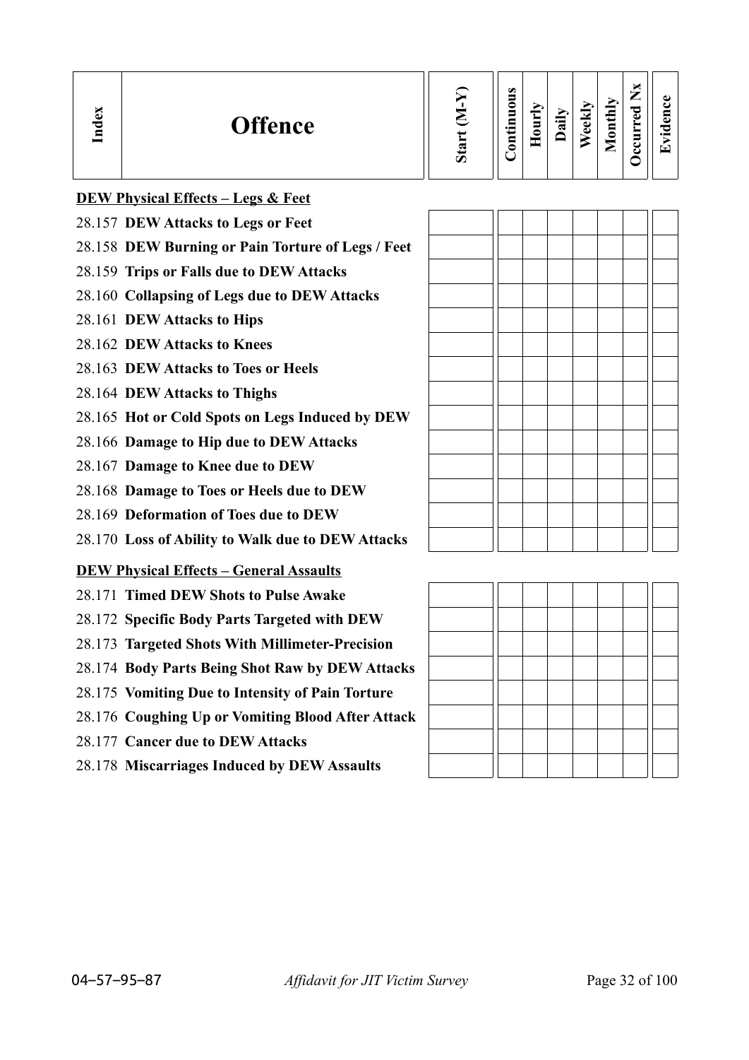| Index | Offence | Start (M-Y) | Continuous | Hourly | Daily | Weekly | Monthly | Occurred Nx | Evidence |
|---|---|---|---|---|---|---|---|---|---|
| | **DEW Physical Effects – Legs & Feet** | | | | | | | | |
| 28.157 | **DEW Attacks to Legs or Feet** | | | | | | | | |
| 28.158 | **DEW Burning or Pain Torture of Legs / Feet** | | | | | | | | |
| 28.159 | **Trips or Falls due to DEW Attacks** | | | | | | | | |
| 28.160 | **Collapsing of Legs due to DEW Attacks** | | | | | | | | |
| 28.161 | **DEW Attacks to Hips** | | | | | | | | |
| 28.162 | **DEW Attacks to Knees** | | | | | | | | |
| 28.163 | **DEW Attacks to Toes or Heels** | | | | | | | | |
| 28.164 | **DEW Attacks to Thighs** | | | | | | | | |
| 28.165 | **Hot or Cold Spots on Legs Induced by DEW** | | | | | | | | |
| 28.166 | **Damage to Hip due to DEW Attacks** | | | | | | | | |
| 28.167 | **Damage to Knee due to DEW** | | | | | | | | |
| 28.168 | **Damage to Toes or Heels due to DEW** | | | | | | | | |
| 28.169 | **Deformation of Toes due to DEW** | | | | | | | | |
| 28.170 | **Loss of Ability to Walk due to DEW Attacks** | | | | | | | | |
| | **DEW Physical Effects – General Assaults** | | | | | | | | |
| 28.171 | **Timed DEW Shots to Pulse Awake** | | | | | | | | |
| 28.172 | **Specific Body Parts Targeted with DEW** | | | | | | | | |
| 28.173 | **Targeted Shots With Millimeter-Precision** | | | | | | | | |
| 28.174 | **Body Parts Being Shot Raw by DEW Attacks** | | | | | | | | |
| 28.175 | **Vomiting Due to Intensity of Pain Torture** | | | | | | | | |
| 28.176 | **Coughing Up or Vomiting Blood After Attack** | | | | | | | | |
| 28.177 | **Cancer due to DEW Attacks** | | | | | | | | |
| 28.178 | **Miscarriages Induced by DEW Assaults** | | | | | | | | |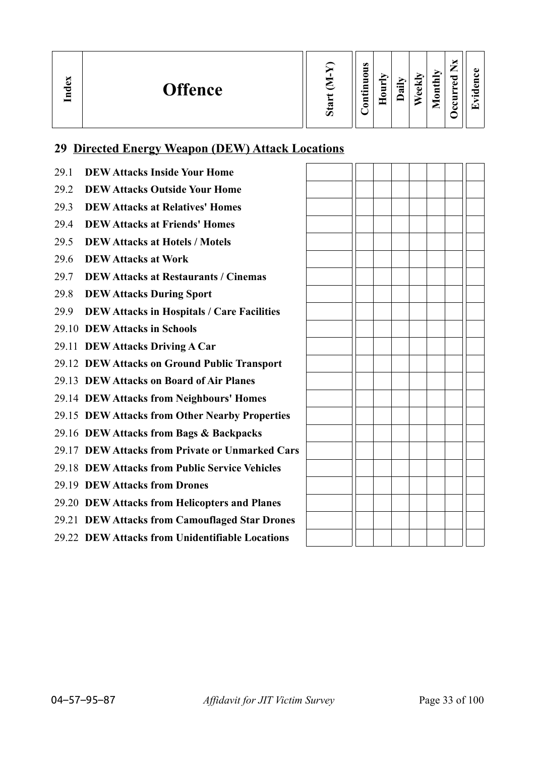| Index | Offence | Start (M-Y) | Continuous | Hourly | Daily | Weekly | Monthly | Occurred Nx | Evidence |
|---|---|---|---|---|---|---|---|---|---|

## 29 Directed Energy Weapon (DEW) Attack Locations

| Index | Offence | Start (M-Y) | Continuous | Hourly | Daily | Weekly | Monthly | Occurred Nx | Evidence |
|---|---|---|---|---|---|---|---|---|---|
| 29.1 | **DEW Attacks Inside Your Home** | | | | | | | | |
| 29.2 | **DEW Attacks Outside Your Home** | | | | | | | | |
| 29.3 | **DEW Attacks at Relatives' Homes** | | | | | | | | |
| 29.4 | **DEW Attacks at Friends' Homes** | | | | | | | | |
| 29.5 | **DEW Attacks at Hotels / Motels** | | | | | | | | |
| 29.6 | **DEW Attacks at Work** | | | | | | | | |
| 29.7 | **DEW Attacks at Restaurants / Cinemas** | | | | | | | | |
| 29.8 | **DEW Attacks During Sport** | | | | | | | | |
| 29.9 | **DEW Attacks in Hospitals / Care Facilities** | | | | | | | | |
| 29.10 | **DEW Attacks in Schools** | | | | | | | | |
| 29.11 | **DEW Attacks Driving A Car** | | | | | | | | |
| 29.12 | **DEW Attacks on Ground Public Transport** | | | | | | | | |
| 29.13 | **DEW Attacks on Board of Air Planes** | | | | | | | | |
| 29.14 | **DEW Attacks from Neighbours' Homes** | | | | | | | | |
| 29.15 | **DEW Attacks from Other Nearby Properties** | | | | | | | | |
| 29.16 | **DEW Attacks from Bags & Backpacks** | | | | | | | | |
| 29.17 | **DEW Attacks from Private or Unmarked Cars** | | | | | | | | |
| 29.18 | **DEW Attacks from Public Service Vehicles** | | | | | | | | |
| 29.19 | **DEW Attacks from Drones** | | | | | | | | |
| 29.20 | **DEW Attacks from Helicopters and Planes** | | | | | | | | |
| 29.21 | **DEW Attacks from Camouflaged Star Drones** | | | | | | | | |
| 29.22 | **DEW Attacks from Unidentifiable Locations** | | | | | | | | |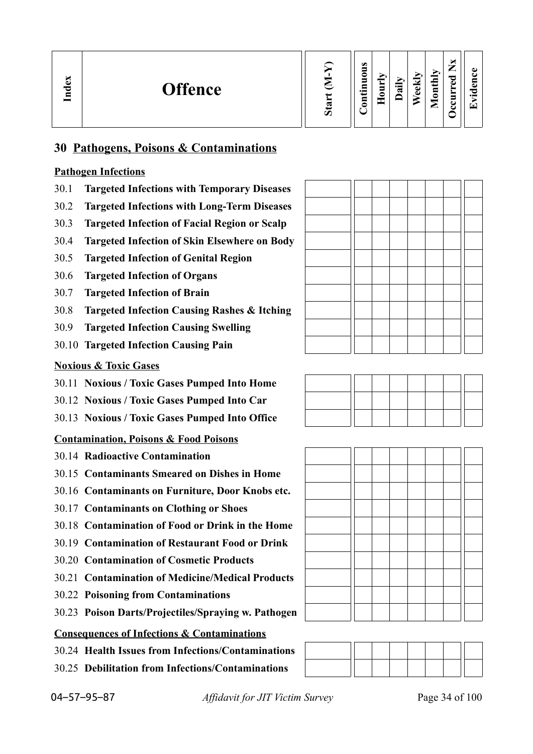| Index | Offence | Start (M-Y) | Continuous | Hourly | Daily | Weekly | Monthly | Occurred Nx | Evidence |
|---|---|---|---|---|---|---|---|---|---|

## 30 Pathogens, Poisons & Contaminations

| Index | Offence | Start (M-Y) | Continuous | Hourly | Daily | Weekly | Monthly | Occurred Nx | Evidence |
|---|---|---|---|---|---|---|---|---|---|
| | **Pathogen Infections** | | | | | | | | |
| 30.1 | **Targeted Infections with Temporary Diseases** | | | | | | | | |
| 30.2 | **Targeted Infections with Long-Term Diseases** | | | | | | | | |
| 30.3 | **Targeted Infection of Facial Region or Scalp** | | | | | | | | |
| 30.4 | **Targeted Infection of Skin Elsewhere on Body** | | | | | | | | |
| 30.5 | **Targeted Infection of Genital Region** | | | | | | | | |
| 30.6 | **Targeted Infection of Organs** | | | | | | | | |
| 30.7 | **Targeted Infection of Brain** | | | | | | | | |
| 30.8 | **Targeted Infection Causing Rashes & Itching** | | | | | | | | |
| 30.9 | **Targeted Infection Causing Swelling** | | | | | | | | |
| 30.10 | **Targeted Infection Causing Pain** | | | | | | | | |
| | **Noxious & Toxic Gases** | | | | | | | | |
| 30.11 | **Noxious / Toxic Gases Pumped Into Home** | | | | | | | | |
| 30.12 | **Noxious / Toxic Gases Pumped Into Car** | | | | | | | | |
| 30.13 | **Noxious / Toxic Gases Pumped Into Office** | | | | | | | | |
| | **Contamination, Poisons & Food Poisons** | | | | | | | | |
| 30.14 | **Radioactive Contamination** | | | | | | | | |
| 30.15 | **Contaminants Smeared on Dishes in Home** | | | | | | | | |
| 30.16 | **Contaminants on Furniture, Door Knobs etc.** | | | | | | | | |
| 30.17 | **Contaminants on Clothing or Shoes** | | | | | | | | |
| 30.18 | **Contamination of Food or Drink in the Home** | | | | | | | | |
| 30.19 | **Contamination of Restaurant Food or Drink** | | | | | | | | |
| 30.20 | **Contamination of Cosmetic Products** | | | | | | | | |
| 30.21 | **Contamination of Medicine/Medical Products** | | | | | | | | |
| 30.22 | **Poisoning from Contaminations** | | | | | | | | |
| 30.23 | **Poison Darts/Projectiles/Spraying w. Pathogen** | | | | | | | | |
| | **Consequences of Infections & Contaminations** | | | | | | | | |
| 30.24 | **Health Issues from Infections/Contaminations** | | | | | | | | |
| 30.25 | **Debilitation from Infections/Contaminations** | | | | | | | | |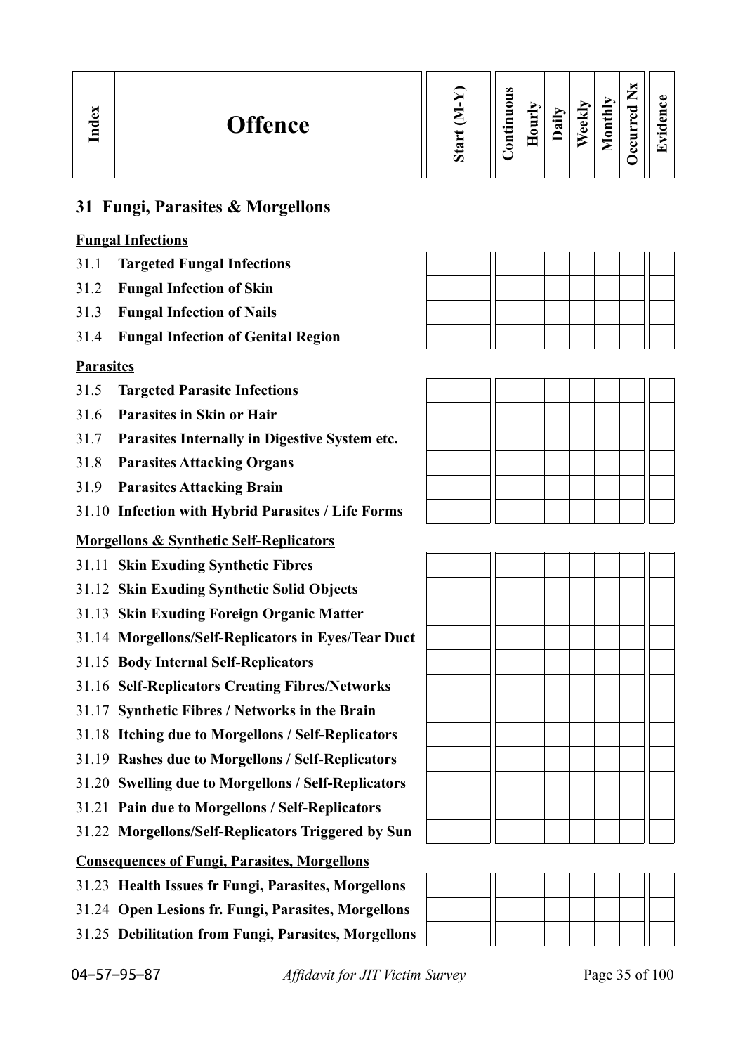| Index | Offence | Start (M-Y) | Continuous | Hourly | Daily | Weekly | Monthly | Occurred Nx | Evidence |
|---|---|---|---|---|---|---|---|---|---|

## 31 Fungi, Parasites & Morgellons

**Fungal Infections**

| Index | Offence | Start (M-Y) | Continuous | Hourly | Daily | Weekly | Monthly | Occurred Nx | Evidence |
|---|---|---|---|---|---|---|---|---|---|
| 31.1 | **Targeted Fungal Infections** | | | | | | | | |
| 31.2 | **Fungal Infection of Skin** | | | | | | | | |
| 31.3 | **Fungal Infection of Nails** | | | | | | | | |
| 31.4 | **Fungal Infection of Genital Region** | | | | | | | | |

**Parasites**

| Index | Offence | Start (M-Y) | Continuous | Hourly | Daily | Weekly | Monthly | Occurred Nx | Evidence |
|---|---|---|---|---|---|---|---|---|---|
| 31.5 | **Targeted Parasite Infections** | | | | | | | | |
| 31.6 | **Parasites in Skin or Hair** | | | | | | | | |
| 31.7 | **Parasites Internally in Digestive System etc.** | | | | | | | | |
| 31.8 | **Parasites Attacking Organs** | | | | | | | | |
| 31.9 | **Parasites Attacking Brain** | | | | | | | | |
| 31.10 | **Infection with Hybrid Parasites / Life Forms** | | | | | | | | |

**Morgellons & Synthetic Self-Replicators**

| Index | Offence | Start (M-Y) | Continuous | Hourly | Daily | Weekly | Monthly | Occurred Nx | Evidence |
|---|---|---|---|---|---|---|---|---|---|
| 31.11 | **Skin Exuding Synthetic Fibres** | | | | | | | | |
| 31.12 | **Skin Exuding Synthetic Solid Objects** | | | | | | | | |
| 31.13 | **Skin Exuding Foreign Organic Matter** | | | | | | | | |
| 31.14 | **Morgellons/Self-Replicators in Eyes/Tear Duct** | | | | | | | | |
| 31.15 | **Body Internal Self-Replicators** | | | | | | | | |
| 31.16 | **Self-Replicators Creating Fibres/Networks** | | | | | | | | |
| 31.17 | **Synthetic Fibres / Networks in the Brain** | | | | | | | | |
| 31.18 | **Itching due to Morgellons / Self-Replicators** | | | | | | | | |
| 31.19 | **Rashes due to Morgellons / Self-Replicators** | | | | | | | | |
| 31.20 | **Swelling due to Morgellons / Self-Replicators** | | | | | | | | |
| 31.21 | **Pain due to Morgellons / Self-Replicators** | | | | | | | | |
| 31.22 | **Morgellons/Self-Replicators Triggered by Sun** | | | | | | | | |

**Consequences of Fungi, Parasites, Morgellons**

| Index | Offence | Start (M-Y) | Continuous | Hourly | Daily | Weekly | Monthly | Occurred Nx | Evidence |
|---|---|---|---|---|---|---|---|---|---|
| 31.23 | **Health Issues fr Fungi, Parasites, Morgellons** | | | | | | | | |
| 31.24 | **Open Lesions fr. Fungi, Parasites, Morgellons** | | | | | | | | |
| 31.25 | **Debilitation from Fungi, Parasites, Morgellons** | | | | | | | | |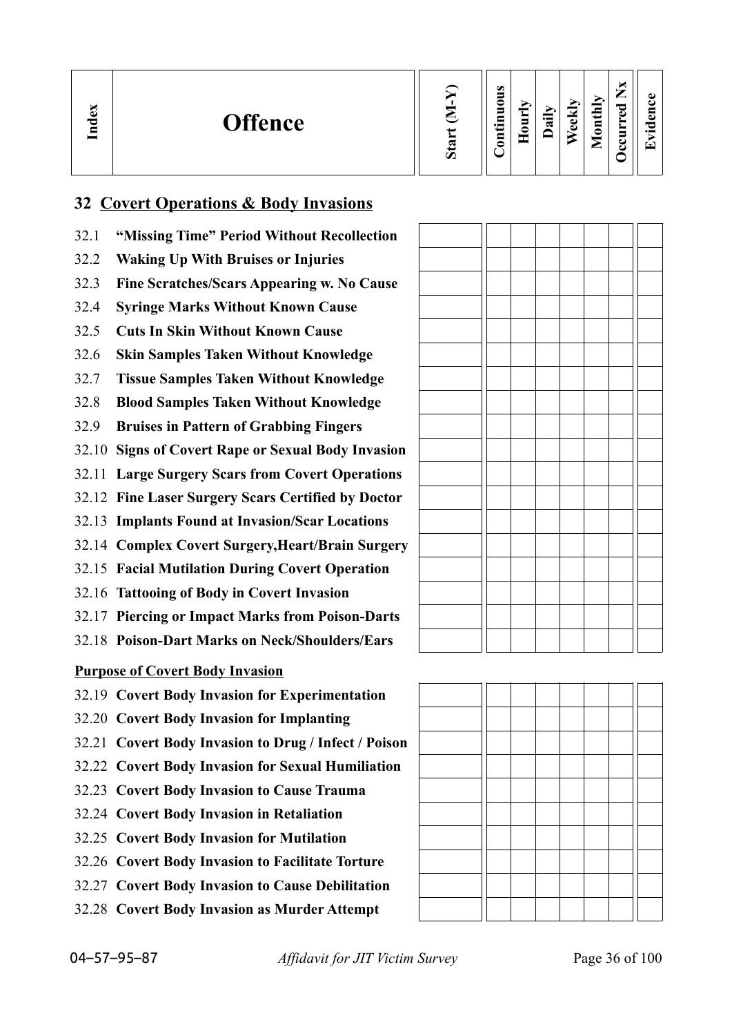| Index | Offence | Start (M-Y) | Continuous | Hourly | Daily | Weekly | Monthly | Occurred Nx | Evidence |
|---|---|---|---|---|---|---|---|---|---|

## 32 Covert Operations & Body Invasions

| Index | Offence | Start (M-Y) | Continuous | Hourly | Daily | Weekly | Monthly | Occurred Nx | Evidence |
|---|---|---|---|---|---|---|---|---|---|
| 32.1 | **"Missing Time" Period Without Recollection** | | | | | | | | |
| 32.2 | **Waking Up With Bruises or Injuries** | | | | | | | | |
| 32.3 | **Fine Scratches/Scars Appearing w. No Cause** | | | | | | | | |
| 32.4 | **Syringe Marks Without Known Cause** | | | | | | | | |
| 32.5 | **Cuts In Skin Without Known Cause** | | | | | | | | |
| 32.6 | **Skin Samples Taken Without Knowledge** | | | | | | | | |
| 32.7 | **Tissue Samples Taken Without Knowledge** | | | | | | | | |
| 32.8 | **Blood Samples Taken Without Knowledge** | | | | | | | | |
| 32.9 | **Bruises in Pattern of Grabbing Fingers** | | | | | | | | |
| 32.10 | **Signs of Covert Rape or Sexual Body Invasion** | | | | | | | | |
| 32.11 | **Large Surgery Scars from Covert Operations** | | | | | | | | |
| 32.12 | **Fine Laser Surgery Scars Certified by Doctor** | | | | | | | | |
| 32.13 | **Implants Found at Invasion/Scar Locations** | | | | | | | | |
| 32.14 | **Complex Covert Surgery,Heart/Brain Surgery** | | | | | | | | |
| 32.15 | **Facial Mutilation During Covert Operation** | | | | | | | | |
| 32.16 | **Tattooing of Body in Covert Invasion** | | | | | | | | |
| 32.17 | **Piercing or Impact Marks from Poison-Darts** | | | | | | | | |
| 32.18 | **Poison-Dart Marks on Neck/Shoulders/Ears** | | | | | | | | |

**Purpose of Covert Body Invasion**

| Index | Offence | Start (M-Y) | Continuous | Hourly | Daily | Weekly | Monthly | Occurred Nx | Evidence |
|---|---|---|---|---|---|---|---|---|---|
| 32.19 | **Covert Body Invasion for Experimentation** | | | | | | | | |
| 32.20 | **Covert Body Invasion for Implanting** | | | | | | | | |
| 32.21 | **Covert Body Invasion to Drug / Infect / Poison** | | | | | | | | |
| 32.22 | **Covert Body Invasion for Sexual Humiliation** | | | | | | | | |
| 32.23 | **Covert Body Invasion to Cause Trauma** | | | | | | | | |
| 32.24 | **Covert Body Invasion in Retaliation** | | | | | | | | |
| 32.25 | **Covert Body Invasion for Mutilation** | | | | | | | | |
| 32.26 | **Covert Body Invasion to Facilitate Torture** | | | | | | | | |
| 32.27 | **Covert Body Invasion to Cause Debilitation** | | | | | | | | |
| 32.28 | **Covert Body Invasion as Murder Attempt** | | | | | | | | |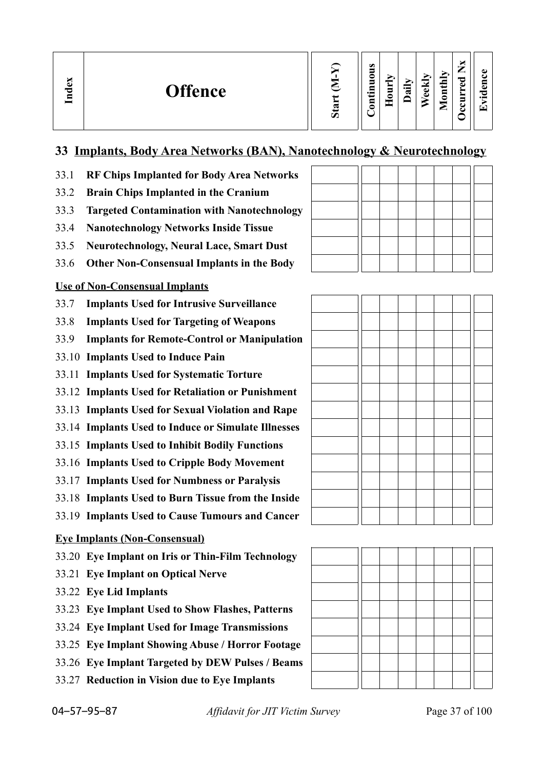| Index | Offence | Start (M-Y) | Continuous | Hourly | Daily | Weekly | Monthly | Occurred Nx | Evidence |
|---|---|---|---|---|---|---|---|---|---|

## 33 Implants, Body Area Networks (BAN), Nanotechnology & Neurotechnology

| Index | Offence | Start (M-Y) | Continuous | Hourly | Daily | Weekly | Monthly | Occurred Nx | Evidence |
|---|---|---|---|---|---|---|---|---|---|
| 33.1 | **RF Chips Implanted for Body Area Networks** | | | | | | | | |
| 33.2 | **Brain Chips Implanted in the Cranium** | | | | | | | | |
| 33.3 | **Targeted Contamination with Nanotechnology** | | | | | | | | |
| 33.4 | **Nanotechnology Networks Inside Tissue** | | | | | | | | |
| 33.5 | **Neurotechnology, Neural Lace, Smart Dust** | | | | | | | | |
| 33.6 | **Other Non-Consensual Implants in the Body** | | | | | | | | |

**Use of Non-Consensual Implants**

| Index | Offence | Start (M-Y) | Continuous | Hourly | Daily | Weekly | Monthly | Occurred Nx | Evidence |
|---|---|---|---|---|---|---|---|---|---|
| 33.7 | **Implants Used for Intrusive Surveillance** | | | | | | | | |
| 33.8 | **Implants Used for Targeting of Weapons** | | | | | | | | |
| 33.9 | **Implants for Remote-Control or Manipulation** | | | | | | | | |
| 33.10 | **Implants Used to Induce Pain** | | | | | | | | |
| 33.11 | **Implants Used for Systematic Torture** | | | | | | | | |
| 33.12 | **Implants Used for Retaliation or Punishment** | | | | | | | | |
| 33.13 | **Implants Used for Sexual Violation and Rape** | | | | | | | | |
| 33.14 | **Implants Used to Induce or Simulate Illnesses** | | | | | | | | |
| 33.15 | **Implants Used to Inhibit Bodily Functions** | | | | | | | | |
| 33.16 | **Implants Used to Cripple Body Movement** | | | | | | | | |
| 33.17 | **Implants Used for Numbness or Paralysis** | | | | | | | | |
| 33.18 | **Implants Used to Burn Tissue from the Inside** | | | | | | | | |
| 33.19 | **Implants Used to Cause Tumours and Cancer** | | | | | | | | |

**Eye Implants (Non-Consensual)**

| Index | Offence | Start (M-Y) | Continuous | Hourly | Daily | Weekly | Monthly | Occurred Nx | Evidence |
|---|---|---|---|---|---|---|---|---|---|
| 33.20 | **Eye Implant on Iris or Thin-Film Technology** | | | | | | | | |
| 33.21 | **Eye Implant on Optical Nerve** | | | | | | | | |
| 33.22 | **Eye Lid Implants** | | | | | | | | |
| 33.23 | **Eye Implant Used to Show Flashes, Patterns** | | | | | | | | |
| 33.24 | **Eye Implant Used for Image Transmissions** | | | | | | | | |
| 33.25 | **Eye Implant Showing Abuse / Horror Footage** | | | | | | | | |
| 33.26 | **Eye Implant Targeted by DEW Pulses / Beams** | | | | | | | | |
| 33.27 | **Reduction in Vision due to Eye Implants** | | | | | | | | |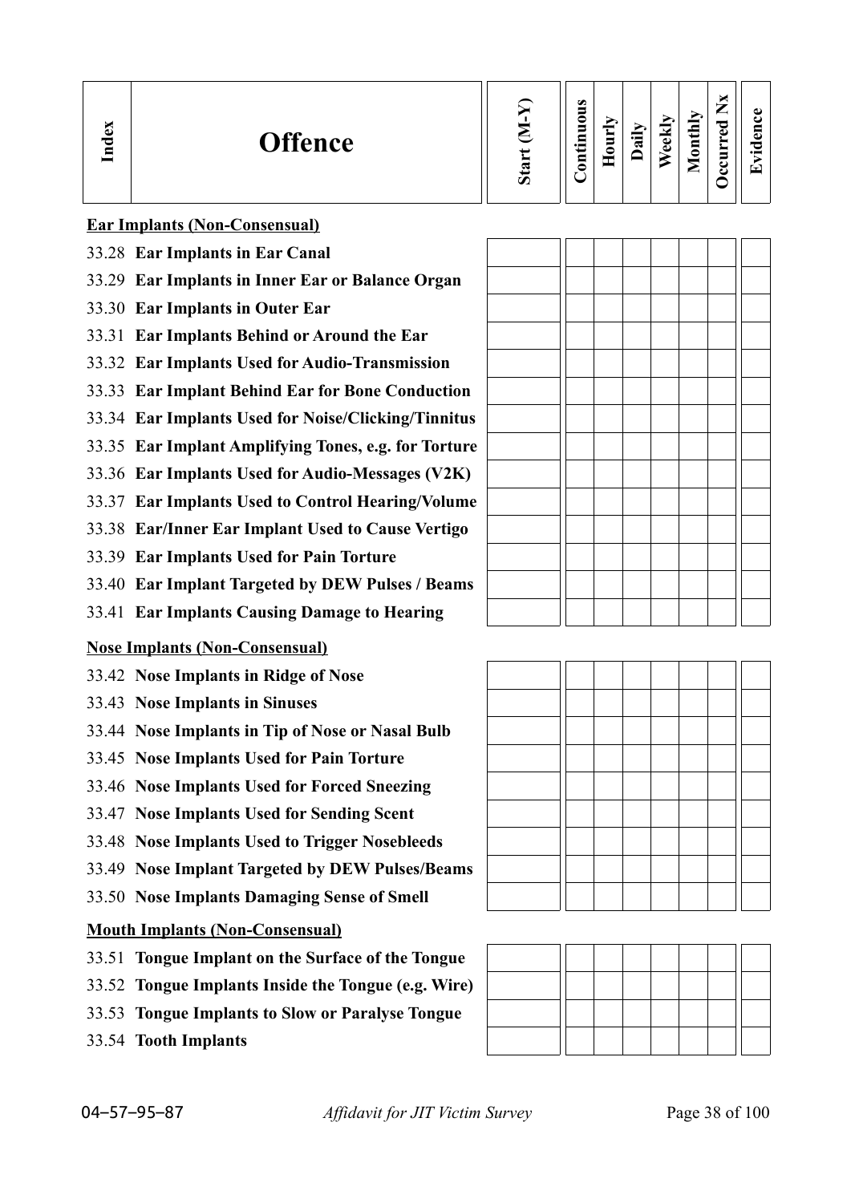| Index | Offence | Start (M-Y) | Continuous | Hourly | Daily | Weekly | Monthly | Occurred Nx | Evidence |
|---|---|---|---|---|---|---|---|---|---|
| | **Ear Implants (Non-Consensual)** | | | | | | | | |
| 33.28 | **Ear Implants in Ear Canal** | | | | | | | | |
| 33.29 | **Ear Implants in Inner Ear or Balance Organ** | | | | | | | | |
| 33.30 | **Ear Implants in Outer Ear** | | | | | | | | |
| 33.31 | **Ear Implants Behind or Around the Ear** | | | | | | | | |
| 33.32 | **Ear Implants Used for Audio-Transmission** | | | | | | | | |
| 33.33 | **Ear Implant Behind Ear for Bone Conduction** | | | | | | | | |
| 33.34 | **Ear Implants Used for Noise/Clicking/Tinnitus** | | | | | | | | |
| 33.35 | **Ear Implant Amplifying Tones, e.g. for Torture** | | | | | | | | |
| 33.36 | **Ear Implants Used for Audio-Messages (V2K)** | | | | | | | | |
| 33.37 | **Ear Implants Used to Control Hearing/Volume** | | | | | | | | |
| 33.38 | **Ear/Inner Ear Implant Used to Cause Vertigo** | | | | | | | | |
| 33.39 | **Ear Implants Used for Pain Torture** | | | | | | | | |
| 33.40 | **Ear Implant Targeted by DEW Pulses / Beams** | | | | | | | | |
| 33.41 | **Ear Implants Causing Damage to Hearing** | | | | | | | | |
| | **Nose Implants (Non-Consensual)** | | | | | | | | |
| 33.42 | **Nose Implants in Ridge of Nose** | | | | | | | | |
| 33.43 | **Nose Implants in Sinuses** | | | | | | | | |
| 33.44 | **Nose Implants in Tip of Nose or Nasal Bulb** | | | | | | | | |
| 33.45 | **Nose Implants Used for Pain Torture** | | | | | | | | |
| 33.46 | **Nose Implants Used for Forced Sneezing** | | | | | | | | |
| 33.47 | **Nose Implants Used for Sending Scent** | | | | | | | | |
| 33.48 | **Nose Implants Used to Trigger Nosebleeds** | | | | | | | | |
| 33.49 | **Nose Implant Targeted by DEW Pulses/Beams** | | | | | | | | |
| 33.50 | **Nose Implants Damaging Sense of Smell** | | | | | | | | |
| | **Mouth Implants (Non-Consensual)** | | | | | | | | |
| 33.51 | **Tongue Implant on the Surface of the Tongue** | | | | | | | | |
| 33.52 | **Tongue Implants Inside the Tongue (e.g. Wire)** | | | | | | | | |
| 33.53 | **Tongue Implants to Slow or Paralyse Tongue** | | | | | | | | |
| 33.54 | **Tooth Implants** | | | | | | | | |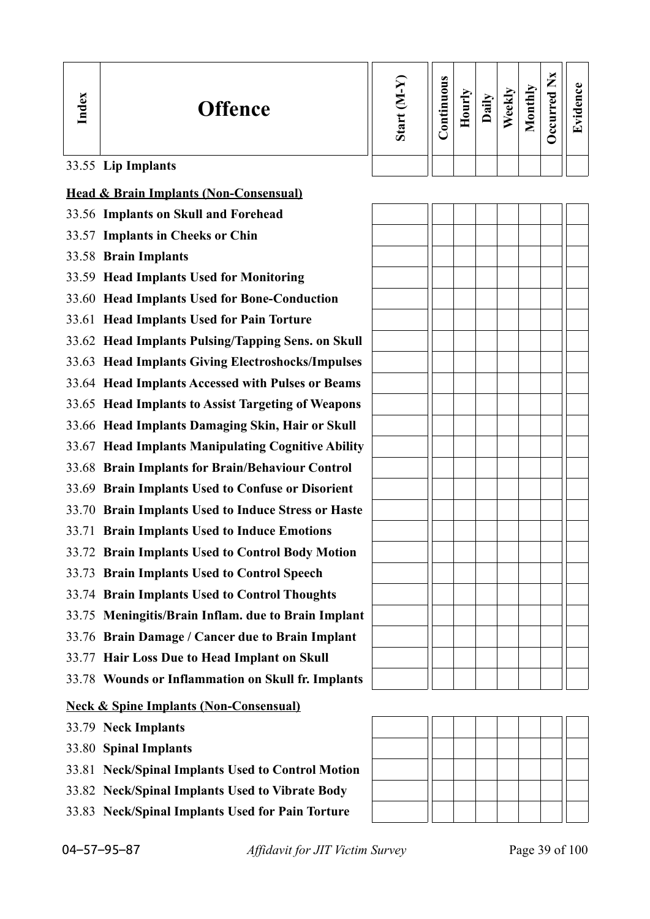| Index | Offence | Start (M-Y) | Continuous | Hourly | Daily | Weekly | Monthly | Occurred Nx | Evidence |
|---|---|---|---|---|---|---|---|---|---|
| 33.55 | **Lip Implants** | | | | | | | | |
| | **Head & Brain Implants (Non-Consensual)** | | | | | | | | |
| 33.56 | **Implants on Skull and Forehead** | | | | | | | | |
| 33.57 | **Implants in Cheeks or Chin** | | | | | | | | |
| 33.58 | **Brain Implants** | | | | | | | | |
| 33.59 | **Head Implants Used for Monitoring** | | | | | | | | |
| 33.60 | **Head Implants Used for Bone-Conduction** | | | | | | | | |
| 33.61 | **Head Implants Used for Pain Torture** | | | | | | | | |
| 33.62 | **Head Implants Pulsing/Tapping Sens. on Skull** | | | | | | | | |
| 33.63 | **Head Implants Giving Electroshocks/Impulses** | | | | | | | | |
| 33.64 | **Head Implants Accessed with Pulses or Beams** | | | | | | | | |
| 33.65 | **Head Implants to Assist Targeting of Weapons** | | | | | | | | |
| 33.66 | **Head Implants Damaging Skin, Hair or Skull** | | | | | | | | |
| 33.67 | **Head Implants Manipulating Cognitive Ability** | | | | | | | | |
| 33.68 | **Brain Implants for Brain/Behaviour Control** | | | | | | | | |
| 33.69 | **Brain Implants Used to Confuse or Disorient** | | | | | | | | |
| 33.70 | **Brain Implants Used to Induce Stress or Haste** | | | | | | | | |
| 33.71 | **Brain Implants Used to Induce Emotions** | | | | | | | | |
| 33.72 | **Brain Implants Used to Control Body Motion** | | | | | | | | |
| 33.73 | **Brain Implants Used to Control Speech** | | | | | | | | |
| 33.74 | **Brain Implants Used to Control Thoughts** | | | | | | | | |
| 33.75 | **Meningitis/Brain Inflam. due to Brain Implant** | | | | | | | | |
| 33.76 | **Brain Damage / Cancer due to Brain Implant** | | | | | | | | |
| 33.77 | **Hair Loss Due to Head Implant on Skull** | | | | | | | | |
| 33.78 | **Wounds or Inflammation on Skull fr. Implants** | | | | | | | | |
| | **Neck & Spine Implants (Non-Consensual)** | | | | | | | | |
| 33.79 | **Neck Implants** | | | | | | | | |
| 33.80 | **Spinal Implants** | | | | | | | | |
| 33.81 | **Neck/Spinal Implants Used to Control Motion** | | | | | | | | |
| 33.82 | **Neck/Spinal Implants Used to Vibrate Body** | | | | | | | | |
| 33.83 | **Neck/Spinal Implants Used for Pain Torture** | | | | | | | | |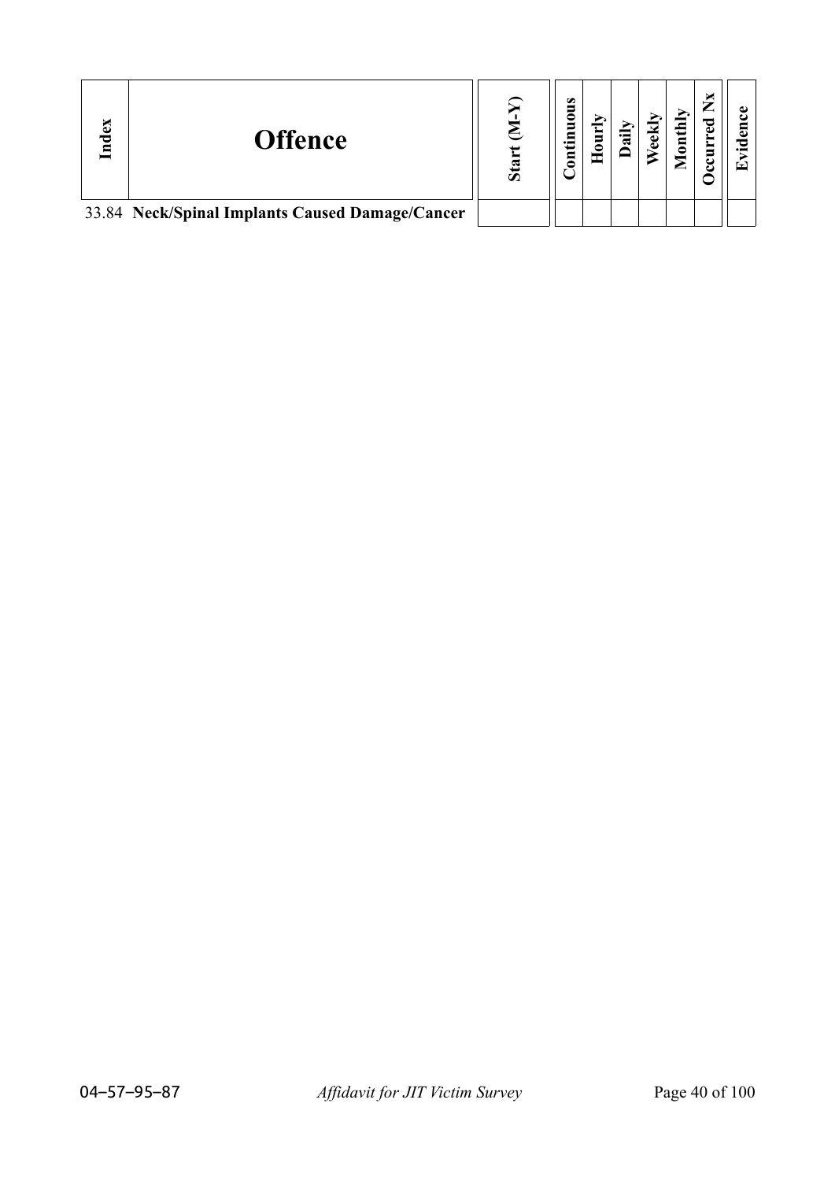| Index | Offence | Start (M-Y) | Continuous | Hourly | Daily | Weekly | Monthly | Occurred Nx | Evidence |
|---|---|---|---|---|---|---|---|---|---|
| 33.84 | **Neck/Spinal Implants Caused Damage/Cancer** | | | | | | | | |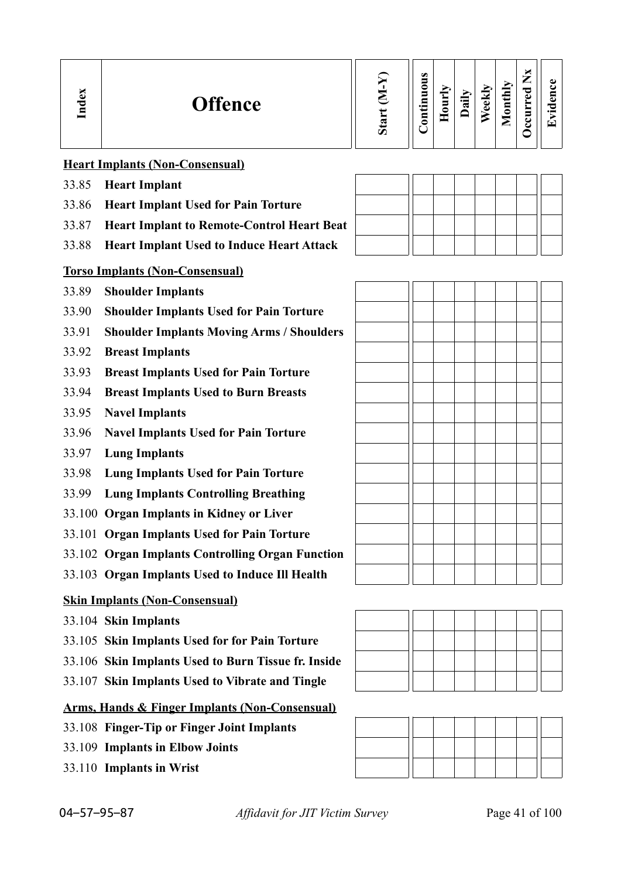| Index | Offence | Start (M-Y) | Continuous | Hourly | Daily | Weekly | Monthly | Occurred Nx | Evidence |
|---|---|---|---|---|---|---|---|---|---|
| | **Heart Implants (Non-Consensual)** | | | | | | | | |
| 33.85 | **Heart Implant** | | | | | | | | |
| 33.86 | **Heart Implant Used for Pain Torture** | | | | | | | | |
| 33.87 | **Heart Implant to Remote-Control Heart Beat** | | | | | | | | |
| 33.88 | **Heart Implant Used to Induce Heart Attack** | | | | | | | | |
| | **Torso Implants (Non-Consensual)** | | | | | | | | |
| 33.89 | **Shoulder Implants** | | | | | | | | |
| 33.90 | **Shoulder Implants Used for Pain Torture** | | | | | | | | |
| 33.91 | **Shoulder Implants Moving Arms / Shoulders** | | | | | | | | |
| 33.92 | **Breast Implants** | | | | | | | | |
| 33.93 | **Breast Implants Used for Pain Torture** | | | | | | | | |
| 33.94 | **Breast Implants Used to Burn Breasts** | | | | | | | | |
| 33.95 | **Navel Implants** | | | | | | | | |
| 33.96 | **Navel Implants Used for Pain Torture** | | | | | | | | |
| 33.97 | **Lung Implants** | | | | | | | | |
| 33.98 | **Lung Implants Used for Pain Torture** | | | | | | | | |
| 33.99 | **Lung Implants Controlling Breathing** | | | | | | | | |
| 33.100 | **Organ Implants in Kidney or Liver** | | | | | | | | |
| 33.101 | **Organ Implants Used for Pain Torture** | | | | | | | | |
| 33.102 | **Organ Implants Controlling Organ Function** | | | | | | | | |
| 33.103 | **Organ Implants Used to Induce Ill Health** | | | | | | | | |
| | **Skin Implants (Non-Consensual)** | | | | | | | | |
| 33.104 | **Skin Implants** | | | | | | | | |
| 33.105 | **Skin Implants Used for for Pain Torture** | | | | | | | | |
| 33.106 | **Skin Implants Used to Burn Tissue fr. Inside** | | | | | | | | |
| 33.107 | **Skin Implants Used to Vibrate and Tingle** | | | | | | | | |
| | **Arms, Hands & Finger Implants (Non-Consensual)** | | | | | | | | |
| 33.108 | **Finger-Tip or Finger Joint Implants** | | | | | | | | |
| 33.109 | **Implants in Elbow Joints** | | | | | | | | |
| 33.110 | **Implants in Wrist** | | | | | | | | |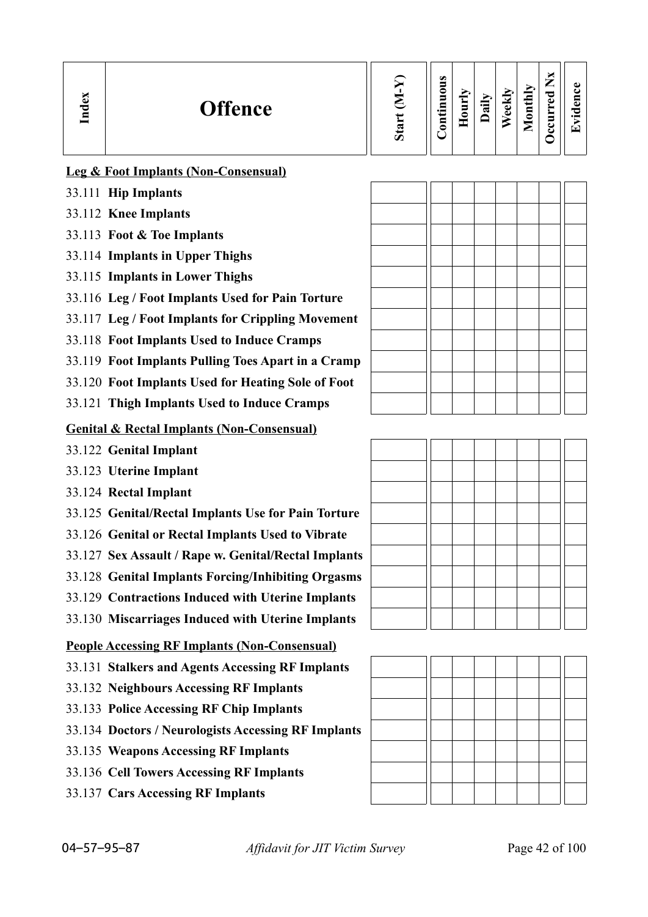| Index | Offence | Start (M-Y) | Continuous | Hourly | Daily | Weekly | Monthly | Occurred Nx | Evidence |
|---|---|---|---|---|---|---|---|---|---|
| | **Leg & Foot Implants (Non-Consensual)** | | | | | | | | |
| 33.111 | **Hip Implants** | | | | | | | | |
| 33.112 | **Knee Implants** | | | | | | | | |
| 33.113 | **Foot & Toe Implants** | | | | | | | | |
| 33.114 | **Implants in Upper Thighs** | | | | | | | | |
| 33.115 | **Implants in Lower Thighs** | | | | | | | | |
| 33.116 | **Leg / Foot Implants Used for Pain Torture** | | | | | | | | |
| 33.117 | **Leg / Foot Implants for Crippling Movement** | | | | | | | | |
| 33.118 | **Foot Implants Used to Induce Cramps** | | | | | | | | |
| 33.119 | **Foot Implants Pulling Toes Apart in a Cramp** | | | | | | | | |
| 33.120 | **Foot Implants Used for Heating Sole of Foot** | | | | | | | | |
| 33.121 | **Thigh Implants Used to Induce Cramps** | | | | | | | | |
| | **Genital & Rectal Implants (Non-Consensual)** | | | | | | | | |
| 33.122 | **Genital Implant** | | | | | | | | |
| 33.123 | **Uterine Implant** | | | | | | | | |
| 33.124 | **Rectal Implant** | | | | | | | | |
| 33.125 | **Genital/Rectal Implants Use for Pain Torture** | | | | | | | | |
| 33.126 | **Genital or Rectal Implants Used to Vibrate** | | | | | | | | |
| 33.127 | **Sex Assault / Rape w. Genital/Rectal Implants** | | | | | | | | |
| 33.128 | **Genital Implants Forcing/Inhibiting Orgasms** | | | | | | | | |
| 33.129 | **Contractions Induced with Uterine Implants** | | | | | | | | |
| 33.130 | **Miscarriages Induced with Uterine Implants** | | | | | | | | |
| | **People Accessing RF Implants (Non-Consensual)** | | | | | | | | |
| 33.131 | **Stalkers and Agents Accessing RF Implants** | | | | | | | | |
| 33.132 | **Neighbours Accessing RF Implants** | | | | | | | | |
| 33.133 | **Police Accessing RF Chip Implants** | | | | | | | | |
| 33.134 | **Doctors / Neurologists Accessing RF Implants** | | | | | | | | |
| 33.135 | **Weapons Accessing RF Implants** | | | | | | | | |
| 33.136 | **Cell Towers Accessing RF Implants** | | | | | | | | |
| 33.137 | **Cars Accessing RF Implants** | | | | | | | | |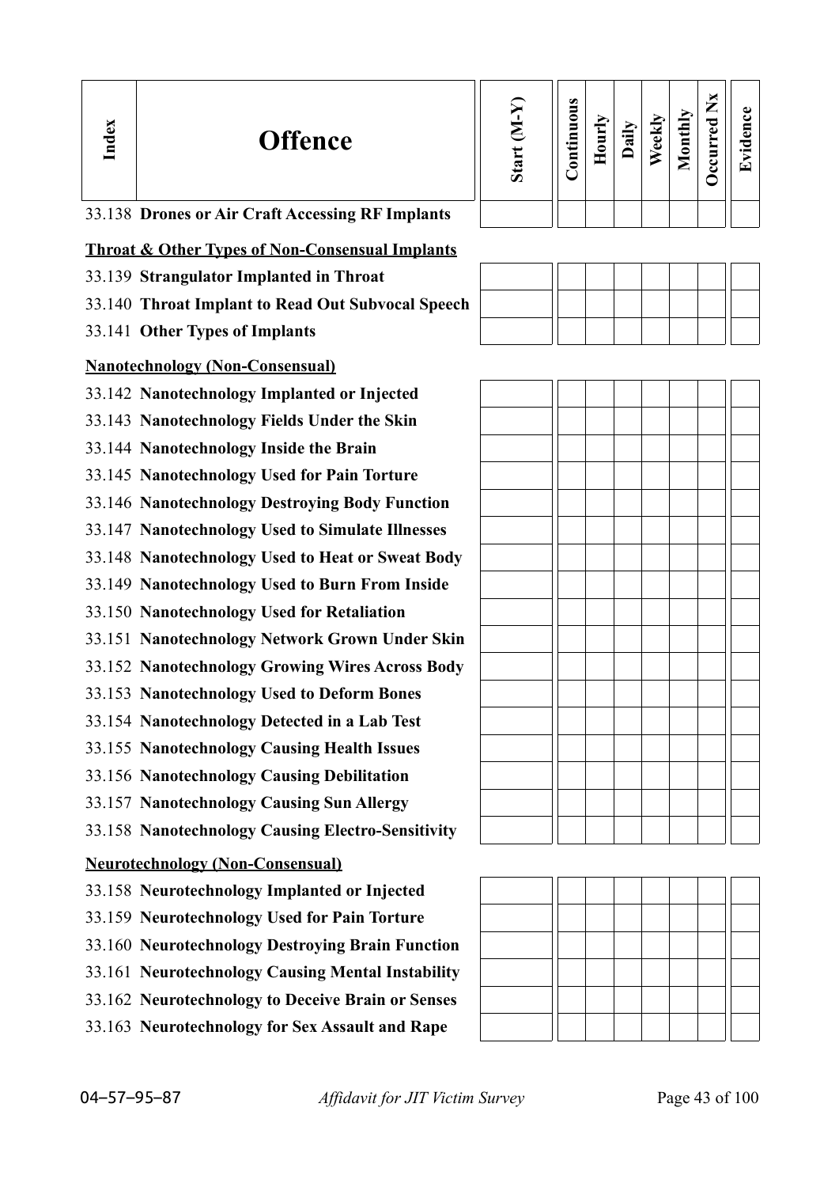| Index | Offence | Start (M-Y) | Continuous | Hourly | Daily | Weekly | Monthly | Occurred Nx | Evidence |
|---|---|---|---|---|---|---|---|---|---|
| 33.138 | **Drones or Air Craft Accessing RF Implants** | | | | | | | | |
| | **Throat & Other Types of Non-Consensual Implants** | | | | | | | | |
| 33.139 | **Strangulator Implanted in Throat** | | | | | | | | |
| 33.140 | **Throat Implant to Read Out Subvocal Speech** | | | | | | | | |
| 33.141 | **Other Types of Implants** | | | | | | | | |
| | **Nanotechnology (Non-Consensual)** | | | | | | | | |
| 33.142 | **Nanotechnology Implanted or Injected** | | | | | | | | |
| 33.143 | **Nanotechnology Fields Under the Skin** | | | | | | | | |
| 33.144 | **Nanotechnology Inside the Brain** | | | | | | | | |
| 33.145 | **Nanotechnology Used for Pain Torture** | | | | | | | | |
| 33.146 | **Nanotechnology Destroying Body Function** | | | | | | | | |
| 33.147 | **Nanotechnology Used to Simulate Illnesses** | | | | | | | | |
| 33.148 | **Nanotechnology Used to Heat or Sweat Body** | | | | | | | | |
| 33.149 | **Nanotechnology Used to Burn From Inside** | | | | | | | | |
| 33.150 | **Nanotechnology Used for Retaliation** | | | | | | | | |
| 33.151 | **Nanotechnology Network Grown Under Skin** | | | | | | | | |
| 33.152 | **Nanotechnology Growing Wires Across Body** | | | | | | | | |
| 33.153 | **Nanotechnology Used to Deform Bones** | | | | | | | | |
| 33.154 | **Nanotechnology Detected in a Lab Test** | | | | | | | | |
| 33.155 | **Nanotechnology Causing Health Issues** | | | | | | | | |
| 33.156 | **Nanotechnology Causing Debilitation** | | | | | | | | |
| 33.157 | **Nanotechnology Causing Sun Allergy** | | | | | | | | |
| 33.158 | **Nanotechnology Causing Electro-Sensitivity** | | | | | | | | |
| | **Neurotechnology (Non-Consensual)** | | | | | | | | |
| 33.158 | **Neurotechnology Implanted or Injected** | | | | | | | | |
| 33.159 | **Neurotechnology Used for Pain Torture** | | | | | | | | |
| 33.160 | **Neurotechnology Destroying Brain Function** | | | | | | | | |
| 33.161 | **Neurotechnology Causing Mental Instability** | | | | | | | | |
| 33.162 | **Neurotechnology to Deceive Brain or Senses** | | | | | | | | |
| 33.163 | **Neurotechnology for Sex Assault and Rape** | | | | | | | | |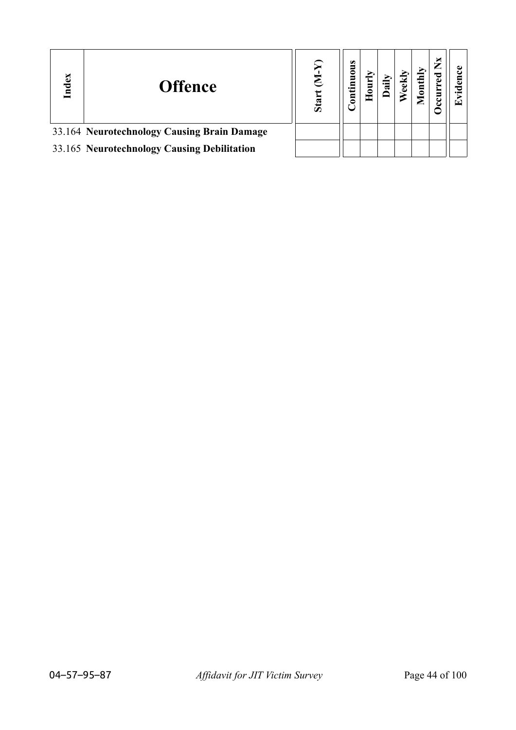| Index | Offence | Start (M-Y) | Continuous | Hourly | Daily | Weekly | Monthly | Occurred Nx | Evidence |
|---|---|---|---|---|---|---|---|---|---|
| 33.164 | **Neurotechnology Causing Brain Damage** | | | | | | | | |
| 33.165 | **Neurotechnology Causing Debilitation** | | | | | | | | |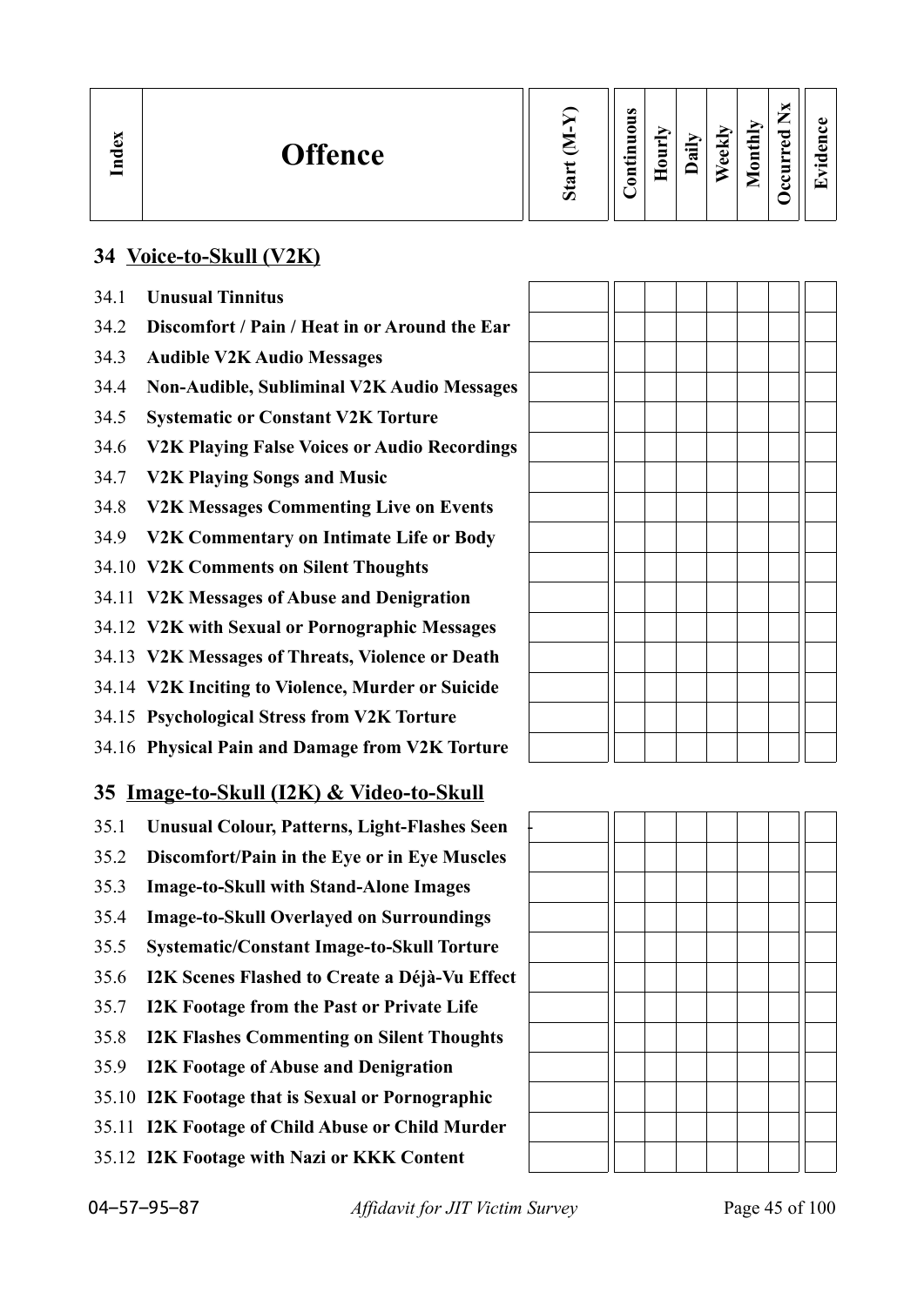| Index | Offence | Start (M-Y) | Continuous | Hourly | Daily | Weekly | Monthly | Occurred Nx | Evidence |
|---|---|---|---|---|---|---|---|---|---|

## 34 Voice-to-Skull (V2K)

| Index | Offence | Start (M-Y) | Continuous | Hourly | Daily | Weekly | Monthly | Occurred Nx | Evidence |
|---|---|---|---|---|---|---|---|---|---|
| 34.1 | **Unusual Tinnitus** | | | | | | | | |
| 34.2 | **Discomfort / Pain / Heat in or Around the Ear** | | | | | | | | |
| 34.3 | **Audible V2K Audio Messages** | | | | | | | | |
| 34.4 | **Non-Audible, Subliminal V2K Audio Messages** | | | | | | | | |
| 34.5 | **Systematic or Constant V2K Torture** | | | | | | | | |
| 34.6 | **V2K Playing False Voices or Audio Recordings** | | | | | | | | |
| 34.7 | **V2K Playing Songs and Music** | | | | | | | | |
| 34.8 | **V2K Messages Commenting Live on Events** | | | | | | | | |
| 34.9 | **V2K Commentary on Intimate Life or Body** | | | | | | | | |
| 34.10 | **V2K Comments on Silent Thoughts** | | | | | | | | |
| 34.11 | **V2K Messages of Abuse and Denigration** | | | | | | | | |
| 34.12 | **V2K with Sexual or Pornographic Messages** | | | | | | | | |
| 34.13 | **V2K Messages of Threats, Violence or Death** | | | | | | | | |
| 34.14 | **V2K Inciting to Violence, Murder or Suicide** | | | | | | | | |
| 34.15 | **Psychological Stress from V2K Torture** | | | | | | | | |
| 34.16 | **Physical Pain and Damage from V2K Torture** | | | | | | | | |

## 35 Image-to-Skull (I2K) & Video-to-Skull

| Index | Offence | Start (M-Y) | Continuous | Hourly | Daily | Weekly | Monthly | Occurred Nx | Evidence |
|---|---|---|---|---|---|---|---|---|---|
| 35.1 | **Unusual Colour, Patterns, Light-Flashes Seen** | | | | | | | | |
| 35.2 | **Discomfort/Pain in the Eye or in Eye Muscles** | | | | | | | | |
| 35.3 | **Image-to-Skull with Stand-Alone Images** | | | | | | | | |
| 35.4 | **Image-to-Skull Overlayed on Surroundings** | | | | | | | | |
| 35.5 | **Systematic/Constant Image-to-Skull Torture** | | | | | | | | |
| 35.6 | **I2K Scenes Flashed to Create a Déjà-Vu Effect** | | | | | | | | |
| 35.7 | **I2K Footage from the Past or Private Life** | | | | | | | | |
| 35.8 | **I2K Flashes Commenting on Silent Thoughts** | | | | | | | | |
| 35.9 | **I2K Footage of Abuse and Denigration** | | | | | | | | |
| 35.10 | **I2K Footage that is Sexual or Pornographic** | | | | | | | | |
| 35.11 | **I2K Footage of Child Abuse or Child Murder** | | | | | | | | |
| 35.12 | **I2K Footage with Nazi or KKK Content** | | | | | | | | |

04–57–95–87 *Affidavit for JIT Victim Survey*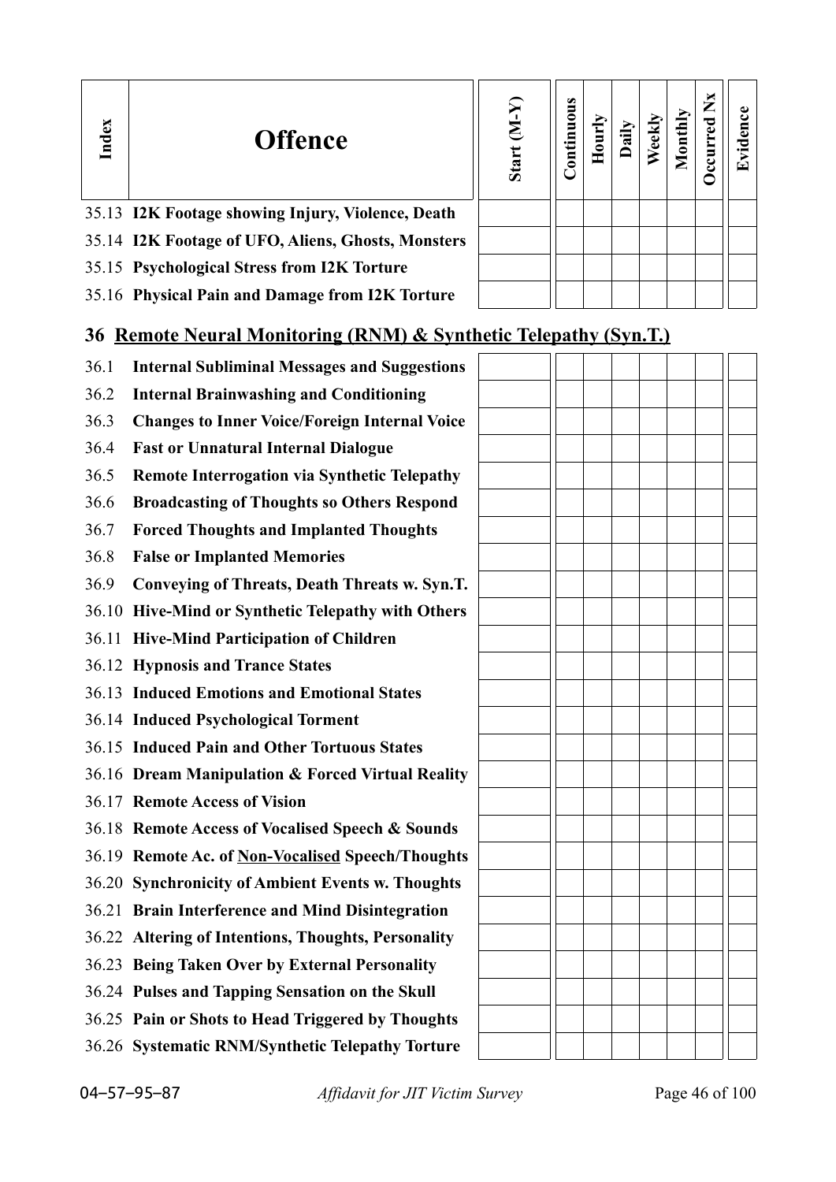| Index | Offence | Start (M-Y) | Continuous | Hourly | Daily | Weekly | Monthly | Occurred Nx | Evidence |
|---|---|---|---|---|---|---|---|---|---|
| 35.13 | **I2K Footage showing Injury, Violence, Death** | | | | | | | | |
| 35.14 | **I2K Footage of UFO, Aliens, Ghosts, Monsters** | | | | | | | | |
| 35.15 | **Psychological Stress from I2K Torture** | | | | | | | | |
| 35.16 | **Physical Pain and Damage from I2K Torture** | | | | | | | | |

## 36 Remote Neural Monitoring (RNM) & Synthetic Telepathy (Syn.T.)

| Index | Offence | Start (M-Y) | Continuous | Hourly | Daily | Weekly | Monthly | Occurred Nx | Evidence |
|---|---|---|---|---|---|---|---|---|---|
| 36.1 | **Internal Subliminal Messages and Suggestions** | | | | | | | | |
| 36.2 | **Internal Brainwashing and Conditioning** | | | | | | | | |
| 36.3 | **Changes to Inner Voice/Foreign Internal Voice** | | | | | | | | |
| 36.4 | **Fast or Unnatural Internal Dialogue** | | | | | | | | |
| 36.5 | **Remote Interrogation via Synthetic Telepathy** | | | | | | | | |
| 36.6 | **Broadcasting of Thoughts so Others Respond** | | | | | | | | |
| 36.7 | **Forced Thoughts and Implanted Thoughts** | | | | | | | | |
| 36.8 | **False or Implanted Memories** | | | | | | | | |
| 36.9 | **Conveying of Threats, Death Threats w. Syn.T.** | | | | | | | | |
| 36.10 | **Hive-Mind or Synthetic Telepathy with Others** | | | | | | | | |
| 36.11 | **Hive-Mind Participation of Children** | | | | | | | | |
| 36.12 | **Hypnosis and Trance States** | | | | | | | | |
| 36.13 | **Induced Emotions and Emotional States** | | | | | | | | |
| 36.14 | **Induced Psychological Torment** | | | | | | | | |
| 36.15 | **Induced Pain and Other Tortuous States** | | | | | | | | |
| 36.16 | **Dream Manipulation & Forced Virtual Reality** | | | | | | | | |
| 36.17 | **Remote Access of Vision** | | | | | | | | |
| 36.18 | **Remote Access of Vocalised Speech & Sounds** | | | | | | | | |
| 36.19 | **Remote Ac. of Non-Vocalised Speech/Thoughts** | | | | | | | | |
| 36.20 | **Synchronicity of Ambient Events w. Thoughts** | | | | | | | | |
| 36.21 | **Brain Interference and Mind Disintegration** | | | | | | | | |
| 36.22 | **Altering of Intentions, Thoughts, Personality** | | | | | | | | |
| 36.23 | **Being Taken Over by External Personality** | | | | | | | | |
| 36.24 | **Pulses and Tapping Sensation on the Skull** | | | | | | | | |
| 36.25 | **Pain or Shots to Head Triggered by Thoughts** | | | | | | | | |
| 36.26 | **Systematic RNM/Synthetic Telepathy Torture** | | | | | | | | |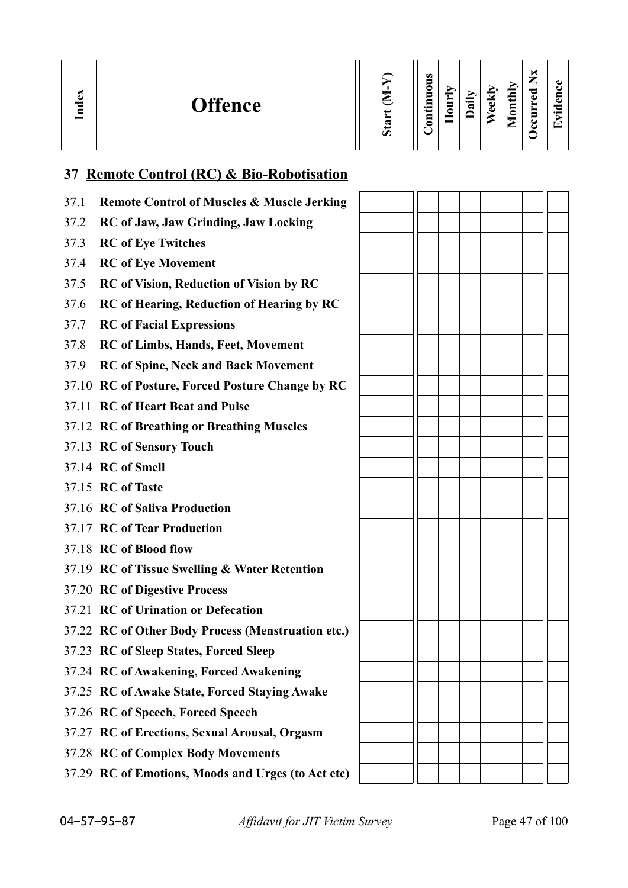| Index | Offence | Start (M-Y) | Continuous | Hourly | Daily | Weekly | Monthly | Occurred Nx | Evidence |
|---|---|---|---|---|---|---|---|---|---|

## 37 Remote Control (RC) & Bio-Robotisation

| Index | Offence | Start (M-Y) | Continuous | Hourly | Daily | Weekly | Monthly | Occurred Nx | Evidence |
|---|---|---|---|---|---|---|---|---|---|
| 37.1 | **Remote Control of Muscles & Muscle Jerking** | | | | | | | | |
| 37.2 | **RC of Jaw, Jaw Grinding, Jaw Locking** | | | | | | | | |
| 37.3 | **RC of Eye Twitches** | | | | | | | | |
| 37.4 | **RC of Eye Movement** | | | | | | | | |
| 37.5 | **RC of Vision, Reduction of Vision by RC** | | | | | | | | |
| 37.6 | **RC of Hearing, Reduction of Hearing by RC** | | | | | | | | |
| 37.7 | **RC of Facial Expressions** | | | | | | | | |
| 37.8 | **RC of Limbs, Hands, Feet, Movement** | | | | | | | | |
| 37.9 | **RC of Spine, Neck and Back Movement** | | | | | | | | |
| 37.10 | **RC of Posture, Forced Posture Change by RC** | | | | | | | | |
| 37.11 | **RC of Heart Beat and Pulse** | | | | | | | | |
| 37.12 | **RC of Breathing or Breathing Muscles** | | | | | | | | |
| 37.13 | **RC of Sensory Touch** | | | | | | | | |
| 37.14 | **RC of Smell** | | | | | | | | |
| 37.15 | **RC of Taste** | | | | | | | | |
| 37.16 | **RC of Saliva Production** | | | | | | | | |
| 37.17 | **RC of Tear Production** | | | | | | | | |
| 37.18 | **RC of Blood flow** | | | | | | | | |
| 37.19 | **RC of Tissue Swelling & Water Retention** | | | | | | | | |
| 37.20 | **RC of Digestive Process** | | | | | | | | |
| 37.21 | **RC of Urination or Defecation** | | | | | | | | |
| 37.22 | **RC of Other Body Process (Menstruation etc.)** | | | | | | | | |
| 37.23 | **RC of Sleep States, Forced Sleep** | | | | | | | | |
| 37.24 | **RC of Awakening, Forced Awakening** | | | | | | | | |
| 37.25 | **RC of Awake State, Forced Staying Awake** | | | | | | | | |
| 37.26 | **RC of Speech, Forced Speech** | | | | | | | | |
| 37.27 | **RC of Erections, Sexual Arousal, Orgasm** | | | | | | | | |
| 37.28 | **RC of Complex Body Movements** | | | | | | | | |
| 37.29 | **RC of Emotions, Moods and Urges (to Act etc)** | | | | | | | | |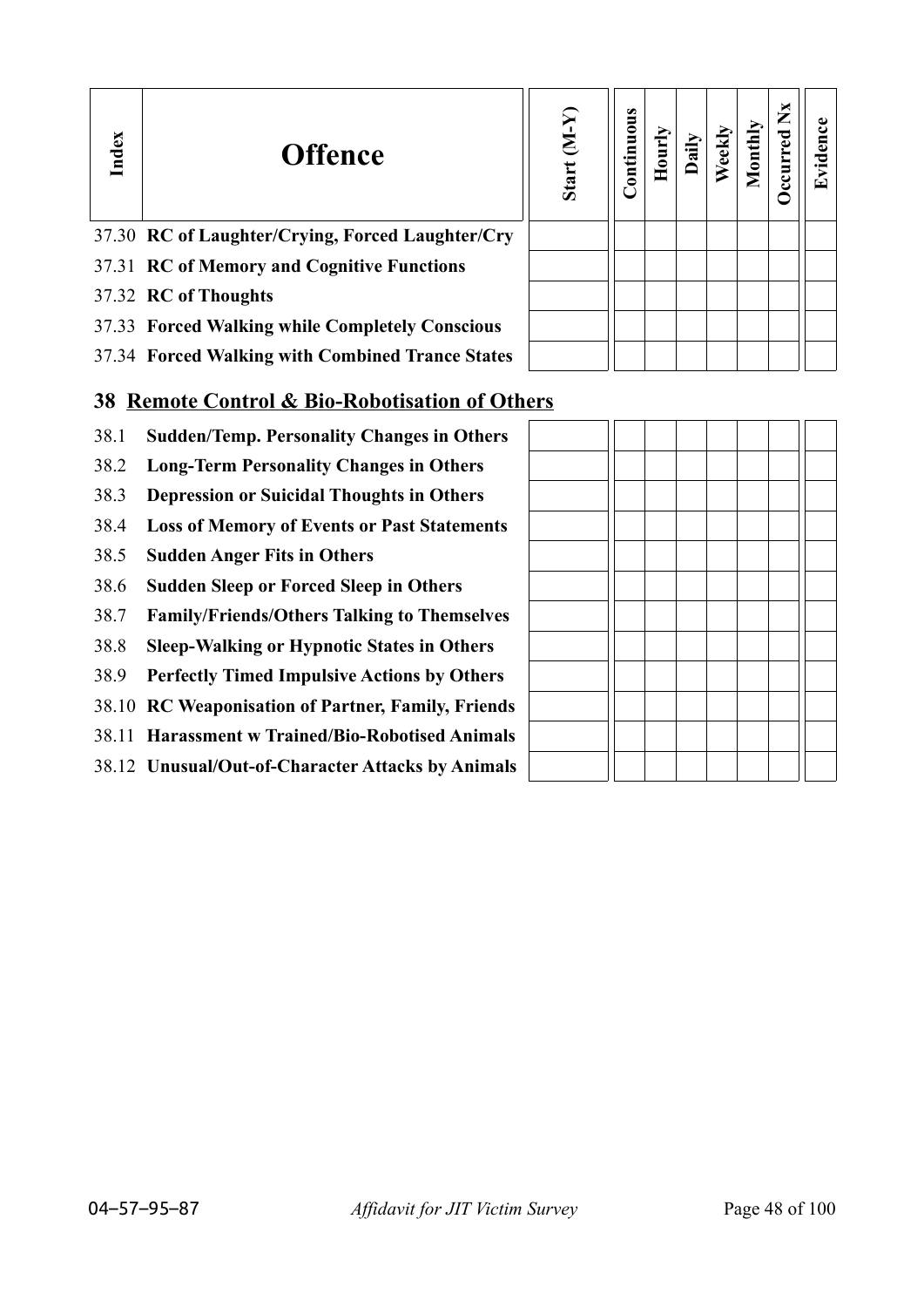| Index | Offence | Start (M-Y) | Continuous | Hourly | Daily | Weekly | Monthly | Occurred Nx | Evidence |
|---|---|---|---|---|---|---|---|---|---|
| 37.30 | **RC of Laughter/Crying, Forced Laughter/Cry** | | | | | | | | |
| 37.31 | **RC of Memory and Cognitive Functions** | | | | | | | | |
| 37.32 | **RC of Thoughts** | | | | | | | | |
| 37.33 | **Forced Walking while Completely Conscious** | | | | | | | | |
| 37.34 | **Forced Walking with Combined Trance States** | | | | | | | | |

## 38 Remote Control & Bio-Robotisation of Others

| Index | Offence | Start (M-Y) | Continuous | Hourly | Daily | Weekly | Monthly | Occurred Nx | Evidence |
|---|---|---|---|---|---|---|---|---|---|
| 38.1 | **Sudden/Temp. Personality Changes in Others** | | | | | | | | |
| 38.2 | **Long-Term Personality Changes in Others** | | | | | | | | |
| 38.3 | **Depression or Suicidal Thoughts in Others** | | | | | | | | |
| 38.4 | **Loss of Memory of Events or Past Statements** | | | | | | | | |
| 38.5 | **Sudden Anger Fits in Others** | | | | | | | | |
| 38.6 | **Sudden Sleep or Forced Sleep in Others** | | | | | | | | |
| 38.7 | **Family/Friends/Others Talking to Themselves** | | | | | | | | |
| 38.8 | **Sleep-Walking or Hypnotic States in Others** | | | | | | | | |
| 38.9 | **Perfectly Timed Impulsive Actions by Others** | | | | | | | | |
| 38.10 | **RC Weaponisation of Partner, Family, Friends** | | | | | | | | |
| 38.11 | **Harassment w Trained/Bio-Robotised Animals** | | | | | | | | |
| 38.12 | **Unusual/Out-of-Character Attacks by Animals** | | | | | | | | |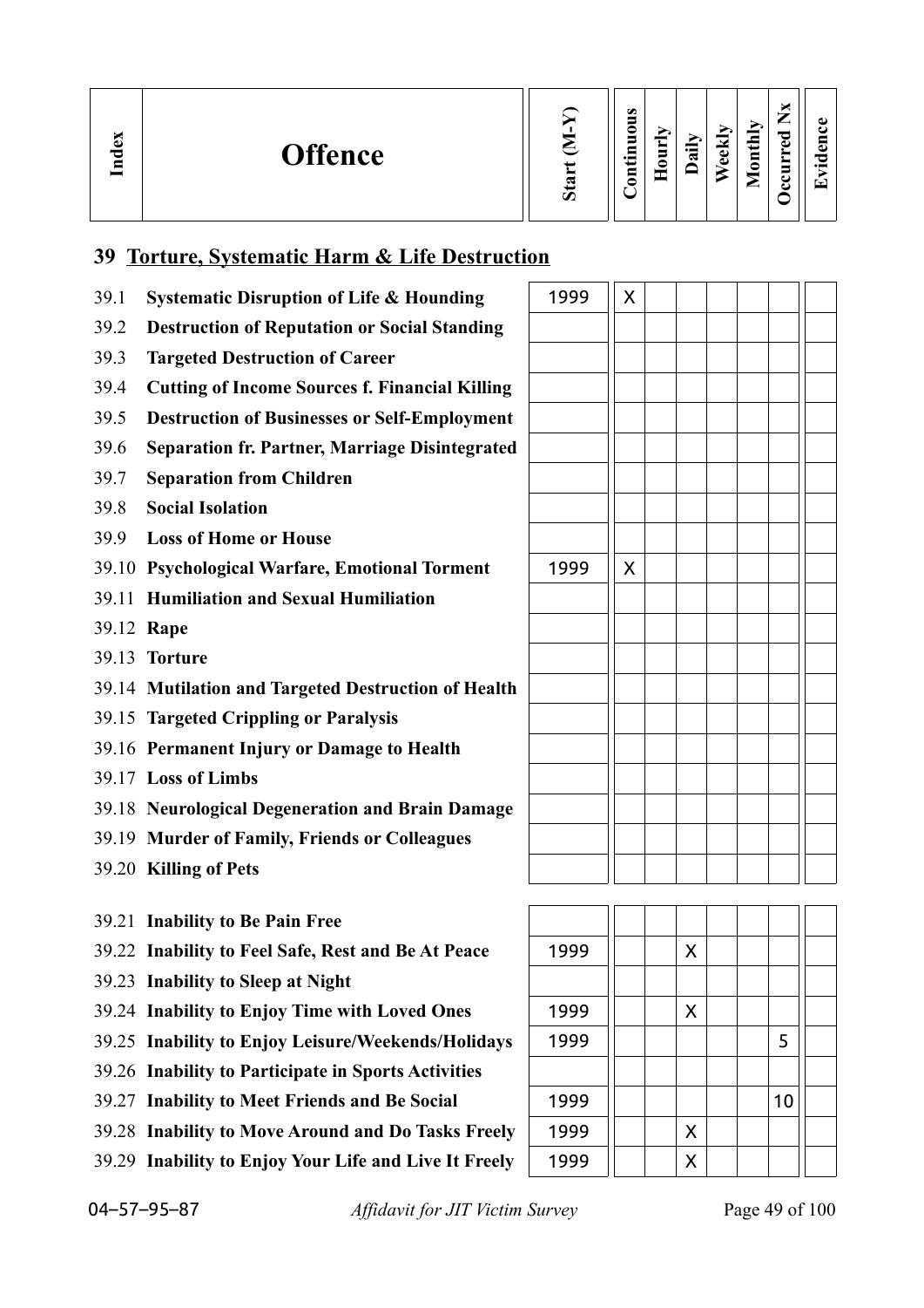| Index | Offence | Start (M-Y) | Continuous | Hourly | Daily | Weekly | Monthly | Occurred Nx | Evidence |
|---|---|---|---|---|---|---|---|---|---|

## 39 Torture, Systematic Harm & Life Destruction

| Index | Offence | Start (M-Y) | Continuous | Hourly | Daily | Weekly | Monthly | Occurred Nx | Evidence |
|---|---|---|---|---|---|---|---|---|---|
| 39.1 | **Systematic Disruption of Life & Hounding** | 1999 | X | | | | | | |
| 39.2 | **Destruction of Reputation or Social Standing** | | | | | | | | |
| 39.3 | **Targeted Destruction of Career** | | | | | | | | |
| 39.4 | **Cutting of Income Sources f. Financial Killing** | | | | | | | | |
| 39.5 | **Destruction of Businesses or Self-Employment** | | | | | | | | |
| 39.6 | **Separation fr. Partner, Marriage Disintegrated** | | | | | | | | |
| 39.7 | **Separation from Children** | | | | | | | | |
| 39.8 | **Social Isolation** | | | | | | | | |
| 39.9 | **Loss of Home or House** | | | | | | | | |
| 39.10 | **Psychological Warfare, Emotional Torment** | 1999 | X | | | | | | |
| 39.11 | **Humiliation and Sexual Humiliation** | | | | | | | | |
| 39.12 | **Rape** | | | | | | | | |
| 39.13 | **Torture** | | | | | | | | |
| 39.14 | **Mutilation and Targeted Destruction of Health** | | | | | | | | |
| 39.15 | **Targeted Crippling or Paralysis** | | | | | | | | |
| 39.16 | **Permanent Injury or Damage to Health** | | | | | | | | |
| 39.17 | **Loss of Limbs** | | | | | | | | |
| 39.18 | **Neurological Degeneration and Brain Damage** | | | | | | | | |
| 39.19 | **Murder of Family, Friends or Colleagues** | | | | | | | | |
| 39.20 | **Killing of Pets** | | | | | | | | |
| 39.21 | **Inability to Be Pain Free** | | | | | | | | |
| 39.22 | **Inability to Feel Safe, Rest and Be At Peace** | 1999 | | | X | | | | |
| 39.23 | **Inability to Sleep at Night** | | | | | | | | |
| 39.24 | **Inability to Enjoy Time with Loved Ones** | 1999 | | | X | | | | |
| 39.25 | **Inability to Enjoy Leisure/Weekends/Holidays** | 1999 | | | | | | 5 | |
| 39.26 | **Inability to Participate in Sports Activities** | | | | | | | | |
| 39.27 | **Inability to Meet Friends and Be Social** | 1999 | | | | | | 10 | |
| 39.28 | **Inability to Move Around and Do Tasks Freely** | 1999 | | | X | | | | |
| 39.29 | **Inability to Enjoy Your Life and Live It Freely** | 1999 | | | X | | | | |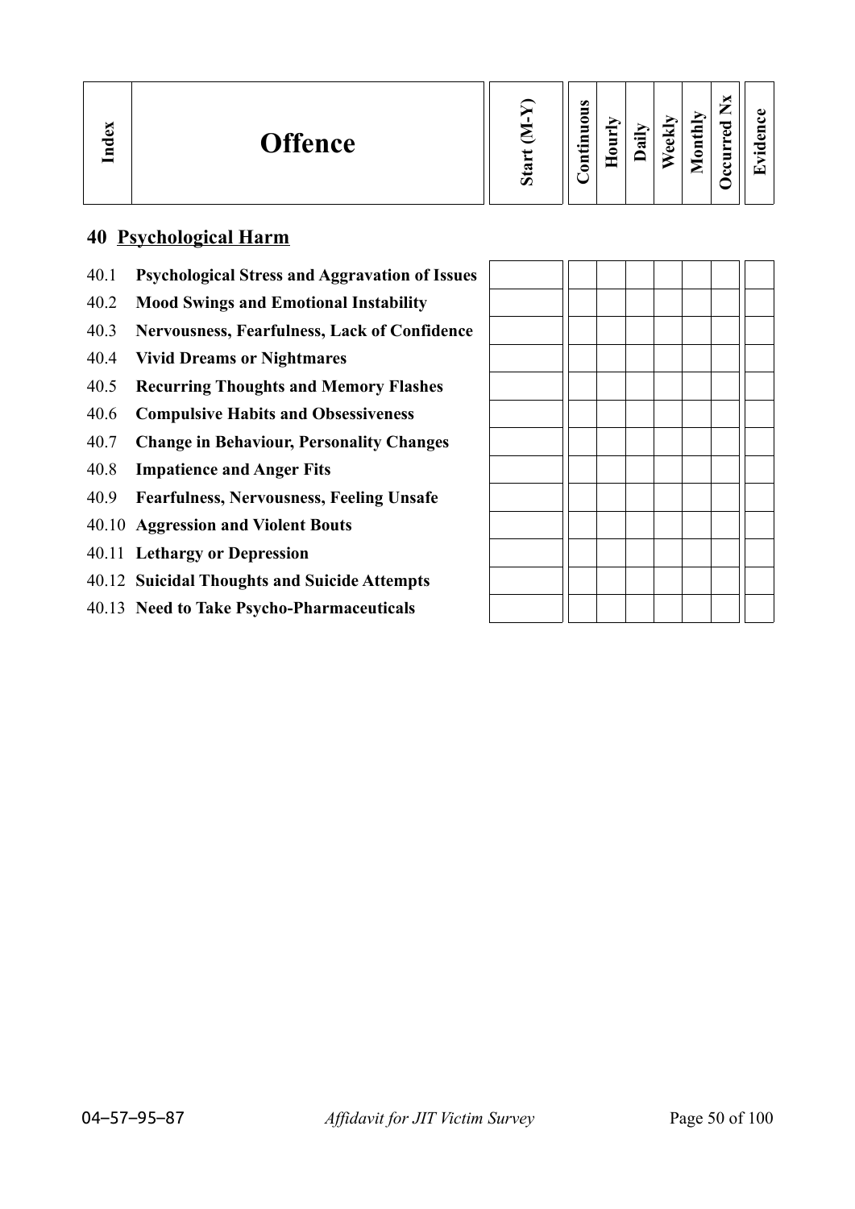| Index | Offence | Start (M-Y) | Continuous | Hourly | Daily | Weekly | Monthly | Occurred Nx | Evidence |
|---|---|---|---|---|---|---|---|---|---|
| **40** | **Psychological Harm** | | | | | | | | |
| 40.1 | **Psychological Stress and Aggravation of Issues** | | | | | | | | |
| 40.2 | **Mood Swings and Emotional Instability** | | | | | | | | |
| 40.3 | **Nervousness, Fearfulness, Lack of Confidence** | | | | | | | | |
| 40.4 | **Vivid Dreams or Nightmares** | | | | | | | | |
| 40.5 | **Recurring Thoughts and Memory Flashes** | | | | | | | | |
| 40.6 | **Compulsive Habits and Obsessiveness** | | | | | | | | |
| 40.7 | **Change in Behaviour, Personality Changes** | | | | | | | | |
| 40.8 | **Impatience and Anger Fits** | | | | | | | | |
| 40.9 | **Fearfulness, Nervousness, Feeling Unsafe** | | | | | | | | |
| 40.10 | **Aggression and Violent Bouts** | | | | | | | | |
| 40.11 | **Lethargy or Depression** | | | | | | | | |
| 40.12 | **Suicidal Thoughts and Suicide Attempts** | | | | | | | | |
| 40.13 | **Need to Take Psycho-Pharmaceuticals** | | | | | | | | |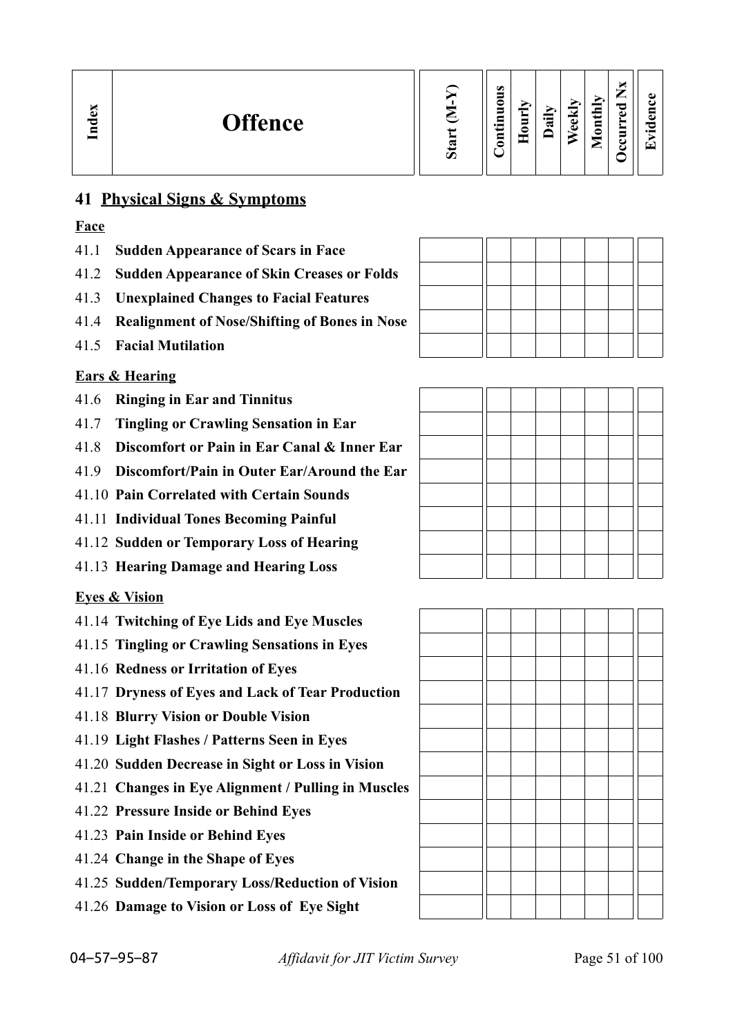| Index | Offence | Start (M-Y) | Continuous | Hourly | Daily | Weekly | Monthly | Occurred Nx | Evidence |
|---|---|---|---|---|---|---|---|---|---|

## 41 Physical Signs & Symptoms

**Face**

| Index | Offence | Start (M-Y) | Continuous | Hourly | Daily | Weekly | Monthly | Occurred Nx | Evidence |
|---|---|---|---|---|---|---|---|---|---|
| 41.1 | **Sudden Appearance of Scars in Face** | | | | | | | | |
| 41.2 | **Sudden Appearance of Skin Creases or Folds** | | | | | | | | |
| 41.3 | **Unexplained Changes to Facial Features** | | | | | | | | |
| 41.4 | **Realignment of Nose/Shifting of Bones in Nose** | | | | | | | | |
| 41.5 | **Facial Mutilation** | | | | | | | | |

**Ears & Hearing**

| Index | Offence | Start (M-Y) | Continuous | Hourly | Daily | Weekly | Monthly | Occurred Nx | Evidence |
|---|---|---|---|---|---|---|---|---|---|
| 41.6 | **Ringing in Ear and Tinnitus** | | | | | | | | |
| 41.7 | **Tingling or Crawling Sensation in Ear** | | | | | | | | |
| 41.8 | **Discomfort or Pain in Ear Canal & Inner Ear** | | | | | | | | |
| 41.9 | **Discomfort/Pain in Outer Ear/Around the Ear** | | | | | | | | |
| 41.10 | **Pain Correlated with Certain Sounds** | | | | | | | | |
| 41.11 | **Individual Tones Becoming Painful** | | | | | | | | |
| 41.12 | **Sudden or Temporary Loss of Hearing** | | | | | | | | |
| 41.13 | **Hearing Damage and Hearing Loss** | | | | | | | | |

**Eyes & Vision**

| Index | Offence | Start (M-Y) | Continuous | Hourly | Daily | Weekly | Monthly | Occurred Nx | Evidence |
|---|---|---|---|---|---|---|---|---|---|
| 41.14 | **Twitching of Eye Lids and Eye Muscles** | | | | | | | | |
| 41.15 | **Tingling or Crawling Sensations in Eyes** | | | | | | | | |
| 41.16 | **Redness or Irritation of Eyes** | | | | | | | | |
| 41.17 | **Dryness of Eyes and Lack of Tear Production** | | | | | | | | |
| 41.18 | **Blurry Vision or Double Vision** | | | | | | | | |
| 41.19 | **Light Flashes / Patterns Seen in Eyes** | | | | | | | | |
| 41.20 | **Sudden Decrease in Sight or Loss in Vision** | | | | | | | | |
| 41.21 | **Changes in Eye Alignment / Pulling in Muscles** | | | | | | | | |
| 41.22 | **Pressure Inside or Behind Eyes** | | | | | | | | |
| 41.23 | **Pain Inside or Behind Eyes** | | | | | | | | |
| 41.24 | **Change in the Shape of Eyes** | | | | | | | | |
| 41.25 | **Sudden/Temporary Loss/Reduction of Vision** | | | | | | | | |
| 41.26 | **Damage to Vision or Loss of Eye Sight** | | | | | | | | |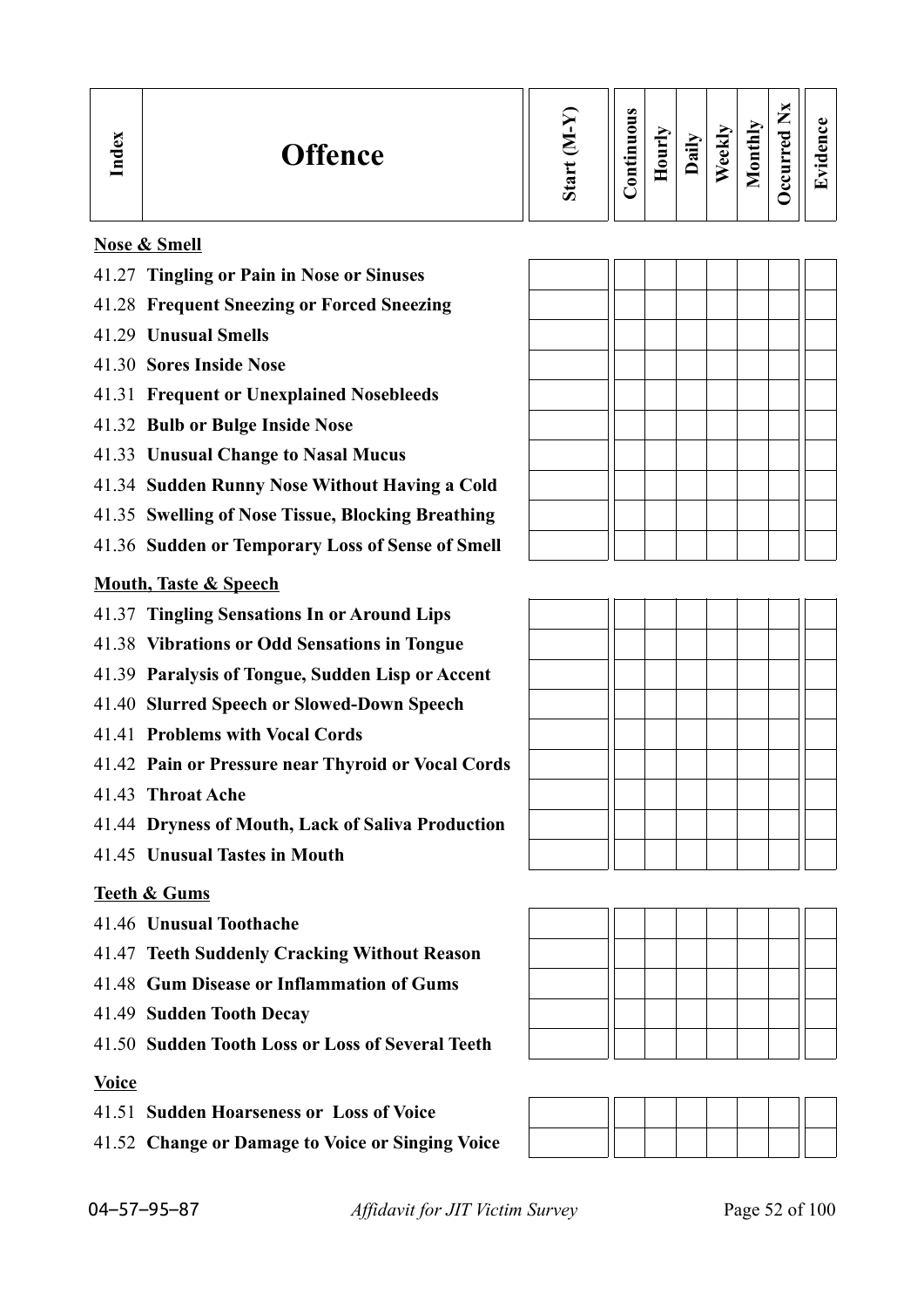| Index | Offence | Start (M-Y) | Continuous | Hourly | Daily | Weekly | Monthly | Occurred Nx | Evidence |
|---|---|---|---|---|---|---|---|---|---|
| | **Nose & Smell** | | | | | | | | |
| 41.27 | **Tingling or Pain in Nose or Sinuses** | | | | | | | | |
| 41.28 | **Frequent Sneezing or Forced Sneezing** | | | | | | | | |
| 41.29 | **Unusual Smells** | | | | | | | | |
| 41.30 | **Sores Inside Nose** | | | | | | | | |
| 41.31 | **Frequent or Unexplained Nosebleeds** | | | | | | | | |
| 41.32 | **Bulb or Bulge Inside Nose** | | | | | | | | |
| 41.33 | **Unusual Change to Nasal Mucus** | | | | | | | | |
| 41.34 | **Sudden Runny Nose Without Having a Cold** | | | | | | | | |
| 41.35 | **Swelling of Nose Tissue, Blocking Breathing** | | | | | | | | |
| 41.36 | **Sudden or Temporary Loss of Sense of Smell** | | | | | | | | |
| | **Mouth, Taste & Speech** | | | | | | | | |
| 41.37 | **Tingling Sensations In or Around Lips** | | | | | | | | |
| 41.38 | **Vibrations or Odd Sensations in Tongue** | | | | | | | | |
| 41.39 | **Paralysis of Tongue, Sudden Lisp or Accent** | | | | | | | | |
| 41.40 | **Slurred Speech or Slowed-Down Speech** | | | | | | | | |
| 41.41 | **Problems with Vocal Cords** | | | | | | | | |
| 41.42 | **Pain or Pressure near Thyroid or Vocal Cords** | | | | | | | | |
| 41.43 | **Throat Ache** | | | | | | | | |
| 41.44 | **Dryness of Mouth, Lack of Saliva Production** | | | | | | | | |
| 41.45 | **Unusual Tastes in Mouth** | | | | | | | | |
| | **Teeth & Gums** | | | | | | | | |
| 41.46 | **Unusual Toothache** | | | | | | | | |
| 41.47 | **Teeth Suddenly Cracking Without Reason** | | | | | | | | |
| 41.48 | **Gum Disease or Inflammation of Gums** | | | | | | | | |
| 41.49 | **Sudden Tooth Decay** | | | | | | | | |
| 41.50 | **Sudden Tooth Loss or Loss of Several Teeth** | | | | | | | | |
| | **Voice** | | | | | | | | |
| 41.51 | **Sudden Hoarseness or Loss of Voice** | | | | | | | | |
| 41.52 | **Change or Damage to Voice or Singing Voice** | | | | | | | | |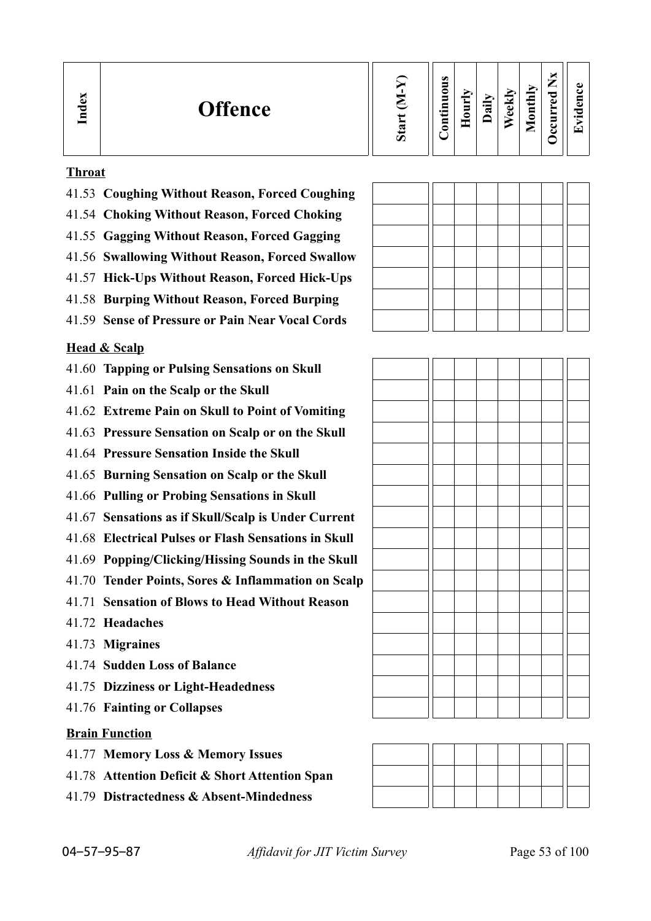| Index | Offence | Start (M-Y) | Continuous | Hourly | Daily | Weekly | Monthly | Occurred Nx | Evidence |
|---|---|---|---|---|---|---|---|---|---|
| | **Throat** | | | | | | | | |
| 41.53 | **Coughing Without Reason, Forced Coughing** | | | | | | | | |
| 41.54 | **Choking Without Reason, Forced Choking** | | | | | | | | |
| 41.55 | **Gagging Without Reason, Forced Gagging** | | | | | | | | |
| 41.56 | **Swallowing Without Reason, Forced Swallow** | | | | | | | | |
| 41.57 | **Hick-Ups Without Reason, Forced Hick-Ups** | | | | | | | | |
| 41.58 | **Burping Without Reason, Forced Burping** | | | | | | | | |
| 41.59 | **Sense of Pressure or Pain Near Vocal Cords** | | | | | | | | |
| | **Head & Scalp** | | | | | | | | |
| 41.60 | **Tapping or Pulsing Sensations on Skull** | | | | | | | | |
| 41.61 | **Pain on the Scalp or the Skull** | | | | | | | | |
| 41.62 | **Extreme Pain on Skull to Point of Vomiting** | | | | | | | | |
| 41.63 | **Pressure Sensation on Scalp or on the Skull** | | | | | | | | |
| 41.64 | **Pressure Sensation Inside the Skull** | | | | | | | | |
| 41.65 | **Burning Sensation on Scalp or the Skull** | | | | | | | | |
| 41.66 | **Pulling or Probing Sensations in Skull** | | | | | | | | |
| 41.67 | **Sensations as if Skull/Scalp is Under Current** | | | | | | | | |
| 41.68 | **Electrical Pulses or Flash Sensations in Skull** | | | | | | | | |
| 41.69 | **Popping/Clicking/Hissing Sounds in the Skull** | | | | | | | | |
| 41.70 | **Tender Points, Sores & Inflammation on Scalp** | | | | | | | | |
| 41.71 | **Sensation of Blows to Head Without Reason** | | | | | | | | |
| 41.72 | **Headaches** | | | | | | | | |
| 41.73 | **Migraines** | | | | | | | | |
| 41.74 | **Sudden Loss of Balance** | | | | | | | | |
| 41.75 | **Dizziness or Light-Headedness** | | | | | | | | |
| 41.76 | **Fainting or Collapses** | | | | | | | | |
| | **Brain Function** | | | | | | | | |
| 41.77 | **Memory Loss & Memory Issues** | | | | | | | | |
| 41.78 | **Attention Deficit & Short Attention Span** | | | | | | | | |
| 41.79 | **Distractedness & Absent-Mindedness** | | | | | | | | |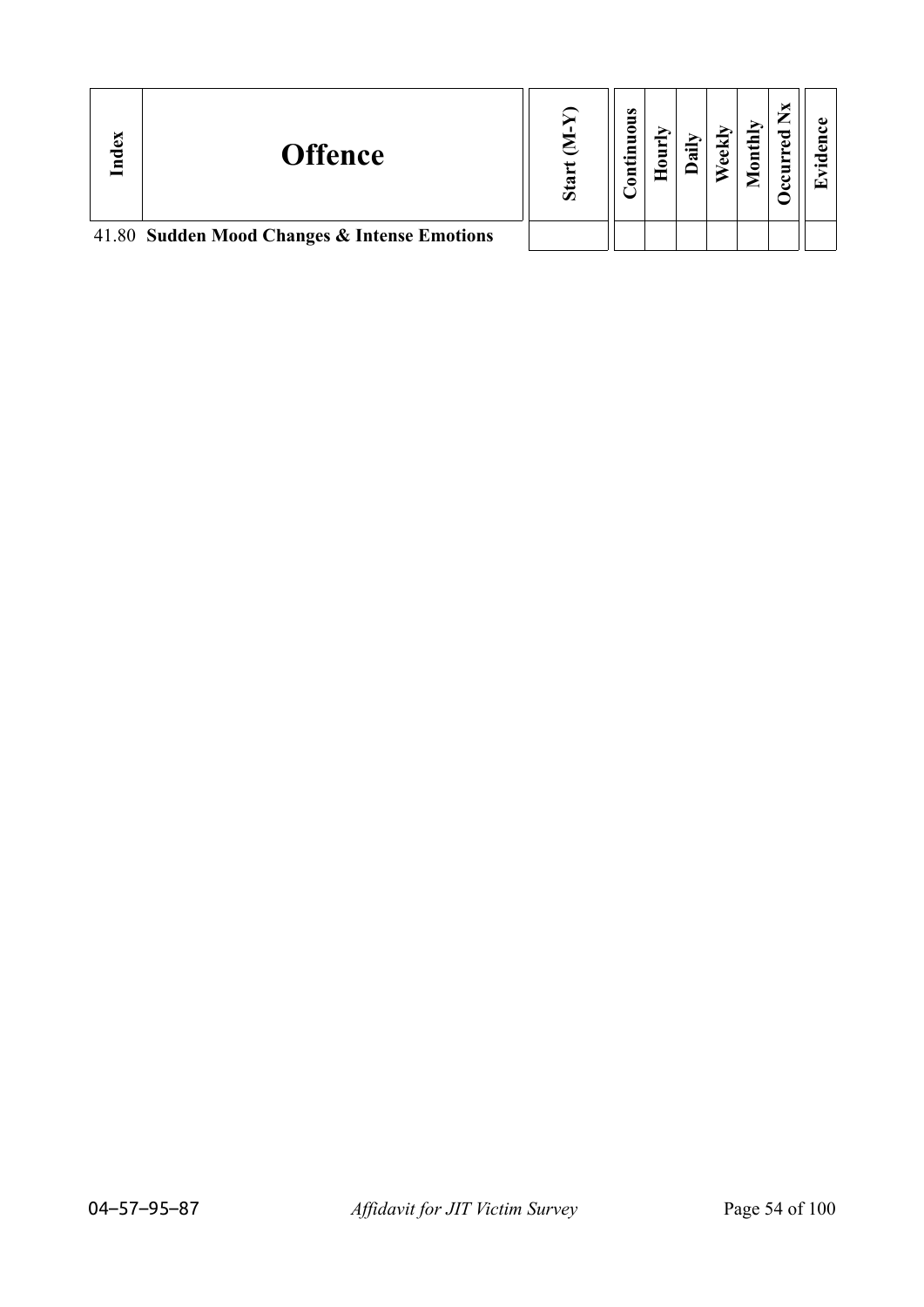| Index | Offence | Start (M-Y) | Continuous | Hourly | Daily | Weekly | Monthly | Occurred Nx | Evidence |
|---|---|---|---|---|---|---|---|---|---|
| 41.80 | **Sudden Mood Changes & Intense Emotions** | | | | | | | | |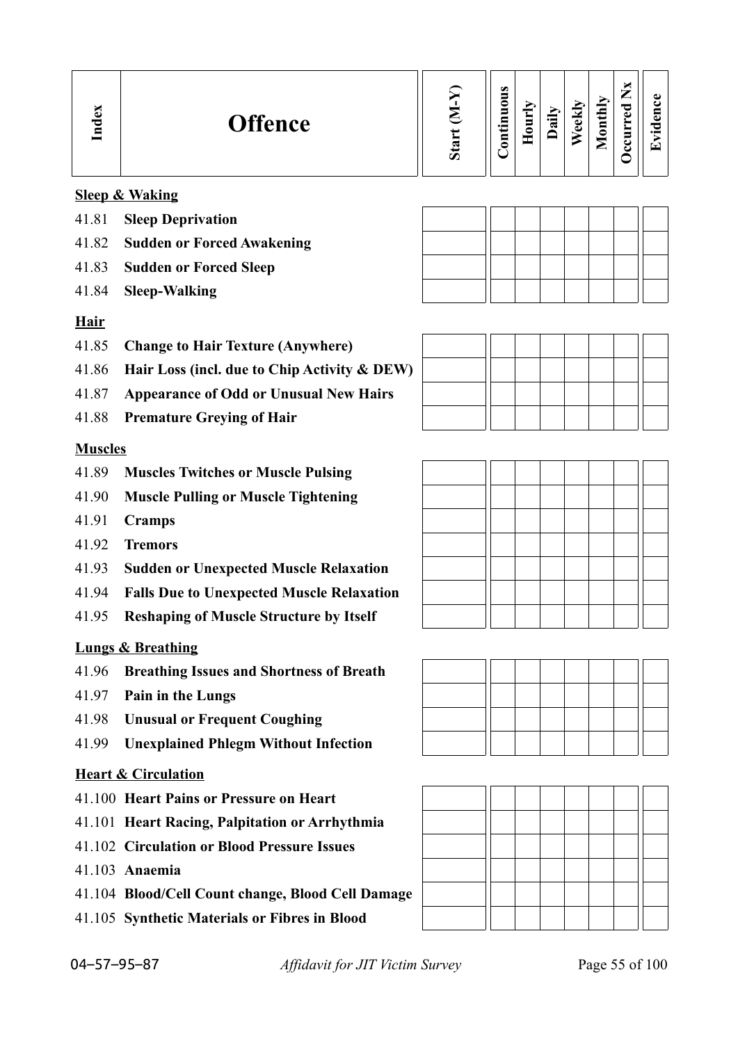| Index | Offence | Start (M-Y) | Continuous | Hourly | Daily | Weekly | Monthly | Occurred Nx | Evidence |
|---|---|---|---|---|---|---|---|---|---|
| | **Sleep & Waking** | | | | | | | | |
| 41.81 | **Sleep Deprivation** | | | | | | | | |
| 41.82 | **Sudden or Forced Awakening** | | | | | | | | |
| 41.83 | **Sudden or Forced Sleep** | | | | | | | | |
| 41.84 | **Sleep-Walking** | | | | | | | | |
| | **Hair** | | | | | | | | |
| 41.85 | **Change to Hair Texture (Anywhere)** | | | | | | | | |
| 41.86 | **Hair Loss (incl. due to Chip Activity & DEW)** | | | | | | | | |
| 41.87 | **Appearance of Odd or Unusual New Hairs** | | | | | | | | |
| 41.88 | **Premature Greying of Hair** | | | | | | | | |
| | **Muscles** | | | | | | | | |
| 41.89 | **Muscles Twitches or Muscle Pulsing** | | | | | | | | |
| 41.90 | **Muscle Pulling or Muscle Tightening** | | | | | | | | |
| 41.91 | **Cramps** | | | | | | | | |
| 41.92 | **Tremors** | | | | | | | | |
| 41.93 | **Sudden or Unexpected Muscle Relaxation** | | | | | | | | |
| 41.94 | **Falls Due to Unexpected Muscle Relaxation** | | | | | | | | |
| 41.95 | **Reshaping of Muscle Structure by Itself** | | | | | | | | |
| | **Lungs & Breathing** | | | | | | | | |
| 41.96 | **Breathing Issues and Shortness of Breath** | | | | | | | | |
| 41.97 | **Pain in the Lungs** | | | | | | | | |
| 41.98 | **Unusual or Frequent Coughing** | | | | | | | | |
| 41.99 | **Unexplained Phlegm Without Infection** | | | | | | | | |
| | **Heart & Circulation** | | | | | | | | |
| 41.100 | **Heart Pains or Pressure on Heart** | | | | | | | | |
| 41.101 | **Heart Racing, Palpitation or Arrhythmia** | | | | | | | | |
| 41.102 | **Circulation or Blood Pressure Issues** | | | | | | | | |
| 41.103 | **Anaemia** | | | | | | | | |
| 41.104 | **Blood/Cell Count change, Blood Cell Damage** | | | | | | | | |
| 41.105 | **Synthetic Materials or Fibres in Blood** | | | | | | | | |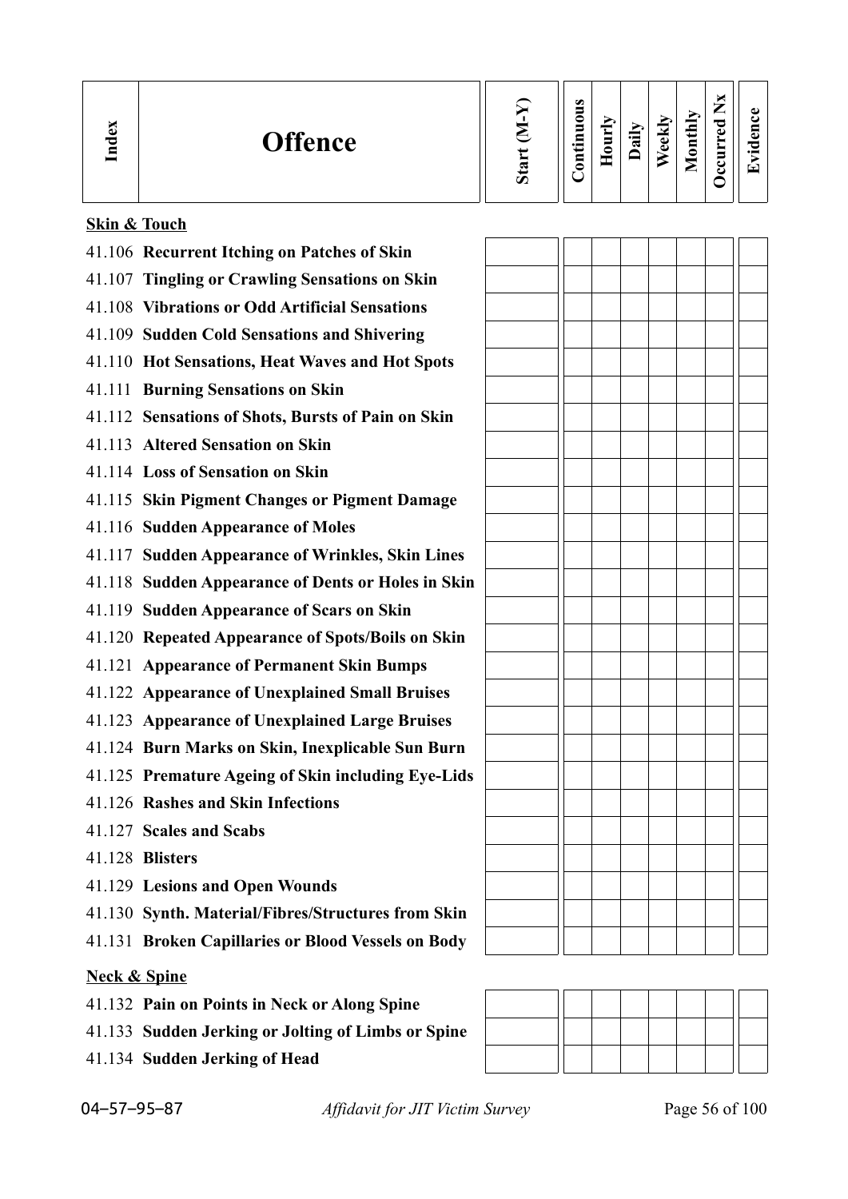| Index | Offence | Start (M-Y) | Continuous | Hourly | Daily | Weekly | Monthly | Occurred Nx | Evidence |
|---|---|---|---|---|---|---|---|---|---|
| | **Skin & Touch** | | | | | | | | |
| 41.106 | **Recurrent Itching on Patches of Skin** | | | | | | | | |
| 41.107 | **Tingling or Crawling Sensations on Skin** | | | | | | | | |
| 41.108 | **Vibrations or Odd Artificial Sensations** | | | | | | | | |
| 41.109 | **Sudden Cold Sensations and Shivering** | | | | | | | | |
| 41.110 | **Hot Sensations, Heat Waves and Hot Spots** | | | | | | | | |
| 41.111 | **Burning Sensations on Skin** | | | | | | | | |
| 41.112 | **Sensations of Shots, Bursts of Pain on Skin** | | | | | | | | |
| 41.113 | **Altered Sensation on Skin** | | | | | | | | |
| 41.114 | **Loss of Sensation on Skin** | | | | | | | | |
| 41.115 | **Skin Pigment Changes or Pigment Damage** | | | | | | | | |
| 41.116 | **Sudden Appearance of Moles** | | | | | | | | |
| 41.117 | **Sudden Appearance of Wrinkles, Skin Lines** | | | | | | | | |
| 41.118 | **Sudden Appearance of Dents or Holes in Skin** | | | | | | | | |
| 41.119 | **Sudden Appearance of Scars on Skin** | | | | | | | | |
| 41.120 | **Repeated Appearance of Spots/Boils on Skin** | | | | | | | | |
| 41.121 | **Appearance of Permanent Skin Bumps** | | | | | | | | |
| 41.122 | **Appearance of Unexplained Small Bruises** | | | | | | | | |
| 41.123 | **Appearance of Unexplained Large Bruises** | | | | | | | | |
| 41.124 | **Burn Marks on Skin, Inexplicable Sun Burn** | | | | | | | | |
| 41.125 | **Premature Ageing of Skin including Eye-Lids** | | | | | | | | |
| 41.126 | **Rashes and Skin Infections** | | | | | | | | |
| 41.127 | **Scales and Scabs** | | | | | | | | |
| 41.128 | **Blisters** | | | | | | | | |
| 41.129 | **Lesions and Open Wounds** | | | | | | | | |
| 41.130 | **Synth. Material/Fibres/Structures from Skin** | | | | | | | | |
| 41.131 | **Broken Capillaries or Blood Vessels on Body** | | | | | | | | |
| | **Neck & Spine** | | | | | | | | |
| 41.132 | **Pain on Points in Neck or Along Spine** | | | | | | | | |
| 41.133 | **Sudden Jerking or Jolting of Limbs or Spine** | | | | | | | | |
| 41.134 | **Sudden Jerking of Head** | | | | | | | | |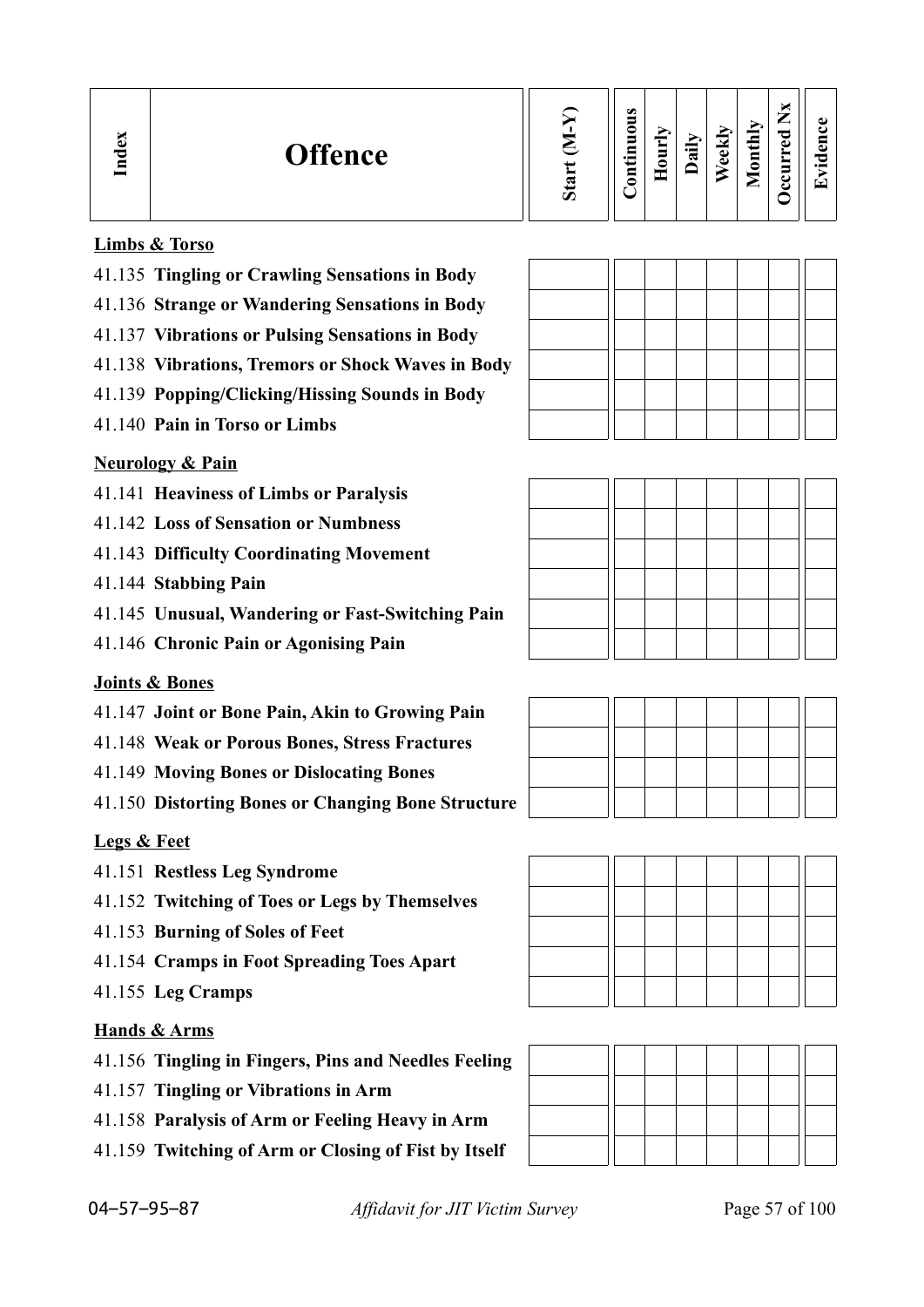| Index | Offence | Start (M-Y) | Continuous | Hourly | Daily | Weekly | Monthly | Occurred Nx | Evidence |
|---|---|---|---|---|---|---|---|---|---|
| | **Limbs & Torso** | | | | | | | | |
| 41.135 | **Tingling or Crawling Sensations in Body** | | | | | | | | |
| 41.136 | **Strange or Wandering Sensations in Body** | | | | | | | | |
| 41.137 | **Vibrations or Pulsing Sensations in Body** | | | | | | | | |
| 41.138 | **Vibrations, Tremors or Shock Waves in Body** | | | | | | | | |
| 41.139 | **Popping/Clicking/Hissing Sounds in Body** | | | | | | | | |
| 41.140 | **Pain in Torso or Limbs** | | | | | | | | |
| | **Neurology & Pain** | | | | | | | | |
| 41.141 | **Heaviness of Limbs or Paralysis** | | | | | | | | |
| 41.142 | **Loss of Sensation or Numbness** | | | | | | | | |
| 41.143 | **Difficulty Coordinating Movement** | | | | | | | | |
| 41.144 | **Stabbing Pain** | | | | | | | | |
| 41.145 | **Unusual, Wandering or Fast-Switching Pain** | | | | | | | | |
| 41.146 | **Chronic Pain or Agonising Pain** | | | | | | | | |
| | **Joints & Bones** | | | | | | | | |
| 41.147 | **Joint or Bone Pain, Akin to Growing Pain** | | | | | | | | |
| 41.148 | **Weak or Porous Bones, Stress Fractures** | | | | | | | | |
| 41.149 | **Moving Bones or Dislocating Bones** | | | | | | | | |
| 41.150 | **Distorting Bones or Changing Bone Structure** | | | | | | | | |
| | **Legs & Feet** | | | | | | | | |
| 41.151 | **Restless Leg Syndrome** | | | | | | | | |
| 41.152 | **Twitching of Toes or Legs by Themselves** | | | | | | | | |
| 41.153 | **Burning of Soles of Feet** | | | | | | | | |
| 41.154 | **Cramps in Foot Spreading Toes Apart** | | | | | | | | |
| 41.155 | **Leg Cramps** | | | | | | | | |
| | **Hands & Arms** | | | | | | | | |
| 41.156 | **Tingling in Fingers, Pins and Needles Feeling** | | | | | | | | |
| 41.157 | **Tingling or Vibrations in Arm** | | | | | | | | |
| 41.158 | **Paralysis of Arm or Feeling Heavy in Arm** | | | | | | | | |
| 41.159 | **Twitching of Arm or Closing of Fist by Itself** | | | | | | | | |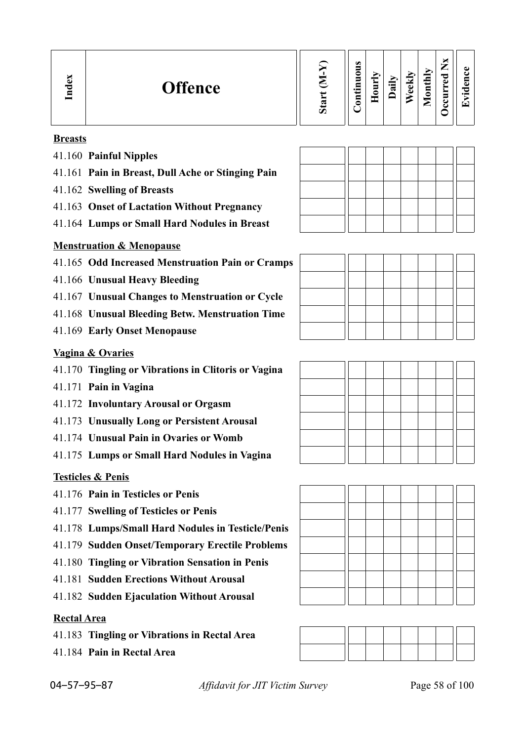| Index | Offence | Start (M-Y) | Continuous | Hourly | Daily | Weekly | Monthly | Occurred Nx | Evidence |
|---|---|---|---|---|---|---|---|---|---|
| | **Breasts** | | | | | | | | |
| 41.160 | **Painful Nipples** | | | | | | | | |
| 41.161 | **Pain in Breast, Dull Ache or Stinging Pain** | | | | | | | | |
| 41.162 | **Swelling of Breasts** | | | | | | | | |
| 41.163 | **Onset of Lactation Without Pregnancy** | | | | | | | | |
| 41.164 | **Lumps or Small Hard Nodules in Breast** | | | | | | | | |
| | **Menstruation & Menopause** | | | | | | | | |
| 41.165 | **Odd Increased Menstruation Pain or Cramps** | | | | | | | | |
| 41.166 | **Unusual Heavy Bleeding** | | | | | | | | |
| 41.167 | **Unusual Changes to Menstruation or Cycle** | | | | | | | | |
| 41.168 | **Unusual Bleeding Betw. Menstruation Time** | | | | | | | | |
| 41.169 | **Early Onset Menopause** | | | | | | | | |
| | **Vagina & Ovaries** | | | | | | | | |
| 41.170 | **Tingling or Vibrations in Clitoris or Vagina** | | | | | | | | |
| 41.171 | **Pain in Vagina** | | | | | | | | |
| 41.172 | **Involuntary Arousal or Orgasm** | | | | | | | | |
| 41.173 | **Unusually Long or Persistent Arousal** | | | | | | | | |
| 41.174 | **Unusual Pain in Ovaries or Womb** | | | | | | | | |
| 41.175 | **Lumps or Small Hard Nodules in Vagina** | | | | | | | | |
| | **Testicles & Penis** | | | | | | | | |
| 41.176 | **Pain in Testicles or Penis** | | | | | | | | |
| 41.177 | **Swelling of Testicles or Penis** | | | | | | | | |
| 41.178 | **Lumps/Small Hard Nodules in Testicle/Penis** | | | | | | | | |
| 41.179 | **Sudden Onset/Temporary Erectile Problems** | | | | | | | | |
| 41.180 | **Tingling or Vibration Sensation in Penis** | | | | | | | | |
| 41.181 | **Sudden Erections Without Arousal** | | | | | | | | |
| 41.182 | **Sudden Ejaculation Without Arousal** | | | | | | | | |
| | **Rectal Area** | | | | | | | | |
| 41.183 | **Tingling or Vibrations in Rectal Area** | | | | | | | | |
| 41.184 | **Pain in Rectal Area** | | | | | | | | |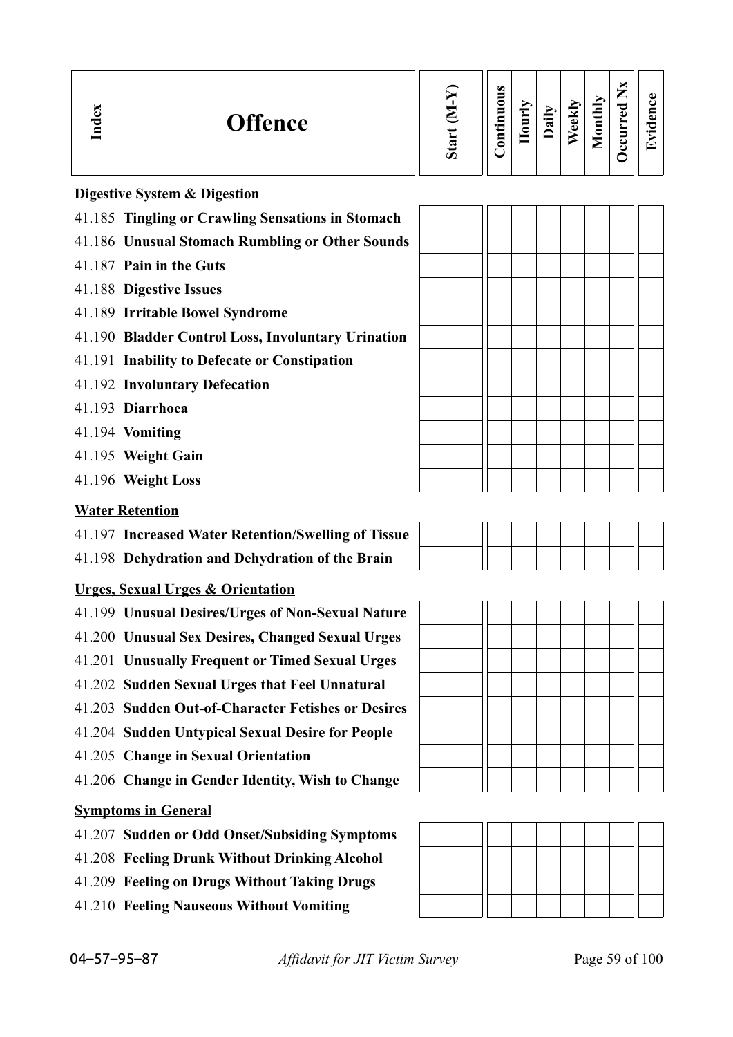| Index | Offence | Start (M-Y) | Continuous | Hourly | Daily | Weekly | Monthly | Occurred Nx | Evidence |
|---|---|---|---|---|---|---|---|---|---|
| | **Digestive System & Digestion** | | | | | | | | |
| 41.185 | **Tingling or Crawling Sensations in Stomach** | | | | | | | | |
| 41.186 | **Unusual Stomach Rumbling or Other Sounds** | | | | | | | | |
| 41.187 | **Pain in the Guts** | | | | | | | | |
| 41.188 | **Digestive Issues** | | | | | | | | |
| 41.189 | **Irritable Bowel Syndrome** | | | | | | | | |
| 41.190 | **Bladder Control Loss, Involuntary Urination** | | | | | | | | |
| 41.191 | **Inability to Defecate or Constipation** | | | | | | | | |
| 41.192 | **Involuntary Defecation** | | | | | | | | |
| 41.193 | **Diarrhoea** | | | | | | | | |
| 41.194 | **Vomiting** | | | | | | | | |
| 41.195 | **Weight Gain** | | | | | | | | |
| 41.196 | **Weight Loss** | | | | | | | | |
| | **Water Retention** | | | | | | | | |
| 41.197 | **Increased Water Retention/Swelling of Tissue** | | | | | | | | |
| 41.198 | **Dehydration and Dehydration of the Brain** | | | | | | | | |
| | **Urges, Sexual Urges & Orientation** | | | | | | | | |
| 41.199 | **Unusual Desires/Urges of Non-Sexual Nature** | | | | | | | | |
| 41.200 | **Unusual Sex Desires, Changed Sexual Urges** | | | | | | | | |
| 41.201 | **Unusually Frequent or Timed Sexual Urges** | | | | | | | | |
| 41.202 | **Sudden Sexual Urges that Feel Unnatural** | | | | | | | | |
| 41.203 | **Sudden Out-of-Character Fetishes or Desires** | | | | | | | | |
| 41.204 | **Sudden Untypical Sexual Desire for People** | | | | | | | | |
| 41.205 | **Change in Sexual Orientation** | | | | | | | | |
| 41.206 | **Change in Gender Identity, Wish to Change** | | | | | | | | |
| | **Symptoms in General** | | | | | | | | |
| 41.207 | **Sudden or Odd Onset/Subsiding Symptoms** | | | | | | | | |
| 41.208 | **Feeling Drunk Without Drinking Alcohol** | | | | | | | | |
| 41.209 | **Feeling on Drugs Without Taking Drugs** | | | | | | | | |
| 41.210 | **Feeling Nauseous Without Vomiting** | | | | | | | | |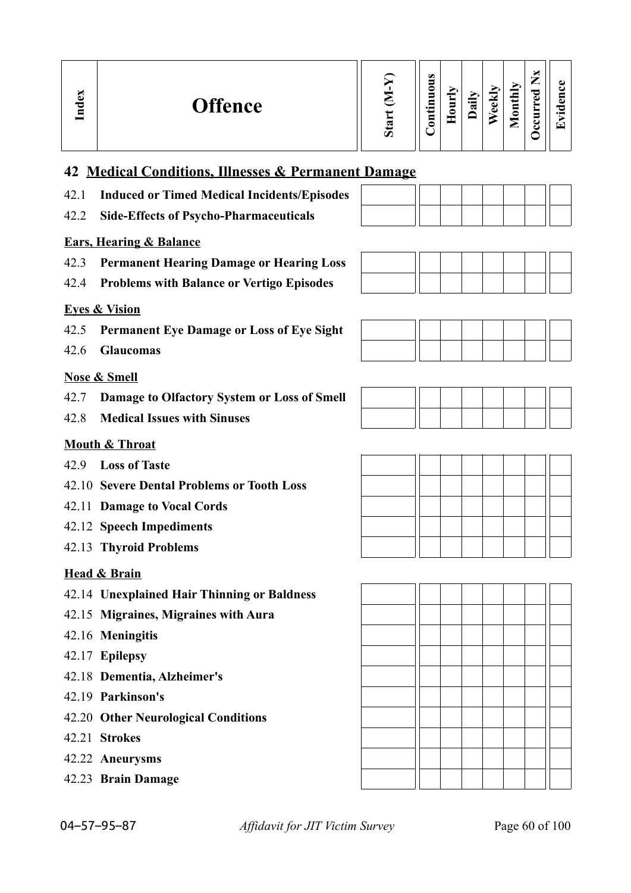| Index | Offence | Start (M-Y) | Continuous | Hourly | Daily | Weekly | Monthly | Occurred Nx | Evidence |
|---|---|---|---|---|---|---|---|---|---|
| **42** | **Medical Conditions, Illnesses & Permanent Damage** | | | | | | | | |
| 42.1 | **Induced or Timed Medical Incidents/Episodes** | | | | | | | | |
| 42.2 | **Side-Effects of Psycho-Pharmaceuticals** | | | | | | | | |
| | **Ears, Hearing & Balance** | | | | | | | | |
| 42.3 | **Permanent Hearing Damage or Hearing Loss** | | | | | | | | |
| 42.4 | **Problems with Balance or Vertigo Episodes** | | | | | | | | |
| | **Eyes & Vision** | | | | | | | | |
| 42.5 | **Permanent Eye Damage or Loss of Eye Sight** | | | | | | | | |
| 42.6 | **Glaucomas** | | | | | | | | |
| | **Nose & Smell** | | | | | | | | |
| 42.7 | **Damage to Olfactory System or Loss of Smell** | | | | | | | | |
| 42.8 | **Medical Issues with Sinuses** | | | | | | | | |
| | **Mouth & Throat** | | | | | | | | |
| 42.9 | **Loss of Taste** | | | | | | | | |
| 42.10 | **Severe Dental Problems or Tooth Loss** | | | | | | | | |
| 42.11 | **Damage to Vocal Cords** | | | | | | | | |
| 42.12 | **Speech Impediments** | | | | | | | | |
| 42.13 | **Thyroid Problems** | | | | | | | | |
| | **Head & Brain** | | | | | | | | |
| 42.14 | **Unexplained Hair Thinning or Baldness** | | | | | | | | |
| 42.15 | **Migraines, Migraines with Aura** | | | | | | | | |
| 42.16 | **Meningitis** | | | | | | | | |
| 42.17 | **Epilepsy** | | | | | | | | |
| 42.18 | **Dementia, Alzheimer's** | | | | | | | | |
| 42.19 | **Parkinson's** | | | | | | | | |
| 42.20 | **Other Neurological Conditions** | | | | | | | | |
| 42.21 | **Strokes** | | | | | | | | |
| 42.22 | **Aneurysms** | | | | | | | | |
| 42.23 | **Brain Damage** | | | | | | | | |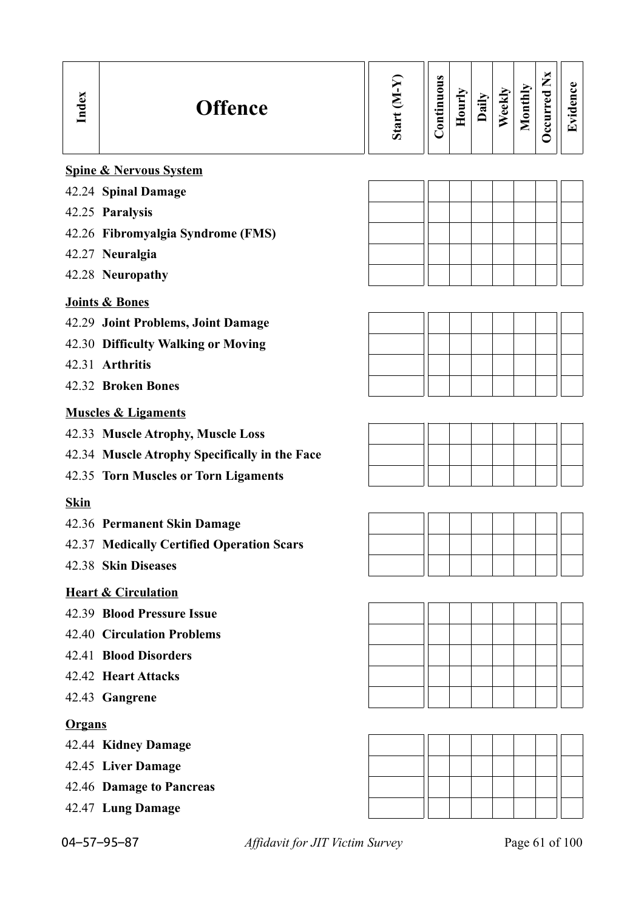| Index | Offence | Start (M-Y) | Continuous | Hourly | Daily | Weekly | Monthly | Occurred Nx | Evidence |
|---|---|---|---|---|---|---|---|---|---|
| | **Spine & Nervous System** | | | | | | | | |
| 42.24 | **Spinal Damage** | | | | | | | | |
| 42.25 | **Paralysis** | | | | | | | | |
| 42.26 | **Fibromyalgia Syndrome (FMS)** | | | | | | | | |
| 42.27 | **Neuralgia** | | | | | | | | |
| 42.28 | **Neuropathy** | | | | | | | | |
| | **Joints & Bones** | | | | | | | | |
| 42.29 | **Joint Problems, Joint Damage** | | | | | | | | |
| 42.30 | **Difficulty Walking or Moving** | | | | | | | | |
| 42.31 | **Arthritis** | | | | | | | | |
| 42.32 | **Broken Bones** | | | | | | | | |
| | **Muscles & Ligaments** | | | | | | | | |
| 42.33 | **Muscle Atrophy, Muscle Loss** | | | | | | | | |
| 42.34 | **Muscle Atrophy Specifically in the Face** | | | | | | | | |
| 42.35 | **Torn Muscles or Torn Ligaments** | | | | | | | | |
| | **Skin** | | | | | | | | |
| 42.36 | **Permanent Skin Damage** | | | | | | | | |
| 42.37 | **Medically Certified Operation Scars** | | | | | | | | |
| 42.38 | **Skin Diseases** | | | | | | | | |
| | **Heart & Circulation** | | | | | | | | |
| 42.39 | **Blood Pressure Issue** | | | | | | | | |
| 42.40 | **Circulation Problems** | | | | | | | | |
| 42.41 | **Blood Disorders** | | | | | | | | |
| 42.42 | **Heart Attacks** | | | | | | | | |
| 42.43 | **Gangrene** | | | | | | | | |
| | **Organs** | | | | | | | | |
| 42.44 | **Kidney Damage** | | | | | | | | |
| 42.45 | **Liver Damage** | | | | | | | | |
| 42.46 | **Damage to Pancreas** | | | | | | | | |
| 42.47 | **Lung Damage** | | | | | | | | |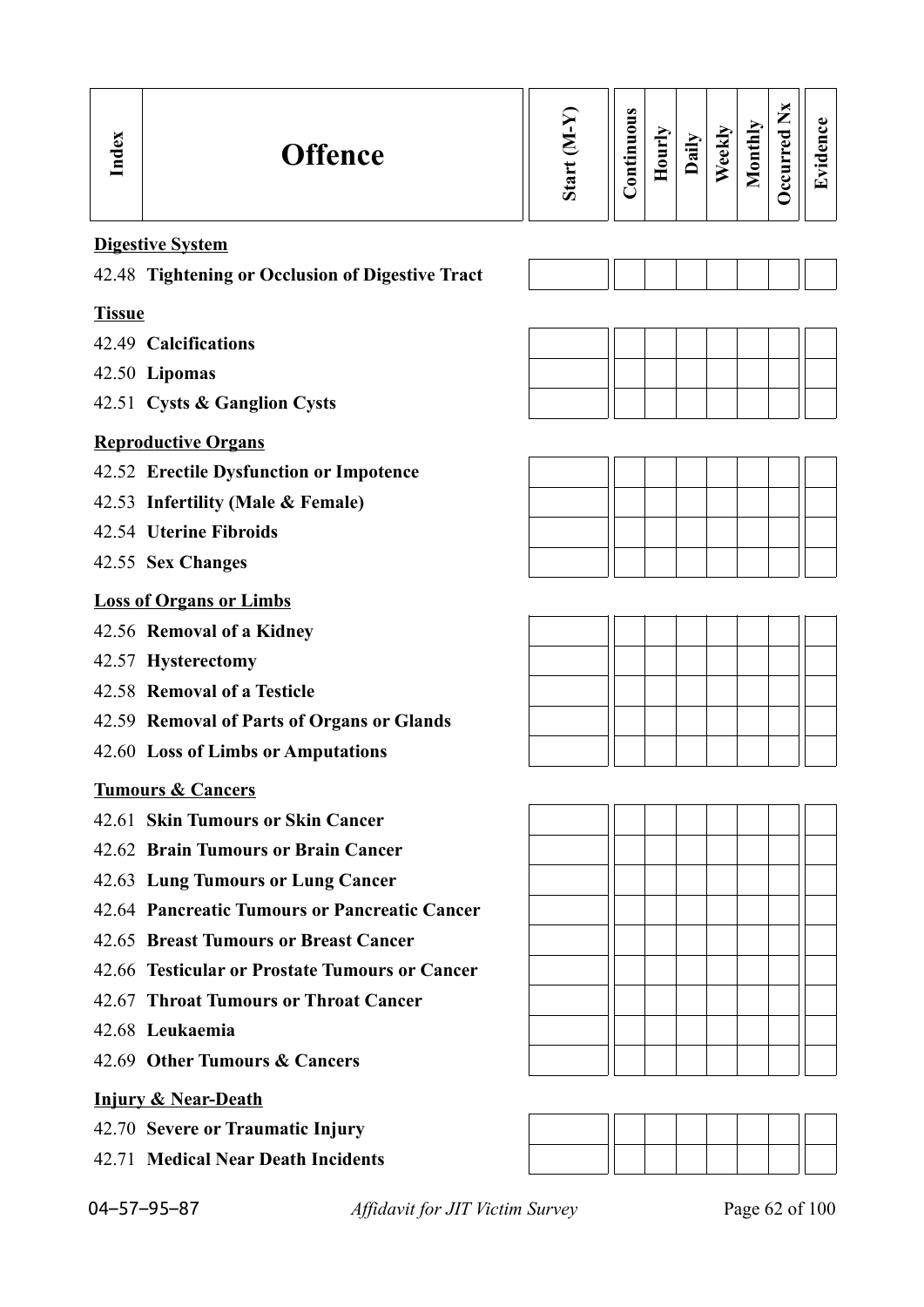| Index | Offence | Start (M-Y) | Continuous | Hourly | Daily | Weekly | Monthly | Occurred Nx | Evidence |
|---|---|---|---|---|---|---|---|---|---|
| | **Digestive System** | | | | | | | | |
| 42.48 | **Tightening or Occlusion of Digestive Tract** | | | | | | | | |
| | **Tissue** | | | | | | | | |
| 42.49 | **Calcifications** | | | | | | | | |
| 42.50 | **Lipomas** | | | | | | | | |
| 42.51 | **Cysts & Ganglion Cysts** | | | | | | | | |
| | **Reproductive Organs** | | | | | | | | |
| 42.52 | **Erectile Dysfunction or Impotence** | | | | | | | | |
| 42.53 | **Infertility (Male & Female)** | | | | | | | | |
| 42.54 | **Uterine Fibroids** | | | | | | | | |
| 42.55 | **Sex Changes** | | | | | | | | |
| | **Loss of Organs or Limbs** | | | | | | | | |
| 42.56 | **Removal of a Kidney** | | | | | | | | |
| 42.57 | **Hysterectomy** | | | | | | | | |
| 42.58 | **Removal of a Testicle** | | | | | | | | |
| 42.59 | **Removal of Parts of Organs or Glands** | | | | | | | | |
| 42.60 | **Loss of Limbs or Amputations** | | | | | | | | |
| | **Tumours & Cancers** | | | | | | | | |
| 42.61 | **Skin Tumours or Skin Cancer** | | | | | | | | |
| 42.62 | **Brain Tumours or Brain Cancer** | | | | | | | | |
| 42.63 | **Lung Tumours or Lung Cancer** | | | | | | | | |
| 42.64 | **Pancreatic Tumours or Pancreatic Cancer** | | | | | | | | |
| 42.65 | **Breast Tumours or Breast Cancer** | | | | | | | | |
| 42.66 | **Testicular or Prostate Tumours or Cancer** | | | | | | | | |
| 42.67 | **Throat Tumours or Throat Cancer** | | | | | | | | |
| 42.68 | **Leukaemia** | | | | | | | | |
| 42.69 | **Other Tumours & Cancers** | | | | | | | | |
| | **Injury & Near-Death** | | | | | | | | |
| 42.70 | **Severe or Traumatic Injury** | | | | | | | | |
| 42.71 | **Medical Near Death Incidents** | | | | | | | | |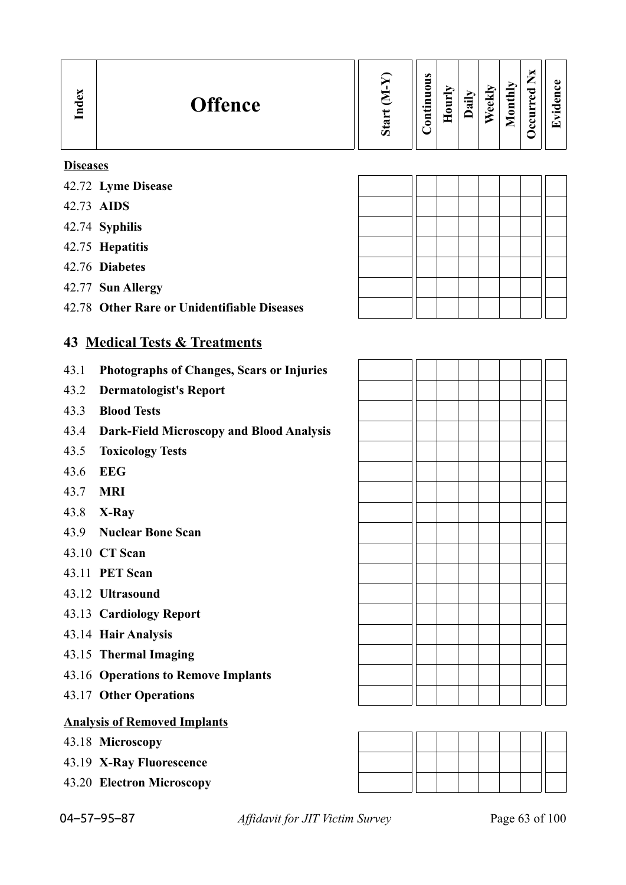| Index | Offence | Start (M-Y) | Continuous | Hourly | Daily | Weekly | Monthly | Occurred Nx | Evidence |
|---|---|---|---|---|---|---|---|---|---|
| | **Diseases** | | | | | | | | |
| 42.72 | **Lyme Disease** | | | | | | | | |
| 42.73 | **AIDS** | | | | | | | | |
| 42.74 | **Syphilis** | | | | | | | | |
| 42.75 | **Hepatitis** | | | | | | | | |
| 42.76 | **Diabetes** | | | | | | | | |
| 42.77 | **Sun Allergy** | | | | | | | | |
| 42.78 | **Other Rare or Unidentifiable Diseases** | | | | | | | | |

## 43 Medical Tests & Treatments

| Index | Offence | Start (M-Y) | Continuous | Hourly | Daily | Weekly | Monthly | Occurred Nx | Evidence |
|---|---|---|---|---|---|---|---|---|---|
| 43.1 | **Photographs of Changes, Scars or Injuries** | | | | | | | | |
| 43.2 | **Dermatologist's Report** | | | | | | | | |
| 43.3 | **Blood Tests** | | | | | | | | |
| 43.4 | **Dark-Field Microscopy and Blood Analysis** | | | | | | | | |
| 43.5 | **Toxicology Tests** | | | | | | | | |
| 43.6 | **EEG** | | | | | | | | |
| 43.7 | **MRI** | | | | | | | | |
| 43.8 | **X-Ray** | | | | | | | | |
| 43.9 | **Nuclear Bone Scan** | | | | | | | | |
| 43.10 | **CT Scan** | | | | | | | | |
| 43.11 | **PET Scan** | | | | | | | | |
| 43.12 | **Ultrasound** | | | | | | | | |
| 43.13 | **Cardiology Report** | | | | | | | | |
| 43.14 | **Hair Analysis** | | | | | | | | |
| 43.15 | **Thermal Imaging** | | | | | | | | |
| 43.16 | **Operations to Remove Implants** | | | | | | | | |
| 43.17 | **Other Operations** | | | | | | | | |
| | **Analysis of Removed Implants** | | | | | | | | |
| 43.18 | **Microscopy** | | | | | | | | |
| 43.19 | **X-Ray Fluorescence** | | | | | | | | |
| 43.20 | **Electron Microscopy** | | | | | | | | |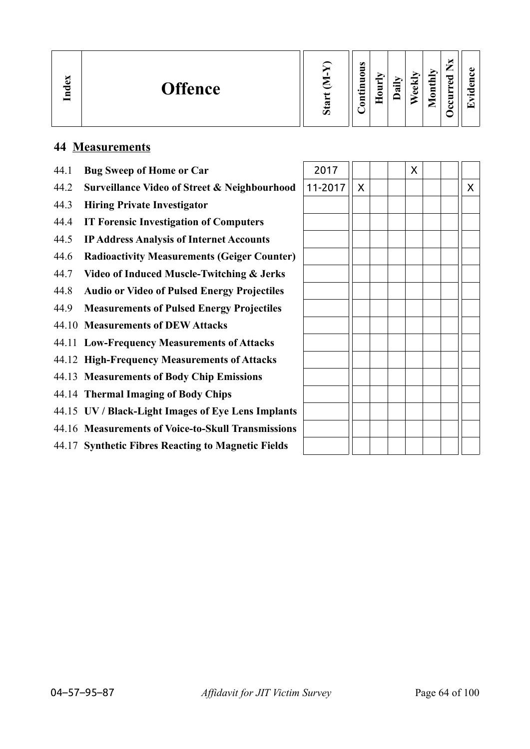| Index | Offence | Start (M-Y) | Continuous | Hourly | Daily | Weekly | Monthly | Occurred Nx | Evidence |
|---|---|---|---|---|---|---|---|---|---|
| **44** | **Measurements** | | | | | | | | |
| 44.1 | **Bug Sweep of Home or Car** | 2017 | | | | X | | | |
| 44.2 | **Surveillance Video of Street & Neighbourhood** | 11-2017 | X | | | | | | X |
| 44.3 | **Hiring Private Investigator** | | | | | | | | |
| 44.4 | **IT Forensic Investigation of Computers** | | | | | | | | |
| 44.5 | **IP Address Analysis of Internet Accounts** | | | | | | | | |
| 44.6 | **Radioactivity Measurements (Geiger Counter)** | | | | | | | | |
| 44.7 | **Video of Induced Muscle-Twitching & Jerks** | | | | | | | | |
| 44.8 | **Audio or Video of Pulsed Energy Projectiles** | | | | | | | | |
| 44.9 | **Measurements of Pulsed Energy Projectiles** | | | | | | | | |
| 44.10 | **Measurements of DEW Attacks** | | | | | | | | |
| 44.11 | **Low-Frequency Measurements of Attacks** | | | | | | | | |
| 44.12 | **High-Frequency Measurements of Attacks** | | | | | | | | |
| 44.13 | **Measurements of Body Chip Emissions** | | | | | | | | |
| 44.14 | **Thermal Imaging of Body Chips** | | | | | | | | |
| 44.15 | **UV / Black-Light Images of Eye Lens Implants** | | | | | | | | |
| 44.16 | **Measurements of Voice-to-Skull Transmissions** | | | | | | | | |
| 44.17 | **Synthetic Fibres Reacting to Magnetic Fields** | | | | | | | | |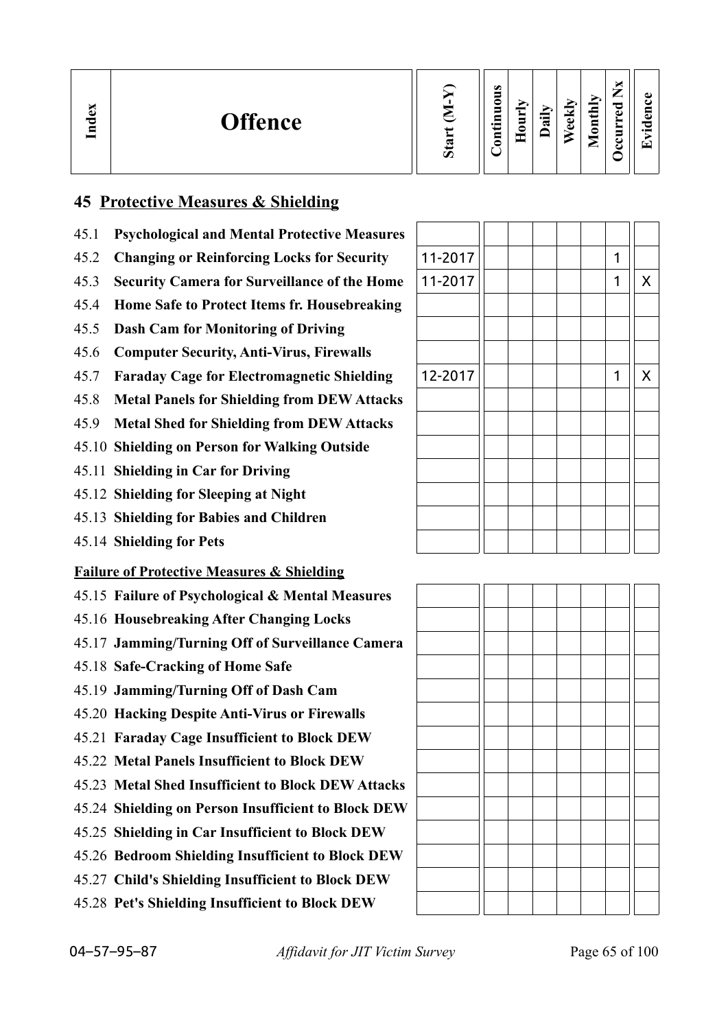| Index | Offence | Start (M-Y) | Continuous | Hourly | Daily | Weekly | Monthly | Occurred Nx | Evidence |
|---|---|---|---|---|---|---|---|---|---|

## 45 Protective Measures & Shielding

| Index | Offence | Start (M-Y) | Continuous | Hourly | Daily | Weekly | Monthly | Occurred Nx | Evidence |
|---|---|---|---|---|---|---|---|---|---|
| 45.1 | **Psychological and Mental Protective Measures** | | | | | | | | |
| 45.2 | **Changing or Reinforcing Locks for Security** | 11-2017 | | | | | | 1 | |
| 45.3 | **Security Camera for Surveillance of the Home** | 11-2017 | | | | | | 1 | X |
| 45.4 | **Home Safe to Protect Items fr. Housebreaking** | | | | | | | | |
| 45.5 | **Dash Cam for Monitoring of Driving** | | | | | | | | |
| 45.6 | **Computer Security, Anti-Virus, Firewalls** | | | | | | | | |
| 45.7 | **Faraday Cage for Electromagnetic Shielding** | 12-2017 | | | | | | 1 | X |
| 45.8 | **Metal Panels for Shielding from DEW Attacks** | | | | | | | | |
| 45.9 | **Metal Shed for Shielding from DEW Attacks** | | | | | | | | |
| 45.10 | **Shielding on Person for Walking Outside** | | | | | | | | |
| 45.11 | **Shielding in Car for Driving** | | | | | | | | |
| 45.12 | **Shielding for Sleeping at Night** | | | | | | | | |
| 45.13 | **Shielding for Babies and Children** | | | | | | | | |
| 45.14 | **Shielding for Pets** | | | | | | | | |

**Failure of Protective Measures & Shielding**

| Index | Offence | Start (M-Y) | Continuous | Hourly | Daily | Weekly | Monthly | Occurred Nx | Evidence |
|---|---|---|---|---|---|---|---|---|---|
| 45.15 | **Failure of Psychological & Mental Measures** | | | | | | | | |
| 45.16 | **Housebreaking After Changing Locks** | | | | | | | | |
| 45.17 | **Jamming/Turning Off of Surveillance Camera** | | | | | | | | |
| 45.18 | **Safe-Cracking of Home Safe** | | | | | | | | |
| 45.19 | **Jamming/Turning Off of Dash Cam** | | | | | | | | |
| 45.20 | **Hacking Despite Anti-Virus or Firewalls** | | | | | | | | |
| 45.21 | **Faraday Cage Insufficient to Block DEW** | | | | | | | | |
| 45.22 | **Metal Panels Insufficient to Block DEW** | | | | | | | | |
| 45.23 | **Metal Shed Insufficient to Block DEW Attacks** | | | | | | | | |
| 45.24 | **Shielding on Person Insufficient to Block DEW** | | | | | | | | |
| 45.25 | **Shielding in Car Insufficient to Block DEW** | | | | | | | | |
| 45.26 | **Bedroom Shielding Insufficient to Block DEW** | | | | | | | | |
| 45.27 | **Child's Shielding Insufficient to Block DEW** | | | | | | | | |
| 45.28 | **Pet's Shielding Insufficient to Block DEW** | | | | | | | | |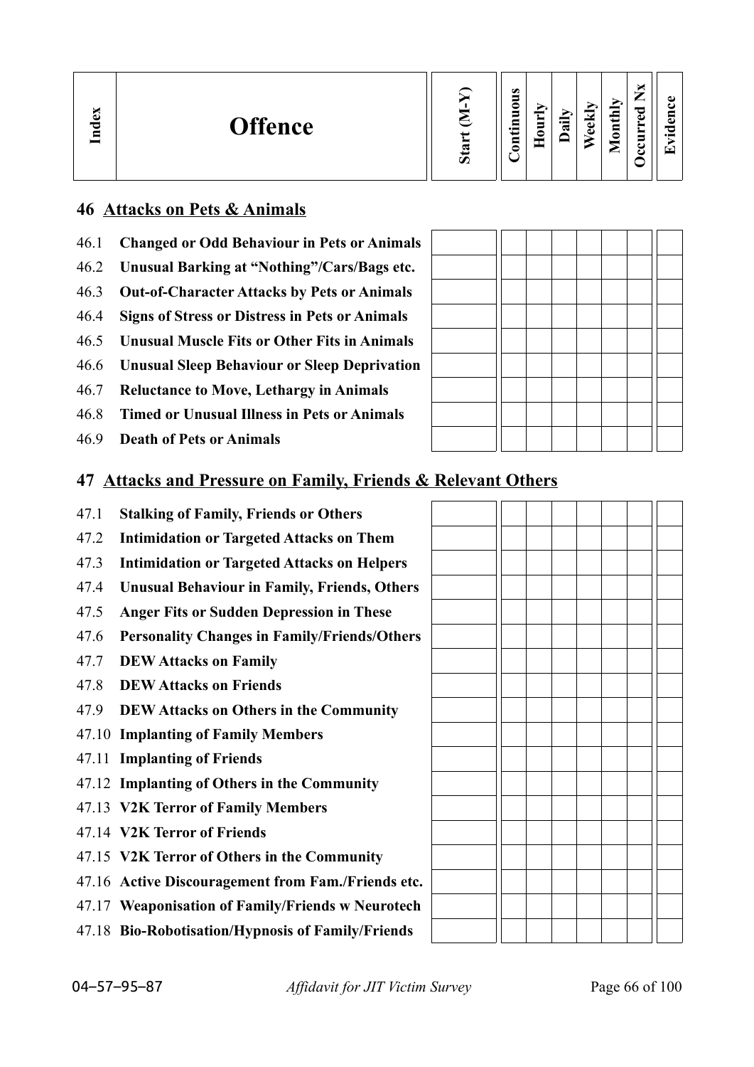| Index | Offence | Start (M-Y) | Continuous | Hourly | Daily | Weekly | Monthly | Occurred Nx | Evidence |
|---|---|---|---|---|---|---|---|---|---|

## 46 Attacks on Pets & Animals

| Index | Offence | Start (M-Y) | Continuous | Hourly | Daily | Weekly | Monthly | Occurred Nx | Evidence |
|---|---|---|---|---|---|---|---|---|---|
| 46.1 | **Changed or Odd Behaviour in Pets or Animals** | | | | | | | | |
| 46.2 | **Unusual Barking at "Nothing"/Cars/Bags etc.** | | | | | | | | |
| 46.3 | **Out-of-Character Attacks by Pets or Animals** | | | | | | | | |
| 46.4 | **Signs of Stress or Distress in Pets or Animals** | | | | | | | | |
| 46.5 | **Unusual Muscle Fits or Other Fits in Animals** | | | | | | | | |
| 46.6 | **Unusual Sleep Behaviour or Sleep Deprivation** | | | | | | | | |
| 46.7 | **Reluctance to Move, Lethargy in Animals** | | | | | | | | |
| 46.8 | **Timed or Unusual Illness in Pets or Animals** | | | | | | | | |
| 46.9 | **Death of Pets or Animals** | | | | | | | | |

## 47 Attacks and Pressure on Family, Friends & Relevant Others

| Index | Offence | Start (M-Y) | Continuous | Hourly | Daily | Weekly | Monthly | Occurred Nx | Evidence |
|---|---|---|---|---|---|---|---|---|---|
| 47.1 | **Stalking of Family, Friends or Others** | | | | | | | | |
| 47.2 | **Intimidation or Targeted Attacks on Them** | | | | | | | | |
| 47.3 | **Intimidation or Targeted Attacks on Helpers** | | | | | | | | |
| 47.4 | **Unusual Behaviour in Family, Friends, Others** | | | | | | | | |
| 47.5 | **Anger Fits or Sudden Depression in These** | | | | | | | | |
| 47.6 | **Personality Changes in Family/Friends/Others** | | | | | | | | |
| 47.7 | **DEW Attacks on Family** | | | | | | | | |
| 47.8 | **DEW Attacks on Friends** | | | | | | | | |
| 47.9 | **DEW Attacks on Others in the Community** | | | | | | | | |
| 47.10 | **Implanting of Family Members** | | | | | | | | |
| 47.11 | **Implanting of Friends** | | | | | | | | |
| 47.12 | **Implanting of Others in the Community** | | | | | | | | |
| 47.13 | **V2K Terror of Family Members** | | | | | | | | |
| 47.14 | **V2K Terror of Friends** | | | | | | | | |
| 47.15 | **V2K Terror of Others in the Community** | | | | | | | | |
| 47.16 | **Active Discouragement from Fam./Friends etc.** | | | | | | | | |
| 47.17 | **Weaponisation of Family/Friends w Neurotech** | | | | | | | | |
| 47.18 | **Bio-Robotisation/Hypnosis of Family/Friends** | | | | | | | | |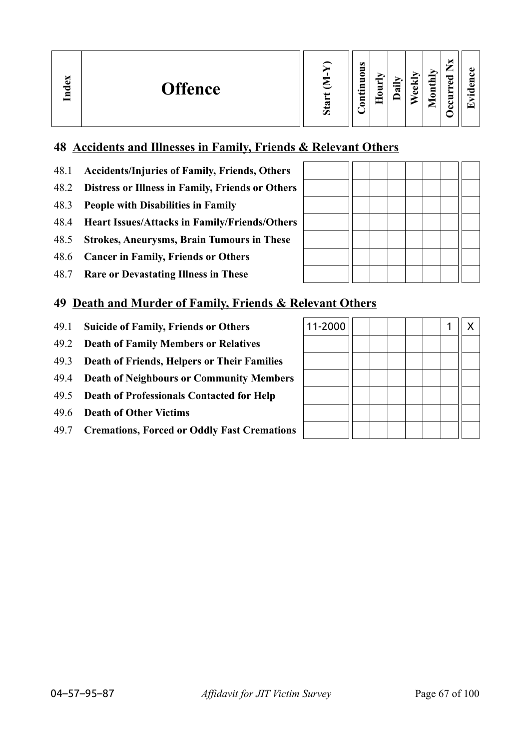| Index | Offence | Start (M-Y) | Continuous | Hourly | Daily | Weekly | Monthly | Occurred Nx | Evidence |
|---|---|---|---|---|---|---|---|---|---|
| **48** | **Accidents and Illnesses in Family, Friends & Relevant Others** | | | | | | | | |
| 48.1 | **Accidents/Injuries of Family, Friends, Others** | | | | | | | | |
| 48.2 | **Distress or Illness in Family, Friends or Others** | | | | | | | | |
| 48.3 | **People with Disabilities in Family** | | | | | | | | |
| 48.4 | **Heart Issues/Attacks in Family/Friends/Others** | | | | | | | | |
| 48.5 | **Strokes, Aneurysms, Brain Tumours in These** | | | | | | | | |
| 48.6 | **Cancer in Family, Friends or Others** | | | | | | | | |
| 48.7 | **Rare or Devastating Illness in These** | | | | | | | | |
| **49** | **Death and Murder of Family, Friends & Relevant Others** | | | | | | | | |
| 49.1 | **Suicide of Family, Friends or Others** | 11-2000 | | | | | | 1 | X |
| 49.2 | **Death of Family Members or Relatives** | | | | | | | | |
| 49.3 | **Death of Friends, Helpers or Their Families** | | | | | | | | |
| 49.4 | **Death of Neighbours or Community Members** | | | | | | | | |
| 49.5 | **Death of Professionals Contacted for Help** | | | | | | | | |
| 49.6 | **Death of Other Victims** | | | | | | | | |
| 49.7 | **Cremations, Forced or Oddly Fast Cremations** | | | | | | | | |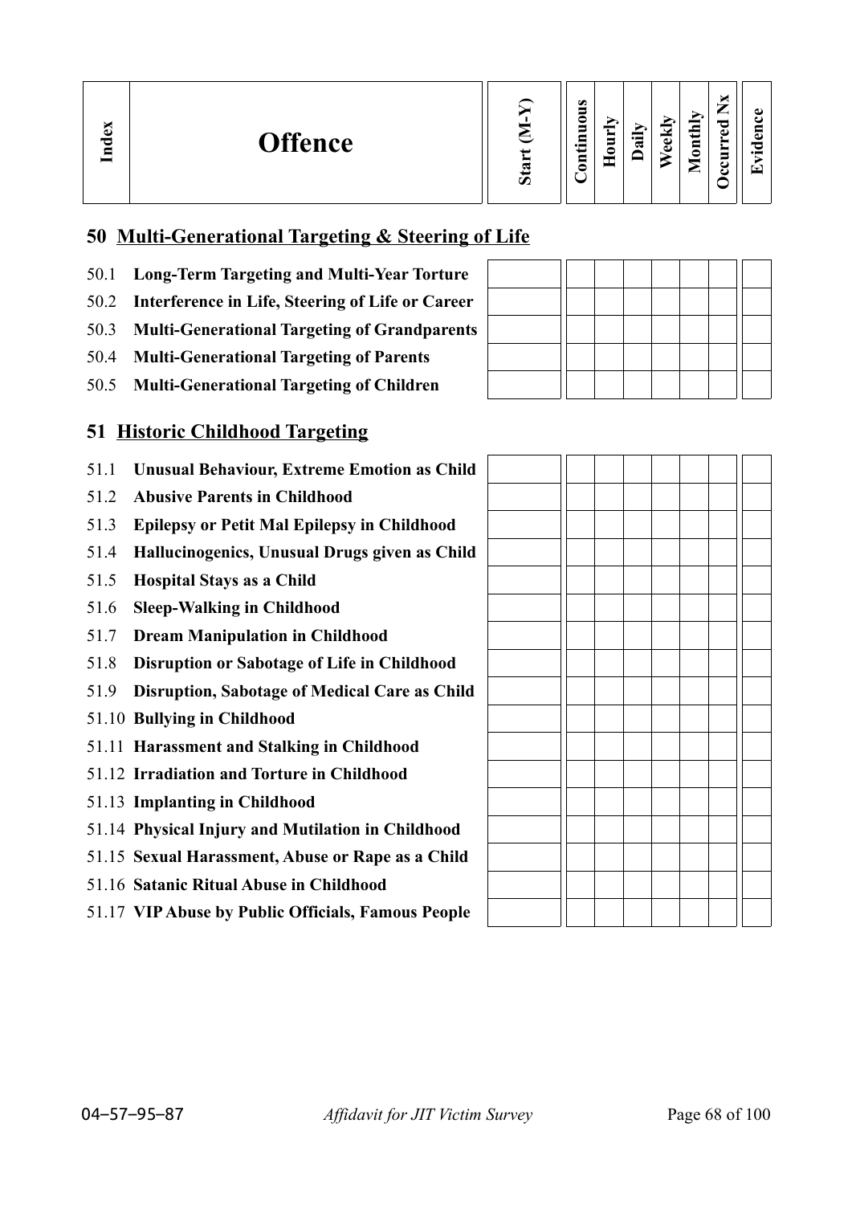| Index | Offence | Start (M-Y) | Continuous | Hourly | Daily | Weekly | Monthly | Occurred Nx | Evidence |
|---|---|---|---|---|---|---|---|---|---|

## 50 Multi-Generational Targeting & Steering of Life

| Index | Offence | Start (M-Y) | Continuous | Hourly | Daily | Weekly | Monthly | Occurred Nx | Evidence |
|---|---|---|---|---|---|---|---|---|---|
| 50.1 | **Long-Term Targeting and Multi-Year Torture** | | | | | | | | |
| 50.2 | **Interference in Life, Steering of Life or Career** | | | | | | | | |
| 50.3 | **Multi-Generational Targeting of Grandparents** | | | | | | | | |
| 50.4 | **Multi-Generational Targeting of Parents** | | | | | | | | |
| 50.5 | **Multi-Generational Targeting of Children** | | | | | | | | |

## 51 Historic Childhood Targeting

| Index | Offence | Start (M-Y) | Continuous | Hourly | Daily | Weekly | Monthly | Occurred Nx | Evidence |
|---|---|---|---|---|---|---|---|---|---|
| 51.1 | **Unusual Behaviour, Extreme Emotion as Child** | | | | | | | | |
| 51.2 | **Abusive Parents in Childhood** | | | | | | | | |
| 51.3 | **Epilepsy or Petit Mal Epilepsy in Childhood** | | | | | | | | |
| 51.4 | **Hallucinogenics, Unusual Drugs given as Child** | | | | | | | | |
| 51.5 | **Hospital Stays as a Child** | | | | | | | | |
| 51.6 | **Sleep-Walking in Childhood** | | | | | | | | |
| 51.7 | **Dream Manipulation in Childhood** | | | | | | | | |
| 51.8 | **Disruption or Sabotage of Life in Childhood** | | | | | | | | |
| 51.9 | **Disruption, Sabotage of Medical Care as Child** | | | | | | | | |
| 51.10 | **Bullying in Childhood** | | | | | | | | |
| 51.11 | **Harassment and Stalking in Childhood** | | | | | | | | |
| 51.12 | **Irradiation and Torture in Childhood** | | | | | | | | |
| 51.13 | **Implanting in Childhood** | | | | | | | | |
| 51.14 | **Physical Injury and Mutilation in Childhood** | | | | | | | | |
| 51.15 | **Sexual Harassment, Abuse or Rape as a Child** | | | | | | | | |
| 51.16 | **Satanic Ritual Abuse in Childhood** | | | | | | | | |
| 51.17 | **VIP Abuse by Public Officials, Famous People** | | | | | | | | |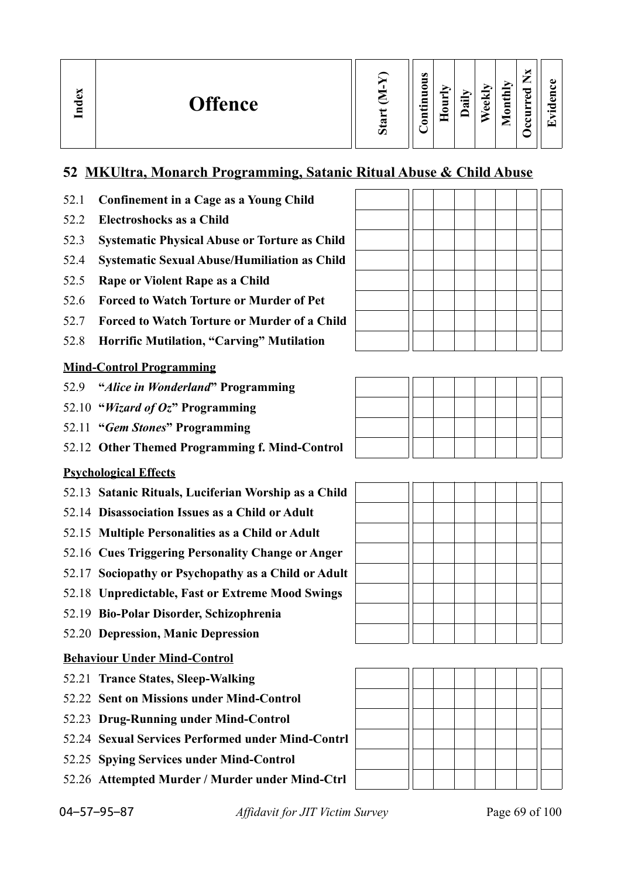| Index | Offence | Start (M-Y) | Continuous | Hourly | Daily | Weekly | Monthly | Occurred Nx | Evidence |
|---|---|---|---|---|---|---|---|---|---|
| **52** | **MKUltra, Monarch Programming, Satanic Ritual Abuse & Child Abuse** | | | | | | | | |
| 52.1 | **Confinement in a Cage as a Young Child** | | | | | | | | |
| 52.2 | **Electroshocks as a Child** | | | | | | | | |
| 52.3 | **Systematic Physical Abuse or Torture as Child** | | | | | | | | |
| 52.4 | **Systematic Sexual Abuse/Humiliation as Child** | | | | | | | | |
| 52.5 | **Rape or Violent Rape as a Child** | | | | | | | | |
| 52.6 | **Forced to Watch Torture or Murder of Pet** | | | | | | | | |
| 52.7 | **Forced to Watch Torture or Murder of a Child** | | | | | | | | |
| 52.8 | **Horrific Mutilation, "Carving" Mutilation** | | | | | | | | |
| | **Mind-Control Programming** | | | | | | | | |
| 52.9 | **"*Alice in Wonderland*" Programming** | | | | | | | | |
| 52.10 | **"*Wizard of Oz*" Programming** | | | | | | | | |
| 52.11 | **"*Gem Stones*" Programming** | | | | | | | | |
| 52.12 | **Other Themed Programming f. Mind-Control** | | | | | | | | |
| | **Psychological Effects** | | | | | | | | |
| 52.13 | **Satanic Rituals, Luciferian Worship as a Child** | | | | | | | | |
| 52.14 | **Disassociation Issues as a Child or Adult** | | | | | | | | |
| 52.15 | **Multiple Personalities as a Child or Adult** | | | | | | | | |
| 52.16 | **Cues Triggering Personality Change or Anger** | | | | | | | | |
| 52.17 | **Sociopathy or Psychopathy as a Child or Adult** | | | | | | | | |
| 52.18 | **Unpredictable, Fast or Extreme Mood Swings** | | | | | | | | |
| 52.19 | **Bio-Polar Disorder, Schizophrenia** | | | | | | | | |
| 52.20 | **Depression, Manic Depression** | | | | | | | | |
| | **Behaviour Under Mind-Control** | | | | | | | | |
| 52.21 | **Trance States, Sleep-Walking** | | | | | | | | |
| 52.22 | **Sent on Missions under Mind-Control** | | | | | | | | |
| 52.23 | **Drug-Running under Mind-Control** | | | | | | | | |
| 52.24 | **Sexual Services Performed under Mind-Contrl** | | | | | | | | |
| 52.25 | **Spying Services under Mind-Control** | | | | | | | | |
| 52.26 | **Attempted Murder / Murder under Mind-Ctrl** | | | | | | | | |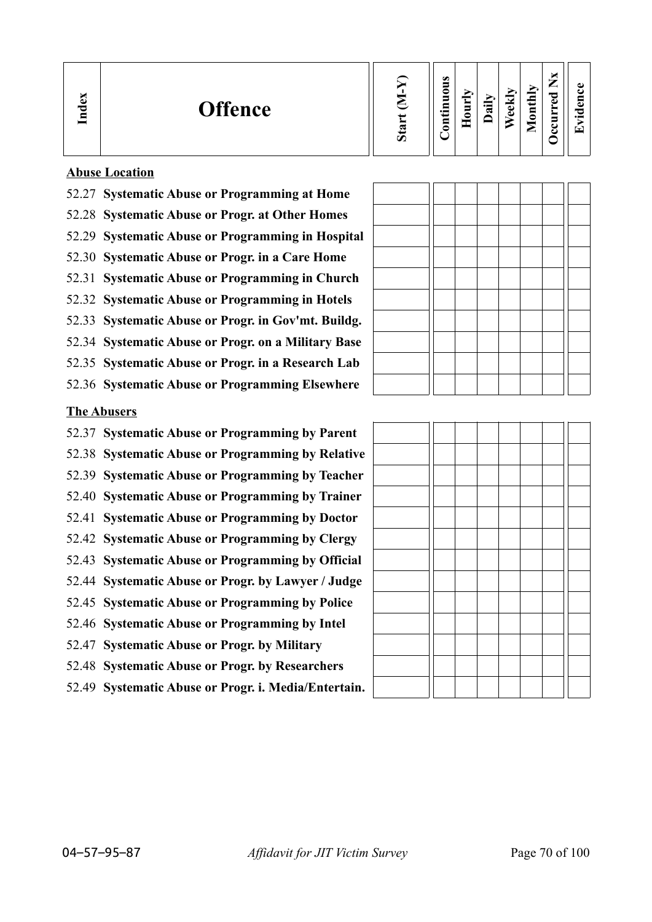| Index | Offence | Start (M-Y) | Continuous | Hourly | Daily | Weekly | Monthly | Occurred Nx | Evidence |
|---|---|---|---|---|---|---|---|---|---|
| | **Abuse Location** | | | | | | | | |
| 52.27 | **Systematic Abuse or Programming at Home** | | | | | | | | |
| 52.28 | **Systematic Abuse or Progr. at Other Homes** | | | | | | | | |
| 52.29 | **Systematic Abuse or Programming in Hospital** | | | | | | | | |
| 52.30 | **Systematic Abuse or Progr. in a Care Home** | | | | | | | | |
| 52.31 | **Systematic Abuse or Programming in Church** | | | | | | | | |
| 52.32 | **Systematic Abuse or Programming in Hotels** | | | | | | | | |
| 52.33 | **Systematic Abuse or Progr. in Gov'mt. Buildg.** | | | | | | | | |
| 52.34 | **Systematic Abuse or Progr. on a Military Base** | | | | | | | | |
| 52.35 | **Systematic Abuse or Progr. in a Research Lab** | | | | | | | | |
| 52.36 | **Systematic Abuse or Programming Elsewhere** | | | | | | | | |
| | **The Abusers** | | | | | | | | |
| 52.37 | **Systematic Abuse or Programming by Parent** | | | | | | | | |
| 52.38 | **Systematic Abuse or Programming by Relative** | | | | | | | | |
| 52.39 | **Systematic Abuse or Programming by Teacher** | | | | | | | | |
| 52.40 | **Systematic Abuse or Programming by Trainer** | | | | | | | | |
| 52.41 | **Systematic Abuse or Programming by Doctor** | | | | | | | | |
| 52.42 | **Systematic Abuse or Programming by Clergy** | | | | | | | | |
| 52.43 | **Systematic Abuse or Programming by Official** | | | | | | | | |
| 52.44 | **Systematic Abuse or Progr. by Lawyer / Judge** | | | | | | | | |
| 52.45 | **Systematic Abuse or Programming by Police** | | | | | | | | |
| 52.46 | **Systematic Abuse or Programming by Intel** | | | | | | | | |
| 52.47 | **Systematic Abuse or Progr. by Military** | | | | | | | | |
| 52.48 | **Systematic Abuse or Progr. by Researchers** | | | | | | | | |
| 52.49 | **Systematic Abuse or Progr. i. Media/Entertain.** | | | | | | | | |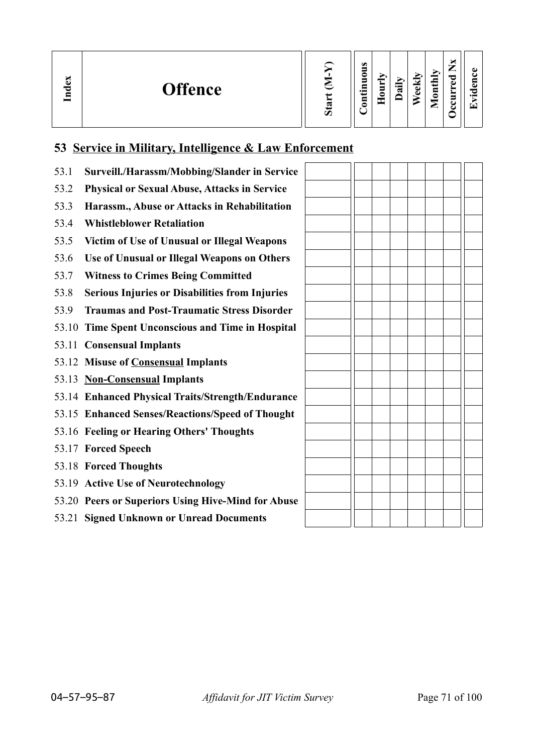| Index | Offence | Start (M-Y) | Continuous | Hourly | Daily | Weekly | Monthly | Occurred Nx | Evidence |
|---|---|---|---|---|---|---|---|---|---|
| **53** | **Service in Military, Intelligence & Law Enforcement** | | | | | | | | |
| 53.1 | **Surveill./Harassm/Mobbing/Slander in Service** | | | | | | | | |
| 53.2 | **Physical or Sexual Abuse, Attacks in Service** | | | | | | | | |
| 53.3 | **Harassm., Abuse or Attacks in Rehabilitation** | | | | | | | | |
| 53.4 | **Whistleblower Retaliation** | | | | | | | | |
| 53.5 | **Victim of Use of Unusual or Illegal Weapons** | | | | | | | | |
| 53.6 | **Use of Unusual or Illegal Weapons on Others** | | | | | | | | |
| 53.7 | **Witness to Crimes Being Committed** | | | | | | | | |
| 53.8 | **Serious Injuries or Disabilities from Injuries** | | | | | | | | |
| 53.9 | **Traumas and Post-Traumatic Stress Disorder** | | | | | | | | |
| 53.10 | **Time Spent Unconscious and Time in Hospital** | | | | | | | | |
| 53.11 | **Consensual Implants** | | | | | | | | |
| 53.12 | **Misuse of Consensual Implants** | | | | | | | | |
| 53.13 | **Non-Consensual Implants** | | | | | | | | |
| 53.14 | **Enhanced Physical Traits/Strength/Endurance** | | | | | | | | |
| 53.15 | **Enhanced Senses/Reactions/Speed of Thought** | | | | | | | | |
| 53.16 | **Feeling or Hearing Others' Thoughts** | | | | | | | | |
| 53.17 | **Forced Speech** | | | | | | | | |
| 53.18 | **Forced Thoughts** | | | | | | | | |
| 53.19 | **Active Use of Neurotechnology** | | | | | | | | |
| 53.20 | **Peers or Superiors Using Hive-Mind for Abuse** | | | | | | | | |
| 53.21 | **Signed Unknown or Unread Documents** | | | | | | | | |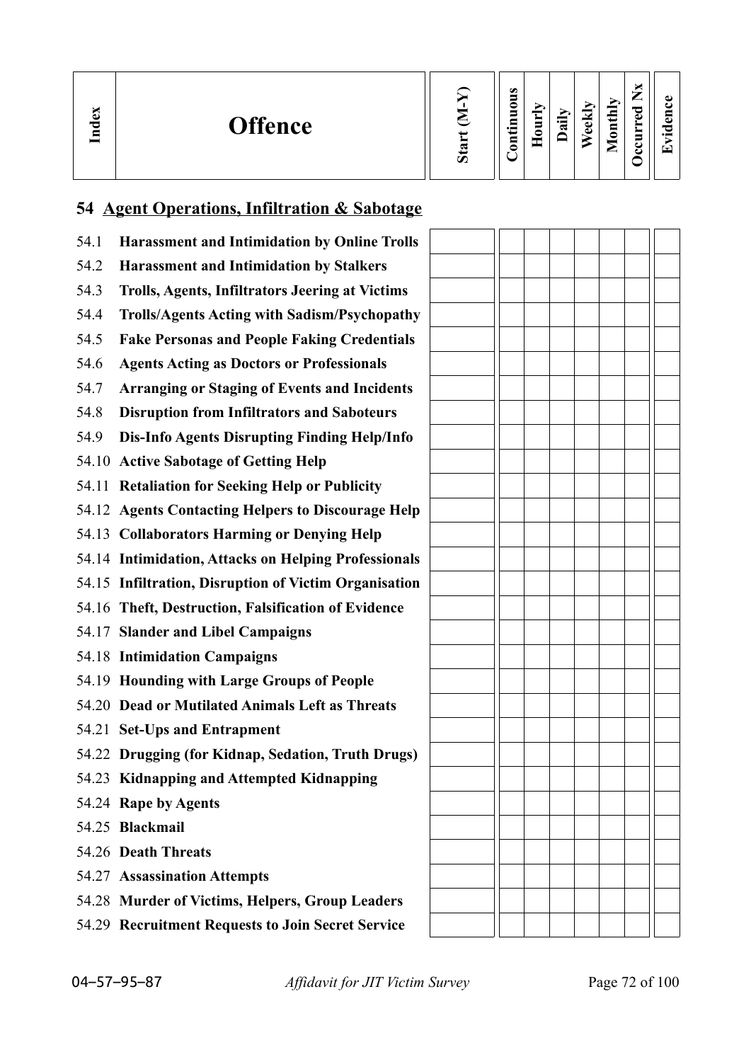| Index | Offence | Start (M-Y) | Continuous | Hourly | Daily | Weekly | Monthly | Occurred Nx | Evidence |
|---|---|---|---|---|---|---|---|---|---|
| **54** | **Agent Operations, Infiltration & Sabotage** | | | | | | | | |
| 54.1 | **Harassment and Intimidation by Online Trolls** | | | | | | | | |
| 54.2 | **Harassment and Intimidation by Stalkers** | | | | | | | | |
| 54.3 | **Trolls, Agents, Infiltrators Jeering at Victims** | | | | | | | | |
| 54.4 | **Trolls/Agents Acting with Sadism/Psychopathy** | | | | | | | | |
| 54.5 | **Fake Personas and People Faking Credentials** | | | | | | | | |
| 54.6 | **Agents Acting as Doctors or Professionals** | | | | | | | | |
| 54.7 | **Arranging or Staging of Events and Incidents** | | | | | | | | |
| 54.8 | **Disruption from Infiltrators and Saboteurs** | | | | | | | | |
| 54.9 | **Dis-Info Agents Disrupting Finding Help/Info** | | | | | | | | |
| 54.10 | **Active Sabotage of Getting Help** | | | | | | | | |
| 54.11 | **Retaliation for Seeking Help or Publicity** | | | | | | | | |
| 54.12 | **Agents Contacting Helpers to Discourage Help** | | | | | | | | |
| 54.13 | **Collaborators Harming or Denying Help** | | | | | | | | |
| 54.14 | **Intimidation, Attacks on Helping Professionals** | | | | | | | | |
| 54.15 | **Infiltration, Disruption of Victim Organisation** | | | | | | | | |
| 54.16 | **Theft, Destruction, Falsification of Evidence** | | | | | | | | |
| 54.17 | **Slander and Libel Campaigns** | | | | | | | | |
| 54.18 | **Intimidation Campaigns** | | | | | | | | |
| 54.19 | **Hounding with Large Groups of People** | | | | | | | | |
| 54.20 | **Dead or Mutilated Animals Left as Threats** | | | | | | | | |
| 54.21 | **Set-Ups and Entrapment** | | | | | | | | |
| 54.22 | **Drugging (for Kidnap, Sedation, Truth Drugs)** | | | | | | | | |
| 54.23 | **Kidnapping and Attempted Kidnapping** | | | | | | | | |
| 54.24 | **Rape by Agents** | | | | | | | | |
| 54.25 | **Blackmail** | | | | | | | | |
| 54.26 | **Death Threats** | | | | | | | | |
| 54.27 | **Assassination Attempts** | | | | | | | | |
| 54.28 | **Murder of Victims, Helpers, Group Leaders** | | | | | | | | |
| 54.29 | **Recruitment Requests to Join Secret Service** | | | | | | | | |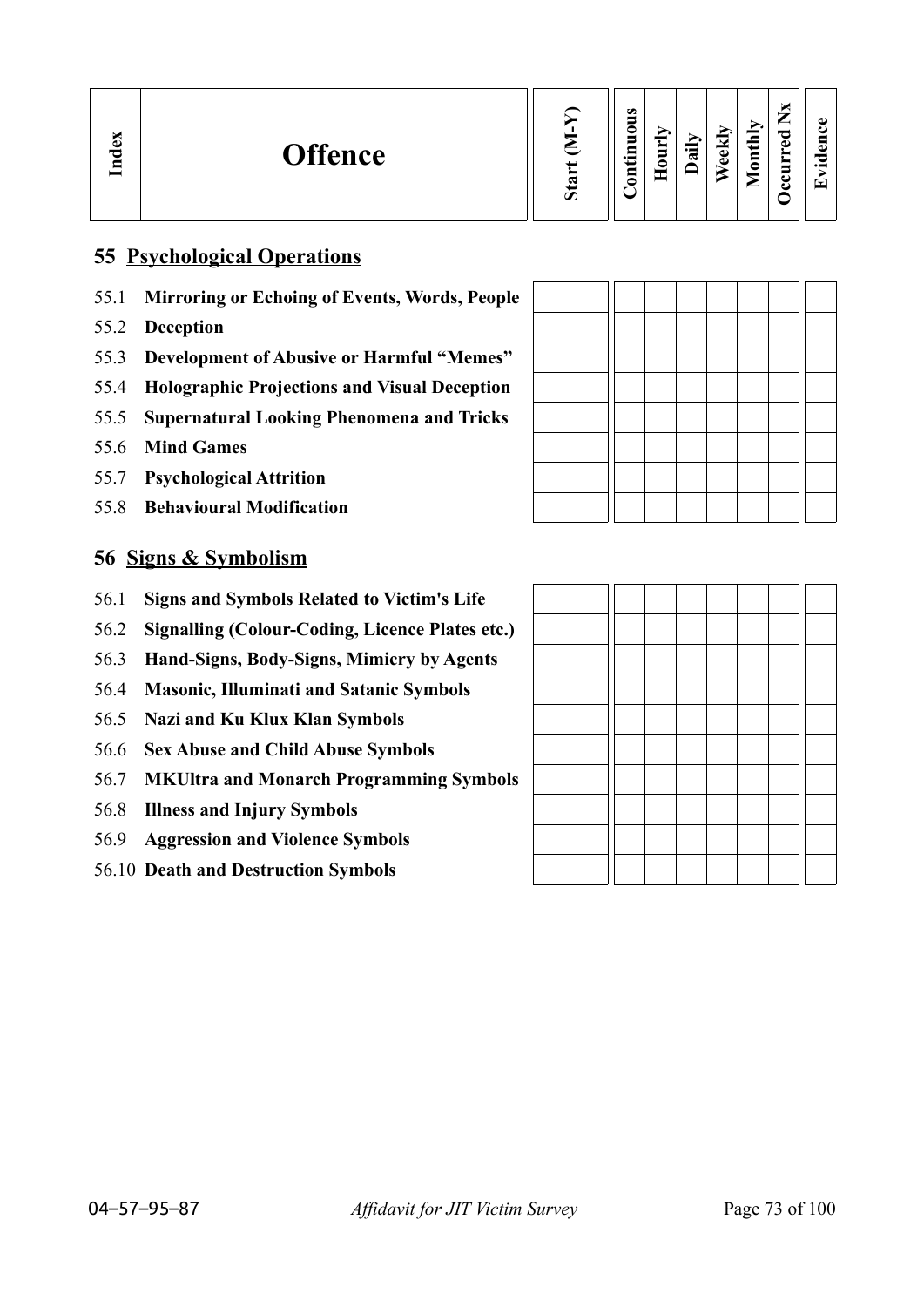| Index | Offence | Start (M-Y) | Continuous | Hourly | Daily | Weekly | Monthly | Occurred Nx | Evidence |
|---|---|---|---|---|---|---|---|---|---|

## 55 Psychological Operations

| Index | Offence | Start (M-Y) | Continuous | Hourly | Daily | Weekly | Monthly | Occurred Nx | Evidence |
|---|---|---|---|---|---|---|---|---|---|
| 55.1 | **Mirroring or Echoing of Events, Words, People** | | | | | | | | |
| 55.2 | **Deception** | | | | | | | | |
| 55.3 | **Development of Abusive or Harmful "Memes"** | | | | | | | | |
| 55.4 | **Holographic Projections and Visual Deception** | | | | | | | | |
| 55.5 | **Supernatural Looking Phenomena and Tricks** | | | | | | | | |
| 55.6 | **Mind Games** | | | | | | | | |
| 55.7 | **Psychological Attrition** | | | | | | | | |
| 55.8 | **Behavioural Modification** | | | | | | | | |

## 56 Signs & Symbolism

| Index | Offence | Start (M-Y) | Continuous | Hourly | Daily | Weekly | Monthly | Occurred Nx | Evidence |
|---|---|---|---|---|---|---|---|---|---|
| 56.1 | **Signs and Symbols Related to Victim's Life** | | | | | | | | |
| 56.2 | **Signalling (Colour-Coding, Licence Plates etc.)** | | | | | | | | |
| 56.3 | **Hand-Signs, Body-Signs, Mimicry by Agents** | | | | | | | | |
| 56.4 | **Masonic, Illuminati and Satanic Symbols** | | | | | | | | |
| 56.5 | **Nazi and Ku Klux Klan Symbols** | | | | | | | | |
| 56.6 | **Sex Abuse and Child Abuse Symbols** | | | | | | | | |
| 56.7 | **MKUltra and Monarch Programming Symbols** | | | | | | | | |
| 56.8 | **Illness and Injury Symbols** | | | | | | | | |
| 56.9 | **Aggression and Violence Symbols** | | | | | | | | |
| 56.10 | **Death and Destruction Symbols** | | | | | | | | |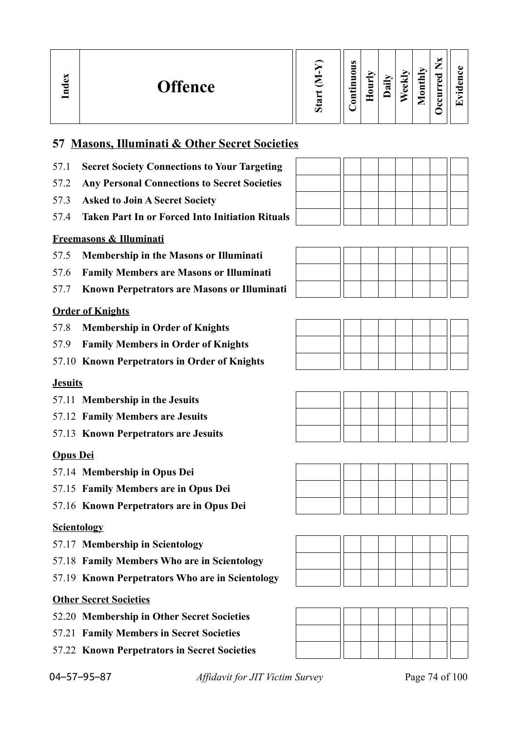| Index | Offence | Start (M-Y) | Continuous | Hourly | Daily | Weekly | Monthly | Occurred Nx | Evidence |
|---|---|---|---|---|---|---|---|---|---|

## 57 Masons, Illuminati & Other Secret Societies

| Index | Offence | Start (M-Y) | Continuous | Hourly | Daily | Weekly | Monthly | Occurred Nx | Evidence |
|---|---|---|---|---|---|---|---|---|---|
| 57.1 | **Secret Society Connections to Your Targeting** | | | | | | | | |
| 57.2 | **Any Personal Connections to Secret Societies** | | | | | | | | |
| 57.3 | **Asked to Join A Secret Society** | | | | | | | | |
| 57.4 | **Taken Part In or Forced Into Initiation Rituals** | | | | | | | | |

**Freemasons & Illuminati**

| Index | Offence | Start (M-Y) | Continuous | Hourly | Daily | Weekly | Monthly | Occurred Nx | Evidence |
|---|---|---|---|---|---|---|---|---|---|
| 57.5 | **Membership in the Masons or Illuminati** | | | | | | | | |
| 57.6 | **Family Members are Masons or Illuminati** | | | | | | | | |
| 57.7 | **Known Perpetrators are Masons or Illuminati** | | | | | | | | |

**Order of Knights**

| Index | Offence | Start (M-Y) | Continuous | Hourly | Daily | Weekly | Monthly | Occurred Nx | Evidence |
|---|---|---|---|---|---|---|---|---|---|
| 57.8 | **Membership in Order of Knights** | | | | | | | | |
| 57.9 | **Family Members in Order of Knights** | | | | | | | | |
| 57.10 | **Known Perpetrators in Order of Knights** | | | | | | | | |

**Jesuits**

| Index | Offence | Start (M-Y) | Continuous | Hourly | Daily | Weekly | Monthly | Occurred Nx | Evidence |
|---|---|---|---|---|---|---|---|---|---|
| 57.11 | **Membership in the Jesuits** | | | | | | | | |
| 57.12 | **Family Members are Jesuits** | | | | | | | | |
| 57.13 | **Known Perpetrators are Jesuits** | | | | | | | | |

**Opus Dei**

| Index | Offence | Start (M-Y) | Continuous | Hourly | Daily | Weekly | Monthly | Occurred Nx | Evidence |
|---|---|---|---|---|---|---|---|---|---|
| 57.14 | **Membership in Opus Dei** | | | | | | | | |
| 57.15 | **Family Members are in Opus Dei** | | | | | | | | |
| 57.16 | **Known Perpetrators are in Opus Dei** | | | | | | | | |

**Scientology**

| Index | Offence | Start (M-Y) | Continuous | Hourly | Daily | Weekly | Monthly | Occurred Nx | Evidence |
|---|---|---|---|---|---|---|---|---|---|
| 57.17 | **Membership in Scientology** | | | | | | | | |
| 57.18 | **Family Members Who are in Scientology** | | | | | | | | |
| 57.19 | **Known Perpetrators Who are in Scientology** | | | | | | | | |

**Other Secret Societies**

| Index | Offence | Start (M-Y) | Continuous | Hourly | Daily | Weekly | Monthly | Occurred Nx | Evidence |
|---|---|---|---|---|---|---|---|---|---|
| 52.20 | **Membership in Other Secret Societies** | | | | | | | | |
| 57.21 | **Family Members in Secret Societies** | | | | | | | | |
| 57.22 | **Known Perpetrators in Secret Societies** | | | | | | | | |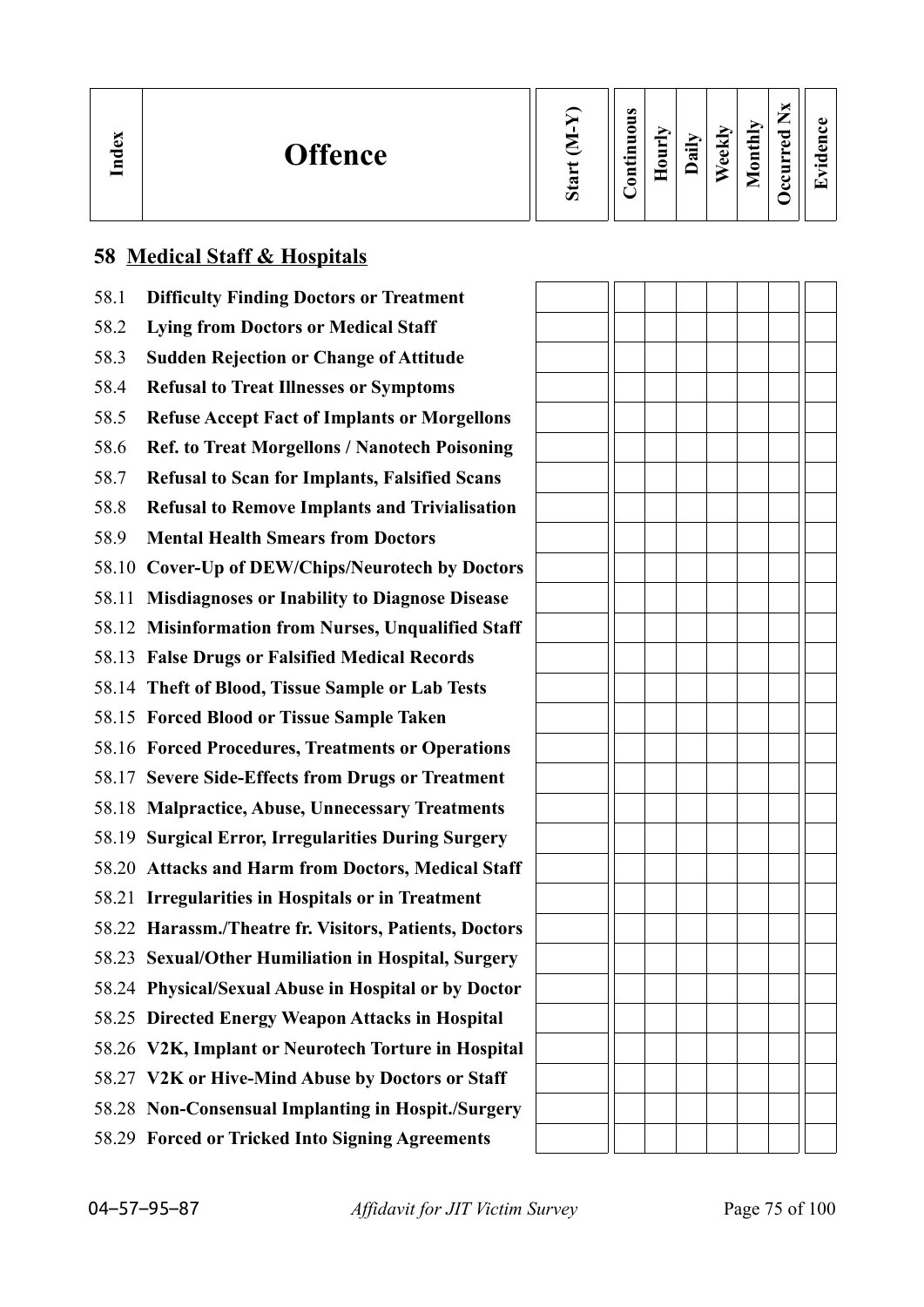| Index | Offence | Start (M-Y) | Continuous | Hourly | Daily | Weekly | Monthly | Occurred Nx | Evidence |
|---|---|---|---|---|---|---|---|---|---|

## 58 Medical Staff & Hospitals

| Index | Offence | Start (M-Y) | Continuous | Hourly | Daily | Weekly | Monthly | Occurred Nx | Evidence |
|---|---|---|---|---|---|---|---|---|---|
| 58.1 | **Difficulty Finding Doctors or Treatment** | | | | | | | | |
| 58.2 | **Lying from Doctors or Medical Staff** | | | | | | | | |
| 58.3 | **Sudden Rejection or Change of Attitude** | | | | | | | | |
| 58.4 | **Refusal to Treat Illnesses or Symptoms** | | | | | | | | |
| 58.5 | **Refuse Accept Fact of Implants or Morgellons** | | | | | | | | |
| 58.6 | **Ref. to Treat Morgellons / Nanotech Poisoning** | | | | | | | | |
| 58.7 | **Refusal to Scan for Implants, Falsified Scans** | | | | | | | | |
| 58.8 | **Refusal to Remove Implants and Trivialisation** | | | | | | | | |
| 58.9 | **Mental Health Smears from Doctors** | | | | | | | | |
| 58.10 | **Cover-Up of DEW/Chips/Neurotech by Doctors** | | | | | | | | |
| 58.11 | **Misdiagnoses or Inability to Diagnose Disease** | | | | | | | | |
| 58.12 | **Misinformation from Nurses, Unqualified Staff** | | | | | | | | |
| 58.13 | **False Drugs or Falsified Medical Records** | | | | | | | | |
| 58.14 | **Theft of Blood, Tissue Sample or Lab Tests** | | | | | | | | |
| 58.15 | **Forced Blood or Tissue Sample Taken** | | | | | | | | |
| 58.16 | **Forced Procedures, Treatments or Operations** | | | | | | | | |
| 58.17 | **Severe Side-Effects from Drugs or Treatment** | | | | | | | | |
| 58.18 | **Malpractice, Abuse, Unnecessary Treatments** | | | | | | | | |
| 58.19 | **Surgical Error, Irregularities During Surgery** | | | | | | | | |
| 58.20 | **Attacks and Harm from Doctors, Medical Staff** | | | | | | | | |
| 58.21 | **Irregularities in Hospitals or in Treatment** | | | | | | | | |
| 58.22 | **Harassm./Theatre fr. Visitors, Patients, Doctors** | | | | | | | | |
| 58.23 | **Sexual/Other Humiliation in Hospital, Surgery** | | | | | | | | |
| 58.24 | **Physical/Sexual Abuse in Hospital or by Doctor** | | | | | | | | |
| 58.25 | **Directed Energy Weapon Attacks in Hospital** | | | | | | | | |
| 58.26 | **V2K, Implant or Neurotech Torture in Hospital** | | | | | | | | |
| 58.27 | **V2K or Hive-Mind Abuse by Doctors or Staff** | | | | | | | | |
| 58.28 | **Non-Consensual Implanting in Hospit./Surgery** | | | | | | | | |
| 58.29 | **Forced or Tricked Into Signing Agreements** | | | | | | | | |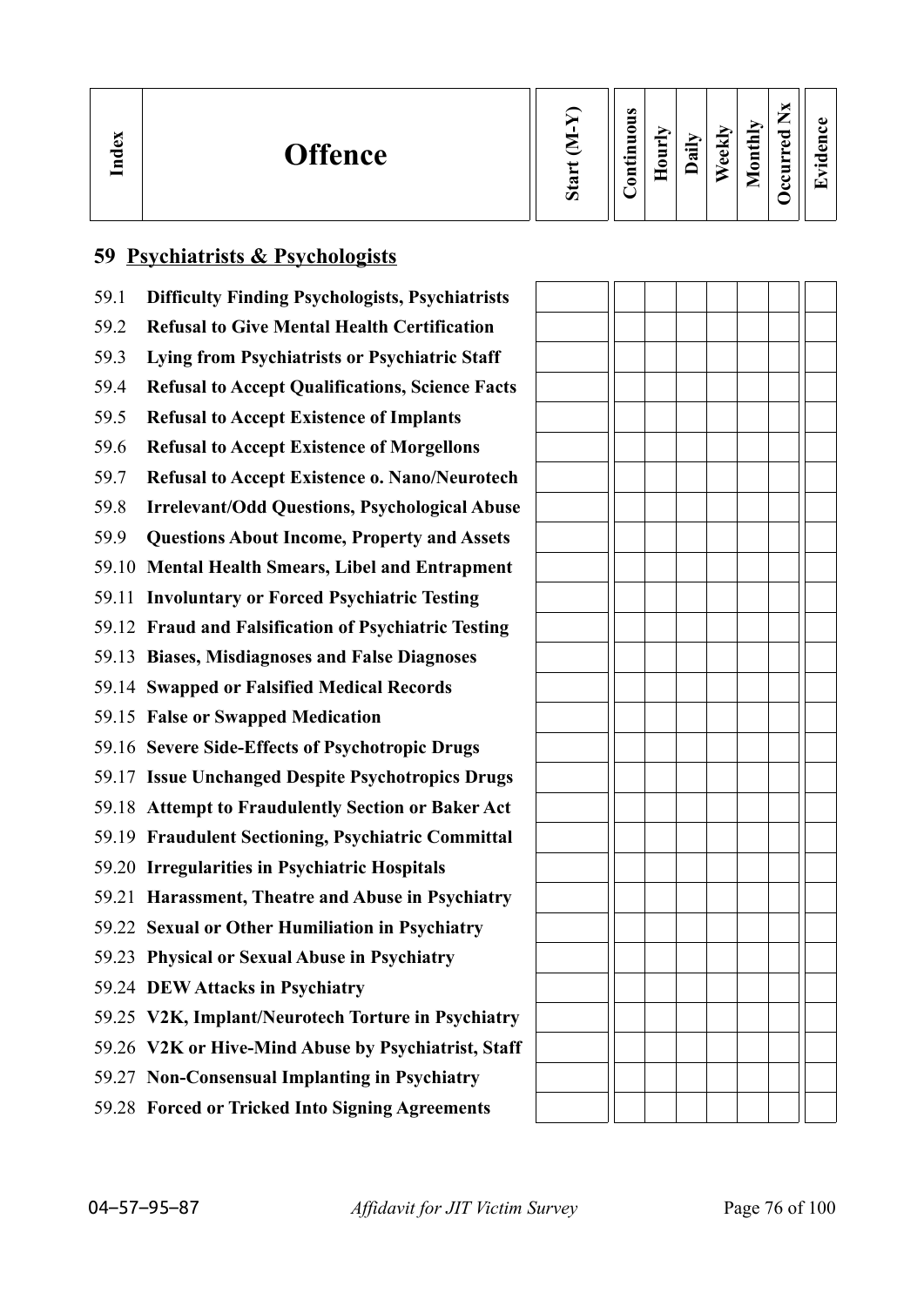| Index | Offence | Start (M-Y) | Continuous | Hourly | Daily | Weekly | Monthly | Occurred Nx | Evidence |
|---|---|---|---|---|---|---|---|---|---|
| **59** | **Psychiatrists & Psychologists** | | | | | | | | |
| 59.1 | **Difficulty Finding Psychologists, Psychiatrists** | | | | | | | | |
| 59.2 | **Refusal to Give Mental Health Certification** | | | | | | | | |
| 59.3 | **Lying from Psychiatrists or Psychiatric Staff** | | | | | | | | |
| 59.4 | **Refusal to Accept Qualifications, Science Facts** | | | | | | | | |
| 59.5 | **Refusal to Accept Existence of Implants** | | | | | | | | |
| 59.6 | **Refusal to Accept Existence of Morgellons** | | | | | | | | |
| 59.7 | **Refusal to Accept Existence o. Nano/Neurotech** | | | | | | | | |
| 59.8 | **Irrelevant/Odd Questions, Psychological Abuse** | | | | | | | | |
| 59.9 | **Questions About Income, Property and Assets** | | | | | | | | |
| 59.10 | **Mental Health Smears, Libel and Entrapment** | | | | | | | | |
| 59.11 | **Involuntary or Forced Psychiatric Testing** | | | | | | | | |
| 59.12 | **Fraud and Falsification of Psychiatric Testing** | | | | | | | | |
| 59.13 | **Biases, Misdiagnoses and False Diagnoses** | | | | | | | | |
| 59.14 | **Swapped or Falsified Medical Records** | | | | | | | | |
| 59.15 | **False or Swapped Medication** | | | | | | | | |
| 59.16 | **Severe Side-Effects of Psychotropic Drugs** | | | | | | | | |
| 59.17 | **Issue Unchanged Despite Psychotropics Drugs** | | | | | | | | |
| 59.18 | **Attempt to Fraudulently Section or Baker Act** | | | | | | | | |
| 59.19 | **Fraudulent Sectioning, Psychiatric Committal** | | | | | | | | |
| 59.20 | **Irregularities in Psychiatric Hospitals** | | | | | | | | |
| 59.21 | **Harassment, Theatre and Abuse in Psychiatry** | | | | | | | | |
| 59.22 | **Sexual or Other Humiliation in Psychiatry** | | | | | | | | |
| 59.23 | **Physical or Sexual Abuse in Psychiatry** | | | | | | | | |
| 59.24 | **DEW Attacks in Psychiatry** | | | | | | | | |
| 59.25 | **V2K, Implant/Neurotech Torture in Psychiatry** | | | | | | | | |
| 59.26 | **V2K or Hive-Mind Abuse by Psychiatrist, Staff** | | | | | | | | |
| 59.27 | **Non-Consensual Implanting in Psychiatry** | | | | | | | | |
| 59.28 | **Forced or Tricked Into Signing Agreements** | | | | | | | | |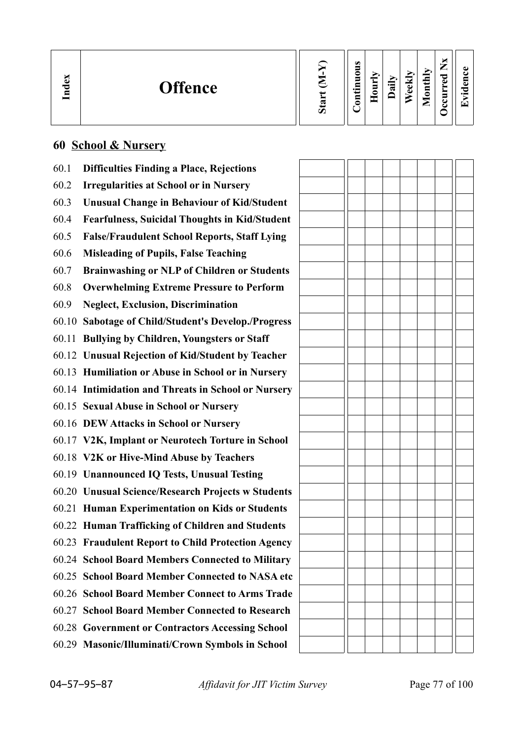| Index | Offence | Start (M-Y) | Continuous | Hourly | Daily | Weekly | Monthly | Occurred Nx | Evidence |
|---|---|---|---|---|---|---|---|---|---|
| **60** | **School & Nursery** | | | | | | | | |
| 60.1 | **Difficulties Finding a Place, Rejections** | | | | | | | | |
| 60.2 | **Irregularities at School or in Nursery** | | | | | | | | |
| 60.3 | **Unusual Change in Behaviour of Kid/Student** | | | | | | | | |
| 60.4 | **Fearfulness, Suicidal Thoughts in Kid/Student** | | | | | | | | |
| 60.5 | **False/Fraudulent School Reports, Staff Lying** | | | | | | | | |
| 60.6 | **Misleading of Pupils, False Teaching** | | | | | | | | |
| 60.7 | **Brainwashing or NLP of Children or Students** | | | | | | | | |
| 60.8 | **Overwhelming Extreme Pressure to Perform** | | | | | | | | |
| 60.9 | **Neglect, Exclusion, Discrimination** | | | | | | | | |
| 60.10 | **Sabotage of Child/Student's Develop./Progress** | | | | | | | | |
| 60.11 | **Bullying by Children, Youngsters or Staff** | | | | | | | | |
| 60.12 | **Unusual Rejection of Kid/Student by Teacher** | | | | | | | | |
| 60.13 | **Humiliation or Abuse in School or in Nursery** | | | | | | | | |
| 60.14 | **Intimidation and Threats in School or Nursery** | | | | | | | | |
| 60.15 | **Sexual Abuse in School or Nursery** | | | | | | | | |
| 60.16 | **DEW Attacks in School or Nursery** | | | | | | | | |
| 60.17 | **V2K, Implant or Neurotech Torture in School** | | | | | | | | |
| 60.18 | **V2K or Hive-Mind Abuse by Teachers** | | | | | | | | |
| 60.19 | **Unannounced IQ Tests, Unusual Testing** | | | | | | | | |
| 60.20 | **Unusual Science/Research Projects w Students** | | | | | | | | |
| 60.21 | **Human Experimentation on Kids or Students** | | | | | | | | |
| 60.22 | **Human Trafficking of Children and Students** | | | | | | | | |
| 60.23 | **Fraudulent Report to Child Protection Agency** | | | | | | | | |
| 60.24 | **School Board Members Connected to Military** | | | | | | | | |
| 60.25 | **School Board Member Connected to NASA etc** | | | | | | | | |
| 60.26 | **School Board Member Connect to Arms Trade** | | | | | | | | |
| 60.27 | **School Board Member Connected to Research** | | | | | | | | |
| 60.28 | **Government or Contractors Accessing School** | | | | | | | | |
| 60.29 | **Masonic/Illuminati/Crown Symbols in School** | | | | | | | | |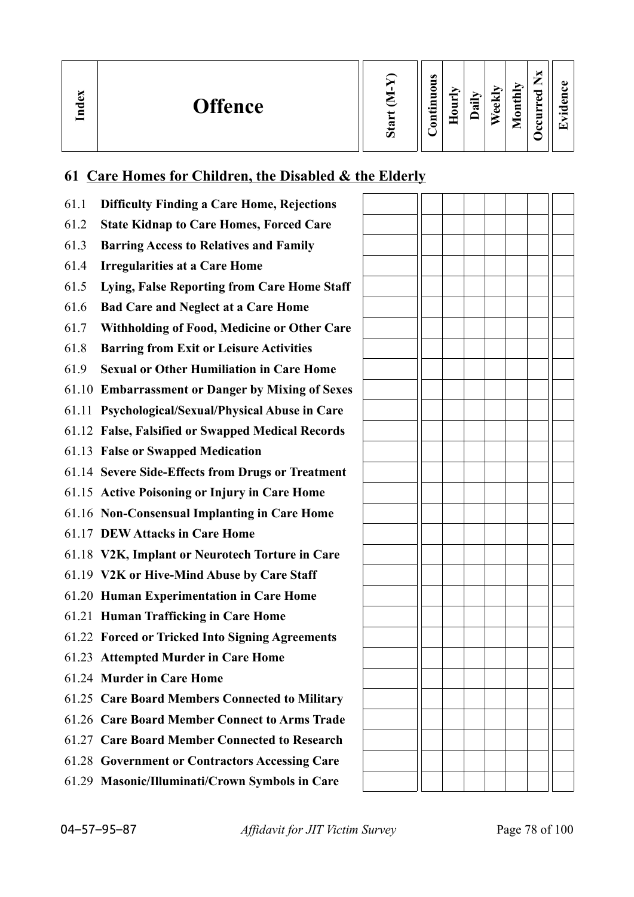| Index | Offence | Start (M-Y) | Continuous | Hourly | Daily | Weekly | Monthly | Occurred Nx | Evidence |
|---|---|---|---|---|---|---|---|---|---|

## 61 Care Homes for Children, the Disabled & the Elderly

| Index | Offence | Start (M-Y) | Continuous | Hourly | Daily | Weekly | Monthly | Occurred Nx | Evidence |
|---|---|---|---|---|---|---|---|---|---|
| 61.1 | **Difficulty Finding a Care Home, Rejections** | | | | | | | | |
| 61.2 | **State Kidnap to Care Homes, Forced Care** | | | | | | | | |
| 61.3 | **Barring Access to Relatives and Family** | | | | | | | | |
| 61.4 | **Irregularities at a Care Home** | | | | | | | | |
| 61.5 | **Lying, False Reporting from Care Home Staff** | | | | | | | | |
| 61.6 | **Bad Care and Neglect at a Care Home** | | | | | | | | |
| 61.7 | **Withholding of Food, Medicine or Other Care** | | | | | | | | |
| 61.8 | **Barring from Exit or Leisure Activities** | | | | | | | | |
| 61.9 | **Sexual or Other Humiliation in Care Home** | | | | | | | | |
| 61.10 | **Embarrassment or Danger by Mixing of Sexes** | | | | | | | | |
| 61.11 | **Psychological/Sexual/Physical Abuse in Care** | | | | | | | | |
| 61.12 | **False, Falsified or Swapped Medical Records** | | | | | | | | |
| 61.13 | **False or Swapped Medication** | | | | | | | | |
| 61.14 | **Severe Side-Effects from Drugs or Treatment** | | | | | | | | |
| 61.15 | **Active Poisoning or Injury in Care Home** | | | | | | | | |
| 61.16 | **Non-Consensual Implanting in Care Home** | | | | | | | | |
| 61.17 | **DEW Attacks in Care Home** | | | | | | | | |
| 61.18 | **V2K, Implant or Neurotech Torture in Care** | | | | | | | | |
| 61.19 | **V2K or Hive-Mind Abuse by Care Staff** | | | | | | | | |
| 61.20 | **Human Experimentation in Care Home** | | | | | | | | |
| 61.21 | **Human Trafficking in Care Home** | | | | | | | | |
| 61.22 | **Forced or Tricked Into Signing Agreements** | | | | | | | | |
| 61.23 | **Attempted Murder in Care Home** | | | | | | | | |
| 61.24 | **Murder in Care Home** | | | | | | | | |
| 61.25 | **Care Board Members Connected to Military** | | | | | | | | |
| 61.26 | **Care Board Member Connect to Arms Trade** | | | | | | | | |
| 61.27 | **Care Board Member Connected to Research** | | | | | | | | |
| 61.28 | **Government or Contractors Accessing Care** | | | | | | | | |
| 61.29 | **Masonic/Illuminati/Crown Symbols in Care** | | | | | | | | |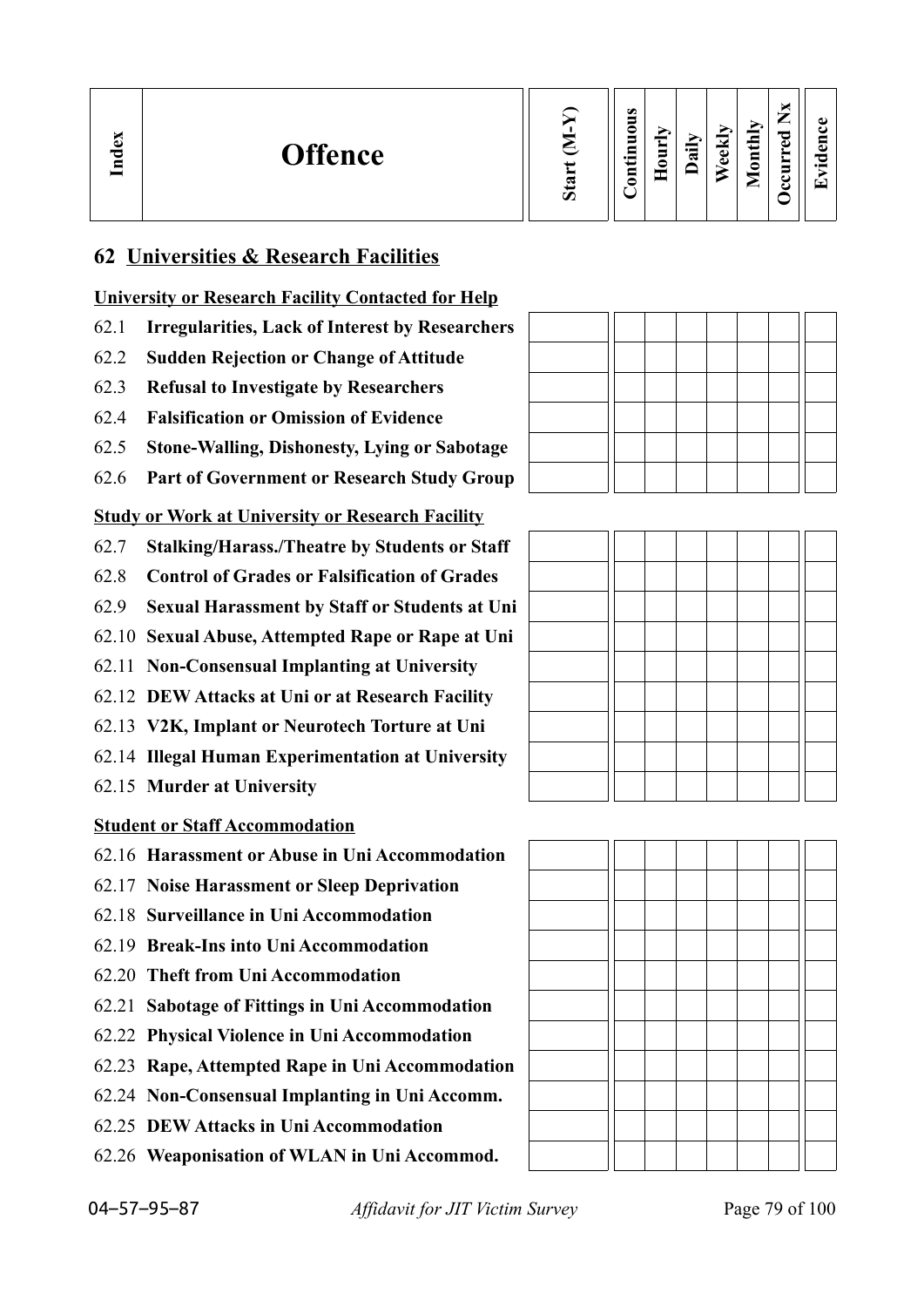| Index | Offence | Start (M-Y) | Continuous | Hourly | Daily | Weekly | Monthly | Occurred Nx | Evidence |
|---|---|---|---|---|---|---|---|---|---|

## 62 Universities & Research Facilities

**University or Research Facility Contacted for Help**

| Index | Offence | Start (M-Y) | Continuous | Hourly | Daily | Weekly | Monthly | Occurred Nx | Evidence |
|---|---|---|---|---|---|---|---|---|---|
| 62.1 | **Irregularities, Lack of Interest by Researchers** | | | | | | | | |
| 62.2 | **Sudden Rejection or Change of Attitude** | | | | | | | | |
| 62.3 | **Refusal to Investigate by Researchers** | | | | | | | | |
| 62.4 | **Falsification or Omission of Evidence** | | | | | | | | |
| 62.5 | **Stone-Walling, Dishonesty, Lying or Sabotage** | | | | | | | | |
| 62.6 | **Part of Government or Research Study Group** | | | | | | | | |

**Study or Work at University or Research Facility**

| Index | Offence | Start (M-Y) | Continuous | Hourly | Daily | Weekly | Monthly | Occurred Nx | Evidence |
|---|---|---|---|---|---|---|---|---|---|
| 62.7 | **Stalking/Harass./Theatre by Students or Staff** | | | | | | | | |
| 62.8 | **Control of Grades or Falsification of Grades** | | | | | | | | |
| 62.9 | **Sexual Harassment by Staff or Students at Uni** | | | | | | | | |
| 62.10 | **Sexual Abuse, Attempted Rape or Rape at Uni** | | | | | | | | |
| 62.11 | **Non-Consensual Implanting at University** | | | | | | | | |
| 62.12 | **DEW Attacks at Uni or at Research Facility** | | | | | | | | |
| 62.13 | **V2K, Implant or Neurotech Torture at Uni** | | | | | | | | |
| 62.14 | **Illegal Human Experimentation at University** | | | | | | | | |
| 62.15 | **Murder at University** | | | | | | | | |

**Student or Staff Accommodation**

| Index | Offence | Start (M-Y) | Continuous | Hourly | Daily | Weekly | Monthly | Occurred Nx | Evidence |
|---|---|---|---|---|---|---|---|---|---|
| 62.16 | **Harassment or Abuse in Uni Accommodation** | | | | | | | | |
| 62.17 | **Noise Harassment or Sleep Deprivation** | | | | | | | | |
| 62.18 | **Surveillance in Uni Accommodation** | | | | | | | | |
| 62.19 | **Break-Ins into Uni Accommodation** | | | | | | | | |
| 62.20 | **Theft from Uni Accommodation** | | | | | | | | |
| 62.21 | **Sabotage of Fittings in Uni Accommodation** | | | | | | | | |
| 62.22 | **Physical Violence in Uni Accommodation** | | | | | | | | |
| 62.23 | **Rape, Attempted Rape in Uni Accommodation** | | | | | | | | |
| 62.24 | **Non-Consensual Implanting in Uni Accomm.** | | | | | | | | |
| 62.25 | **DEW Attacks in Uni Accommodation** | | | | | | | | |
| 62.26 | **Weaponisation of WLAN in Uni Accommod.** | | | | | | | | |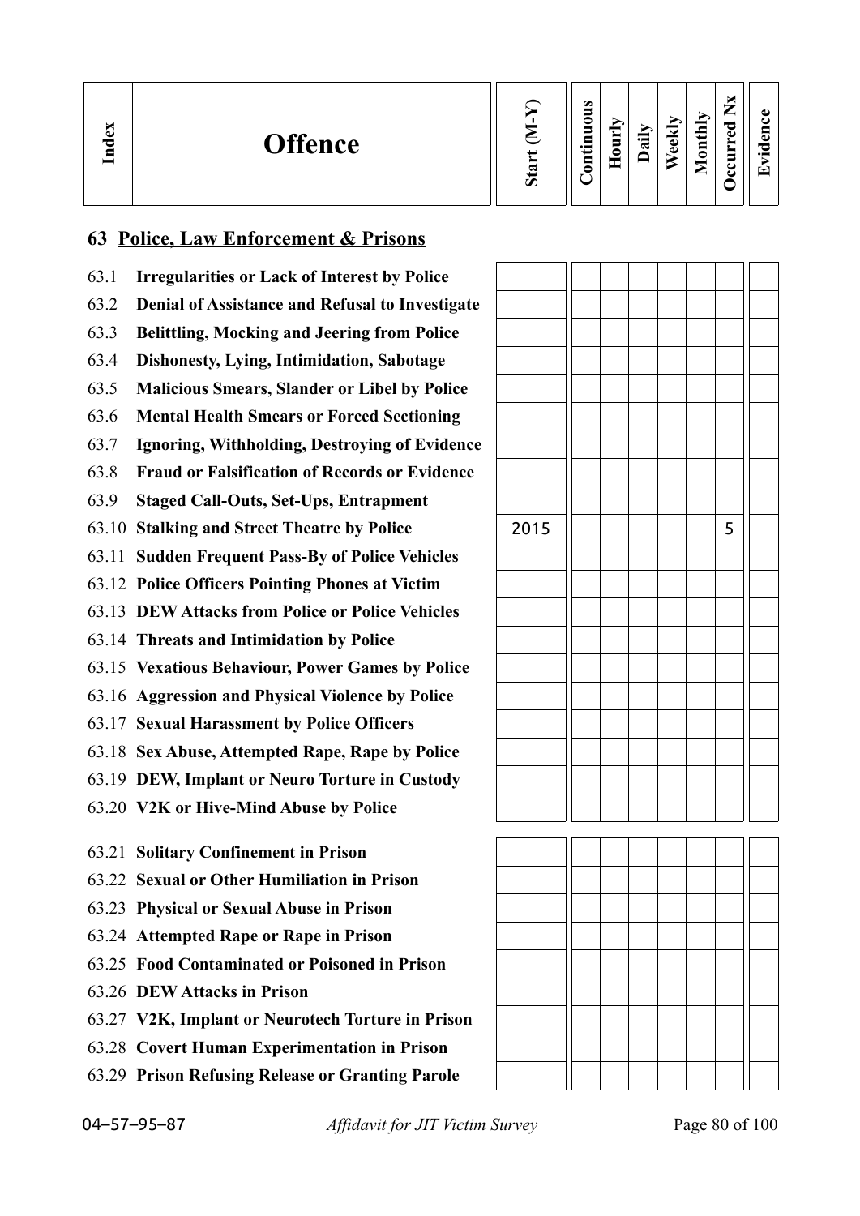| Index | Offence | Start (M-Y) | Continuous | Hourly | Daily | Weekly | Monthly | Occurred Nx | Evidence |
|---|---|---|---|---|---|---|---|---|---|
| **63** | **Police, Law Enforcement & Prisons** | | | | | | | | |
| 63.1 | **Irregularities or Lack of Interest by Police** | | | | | | | | |
| 63.2 | **Denial of Assistance and Refusal to Investigate** | | | | | | | | |
| 63.3 | **Belittling, Mocking and Jeering from Police** | | | | | | | | |
| 63.4 | **Dishonesty, Lying, Intimidation, Sabotage** | | | | | | | | |
| 63.5 | **Malicious Smears, Slander or Libel by Police** | | | | | | | | |
| 63.6 | **Mental Health Smears or Forced Sectioning** | | | | | | | | |
| 63.7 | **Ignoring, Withholding, Destroying of Evidence** | | | | | | | | |
| 63.8 | **Fraud or Falsification of Records or Evidence** | | | | | | | | |
| 63.9 | **Staged Call-Outs, Set-Ups, Entrapment** | | | | | | | | |
| 63.10 | **Stalking and Street Theatre by Police** | 2015 | | | | | | 5 | |
| 63.11 | **Sudden Frequent Pass-By of Police Vehicles** | | | | | | | | |
| 63.12 | **Police Officers Pointing Phones at Victim** | | | | | | | | |
| 63.13 | **DEW Attacks from Police or Police Vehicles** | | | | | | | | |
| 63.14 | **Threats and Intimidation by Police** | | | | | | | | |
| 63.15 | **Vexatious Behaviour, Power Games by Police** | | | | | | | | |
| 63.16 | **Aggression and Physical Violence by Police** | | | | | | | | |
| 63.17 | **Sexual Harassment by Police Officers** | | | | | | | | |
| 63.18 | **Sex Abuse, Attempted Rape, Rape by Police** | | | | | | | | |
| 63.19 | **DEW, Implant or Neuro Torture in Custody** | | | | | | | | |
| 63.20 | **V2K or Hive-Mind Abuse by Police** | | | | | | | | |
| 63.21 | **Solitary Confinement in Prison** | | | | | | | | |
| 63.22 | **Sexual or Other Humiliation in Prison** | | | | | | | | |
| 63.23 | **Physical or Sexual Abuse in Prison** | | | | | | | | |
| 63.24 | **Attempted Rape or Rape in Prison** | | | | | | | | |
| 63.25 | **Food Contaminated or Poisoned in Prison** | | | | | | | | |
| 63.26 | **DEW Attacks in Prison** | | | | | | | | |
| 63.27 | **V2K, Implant or Neurotech Torture in Prison** | | | | | | | | |
| 63.28 | **Covert Human Experimentation in Prison** | | | | | | | | |
| 63.29 | **Prison Refusing Release or Granting Parole** | | | | | | | | |

04–57–95–87 *Affidavit for JIT Victim Survey*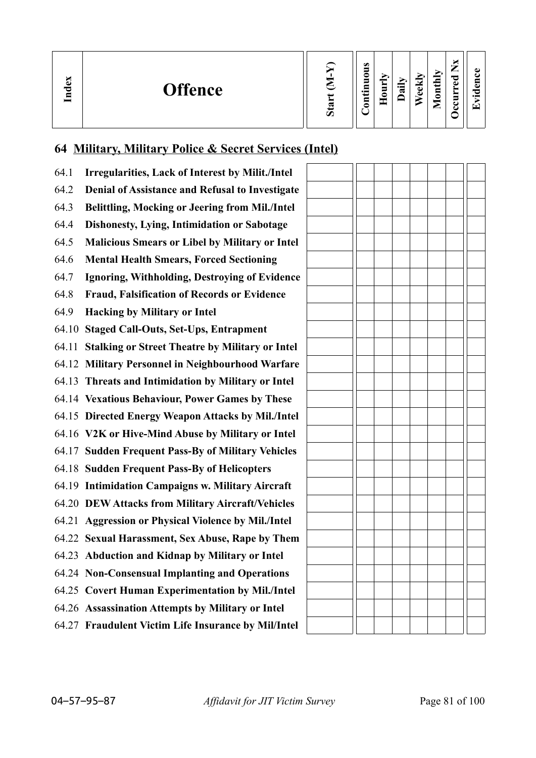| Index | Offence | Start (M-Y) | Continuous | Hourly | Daily | Weekly | Monthly | Occurred Nx | Evidence |
|---|---|---|---|---|---|---|---|---|---|

## 64 Military, Military Police & Secret Services (Intel)

| Index | Offence | Start (M-Y) | Continuous | Hourly | Daily | Weekly | Monthly | Occurred Nx | Evidence |
|---|---|---|---|---|---|---|---|---|---|
| 64.1 | **Irregularities, Lack of Interest by Milit./Intel** | | | | | | | | |
| 64.2 | **Denial of Assistance and Refusal to Investigate** | | | | | | | | |
| 64.3 | **Belittling, Mocking or Jeering from Mil./Intel** | | | | | | | | |
| 64.4 | **Dishonesty, Lying, Intimidation or Sabotage** | | | | | | | | |
| 64.5 | **Malicious Smears or Libel by Military or Intel** | | | | | | | | |
| 64.6 | **Mental Health Smears, Forced Sectioning** | | | | | | | | |
| 64.7 | **Ignoring, Withholding, Destroying of Evidence** | | | | | | | | |
| 64.8 | **Fraud, Falsification of Records or Evidence** | | | | | | | | |
| 64.9 | **Hacking by Military or Intel** | | | | | | | | |
| 64.10 | **Staged Call-Outs, Set-Ups, Entrapment** | | | | | | | | |
| 64.11 | **Stalking or Street Theatre by Military or Intel** | | | | | | | | |
| 64.12 | **Military Personnel in Neighbourhood Warfare** | | | | | | | | |
| 64.13 | **Threats and Intimidation by Military or Intel** | | | | | | | | |
| 64.14 | **Vexatious Behaviour, Power Games by These** | | | | | | | | |
| 64.15 | **Directed Energy Weapon Attacks by Mil./Intel** | | | | | | | | |
| 64.16 | **V2K or Hive-Mind Abuse by Military or Intel** | | | | | | | | |
| 64.17 | **Sudden Frequent Pass-By of Military Vehicles** | | | | | | | | |
| 64.18 | **Sudden Frequent Pass-By of Helicopters** | | | | | | | | |
| 64.19 | **Intimidation Campaigns w. Military Aircraft** | | | | | | | | |
| 64.20 | **DEW Attacks from Military Aircraft/Vehicles** | | | | | | | | |
| 64.21 | **Aggression or Physical Violence by Mil./Intel** | | | | | | | | |
| 64.22 | **Sexual Harassment, Sex Abuse, Rape by Them** | | | | | | | | |
| 64.23 | **Abduction and Kidnap by Military or Intel** | | | | | | | | |
| 64.24 | **Non-Consensual Implanting and Operations** | | | | | | | | |
| 64.25 | **Covert Human Experimentation by Mil./Intel** | | | | | | | | |
| 64.26 | **Assassination Attempts by Military or Intel** | | | | | | | | |
| 64.27 | **Fraudulent Victim Life Insurance by Mil/Intel** | | | | | | | | |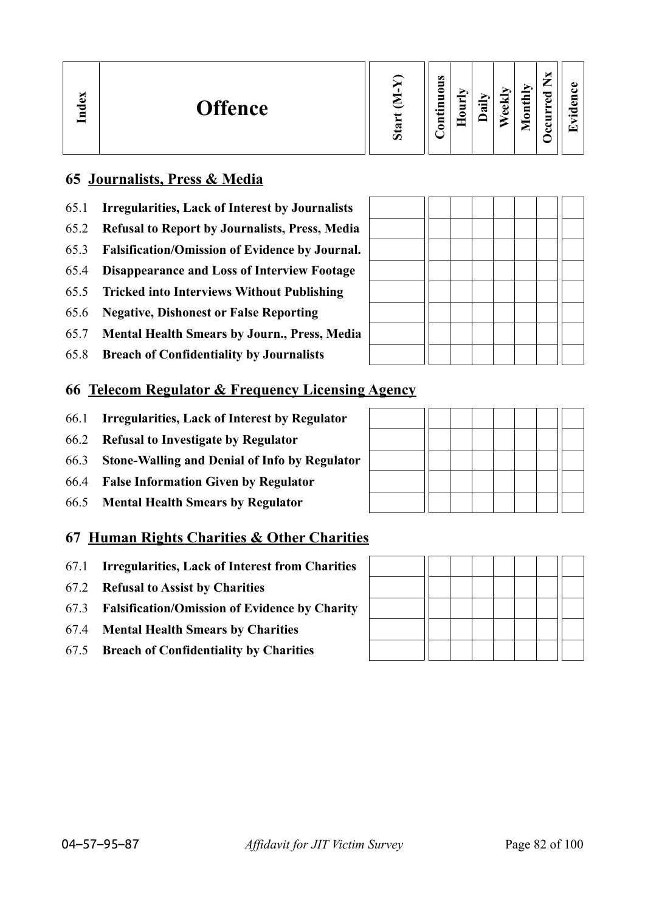| Index | Offence | Start (M-Y) | Continuous | Hourly | Daily | Weekly | Monthly | Occurred Nx | Evidence |
|---|---|---|---|---|---|---|---|---|---|

## 65 Journalists, Press & Media

| | | | | | | | | | |
|---|---|---|---|---|---|---|---|---|---|
| 65.1 | **Irregularities, Lack of Interest by Journalists** | | | | | | | | |
| 65.2 | **Refusal to Report by Journalists, Press, Media** | | | | | | | | |
| 65.3 | **Falsification/Omission of Evidence by Journal.** | | | | | | | | |
| 65.4 | **Disappearance and Loss of Interview Footage** | | | | | | | | |
| 65.5 | **Tricked into Interviews Without Publishing** | | | | | | | | |
| 65.6 | **Negative, Dishonest or False Reporting** | | | | | | | | |
| 65.7 | **Mental Health Smears by Journ., Press, Media** | | | | | | | | |
| 65.8 | **Breach of Confidentiality by Journalists** | | | | | | | | |

## 66 Telecom Regulator & Frequency Licensing Agency

| | | | | | | | | | |
|---|---|---|---|---|---|---|---|---|---|
| 66.1 | **Irregularities, Lack of Interest by Regulator** | | | | | | | | |
| 66.2 | **Refusal to Investigate by Regulator** | | | | | | | | |
| 66.3 | **Stone-Walling and Denial of Info by Regulator** | | | | | | | | |
| 66.4 | **False Information Given by Regulator** | | | | | | | | |
| 66.5 | **Mental Health Smears by Regulator** | | | | | | | | |

## 67 Human Rights Charities & Other Charities

| | | | | | | | | | |
|---|---|---|---|---|---|---|---|---|---|
| 67.1 | **Irregularities, Lack of Interest from Charities** | | | | | | | | |
| 67.2 | **Refusal to Assist by Charities** | | | | | | | | |
| 67.3 | **Falsification/Omission of Evidence by Charity** | | | | | | | | |
| 67.4 | **Mental Health Smears by Charities** | | | | | | | | |
| 67.5 | **Breach of Confidentiality by Charities** | | | | | | | | |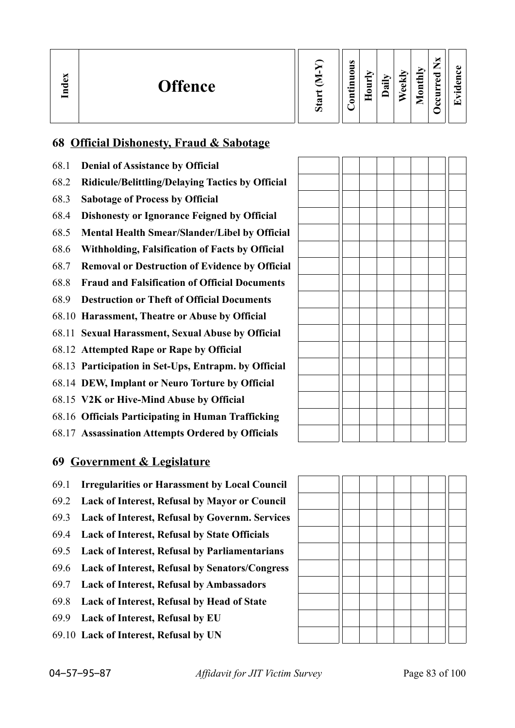| Index | Offence | Start (M-Y) | Continuous | Hourly | Daily | Weekly | Monthly | Occurred Nx | Evidence |
|---|---|---|---|---|---|---|---|---|---|

## 68 Official Dishonesty, Fraud & Sabotage

| Index | Offence | Start (M-Y) | Continuous | Hourly | Daily | Weekly | Monthly | Occurred Nx | Evidence |
|---|---|---|---|---|---|---|---|---|---|
| 68.1 | **Denial of Assistance by Official** | | | | | | | | |
| 68.2 | **Ridicule/Belittling/Delaying Tactics by Official** | | | | | | | | |
| 68.3 | **Sabotage of Process by Official** | | | | | | | | |
| 68.4 | **Dishonesty or Ignorance Feigned by Official** | | | | | | | | |
| 68.5 | **Mental Health Smear/Slander/Libel by Official** | | | | | | | | |
| 68.6 | **Withholding, Falsification of Facts by Official** | | | | | | | | |
| 68.7 | **Removal or Destruction of Evidence by Official** | | | | | | | | |
| 68.8 | **Fraud and Falsification of Official Documents** | | | | | | | | |
| 68.9 | **Destruction or Theft of Official Documents** | | | | | | | | |
| 68.10 | **Harassment, Theatre or Abuse by Official** | | | | | | | | |
| 68.11 | **Sexual Harassment, Sexual Abuse by Official** | | | | | | | | |
| 68.12 | **Attempted Rape or Rape by Official** | | | | | | | | |
| 68.13 | **Participation in Set-Ups, Entrapm. by Official** | | | | | | | | |
| 68.14 | **DEW, Implant or Neuro Torture by Official** | | | | | | | | |
| 68.15 | **V2K or Hive-Mind Abuse by Official** | | | | | | | | |
| 68.16 | **Officials Participating in Human Trafficking** | | | | | | | | |
| 68.17 | **Assassination Attempts Ordered by Officials** | | | | | | | | |

## 69 Government & Legislature

| Index | Offence | Start (M-Y) | Continuous | Hourly | Daily | Weekly | Monthly | Occurred Nx | Evidence |
|---|---|---|---|---|---|---|---|---|---|
| 69.1 | **Irregularities or Harassment by Local Council** | | | | | | | | |
| 69.2 | **Lack of Interest, Refusal by Mayor or Council** | | | | | | | | |
| 69.3 | **Lack of Interest, Refusal by Governm. Services** | | | | | | | | |
| 69.4 | **Lack of Interest, Refusal by State Officials** | | | | | | | | |
| 69.5 | **Lack of Interest, Refusal by Parliamentarians** | | | | | | | | |
| 69.6 | **Lack of Interest, Refusal by Senators/Congress** | | | | | | | | |
| 69.7 | **Lack of Interest, Refusal by Ambassadors** | | | | | | | | |
| 69.8 | **Lack of Interest, Refusal by Head of State** | | | | | | | | |
| 69.9 | **Lack of Interest, Refusal by EU** | | | | | | | | |
| 69.10 | **Lack of Interest, Refusal by UN** | | | | | | | | |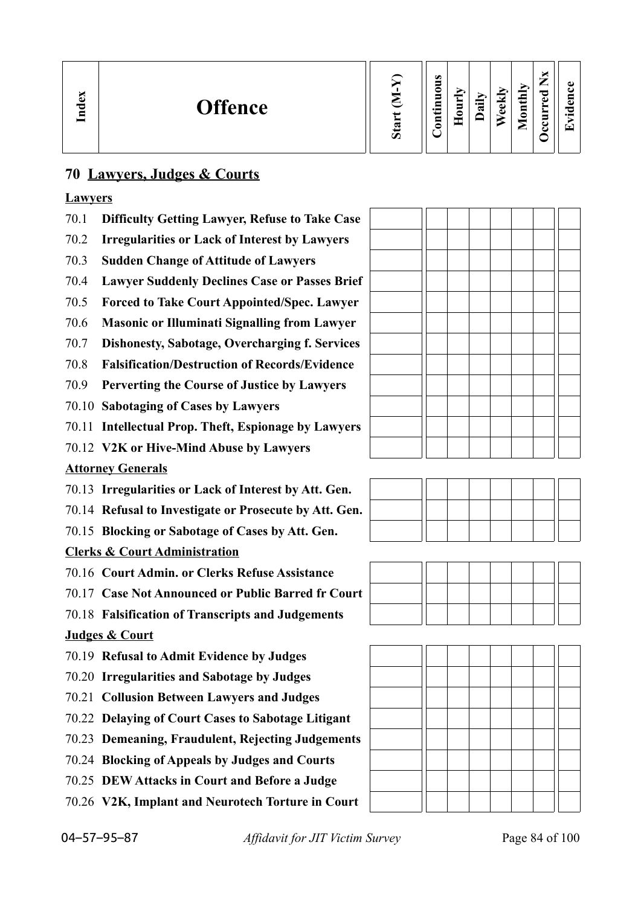| Index | Offence | Start (M-Y) | Continuous | Hourly | Daily | Weekly | Monthly | Occurred Nx | Evidence |
|---|---|---|---|---|---|---|---|---|---|
| **70** | **Lawyers, Judges & Courts** | | | | | | | | |
| | **Lawyers** | | | | | | | | |
| 70.1 | **Difficulty Getting Lawyer, Refuse to Take Case** | | | | | | | | |
| 70.2 | **Irregularities or Lack of Interest by Lawyers** | | | | | | | | |
| 70.3 | **Sudden Change of Attitude of Lawyers** | | | | | | | | |
| 70.4 | **Lawyer Suddenly Declines Case or Passes Brief** | | | | | | | | |
| 70.5 | **Forced to Take Court Appointed/Spec. Lawyer** | | | | | | | | |
| 70.6 | **Masonic or Illuminati Signalling from Lawyer** | | | | | | | | |
| 70.7 | **Dishonesty, Sabotage, Overcharging f. Services** | | | | | | | | |
| 70.8 | **Falsification/Destruction of Records/Evidence** | | | | | | | | |
| 70.9 | **Perverting the Course of Justice by Lawyers** | | | | | | | | |
| 70.10 | **Sabotaging of Cases by Lawyers** | | | | | | | | |
| 70.11 | **Intellectual Prop. Theft, Espionage by Lawyers** | | | | | | | | |
| 70.12 | **V2K or Hive-Mind Abuse by Lawyers** | | | | | | | | |
| | **Attorney Generals** | | | | | | | | |
| 70.13 | **Irregularities or Lack of Interest by Att. Gen.** | | | | | | | | |
| 70.14 | **Refusal to Investigate or Prosecute by Att. Gen.** | | | | | | | | |
| 70.15 | **Blocking or Sabotage of Cases by Att. Gen.** | | | | | | | | |
| | **Clerks & Court Administration** | | | | | | | | |
| 70.16 | **Court Admin. or Clerks Refuse Assistance** | | | | | | | | |
| 70.17 | **Case Not Announced or Public Barred fr Court** | | | | | | | | |
| 70.18 | **Falsification of Transcripts and Judgements** | | | | | | | | |
| | **Judges & Court** | | | | | | | | |
| 70.19 | **Refusal to Admit Evidence by Judges** | | | | | | | | |
| 70.20 | **Irregularities and Sabotage by Judges** | | | | | | | | |
| 70.21 | **Collusion Between Lawyers and Judges** | | | | | | | | |
| 70.22 | **Delaying of Court Cases to Sabotage Litigant** | | | | | | | | |
| 70.23 | **Demeaning, Fraudulent, Rejecting Judgements** | | | | | | | | |
| 70.24 | **Blocking of Appeals by Judges and Courts** | | | | | | | | |
| 70.25 | **DEW Attacks in Court and Before a Judge** | | | | | | | | |
| 70.26 | **V2K, Implant and Neurotech Torture in Court** | | | | | | | | |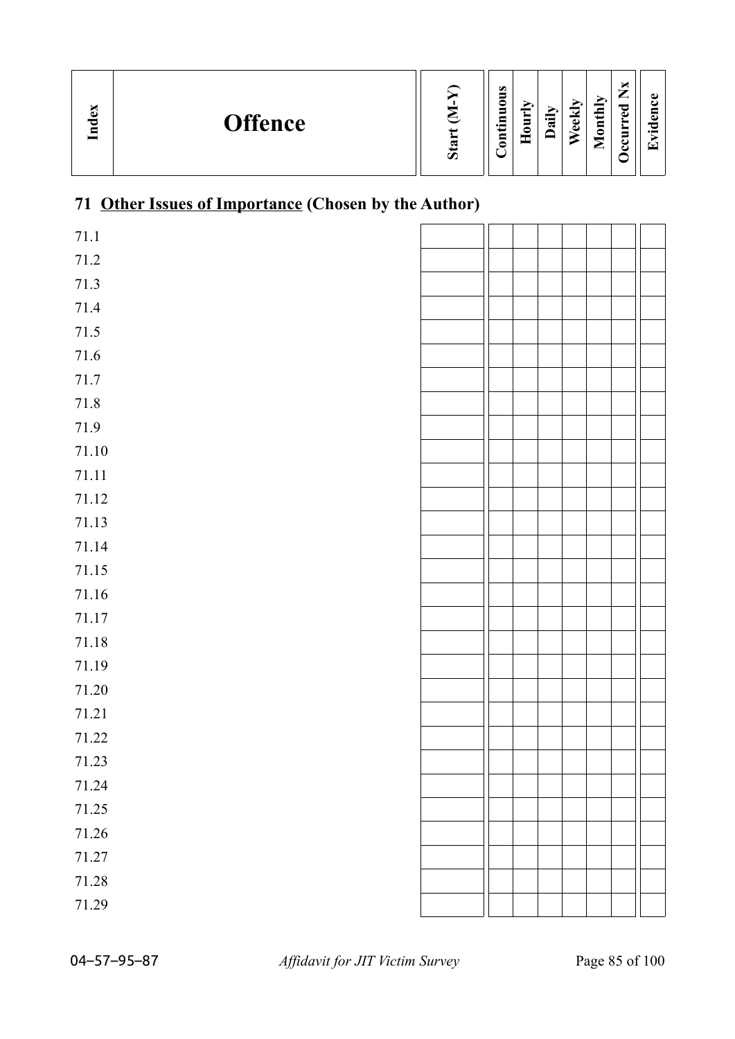| Index | Offence | Start (M-Y) | Continuous | Hourly | Daily | Weekly | Monthly | Occurred Nx | Evidence |
|---|---|---|---|---|---|---|---|---|---|

## 71 Other Issues of Importance (Chosen by the Author)

| Index | Offence | Start (M-Y) | Continuous | Hourly | Daily | Weekly | Monthly | Occurred Nx | Evidence |
|---|---|---|---|---|---|---|---|---|---|
| 71.1 | | | | | | | | | |
| 71.2 | | | | | | | | | |
| 71.3 | | | | | | | | | |
| 71.4 | | | | | | | | | |
| 71.5 | | | | | | | | | |
| 71.6 | | | | | | | | | |
| 71.7 | | | | | | | | | |
| 71.8 | | | | | | | | | |
| 71.9 | | | | | | | | | |
| 71.10 | | | | | | | | | |
| 71.11 | | | | | | | | | |
| 71.12 | | | | | | | | | |
| 71.13 | | | | | | | | | |
| 71.14 | | | | | | | | | |
| 71.15 | | | | | | | | | |
| 71.16 | | | | | | | | | |
| 71.17 | | | | | | | | | |
| 71.18 | | | | | | | | | |
| 71.19 | | | | | | | | | |
| 71.20 | | | | | | | | | |
| 71.21 | | | | | | | | | |
| 71.22 | | | | | | | | | |
| 71.23 | | | | | | | | | |
| 71.24 | | | | | | | | | |
| 71.25 | | | | | | | | | |
| 71.26 | | | | | | | | | |
| 71.27 | | | | | | | | | |
| 71.28 | | | | | | | | | |
| 71.29 | | | | | | | | | |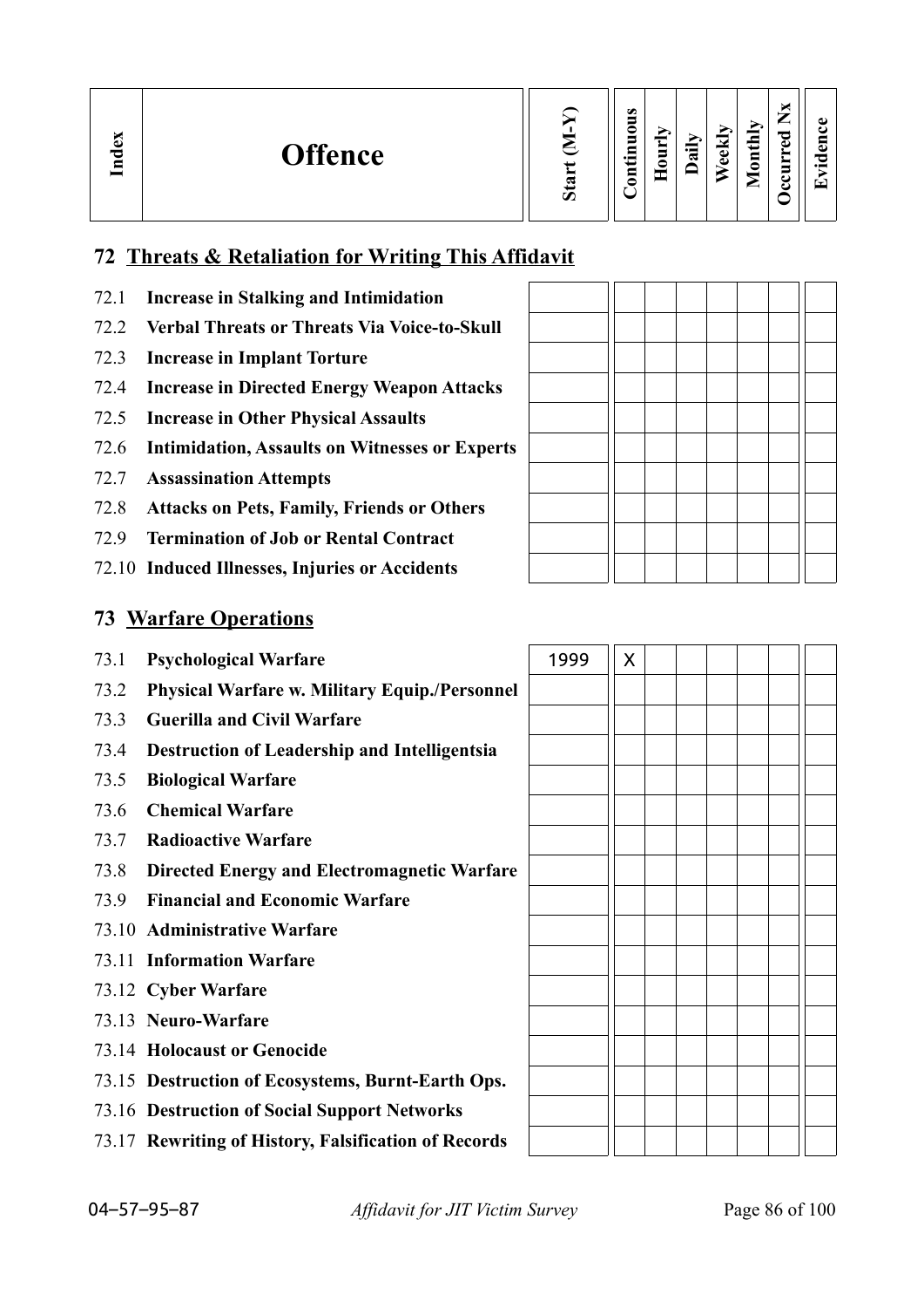| Index | Offence | Start (M-Y) | Continuous | Hourly | Daily | Weekly | Monthly | Occurred Nx | Evidence |
|---|---|---|---|---|---|---|---|---|---|
| **72** | **Threats & Retaliation for Writing This Affidavit** | | | | | | | | |
| 72.1 | **Increase in Stalking and Intimidation** | | | | | | | | |
| 72.2 | **Verbal Threats or Threats Via Voice-to-Skull** | | | | | | | | |
| 72.3 | **Increase in Implant Torture** | | | | | | | | |
| 72.4 | **Increase in Directed Energy Weapon Attacks** | | | | | | | | |
| 72.5 | **Increase in Other Physical Assaults** | | | | | | | | |
| 72.6 | **Intimidation, Assaults on Witnesses or Experts** | | | | | | | | |
| 72.7 | **Assassination Attempts** | | | | | | | | |
| 72.8 | **Attacks on Pets, Family, Friends or Others** | | | | | | | | |
| 72.9 | **Termination of Job or Rental Contract** | | | | | | | | |
| 72.10 | **Induced Illnesses, Injuries or Accidents** | | | | | | | | |
| **73** | **Warfare Operations** | | | | | | | | |
| 73.1 | **Psychological Warfare** | 1999 | X | | | | | | |
| 73.2 | **Physical Warfare w. Military Equip./Personnel** | | | | | | | | |
| 73.3 | **Guerilla and Civil Warfare** | | | | | | | | |
| 73.4 | **Destruction of Leadership and Intelligentsia** | | | | | | | | |
| 73.5 | **Biological Warfare** | | | | | | | | |
| 73.6 | **Chemical Warfare** | | | | | | | | |
| 73.7 | **Radioactive Warfare** | | | | | | | | |
| 73.8 | **Directed Energy and Electromagnetic Warfare** | | | | | | | | |
| 73.9 | **Financial and Economic Warfare** | | | | | | | | |
| 73.10 | **Administrative Warfare** | | | | | | | | |
| 73.11 | **Information Warfare** | | | | | | | | |
| 73.12 | **Cyber Warfare** | | | | | | | | |
| 73.13 | **Neuro-Warfare** | | | | | | | | |
| 73.14 | **Holocaust or Genocide** | | | | | | | | |
| 73.15 | **Destruction of Ecosystems, Burnt-Earth Ops.** | | | | | | | | |
| 73.16 | **Destruction of Social Support Networks** | | | | | | | | |
| 73.17 | **Rewriting of History, Falsification of Records** | | | | | | | | |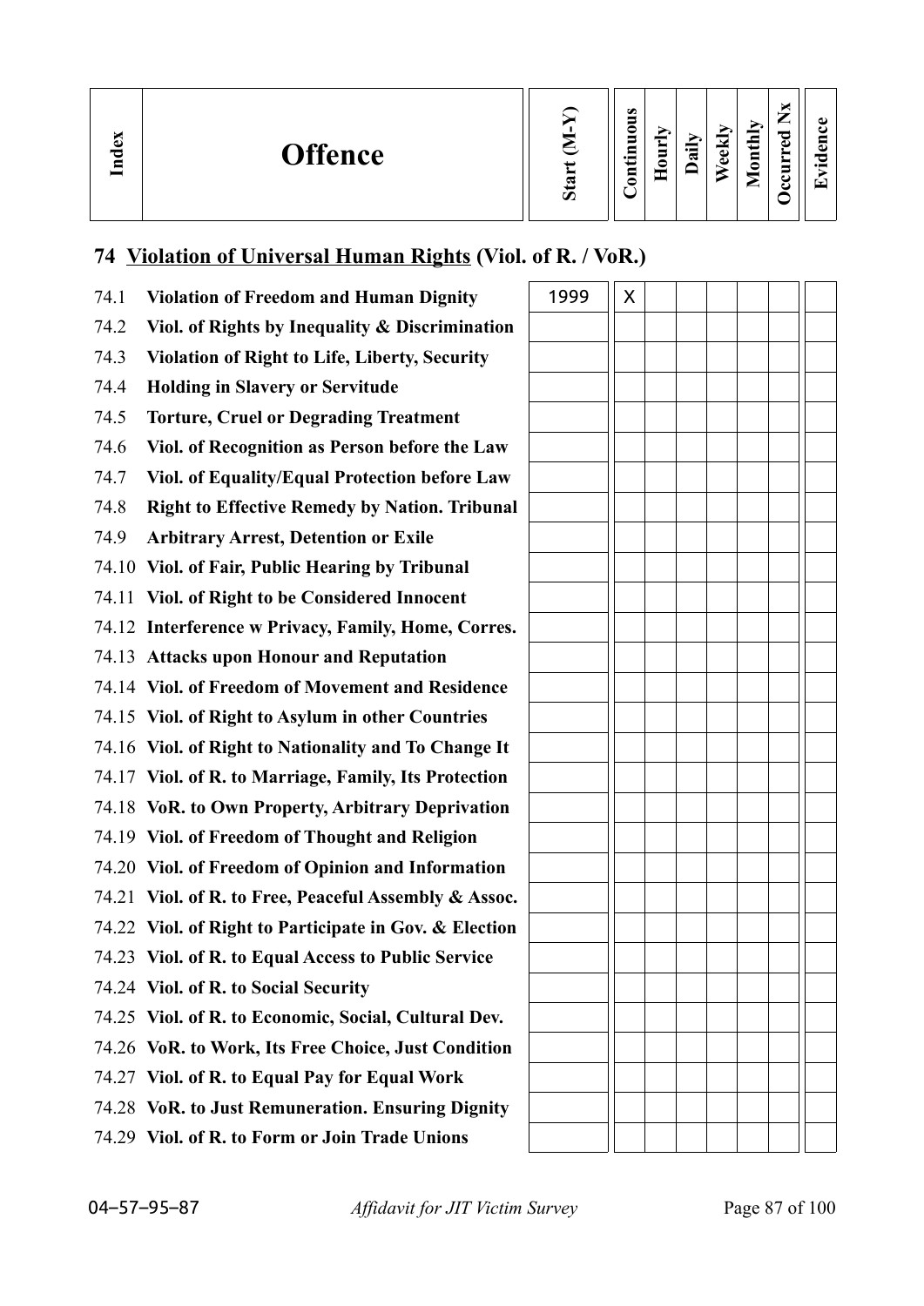| Index | Offence | Start (M-Y) | Continuous | Hourly | Daily | Weekly | Monthly | Occurred Nx | Evidence |
|---|---|---|---|---|---|---|---|---|---|

## 74 Violation of Universal Human Rights (Viol. of R. / VoR.)

| Index | Offence | Start (M-Y) | Continuous | Hourly | Daily | Weekly | Monthly | Occurred Nx | Evidence |
|---|---|---|---|---|---|---|---|---|---|
| 74.1 | **Violation of Freedom and Human Dignity** | 1999 | X | | | | | | |
| 74.2 | **Viol. of Rights by Inequality & Discrimination** | | | | | | | | |
| 74.3 | **Violation of Right to Life, Liberty, Security** | | | | | | | | |
| 74.4 | **Holding in Slavery or Servitude** | | | | | | | | |
| 74.5 | **Torture, Cruel or Degrading Treatment** | | | | | | | | |
| 74.6 | **Viol. of Recognition as Person before the Law** | | | | | | | | |
| 74.7 | **Viol. of Equality/Equal Protection before Law** | | | | | | | | |
| 74.8 | **Right to Effective Remedy by Nation. Tribunal** | | | | | | | | |
| 74.9 | **Arbitrary Arrest, Detention or Exile** | | | | | | | | |
| 74.10 | **Viol. of Fair, Public Hearing by Tribunal** | | | | | | | | |
| 74.11 | **Viol. of Right to be Considered Innocent** | | | | | | | | |
| 74.12 | **Interference w Privacy, Family, Home, Corres.** | | | | | | | | |
| 74.13 | **Attacks upon Honour and Reputation** | | | | | | | | |
| 74.14 | **Viol. of Freedom of Movement and Residence** | | | | | | | | |
| 74.15 | **Viol. of Right to Asylum in other Countries** | | | | | | | | |
| 74.16 | **Viol. of Right to Nationality and To Change It** | | | | | | | | |
| 74.17 | **Viol. of R. to Marriage, Family, Its Protection** | | | | | | | | |
| 74.18 | **VoR. to Own Property, Arbitrary Deprivation** | | | | | | | | |
| 74.19 | **Viol. of Freedom of Thought and Religion** | | | | | | | | |
| 74.20 | **Viol. of Freedom of Opinion and Information** | | | | | | | | |
| 74.21 | **Viol. of R. to Free, Peaceful Assembly & Assoc.** | | | | | | | | |
| 74.22 | **Viol. of Right to Participate in Gov. & Election** | | | | | | | | |
| 74.23 | **Viol. of R. to Equal Access to Public Service** | | | | | | | | |
| 74.24 | **Viol. of R. to Social Security** | | | | | | | | |
| 74.25 | **Viol. of R. to Economic, Social, Cultural Dev.** | | | | | | | | |
| 74.26 | **VoR. to Work, Its Free Choice, Just Condition** | | | | | | | | |
| 74.27 | **Viol. of R. to Equal Pay for Equal Work** | | | | | | | | |
| 74.28 | **VoR. to Just Remuneration. Ensuring Dignity** | | | | | | | | |
| 74.29 | **Viol. of R. to Form or Join Trade Unions** | | | | | | | | |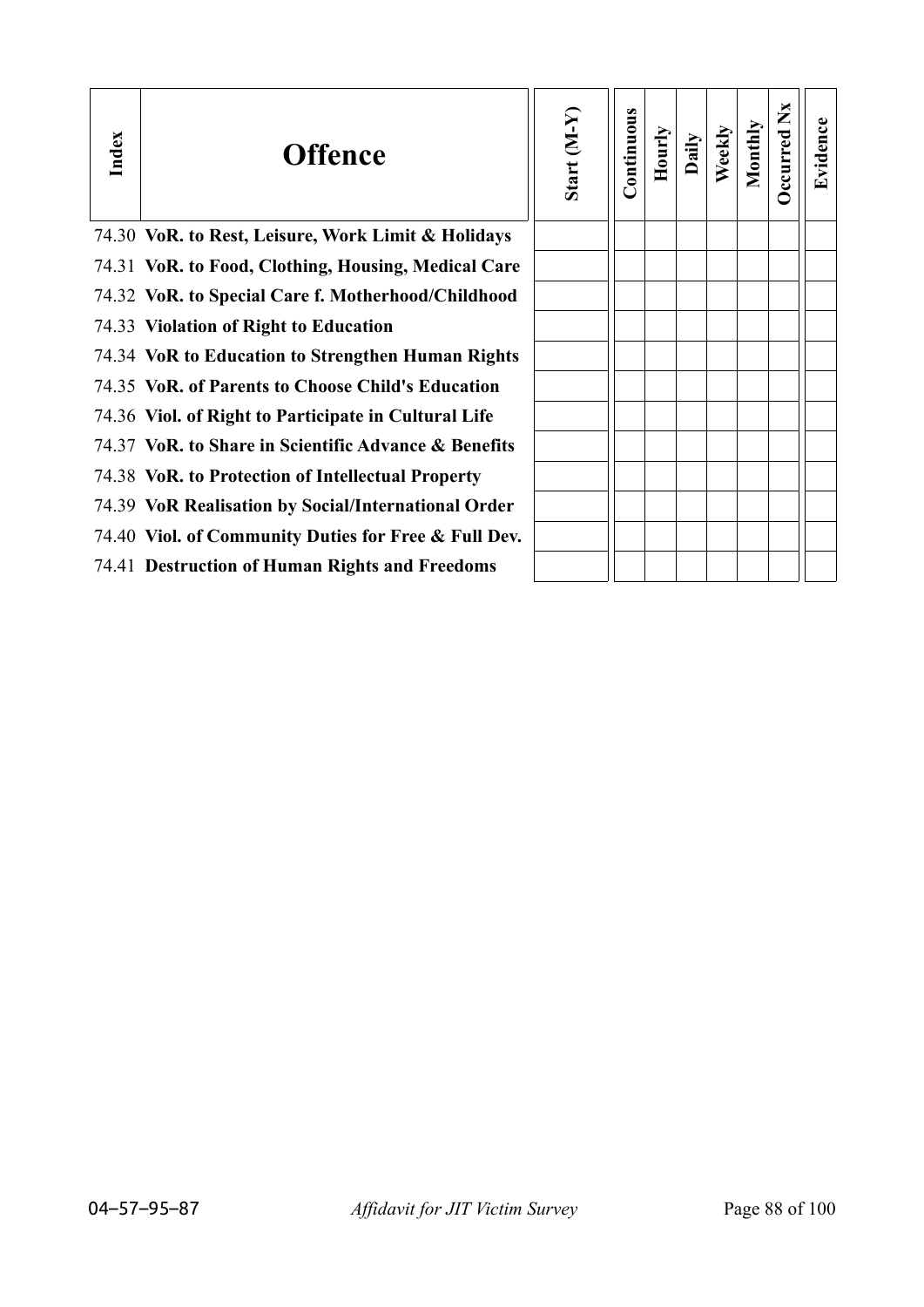| Index | Offence | Start (M-Y) | Continuous | Hourly | Daily | Weekly | Monthly | Occurred Nx | Evidence |
|---|---|---|---|---|---|---|---|---|---|
| 74.30 | **VoR. to Rest, Leisure, Work Limit & Holidays** | | | | | | | | |
| 74.31 | **VoR. to Food, Clothing, Housing, Medical Care** | | | | | | | | |
| 74.32 | **VoR. to Special Care f. Motherhood/Childhood** | | | | | | | | |
| 74.33 | **Violation of Right to Education** | | | | | | | | |
| 74.34 | **VoR to Education to Strengthen Human Rights** | | | | | | | | |
| 74.35 | **VoR. of Parents to Choose Child's Education** | | | | | | | | |
| 74.36 | **Viol. of Right to Participate in Cultural Life** | | | | | | | | |
| 74.37 | **VoR. to Share in Scientific Advance & Benefits** | | | | | | | | |
| 74.38 | **VoR. to Protection of Intellectual Property** | | | | | | | | |
| 74.39 | **VoR Realisation by Social/International Order** | | | | | | | | |
| 74.40 | **Viol. of Community Duties for Free & Full Dev.** | | | | | | | | |
| 74.41 | **Destruction of Human Rights and Freedoms** | | | | | | | | |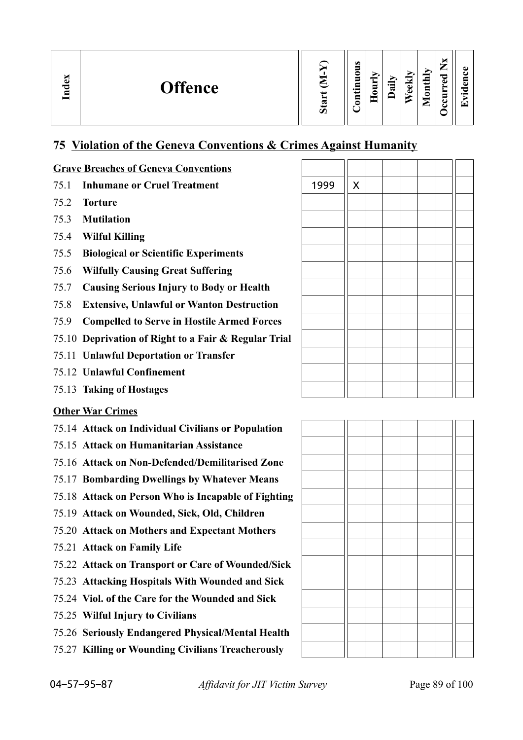| Index | Offence | Start (M-Y) | Continuous | Hourly | Daily | Weekly | Monthly | Occurred Nx | Evidence |
|---|---|---|---|---|---|---|---|---|---|

## 75 Violation of the Geneva Conventions & Crimes Against Humanity

| Index | Offence | Start (M-Y) | Continuous | Hourly | Daily | Weekly | Monthly | Occurred Nx | Evidence |
|---|---|---|---|---|---|---|---|---|---|
| | **Grave Breaches of Geneva Conventions** | | | | | | | | |
| 75.1 | **Inhumane or Cruel Treatment** | 1999 | X | | | | | | |
| 75.2 | **Torture** | | | | | | | | |
| 75.3 | **Mutilation** | | | | | | | | |
| 75.4 | **Wilful Killing** | | | | | | | | |
| 75.5 | **Biological or Scientific Experiments** | | | | | | | | |
| 75.6 | **Wilfully Causing Great Suffering** | | | | | | | | |
| 75.7 | **Causing Serious Injury to Body or Health** | | | | | | | | |
| 75.8 | **Extensive, Unlawful or Wanton Destruction** | | | | | | | | |
| 75.9 | **Compelled to Serve in Hostile Armed Forces** | | | | | | | | |
| 75.10 | **Deprivation of Right to a Fair & Regular Trial** | | | | | | | | |
| 75.11 | **Unlawful Deportation or Transfer** | | | | | | | | |
| 75.12 | **Unlawful Confinement** | | | | | | | | |
| 75.13 | **Taking of Hostages** | | | | | | | | |
| | **Other War Crimes** | | | | | | | | |
| 75.14 | **Attack on Individual Civilians or Population** | | | | | | | | |
| 75.15 | **Attack on Humanitarian Assistance** | | | | | | | | |
| 75.16 | **Attack on Non-Defended/Demilitarised Zone** | | | | | | | | |
| 75.17 | **Bombarding Dwellings by Whatever Means** | | | | | | | | |
| 75.18 | **Attack on Person Who is Incapable of Fighting** | | | | | | | | |
| 75.19 | **Attack on Wounded, Sick, Old, Children** | | | | | | | | |
| 75.20 | **Attack on Mothers and Expectant Mothers** | | | | | | | | |
| 75.21 | **Attack on Family Life** | | | | | | | | |
| 75.22 | **Attack on Transport or Care of Wounded/Sick** | | | | | | | | |
| 75.23 | **Attacking Hospitals With Wounded and Sick** | | | | | | | | |
| 75.24 | **Viol. of the Care for the Wounded and Sick** | | | | | | | | |
| 75.25 | **Wilful Injury to Civilians** | | | | | | | | |
| 75.26 | **Seriously Endangered Physical/Mental Health** | | | | | | | | |
| 75.27 | **Killing or Wounding Civilians Treacherously** | | | | | | | | |

04–57–95–87 *Affidavit for JIT Victim Survey*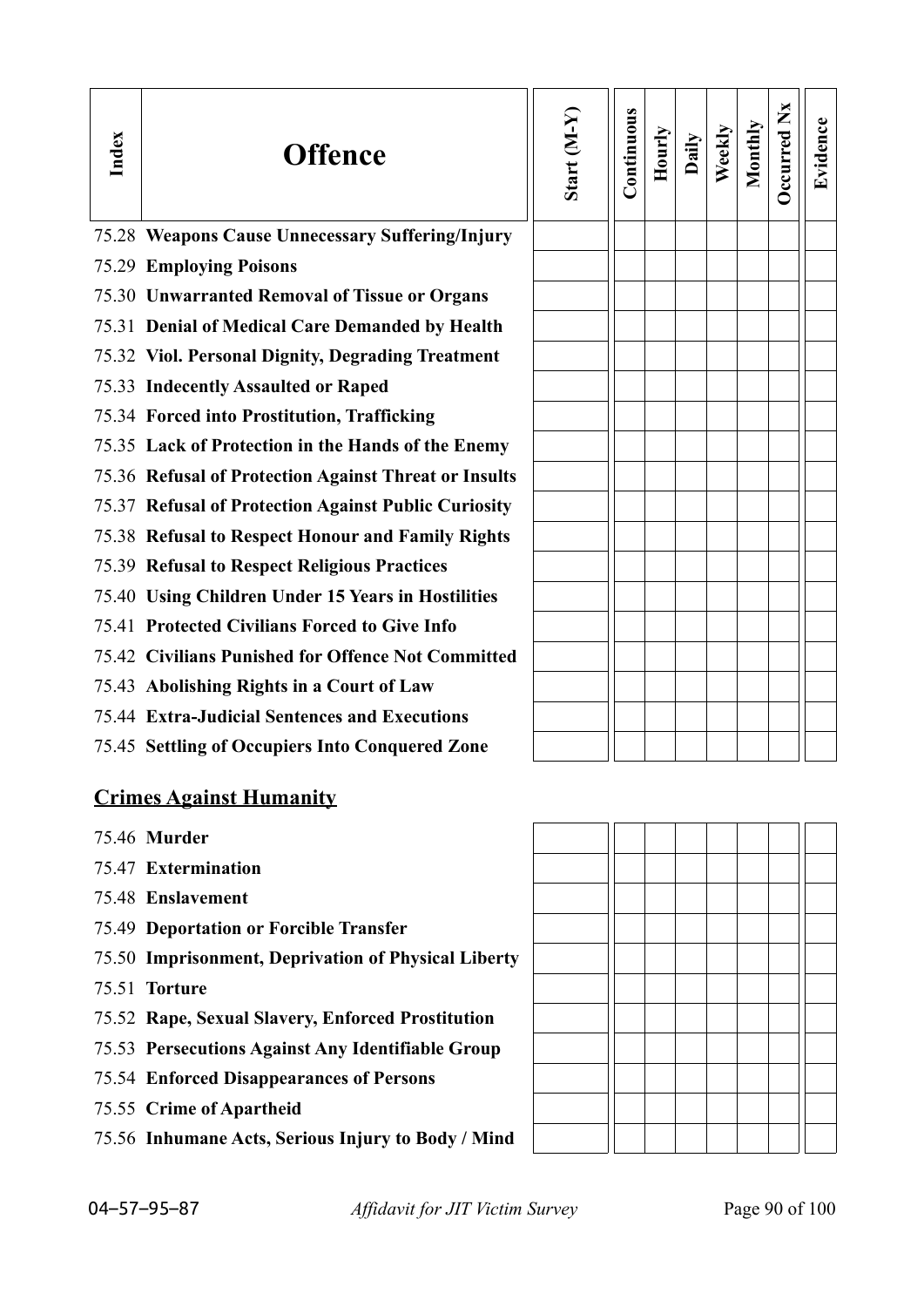| Index | Offence | Start (M-Y) | Continuous | Hourly | Daily | Weekly | Monthly | Occurred Nx | Evidence |
|---|---|---|---|---|---|---|---|---|---|
| 75.28 | **Weapons Cause Unnecessary Suffering/Injury** | | | | | | | | |
| 75.29 | **Employing Poisons** | | | | | | | | |
| 75.30 | **Unwarranted Removal of Tissue or Organs** | | | | | | | | |
| 75.31 | **Denial of Medical Care Demanded by Health** | | | | | | | | |
| 75.32 | **Viol. Personal Dignity, Degrading Treatment** | | | | | | | | |
| 75.33 | **Indecently Assaulted or Raped** | | | | | | | | |
| 75.34 | **Forced into Prostitution, Trafficking** | | | | | | | | |
| 75.35 | **Lack of Protection in the Hands of the Enemy** | | | | | | | | |
| 75.36 | **Refusal of Protection Against Threat or Insults** | | | | | | | | |
| 75.37 | **Refusal of Protection Against Public Curiosity** | | | | | | | | |
| 75.38 | **Refusal to Respect Honour and Family Rights** | | | | | | | | |
| 75.39 | **Refusal to Respect Religious Practices** | | | | | | | | |
| 75.40 | **Using Children Under 15 Years in Hostilities** | | | | | | | | |
| 75.41 | **Protected Civilians Forced to Give Info** | | | | | | | | |
| 75.42 | **Civilians Punished for Offence Not Committed** | | | | | | | | |
| 75.43 | **Abolishing Rights in a Court of Law** | | | | | | | | |
| 75.44 | **Extra-Judicial Sentences and Executions** | | | | | | | | |
| 75.45 | **Settling of Occupiers Into Conquered Zone** | | | | | | | | |

## Crimes Against Humanity

| Index | Offence | Start (M-Y) | Continuous | Hourly | Daily | Weekly | Monthly | Occurred Nx | Evidence |
|---|---|---|---|---|---|---|---|---|---|
| 75.46 | **Murder** | | | | | | | | |
| 75.47 | **Extermination** | | | | | | | | |
| 75.48 | **Enslavement** | | | | | | | | |
| 75.49 | **Deportation or Forcible Transfer** | | | | | | | | |
| 75.50 | **Imprisonment, Deprivation of Physical Liberty** | | | | | | | | |
| 75.51 | **Torture** | | | | | | | | |
| 75.52 | **Rape, Sexual Slavery, Enforced Prostitution** | | | | | | | | |
| 75.53 | **Persecutions Against Any Identifiable Group** | | | | | | | | |
| 75.54 | **Enforced Disappearances of Persons** | | | | | | | | |
| 75.55 | **Crime of Apartheid** | | | | | | | | |
| 75.56 | **Inhumane Acts, Serious Injury to Body / Mind** | | | | | | | | |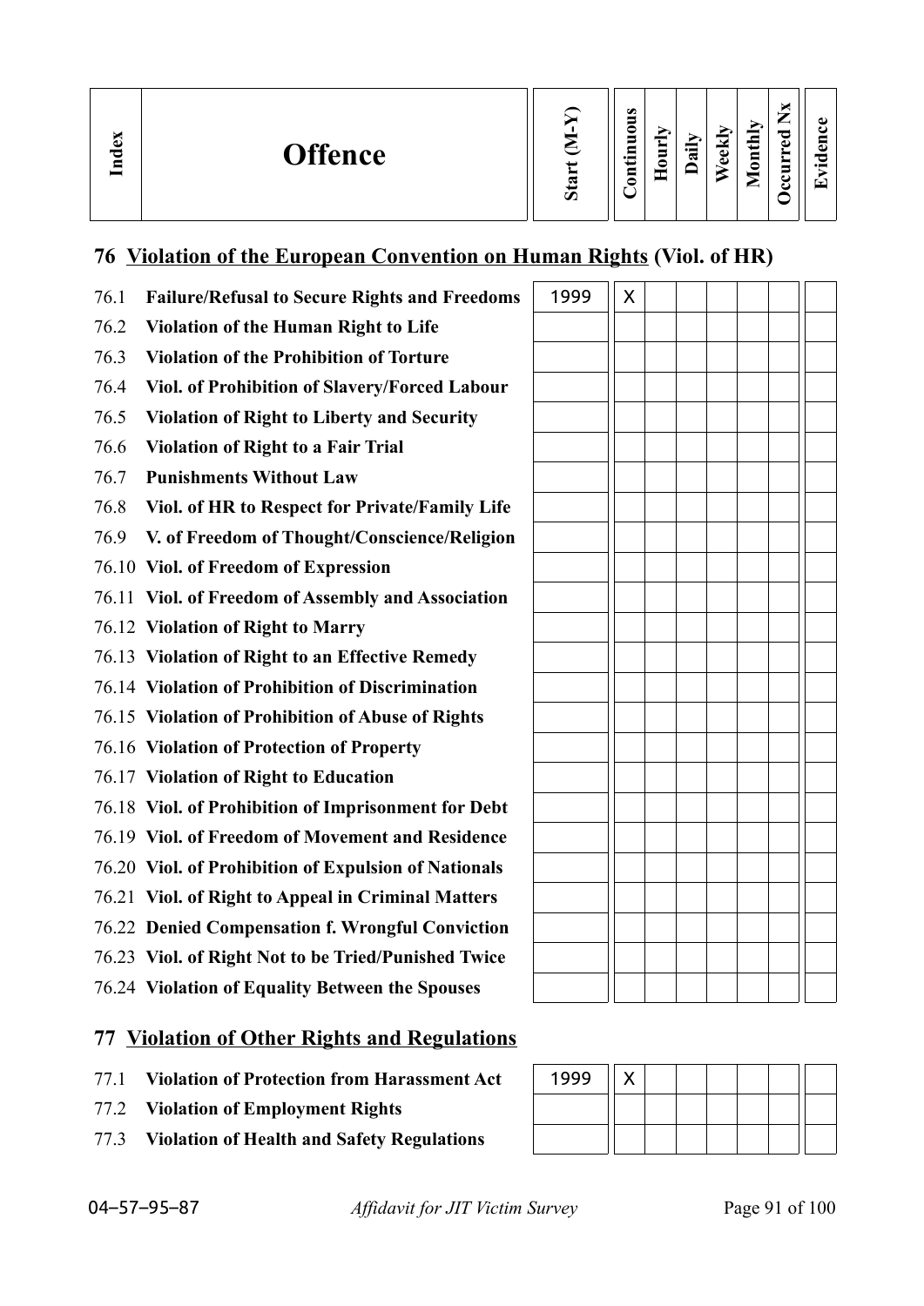| Index | Offence | Start (M-Y) | Continuous | Hourly | Daily | Weekly | Monthly | Occurred Nx | Evidence |
|---|---|---|---|---|---|---|---|---|---|

## 76 Violation of the European Convention on Human Rights (Viol. of HR)

| Index | Offence | Start (M-Y) | Continuous | Hourly | Daily | Weekly | Monthly | Occurred Nx | Evidence |
|---|---|---|---|---|---|---|---|---|---|
| 76.1 | **Failure/Refusal to Secure Rights and Freedoms** | 1999 | X | | | | | | |
| 76.2 | **Violation of the Human Right to Life** | | | | | | | | |
| 76.3 | **Violation of the Prohibition of Torture** | | | | | | | | |
| 76.4 | **Viol. of Prohibition of Slavery/Forced Labour** | | | | | | | | |
| 76.5 | **Violation of Right to Liberty and Security** | | | | | | | | |
| 76.6 | **Violation of Right to a Fair Trial** | | | | | | | | |
| 76.7 | **Punishments Without Law** | | | | | | | | |
| 76.8 | **Viol. of HR to Respect for Private/Family Life** | | | | | | | | |
| 76.9 | **V. of Freedom of Thought/Conscience/Religion** | | | | | | | | |
| 76.10 | **Viol. of Freedom of Expression** | | | | | | | | |
| 76.11 | **Viol. of Freedom of Assembly and Association** | | | | | | | | |
| 76.12 | **Violation of Right to Marry** | | | | | | | | |
| 76.13 | **Violation of Right to an Effective Remedy** | | | | | | | | |
| 76.14 | **Violation of Prohibition of Discrimination** | | | | | | | | |
| 76.15 | **Violation of Prohibition of Abuse of Rights** | | | | | | | | |
| 76.16 | **Violation of Protection of Property** | | | | | | | | |
| 76.17 | **Violation of Right to Education** | | | | | | | | |
| 76.18 | **Viol. of Prohibition of Imprisonment for Debt** | | | | | | | | |
| 76.19 | **Viol. of Freedom of Movement and Residence** | | | | | | | | |
| 76.20 | **Viol. of Prohibition of Expulsion of Nationals** | | | | | | | | |
| 76.21 | **Viol. of Right to Appeal in Criminal Matters** | | | | | | | | |
| 76.22 | **Denied Compensation f. Wrongful Conviction** | | | | | | | | |
| 76.23 | **Viol. of Right Not to be Tried/Punished Twice** | | | | | | | | |
| 76.24 | **Violation of Equality Between the Spouses** | | | | | | | | |

## 77 Violation of Other Rights and Regulations

| Index | Offence | Start (M-Y) | Continuous | Hourly | Daily | Weekly | Monthly | Occurred Nx | Evidence |
|---|---|---|---|---|---|---|---|---|---|
| 77.1 | **Violation of Protection from Harassment Act** | 1999 | X | | | | | | |
| 77.2 | **Violation of Employment Rights** | | | | | | | | |
| 77.3 | **Violation of Health and Safety Regulations** | | | | | | | | |

04–57–95–87 *Affidavit for JIT Victim Survey*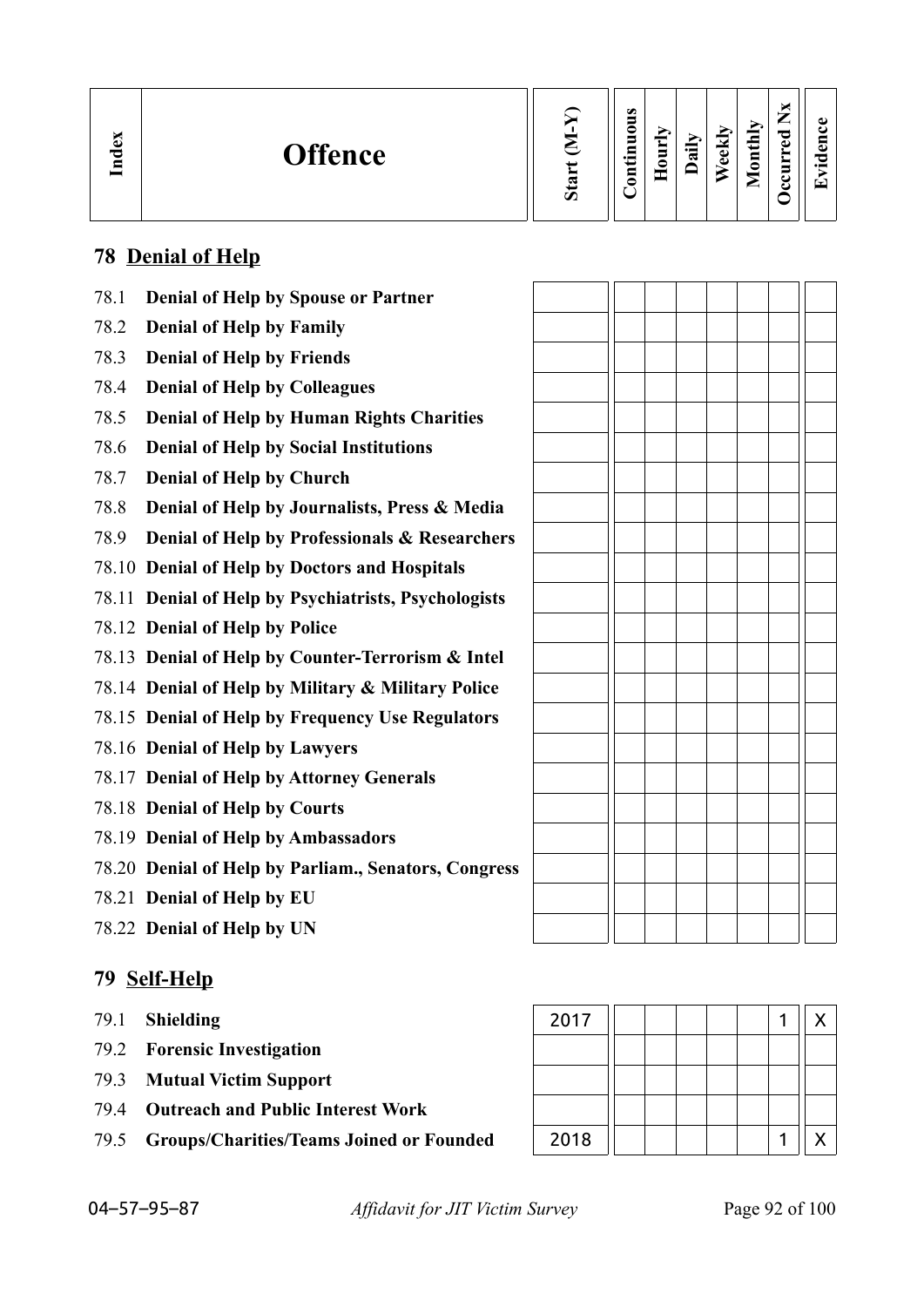| Index | Offence | Start (M-Y) | Continuous | Hourly | Daily | Weekly | Monthly | Occurred Nx | Evidence |
|---|---|---|---|---|---|---|---|---|---|
| **78** | **Denial of Help** | | | | | | | | |
| 78.1 | **Denial of Help by Spouse or Partner** | | | | | | | | |
| 78.2 | **Denial of Help by Family** | | | | | | | | |
| 78.3 | **Denial of Help by Friends** | | | | | | | | |
| 78.4 | **Denial of Help by Colleagues** | | | | | | | | |
| 78.5 | **Denial of Help by Human Rights Charities** | | | | | | | | |
| 78.6 | **Denial of Help by Social Institutions** | | | | | | | | |
| 78.7 | **Denial of Help by Church** | | | | | | | | |
| 78.8 | **Denial of Help by Journalists, Press & Media** | | | | | | | | |
| 78.9 | **Denial of Help by Professionals & Researchers** | | | | | | | | |
| 78.10 | **Denial of Help by Doctors and Hospitals** | | | | | | | | |
| 78.11 | **Denial of Help by Psychiatrists, Psychologists** | | | | | | | | |
| 78.12 | **Denial of Help by Police** | | | | | | | | |
| 78.13 | **Denial of Help by Counter-Terrorism & Intel** | | | | | | | | |
| 78.14 | **Denial of Help by Military & Military Police** | | | | | | | | |
| 78.15 | **Denial of Help by Frequency Use Regulators** | | | | | | | | |
| 78.16 | **Denial of Help by Lawyers** | | | | | | | | |
| 78.17 | **Denial of Help by Attorney Generals** | | | | | | | | |
| 78.18 | **Denial of Help by Courts** | | | | | | | | |
| 78.19 | **Denial of Help by Ambassadors** | | | | | | | | |
| 78.20 | **Denial of Help by Parliam., Senators, Congress** | | | | | | | | |
| 78.21 | **Denial of Help by EU** | | | | | | | | |
| 78.22 | **Denial of Help by UN** | | | | | | | | |
| **79** | **Self-Help** | | | | | | | | |
| 79.1 | **Shielding** | 2017 | | | | | | 1 | X |
| 79.2 | **Forensic Investigation** | | | | | | | | |
| 79.3 | **Mutual Victim Support** | | | | | | | | |
| 79.4 | **Outreach and Public Interest Work** | | | | | | | | |
| 79.5 | **Groups/Charities/Teams Joined or Founded** | 2018 | | | | | | 1 | X |

04–57–95–87 *Affidavit for JIT Victim Survey*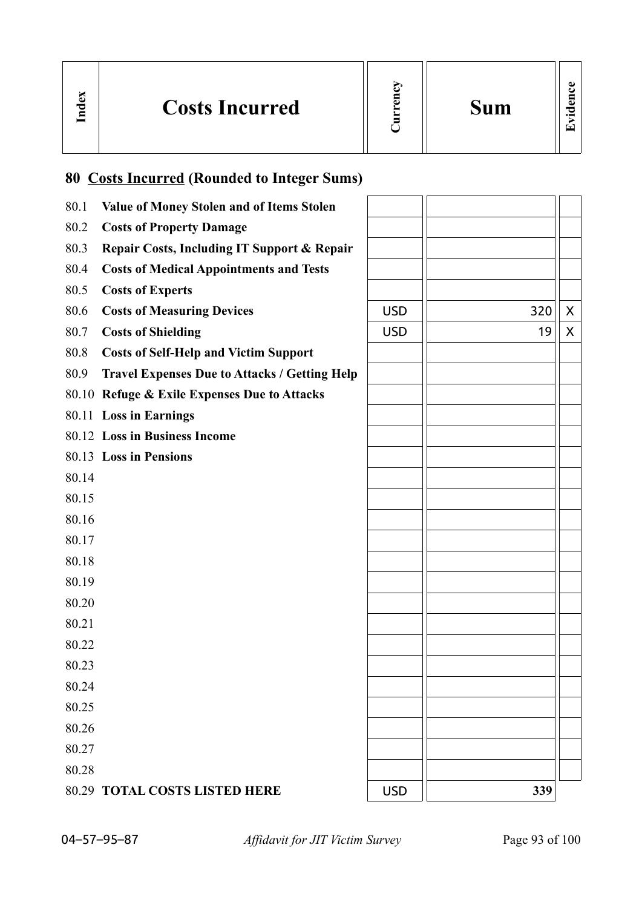| Index | Costs Incurred | Currency | Sum | Evidence |
|---|---|---|---|---|

## 80 Costs Incurred (Rounded to Integer Sums)

| Index | Costs Incurred | Currency | Sum | Evidence |
|---|---|---|---|---|
| 80.1 | **Value of Money Stolen and of Items Stolen** | | | |
| 80.2 | **Costs of Property Damage** | | | |
| 80.3 | **Repair Costs, Including IT Support & Repair** | | | |
| 80.4 | **Costs of Medical Appointments and Tests** | | | |
| 80.5 | **Costs of Experts** | | | |
| 80.6 | **Costs of Measuring Devices** | USD | 320 | X |
| 80.7 | **Costs of Shielding** | USD | 19 | X |
| 80.8 | **Costs of Self-Help and Victim Support** | | | |
| 80.9 | **Travel Expenses Due to Attacks / Getting Help** | | | |
| 80.10 | **Refuge & Exile Expenses Due to Attacks** | | | |
| 80.11 | **Loss in Earnings** | | | |
| 80.12 | **Loss in Business Income** | | | |
| 80.13 | **Loss in Pensions** | | | |
| 80.14 | | | | |
| 80.15 | | | | |
| 80.16 | | | | |
| 80.17 | | | | |
| 80.18 | | | | |
| 80.19 | | | | |
| 80.20 | | | | |
| 80.21 | | | | |
| 80.22 | | | | |
| 80.23 | | | | |
| 80.24 | | | | |
| 80.25 | | | | |
| 80.26 | | | | |
| 80.27 | | | | |
| 80.28 | | | | |
| 80.29 | **TOTAL COSTS LISTED HERE** | USD | **339** | |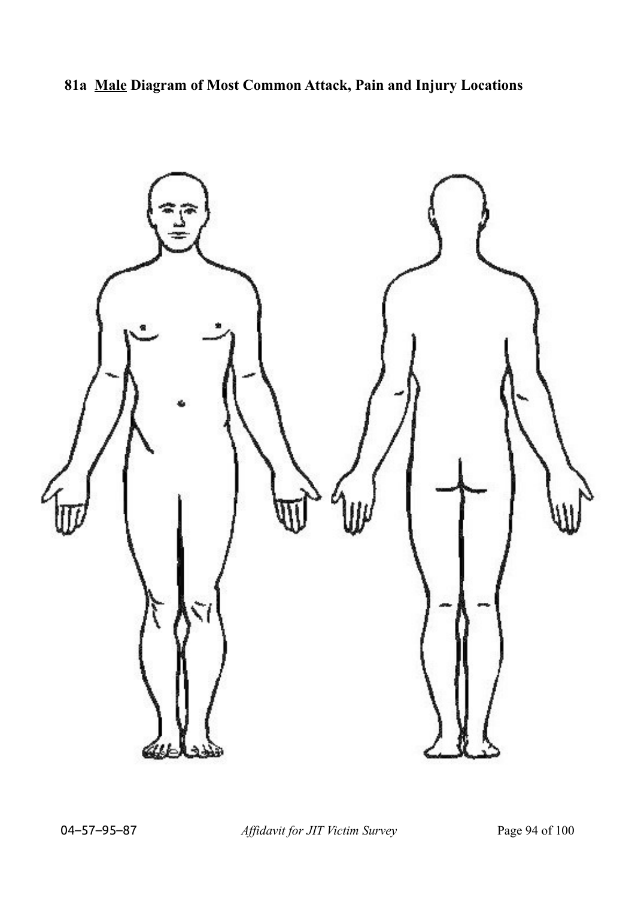**81a <u>Male</u> Diagram of Most Common Attack, Pain and Injury Locations**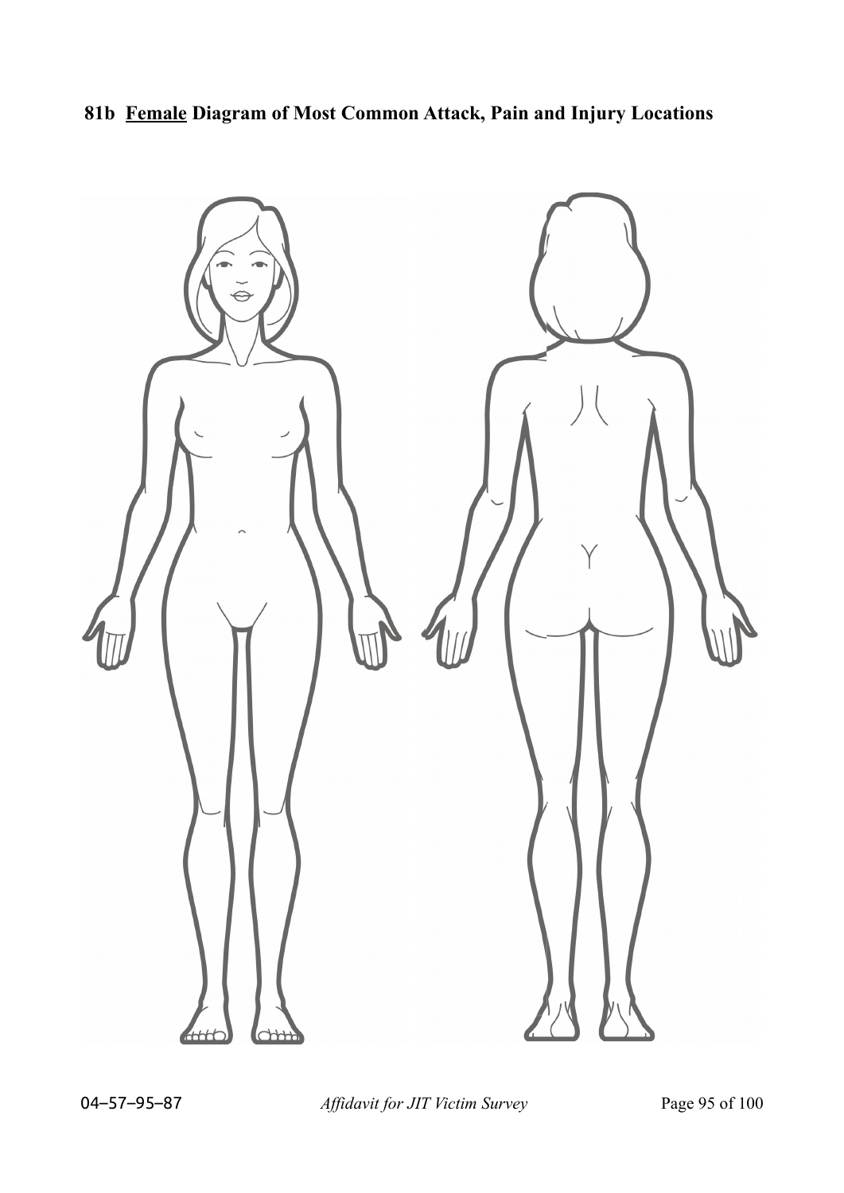**81b Female Diagram of Most Common Attack, Pain and Injury Locations**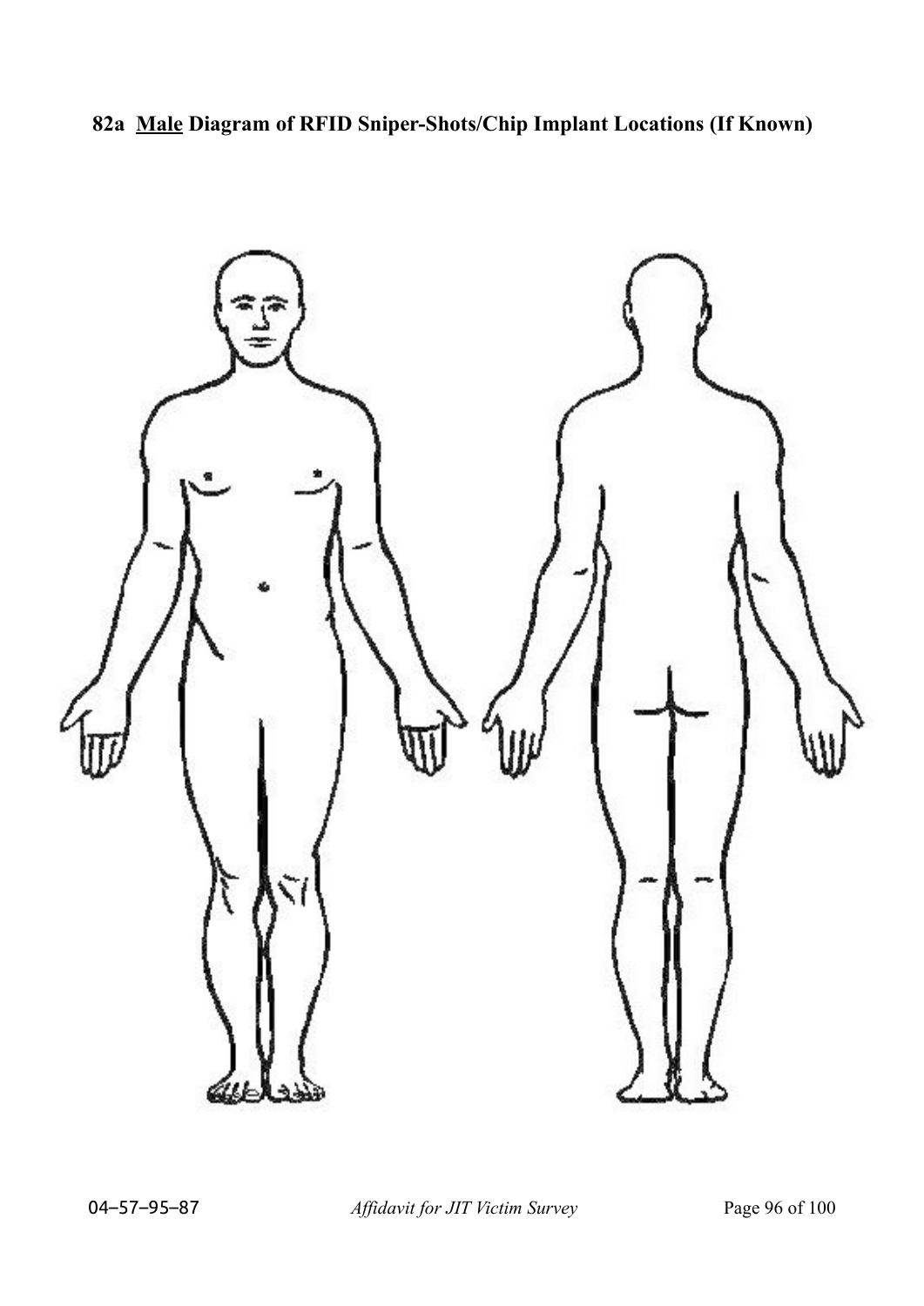**82a <u>Male</u> Diagram of RFID Sniper-Shots/Chip Implant Locations (If Known)**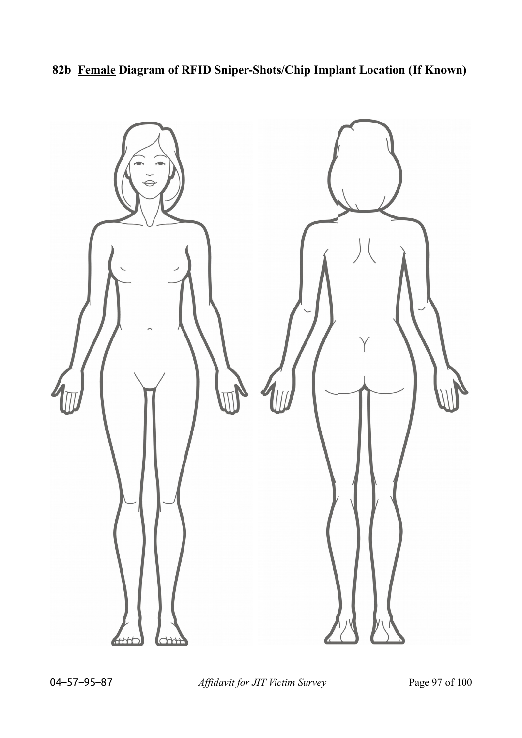**82b Female Diagram of RFID Sniper-Shots/Chip Implant Location (If Known)**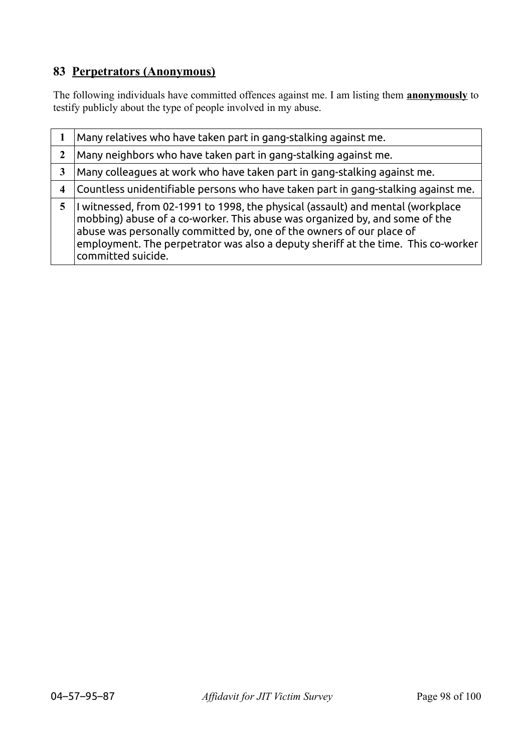## 83 Perpetrators (Anonymous)

The following individuals have committed offences against me. I am listing them **anonymously** to testify publicly about the type of people involved in my abuse.

| | |
|---|---|
| **1** | Many relatives who have taken part in gang-stalking against me. |
| **2** | Many neighbors who have taken part in gang-stalking against me. |
| **3** | Many colleagues at work who have taken part in gang-stalking against me. |
| **4** | Countless unidentifiable persons who have taken part in gang-stalking against me. |
| **5** | I witnessed, from 02-1991 to 1998, the physical (assault) and mental (workplace mobbing) abuse of a co-worker. This abuse was organized by, and some of the abuse was personally committed by, one of the owners of our place of employment. The perpetrator was also a deputy sheriff at the time. This co-worker committed suicide. |